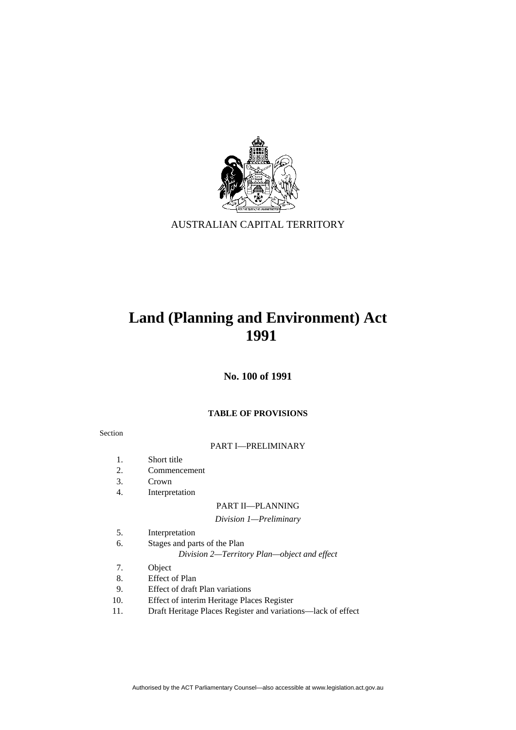AUSTRALIAN CAPITAL TERRITORY

# Land (Planning and Environment) Act 1991

**No. 100 of 1991**

**TABLE OF PROVISIONS**

Section

PART I—PRELIMINARY

1. Short title
2. Commencement
3. Crown
4. Interpretation

PART II—PLANNING

*Division 1—Preliminary*

5. Interpretation
6. Stages and parts of the Plan

*Division 2—Territory Plan—object and effect*

7. Object
8. Effect of Plan
9. Effect of draft Plan variations
10. Effect of interim Heritage Places Register
11. Draft Heritage Places Register and variations—lack of effect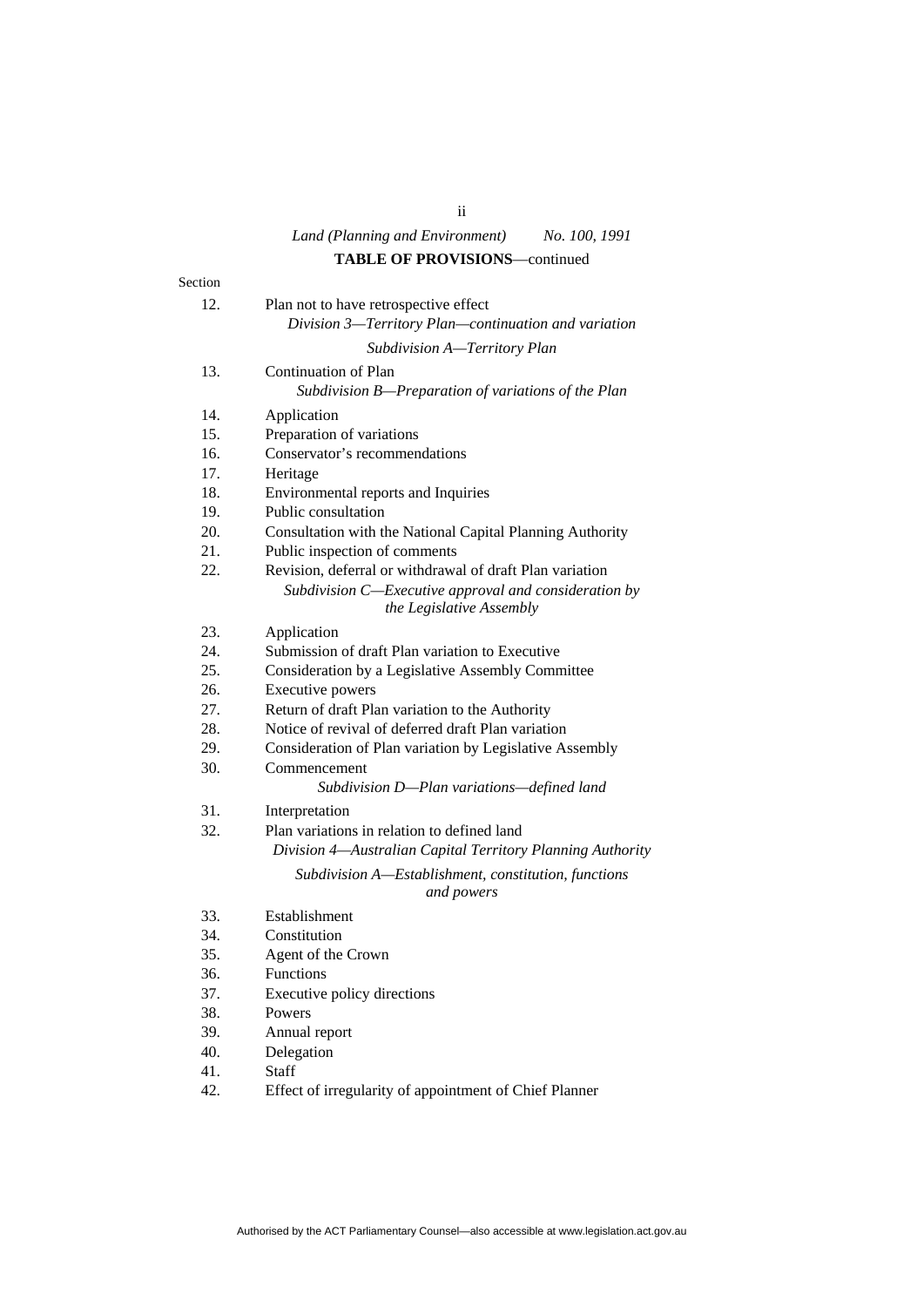*Land (Planning and Environment)* *No. 100, 1991*

**TABLE OF PROVISIONS**—continued

Section

12. Plan not to have retrospective effect

*Division 3—Territory Plan—continuation and variation*

*Subdivision A—Territory Plan*

13. Continuation of Plan

*Subdivision B—Preparation of variations of the Plan*

14. Application
15. Preparation of variations
16. Conservator's recommendations
17. Heritage
18. Environmental reports and Inquiries
19. Public consultation
20. Consultation with the National Capital Planning Authority
21. Public inspection of comments
22. Revision, deferral or withdrawal of draft Plan variation

*Subdivision C—Executive approval and consideration by the Legislative Assembly*

23. Application
24. Submission of draft Plan variation to Executive
25. Consideration by a Legislative Assembly Committee
26. Executive powers
27. Return of draft Plan variation to the Authority
28. Notice of revival of deferred draft Plan variation
29. Consideration of Plan variation by Legislative Assembly
30. Commencement

*Subdivision D—Plan variations—defined land*

31. Interpretation
32. Plan variations in relation to defined land

*Division 4—Australian Capital Territory Planning Authority*

*Subdivision A—Establishment, constitution, functions and powers*

33. Establishment
34. Constitution
35. Agent of the Crown
36. Functions
37. Executive policy directions
38. Powers
39. Annual report
40. Delegation
41. Staff
42. Effect of irregularity of appointment of Chief Planner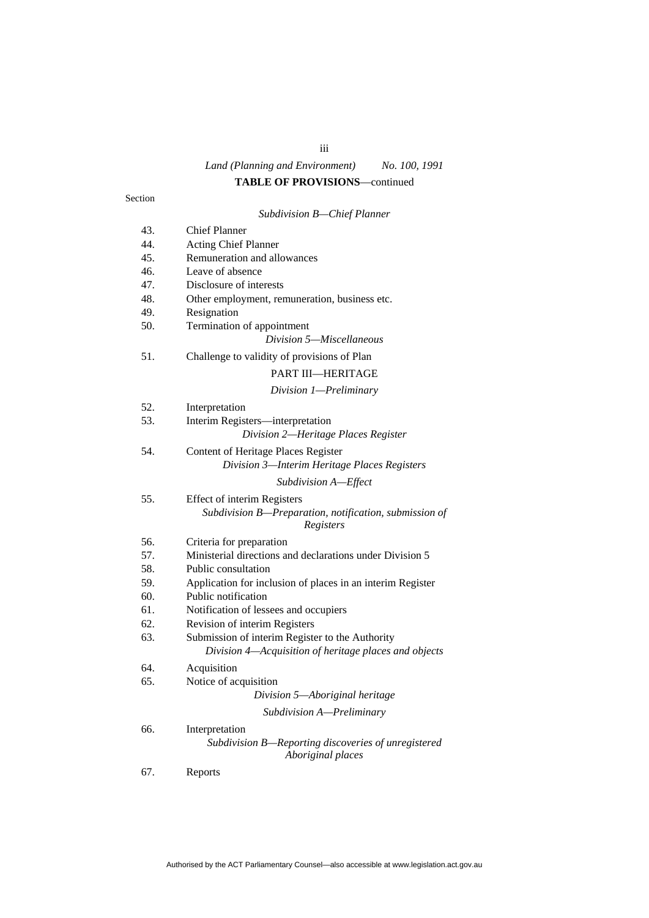**TABLE OF PROVISIONS**—continued

Section

*Subdivision B—Chief Planner*

43. Chief Planner
44. Acting Chief Planner
45. Remuneration and allowances
46. Leave of absence
47. Disclosure of interests
48. Other employment, remuneration, business etc.
49. Resignation
50. Termination of appointment

*Division 5—Miscellaneous*

51. Challenge to validity of provisions of Plan

PART III—HERITAGE

*Division 1—Preliminary*

52. Interpretation
53. Interim Registers—interpretation

*Division 2—Heritage Places Register*

54. Content of Heritage Places Register

*Division 3—Interim Heritage Places Registers*

*Subdivision A—Effect*

55. Effect of interim Registers

*Subdivision B—Preparation, notification, submission of Registers*

56. Criteria for preparation
57. Ministerial directions and declarations under Division 5
58. Public consultation
59. Application for inclusion of places in an interim Register
60. Public notification
61. Notification of lessees and occupiers
62. Revision of interim Registers
63. Submission of interim Register to the Authority

*Division 4—Acquisition of heritage places and objects*

64. Acquisition
65. Notice of acquisition

*Division 5—Aboriginal heritage*

*Subdivision A—Preliminary*

66. Interpretation

*Subdivision B—Reporting discoveries of unregistered Aboriginal places*

67. Reports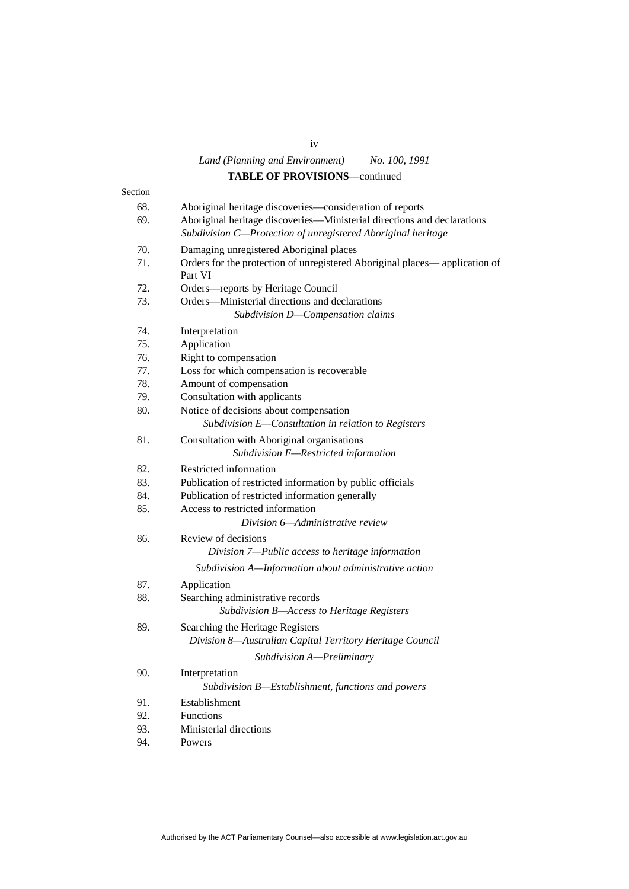*Land (Planning and Environment)* *No. 100, 1991*

**TABLE OF PROVISIONS**—continued

Section

68. Aboriginal heritage discoveries—consideration of reports
69. Aboriginal heritage discoveries—Ministerial directions and declarations

*Subdivision C—Protection of unregistered Aboriginal heritage*

70. Damaging unregistered Aboriginal places
71. Orders for the protection of unregistered Aboriginal places— application of Part VI
72. Orders—reports by Heritage Council
73. Orders—Ministerial directions and declarations

*Subdivision D—Compensation claims*

74. Interpretation
75. Application
76. Right to compensation
77. Loss for which compensation is recoverable
78. Amount of compensation
79. Consultation with applicants
80. Notice of decisions about compensation

*Subdivision E—Consultation in relation to Registers*

81. Consultation with Aboriginal organisations

*Subdivision F—Restricted information*

82. Restricted information
83. Publication of restricted information by public officials
84. Publication of restricted information generally
85. Access to restricted information

*Division 6—Administrative review*

86. Review of decisions

*Division 7—Public access to heritage information*

*Subdivision A—Information about administrative action*

87. Application
88. Searching administrative records

*Subdivision B—Access to Heritage Registers*

89. Searching the Heritage Registers

*Division 8—Australian Capital Territory Heritage Council*

*Subdivision A—Preliminary*

90. Interpretation

*Subdivision B—Establishment, functions and powers*

91. Establishment
92. Functions
93. Ministerial directions
94. Powers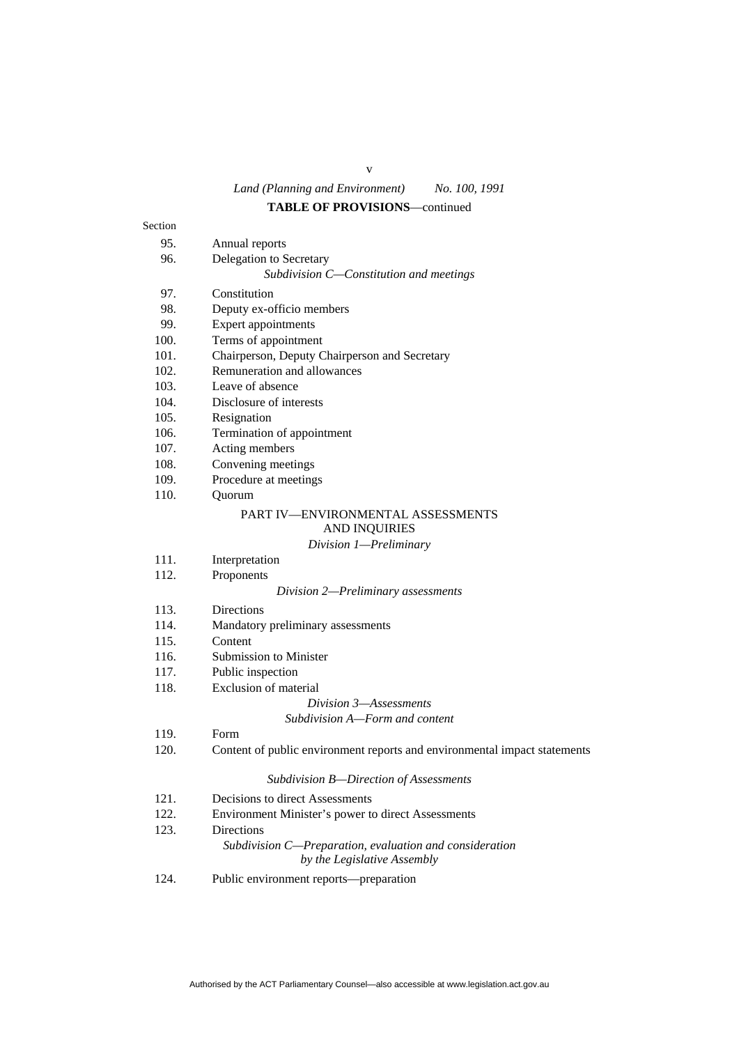**TABLE OF PROVISIONS**—continued

Section

95. Annual reports
96. Delegation to Secretary

*Subdivision C—Constitution and meetings*

97. Constitution
98. Deputy ex-officio members
99. Expert appointments
100. Terms of appointment
101. Chairperson, Deputy Chairperson and Secretary
102. Remuneration and allowances
103. Leave of absence
104. Disclosure of interests
105. Resignation
106. Termination of appointment
107. Acting members
108. Convening meetings
109. Procedure at meetings
110. Quorum

PART IV—ENVIRONMENTAL ASSESSMENTS AND INQUIRIES

*Division 1—Preliminary*

111. Interpretation
112. Proponents

*Division 2—Preliminary assessments*

113. Directions
114. Mandatory preliminary assessments
115. Content
116. Submission to Minister
117. Public inspection
118. Exclusion of material

*Division 3—Assessments*

*Subdivision A—Form and content*

119. Form
120. Content of public environment reports and environmental impact statements

*Subdivision B—Direction of Assessments*

121. Decisions to direct Assessments
122. Environment Minister's power to direct Assessments
123. Directions

*Subdivision C—Preparation, evaluation and consideration by the Legislative Assembly*

124. Public environment reports—preparation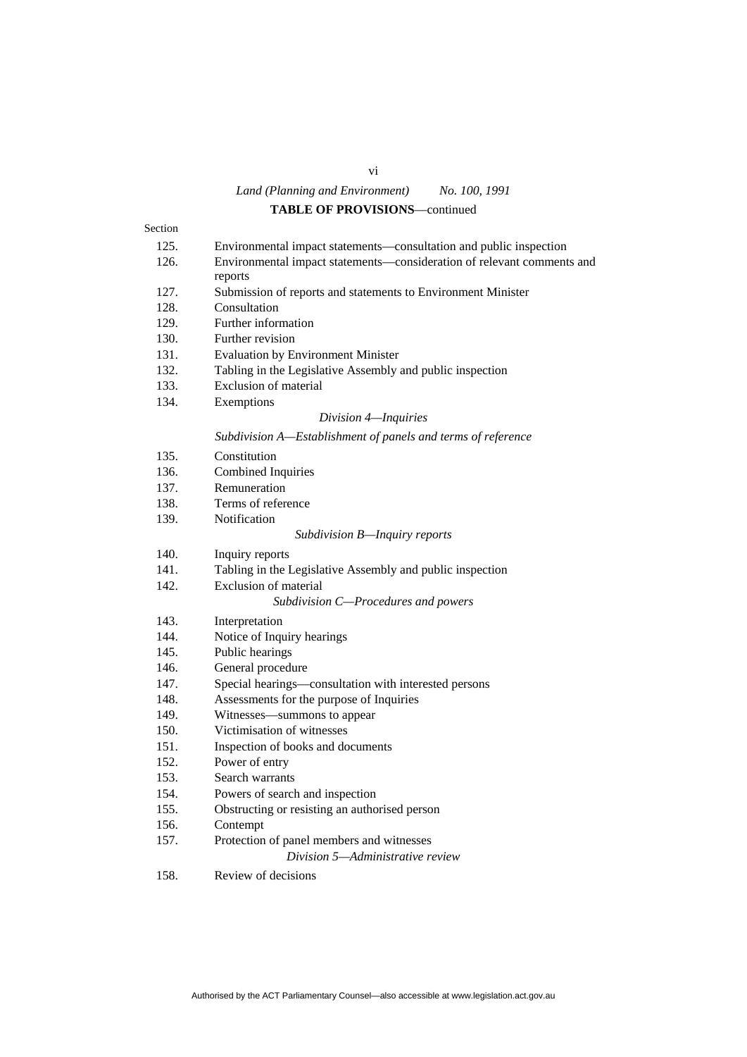**TABLE OF PROVISIONS**—continued

Section

125. Environmental impact statements—consultation and public inspection
126. Environmental impact statements—consideration of relevant comments and reports
127. Submission of reports and statements to Environment Minister
128. Consultation
129. Further information
130. Further revision
131. Evaluation by Environment Minister
132. Tabling in the Legislative Assembly and public inspection
133. Exclusion of material
134. Exemptions

*Division 4—Inquiries*

*Subdivision A—Establishment of panels and terms of reference*

135. Constitution
136. Combined Inquiries
137. Remuneration
138. Terms of reference
139. Notification

*Subdivision B—Inquiry reports*

140. Inquiry reports
141. Tabling in the Legislative Assembly and public inspection
142. Exclusion of material

*Subdivision C—Procedures and powers*

143. Interpretation
144. Notice of Inquiry hearings
145. Public hearings
146. General procedure
147. Special hearings—consultation with interested persons
148. Assessments for the purpose of Inquiries
149. Witnesses—summons to appear
150. Victimisation of witnesses
151. Inspection of books and documents
152. Power of entry
153. Search warrants
154. Powers of search and inspection
155. Obstructing or resisting an authorised person
156. Contempt
157. Protection of panel members and witnesses

*Division 5—Administrative review*

158. Review of decisions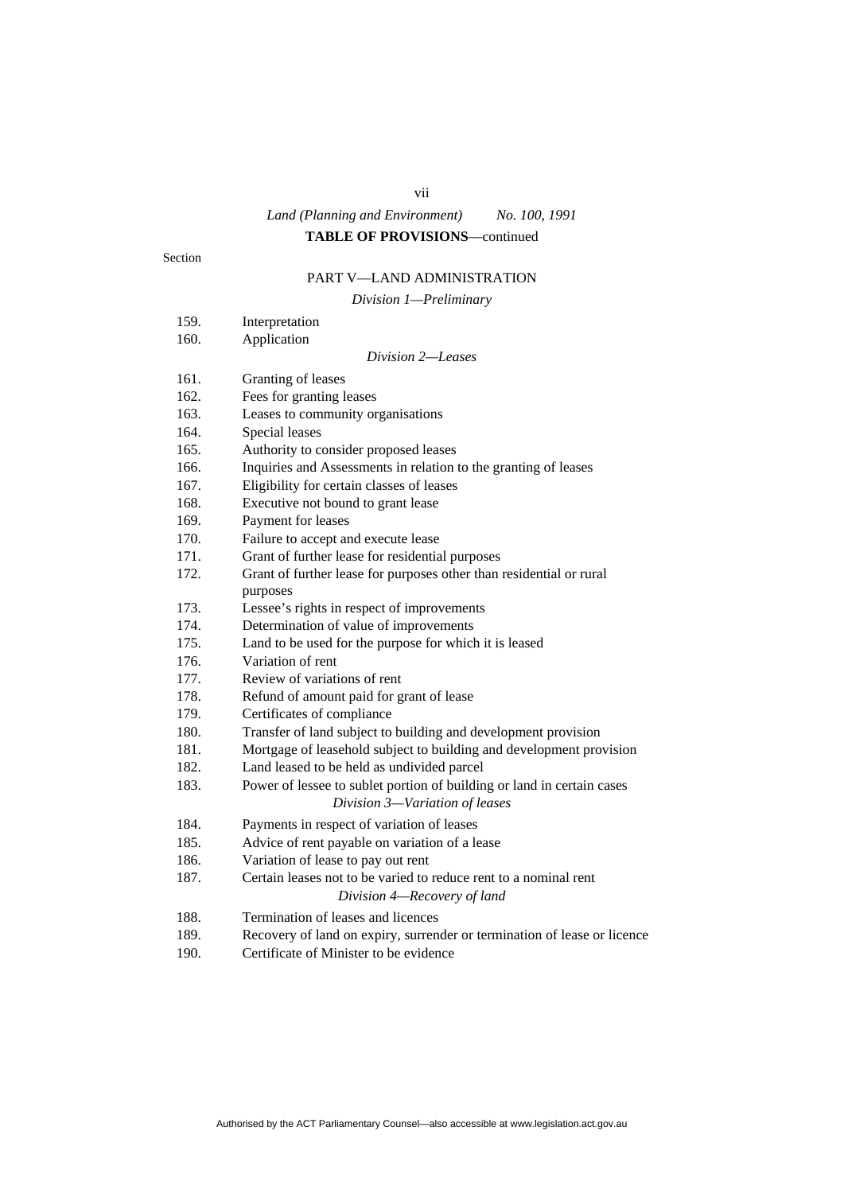*Land (Planning and Environment)* *No. 100, 1991*

**TABLE OF PROVISIONS**—continued

Section

PART V—LAND ADMINISTRATION

*Division 1—Preliminary*

159. Interpretation
160. Application

*Division 2—Leases*

161. Granting of leases
162. Fees for granting leases
163. Leases to community organisations
164. Special leases
165. Authority to consider proposed leases
166. Inquiries and Assessments in relation to the granting of leases
167. Eligibility for certain classes of leases
168. Executive not bound to grant lease
169. Payment for leases
170. Failure to accept and execute lease
171. Grant of further lease for residential purposes
172. Grant of further lease for purposes other than residential or rural purposes
173. Lessee's rights in respect of improvements
174. Determination of value of improvements
175. Land to be used for the purpose for which it is leased
176. Variation of rent
177. Review of variations of rent
178. Refund of amount paid for grant of lease
179. Certificates of compliance
180. Transfer of land subject to building and development provision
181. Mortgage of leasehold subject to building and development provision
182. Land leased to be held as undivided parcel
183. Power of lessee to sublet portion of building or land in certain cases

*Division 3—Variation of leases*

184. Payments in respect of variation of leases
185. Advice of rent payable on variation of a lease
186. Variation of lease to pay out rent
187. Certain leases not to be varied to reduce rent to a nominal rent

*Division 4—Recovery of land*

188. Termination of leases and licences
189. Recovery of land on expiry, surrender or termination of lease or licence
190. Certificate of Minister to be evidence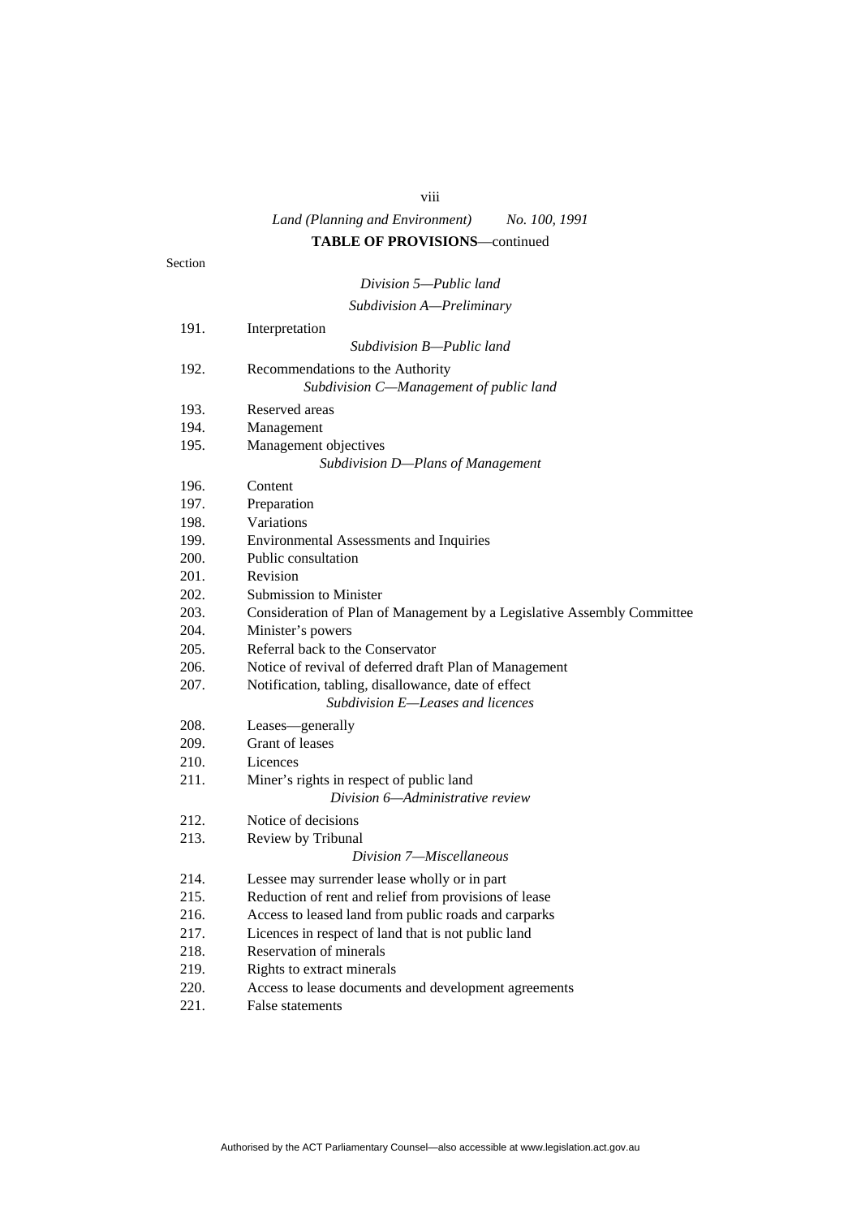**TABLE OF PROVISIONS**—continued

Section

*Division 5—Public land*

*Subdivision A—Preliminary*

191. Interpretation

*Subdivision B—Public land*

192. Recommendations to the Authority

*Subdivision C—Management of public land*

193. Reserved areas
194. Management
195. Management objectives

*Subdivision D—Plans of Management*

196. Content
197. Preparation
198. Variations
199. Environmental Assessments and Inquiries
200. Public consultation
201. Revision
202. Submission to Minister
203. Consideration of Plan of Management by a Legislative Assembly Committee
204. Minister's powers
205. Referral back to the Conservator
206. Notice of revival of deferred draft Plan of Management
207. Notification, tabling, disallowance, date of effect

*Subdivision E—Leases and licences*

208. Leases—generally
209. Grant of leases
210. Licences
211. Miner's rights in respect of public land

*Division 6—Administrative review*

212. Notice of decisions
213. Review by Tribunal

*Division 7—Miscellaneous*

214. Lessee may surrender lease wholly or in part
215. Reduction of rent and relief from provisions of lease
216. Access to leased land from public roads and carparks
217. Licences in respect of land that is not public land
218. Reservation of minerals
219. Rights to extract minerals
220. Access to lease documents and development agreements
221. False statements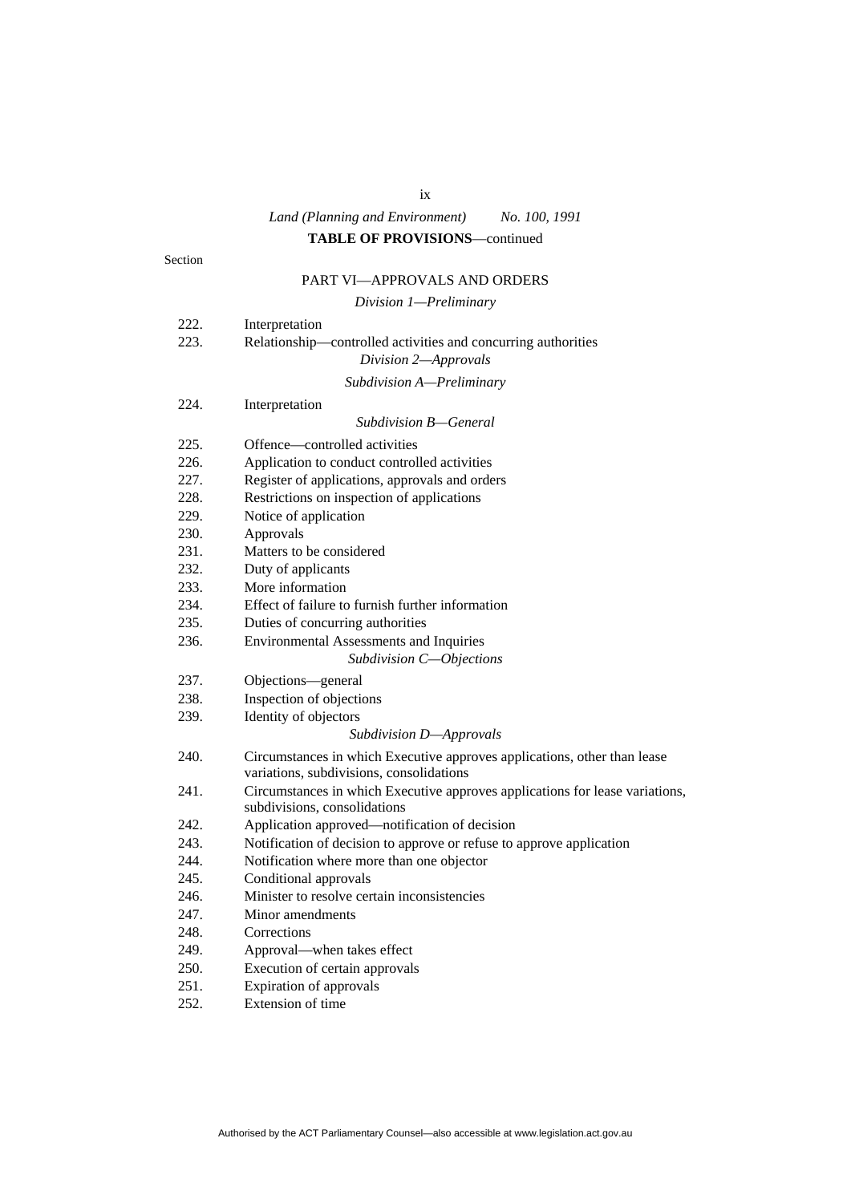Section

## PART VI—APPROVALS AND ORDERS

### *Division 1—Preliminary*

222. Interpretation
223. Relationship—controlled activities and concurring authorities

### *Division 2—Approvals*

#### *Subdivision A—Preliminary*

224. Interpretation

#### *Subdivision B—General*

225. Offence—controlled activities
226. Application to conduct controlled activities
227. Register of applications, approvals and orders
228. Restrictions on inspection of applications
229. Notice of application
230. Approvals
231. Matters to be considered
232. Duty of applicants
233. More information
234. Effect of failure to furnish further information
235. Duties of concurring authorities
236. Environmental Assessments and Inquiries

#### *Subdivision C—Objections*

237. Objections—general
238. Inspection of objections
239. Identity of objectors

#### *Subdivision D—Approvals*

240. Circumstances in which Executive approves applications, other than lease variations, subdivisions, consolidations
241. Circumstances in which Executive approves applications for lease variations, subdivisions, consolidations
242. Application approved—notification of decision
243. Notification of decision to approve or refuse to approve application
244. Notification where more than one objector
245. Conditional approvals
246. Minister to resolve certain inconsistencies
247. Minor amendments
248. Corrections
249. Approval—when takes effect
250. Execution of certain approvals
251. Expiration of approvals
252. Extension of time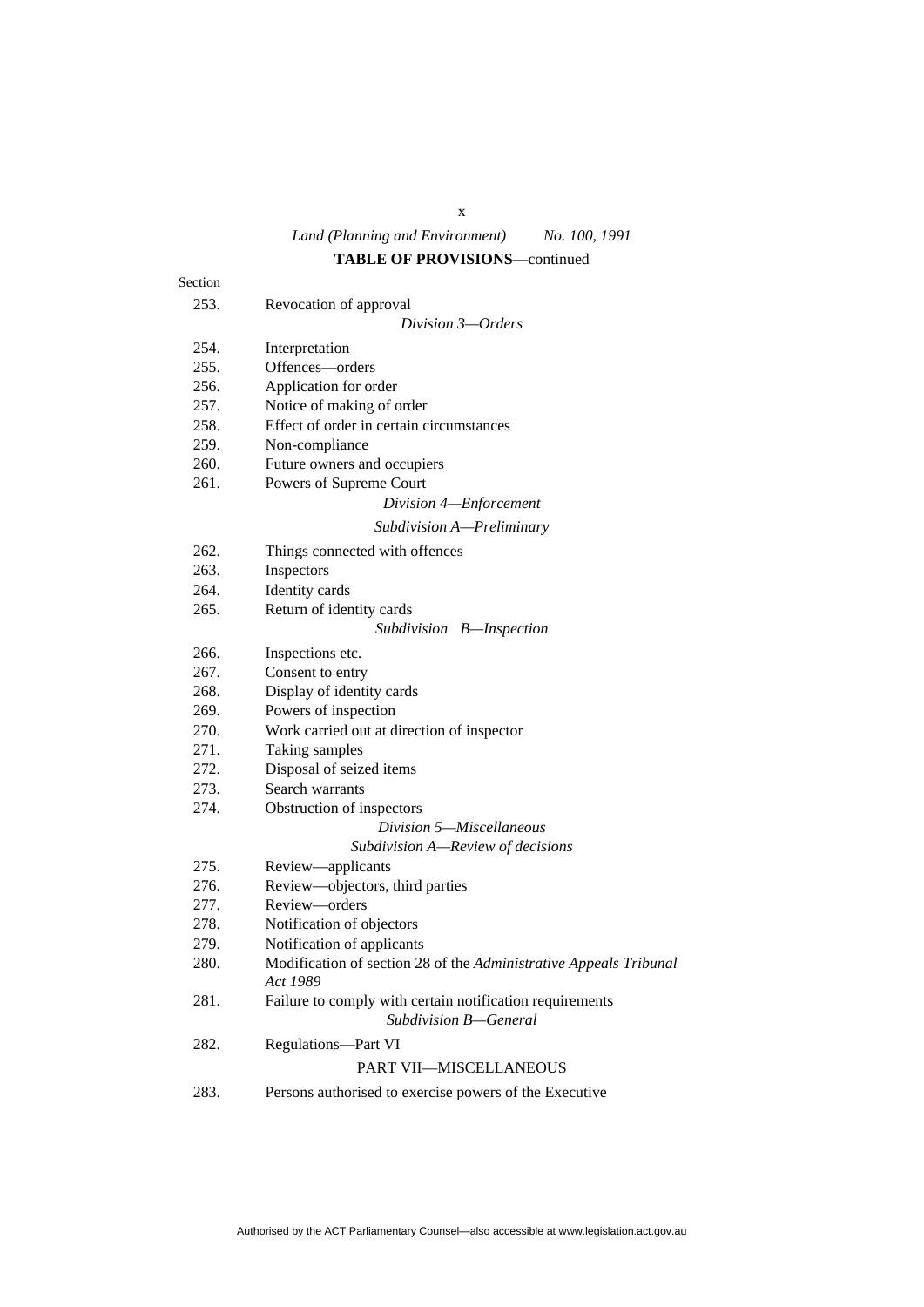**TABLE OF PROVISIONS**—continued

Section

253. Revocation of approval

*Division 3—Orders*

254. Interpretation
255. Offences—orders
256. Application for order
257. Notice of making of order
258. Effect of order in certain circumstances
259. Non-compliance
260. Future owners and occupiers
261. Powers of Supreme Court

*Division 4—Enforcement*

*Subdivision A—Preliminary*

262. Things connected with offences
263. Inspectors
264. Identity cards
265. Return of identity cards

*Subdivision B—Inspection*

266. Inspections etc.
267. Consent to entry
268. Display of identity cards
269. Powers of inspection
270. Work carried out at direction of inspector
271. Taking samples
272. Disposal of seized items
273. Search warrants
274. Obstruction of inspectors

*Division 5—Miscellaneous*

*Subdivision A—Review of decisions*

275. Review—applicants
276. Review—objectors, third parties
277. Review—orders
278. Notification of objectors
279. Notification of applicants
280. Modification of section 28 of the *Administrative Appeals Tribunal Act 1989*
281. Failure to comply with certain notification requirements

*Subdivision B—General*

282. Regulations—Part VI

PART VII—MISCELLANEOUS

283. Persons authorised to exercise powers of the Executive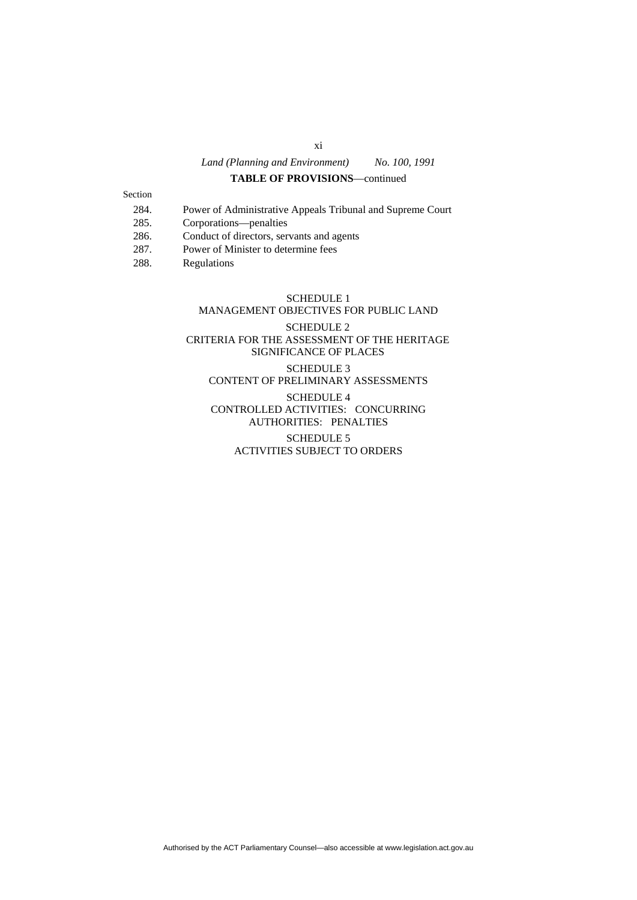**TABLE OF PROVISIONS**—continued

Section

284. Power of Administrative Appeals Tribunal and Supreme Court
285. Corporations—penalties
286. Conduct of directors, servants and agents
287. Power of Minister to determine fees
288. Regulations

SCHEDULE 1
MANAGEMENT OBJECTIVES FOR PUBLIC LAND

SCHEDULE 2
CRITERIA FOR THE ASSESSMENT OF THE HERITAGE SIGNIFICANCE OF PLACES

SCHEDULE 3
CONTENT OF PRELIMINARY ASSESSMENTS

SCHEDULE 4
CONTROLLED ACTIVITIES: CONCURRING AUTHORITIES: PENALTIES

SCHEDULE 5
ACTIVITIES SUBJECT TO ORDERS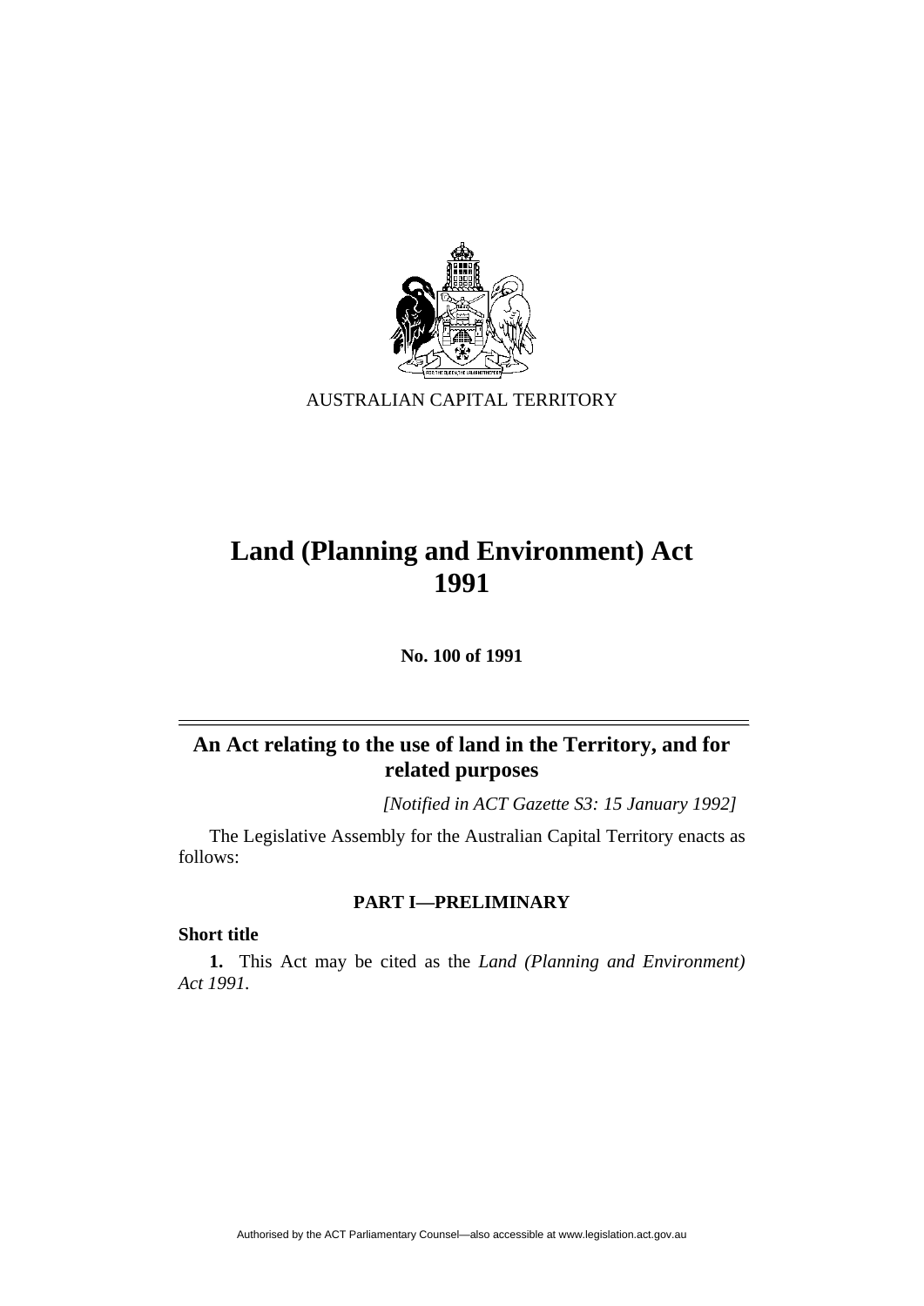AUSTRALIAN CAPITAL TERRITORY

# Land (Planning and Environment) Act 1991

**No. 100 of 1991**

---

## An Act relating to the use of land in the Territory, and for related purposes

*[Notified in ACT Gazette S3: 15 January 1992]*

The Legislative Assembly for the Australian Capital Territory enacts as follows:

### PART I—PRELIMINARY

**Short title**

**1.** This Act may be cited as the *Land (Planning and Environment) Act 1991*.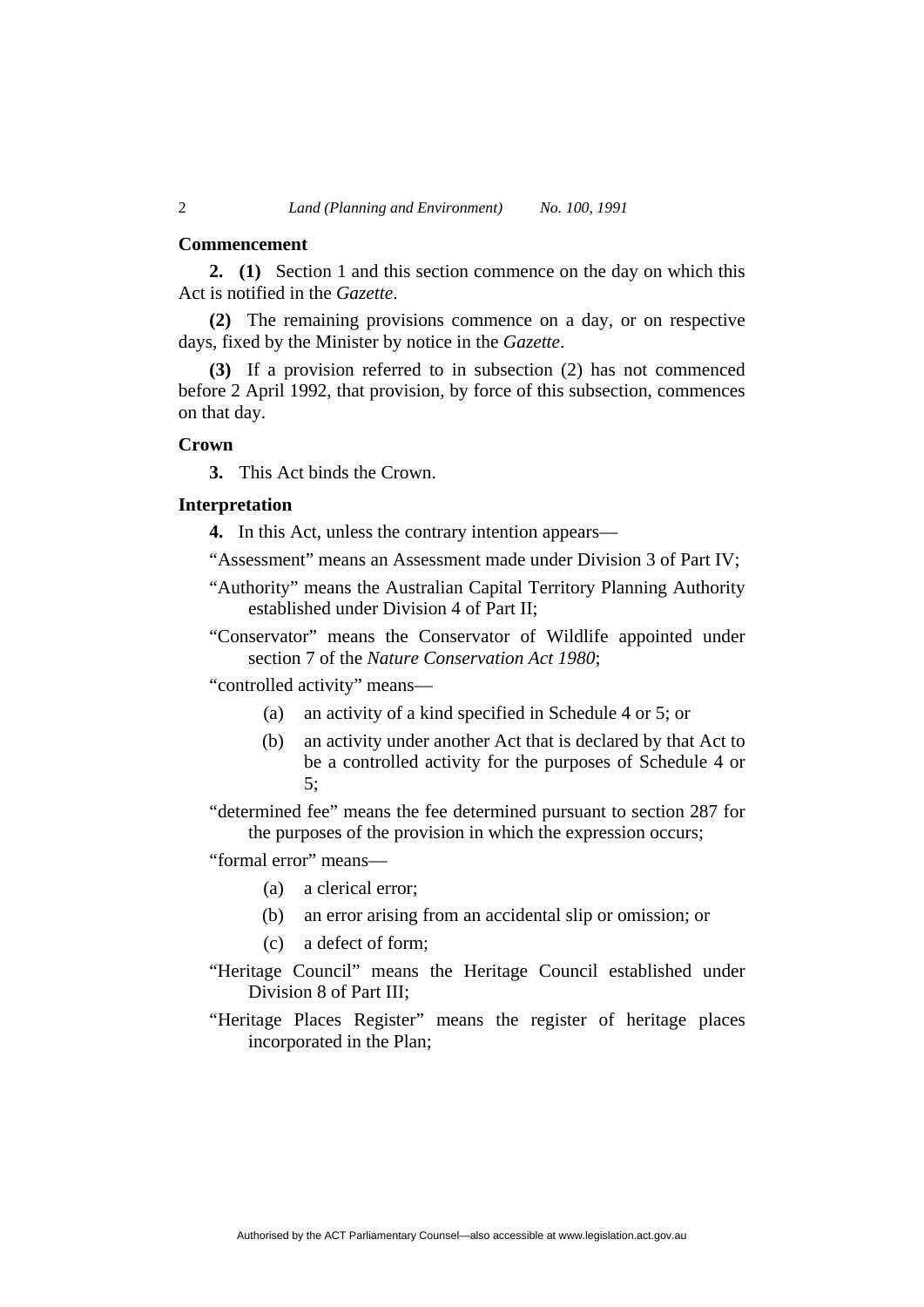### Commencement

**2. (1)** Section 1 and this section commence on the day on which this Act is notified in the *Gazette*.

**(2)** The remaining provisions commence on a day, or on respective days, fixed by the Minister by notice in the *Gazette*.

**(3)** If a provision referred to in subsection (2) has not commenced before 2 April 1992, that provision, by force of this subsection, commences on that day.

### Crown

**3.** This Act binds the Crown.

### Interpretation

**4.** In this Act, unless the contrary intention appears—

“Assessment” means an Assessment made under Division 3 of Part IV;

“Authority” means the Australian Capital Territory Planning Authority established under Division 4 of Part II;

“Conservator” means the Conservator of Wildlife appointed under section 7 of the *Nature Conservation Act 1980*;

“controlled activity” means—

(a) an activity of a kind specified in Schedule 4 or 5; or

(b) an activity under another Act that is declared by that Act to be a controlled activity for the purposes of Schedule 4 or 5;

“determined fee” means the fee determined pursuant to section 287 for the purposes of the provision in which the expression occurs;

“formal error” means—

(a) a clerical error;

(b) an error arising from an accidental slip or omission; or

(c) a defect of form;

“Heritage Council” means the Heritage Council established under Division 8 of Part III;

“Heritage Places Register” means the register of heritage places incorporated in the Plan;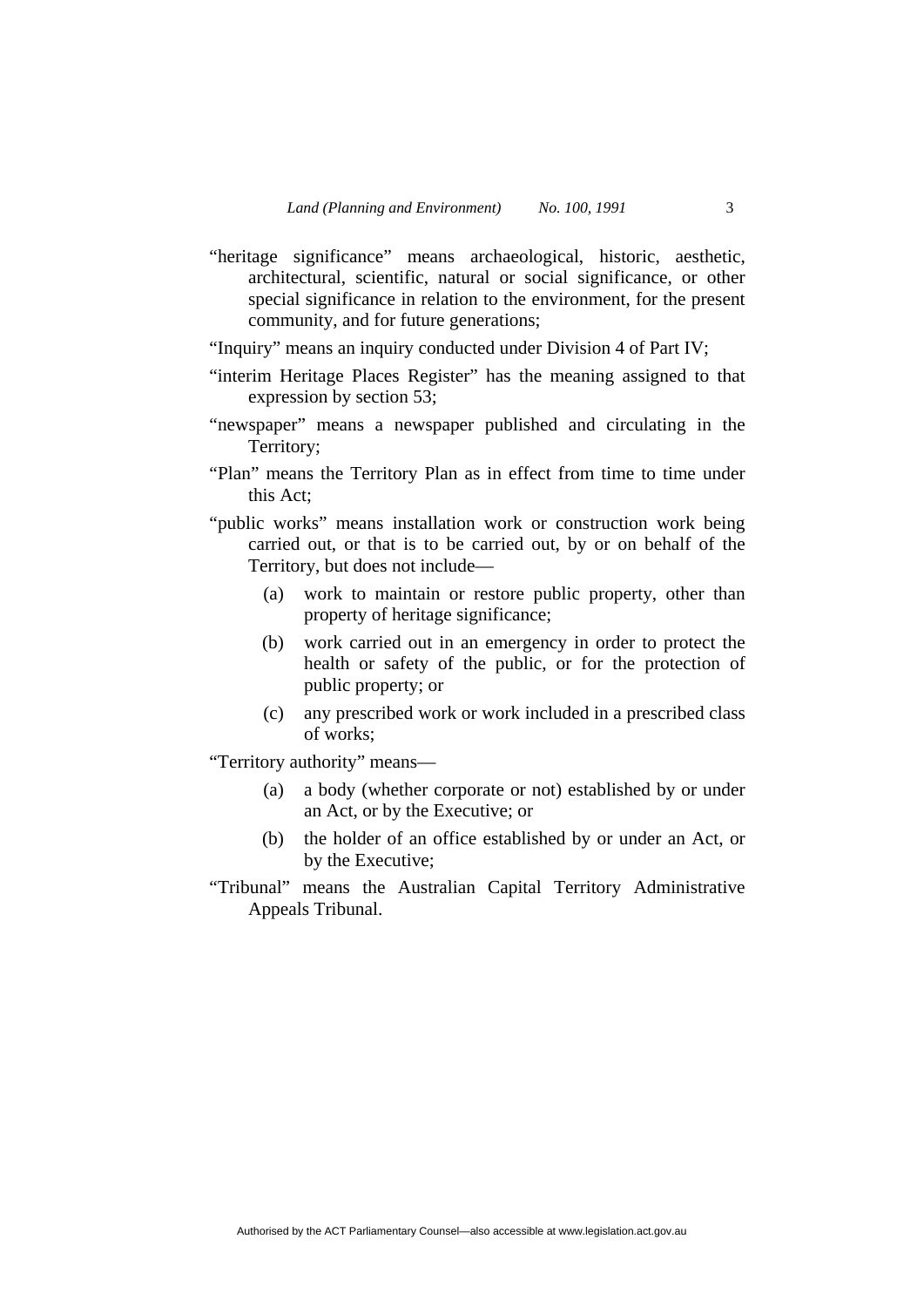"heritage significance" means archaeological, historic, aesthetic, architectural, scientific, natural or social significance, or other special significance in relation to the environment, for the present community, and for future generations;

"Inquiry" means an inquiry conducted under Division 4 of Part IV;

"interim Heritage Places Register" has the meaning assigned to that expression by section 53;

"newspaper" means a newspaper published and circulating in the Territory;

"Plan" means the Territory Plan as in effect from time to time under this Act;

"public works" means installation work or construction work being carried out, or that is to be carried out, by or on behalf of the Territory, but does not include—

- (a) work to maintain or restore public property, other than property of heritage significance;
- (b) work carried out in an emergency in order to protect the health or safety of the public, or for the protection of public property; or
- (c) any prescribed work or work included in a prescribed class of works;

"Territory authority" means—

- (a) a body (whether corporate or not) established by or under an Act, or by the Executive; or
- (b) the holder of an office established by or under an Act, or by the Executive;

"Tribunal" means the Australian Capital Territory Administrative Appeals Tribunal.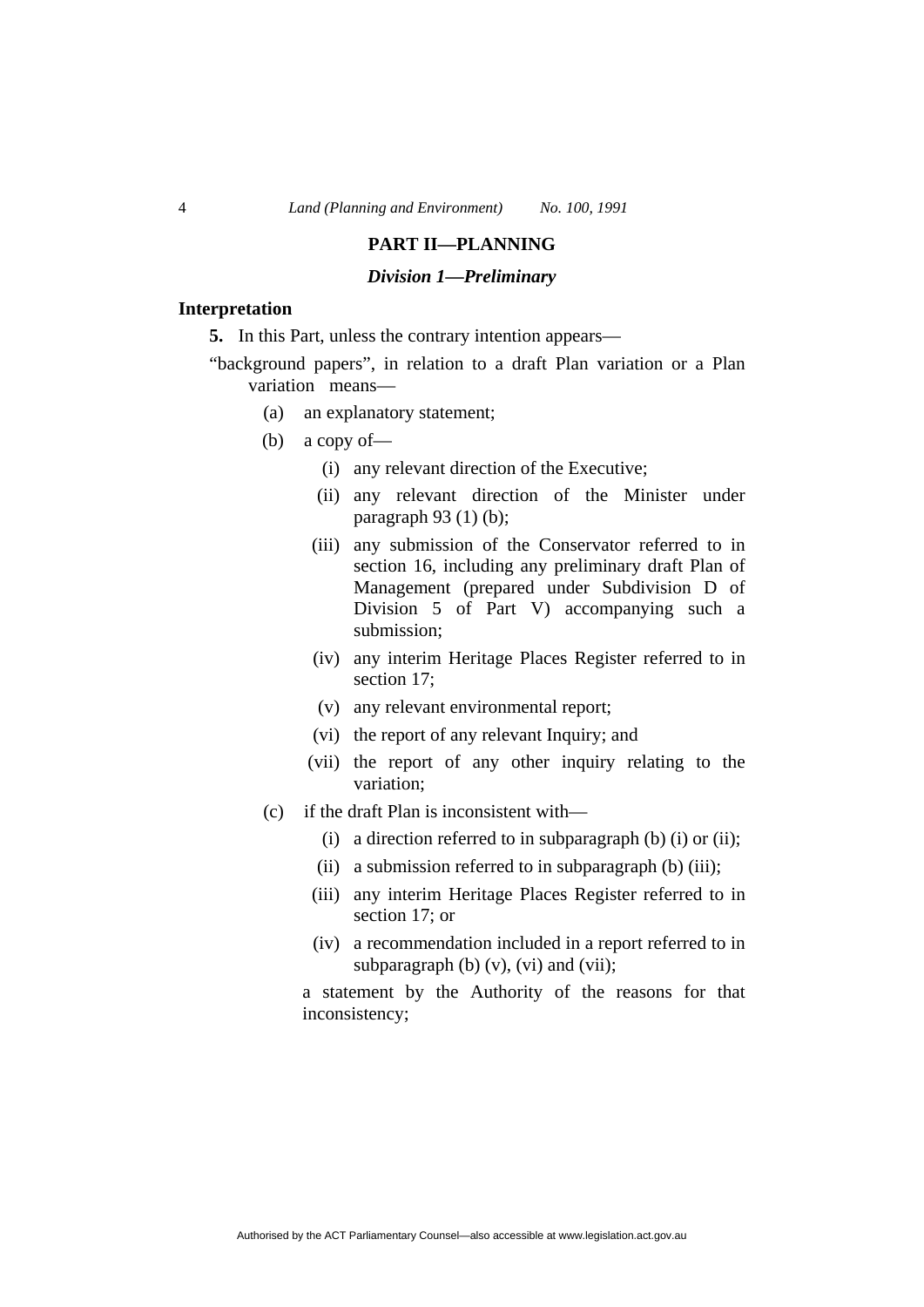## PART II—PLANNING

### *Division 1—Preliminary*

**Interpretation**

**5.** In this Part, unless the contrary intention appears—

"background papers", in relation to a draft Plan variation or a Plan variation means—

- (a) an explanatory statement;
- (b) a copy of—
  - (i) any relevant direction of the Executive;
  - (ii) any relevant direction of the Minister under paragraph 93 (1) (b);
  - (iii) any submission of the Conservator referred to in section 16, including any preliminary draft Plan of Management (prepared under Subdivision D of Division 5 of Part V) accompanying such a submission;
  - (iv) any interim Heritage Places Register referred to in section 17;
  - (v) any relevant environmental report;
  - (vi) the report of any relevant Inquiry; and
  - (vii) the report of any other inquiry relating to the variation;
- (c) if the draft Plan is inconsistent with—
  - (i) a direction referred to in subparagraph (b) (i) or (ii);
  - (ii) a submission referred to in subparagraph (b) (iii);
  - (iii) any interim Heritage Places Register referred to in section 17; or
  - (iv) a recommendation included in a report referred to in subparagraph (b) (v), (vi) and (vii);

  a statement by the Authority of the reasons for that inconsistency;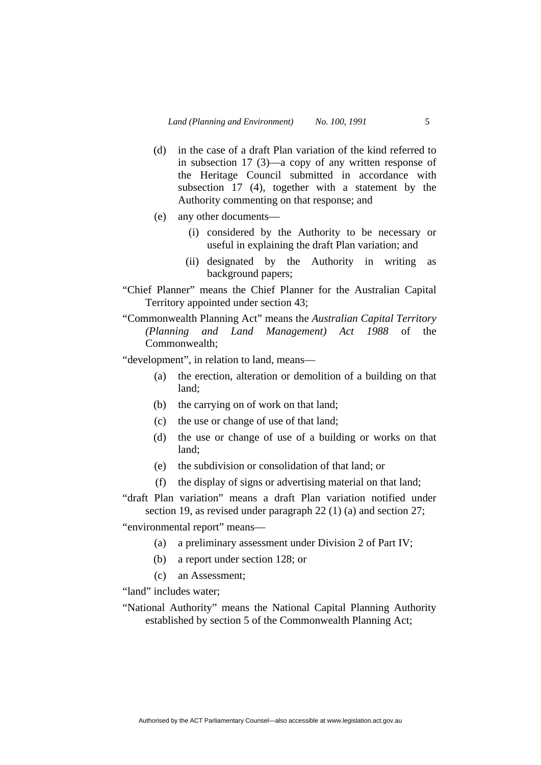(d) in the case of a draft Plan variation of the kind referred to in subsection 17 (3)—a copy of any written response of the Heritage Council submitted in accordance with subsection 17 (4), together with a statement by the Authority commenting on that response; and

(e) any other documents—

  (i) considered by the Authority to be necessary or useful in explaining the draft Plan variation; and

  (ii) designated by the Authority in writing as background papers;

"Chief Planner" means the Chief Planner for the Australian Capital Territory appointed under section 43;

"Commonwealth Planning Act" means the *Australian Capital Territory (Planning and Land Management) Act 1988* of the Commonwealth;

"development", in relation to land, means—

(a) the erection, alteration or demolition of a building on that land;

(b) the carrying on of work on that land;

(c) the use or change of use of that land;

(d) the use or change of use of a building or works on that land;

(e) the subdivision or consolidation of that land; or

(f) the display of signs or advertising material on that land;

"draft Plan variation" means a draft Plan variation notified under section 19, as revised under paragraph 22 (1) (a) and section 27;

"environmental report" means—

(a) a preliminary assessment under Division 2 of Part IV;

(b) a report under section 128; or

(c) an Assessment;

"land" includes water;

"National Authority" means the National Capital Planning Authority established by section 5 of the Commonwealth Planning Act;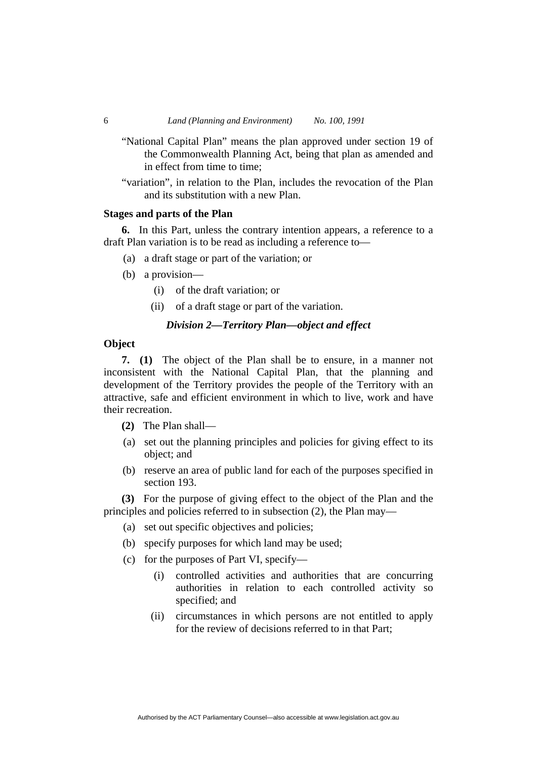"National Capital Plan" means the plan approved under section 19 of the Commonwealth Planning Act, being that plan as amended and in effect from time to time;

"variation", in relation to the Plan, includes the revocation of the Plan and its substitution with a new Plan.

**Stages and parts of the Plan**

**6.** In this Part, unless the contrary intention appears, a reference to a draft Plan variation is to be read as including a reference to—

(a) a draft stage or part of the variation; or

(b) a provision—

  (i) of the draft variation; or

  (ii) of a draft stage or part of the variation.

### *Division 2—Territory Plan—object and effect*

**Object**

**7. (1)** The object of the Plan shall be to ensure, in a manner not inconsistent with the National Capital Plan, that the planning and development of the Territory provides the people of the Territory with an attractive, safe and efficient environment in which to live, work and have their recreation.

**(2)** The Plan shall—

(a) set out the planning principles and policies for giving effect to its object; and

(b) reserve an area of public land for each of the purposes specified in section 193.

**(3)** For the purpose of giving effect to the object of the Plan and the principles and policies referred to in subsection (2), the Plan may—

(a) set out specific objectives and policies;

(b) specify purposes for which land may be used;

(c) for the purposes of Part VI, specify—

  (i) controlled activities and authorities that are concurring authorities in relation to each controlled activity so specified; and

  (ii) circumstances in which persons are not entitled to apply for the review of decisions referred to in that Part;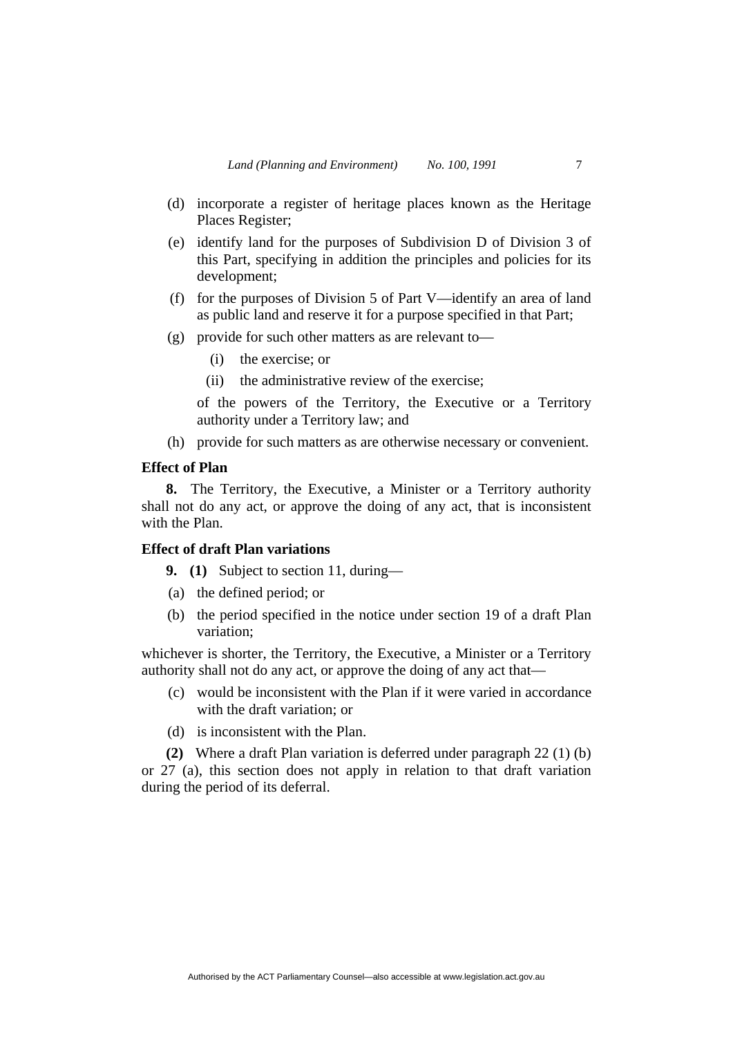(d) incorporate a register of heritage places known as the Heritage Places Register;

(e) identify land for the purposes of Subdivision D of Division 3 of this Part, specifying in addition the principles and policies for its development;

(f) for the purposes of Division 5 of Part V—identify an area of land as public land and reserve it for a purpose specified in that Part;

(g) provide for such other matters as are relevant to—

  (i) the exercise; or

  (ii) the administrative review of the exercise;

of the powers of the Territory, the Executive or a Territory authority under a Territory law; and

(h) provide for such matters as are otherwise necessary or convenient.

**Effect of Plan**

**8.** The Territory, the Executive, a Minister or a Territory authority shall not do any act, or approve the doing of any act, that is inconsistent with the Plan.

**Effect of draft Plan variations**

**9. (1)** Subject to section 11, during—

(a) the defined period; or

(b) the period specified in the notice under section 19 of a draft Plan variation;

whichever is shorter, the Territory, the Executive, a Minister or a Territory authority shall not do any act, or approve the doing of any act that—

(c) would be inconsistent with the Plan if it were varied in accordance with the draft variation; or

(d) is inconsistent with the Plan.

**(2)** Where a draft Plan variation is deferred under paragraph 22 (1) (b) or 27 (a), this section does not apply in relation to that draft variation during the period of its deferral.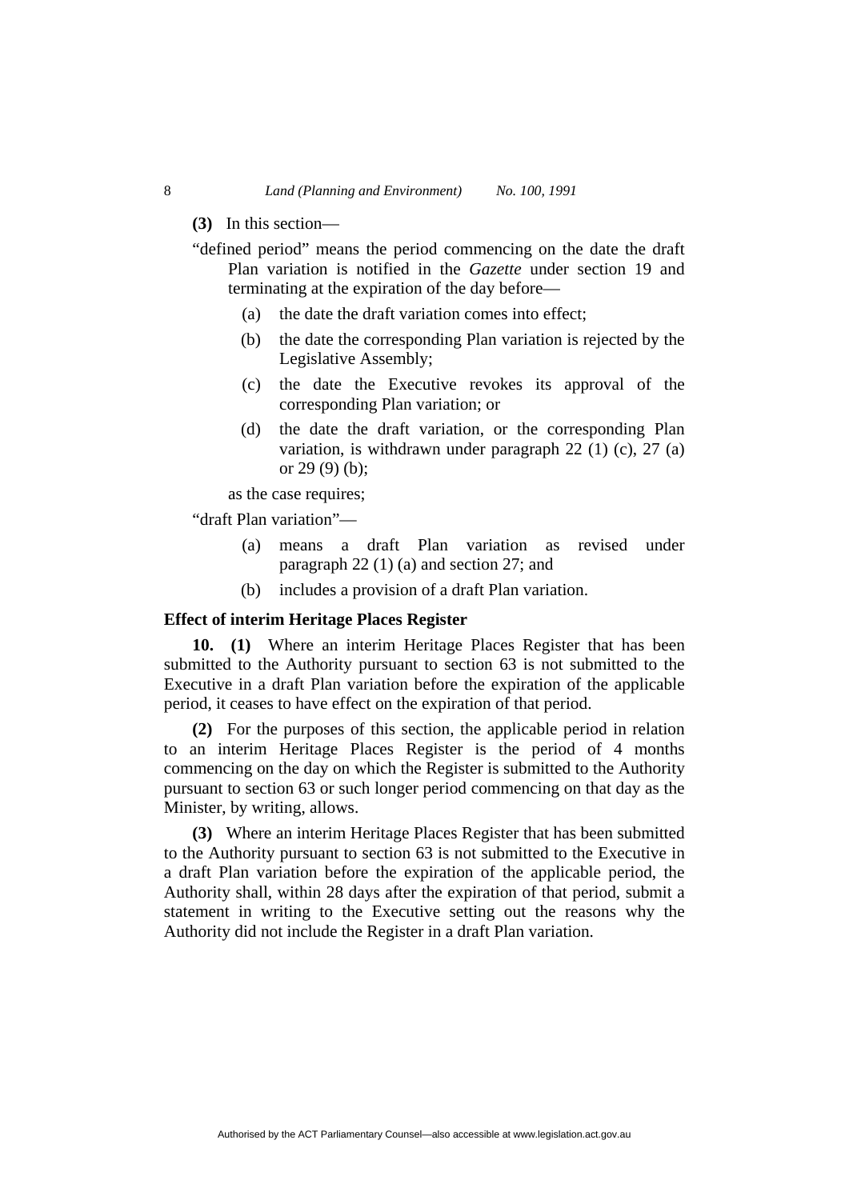**(3)** In this section—

"defined period" means the period commencing on the date the draft Plan variation is notified in the *Gazette* under section 19 and terminating at the expiration of the day before—

(a) the date the draft variation comes into effect;

(b) the date the corresponding Plan variation is rejected by the Legislative Assembly;

(c) the date the Executive revokes its approval of the corresponding Plan variation; or

(d) the date the draft variation, or the corresponding Plan variation, is withdrawn under paragraph 22 (1) (c), 27 (a) or 29 (9) (b);

as the case requires;

"draft Plan variation"—

(a) means a draft Plan variation as revised under paragraph 22 (1) (a) and section 27; and

(b) includes a provision of a draft Plan variation.

**Effect of interim Heritage Places Register**

**10. (1)** Where an interim Heritage Places Register that has been submitted to the Authority pursuant to section 63 is not submitted to the Executive in a draft Plan variation before the expiration of the applicable period, it ceases to have effect on the expiration of that period.

**(2)** For the purposes of this section, the applicable period in relation to an interim Heritage Places Register is the period of 4 months commencing on the day on which the Register is submitted to the Authority pursuant to section 63 or such longer period commencing on that day as the Minister, by writing, allows.

**(3)** Where an interim Heritage Places Register that has been submitted to the Authority pursuant to section 63 is not submitted to the Executive in a draft Plan variation before the expiration of the applicable period, the Authority shall, within 28 days after the expiration of that period, submit a statement in writing to the Executive setting out the reasons why the Authority did not include the Register in a draft Plan variation.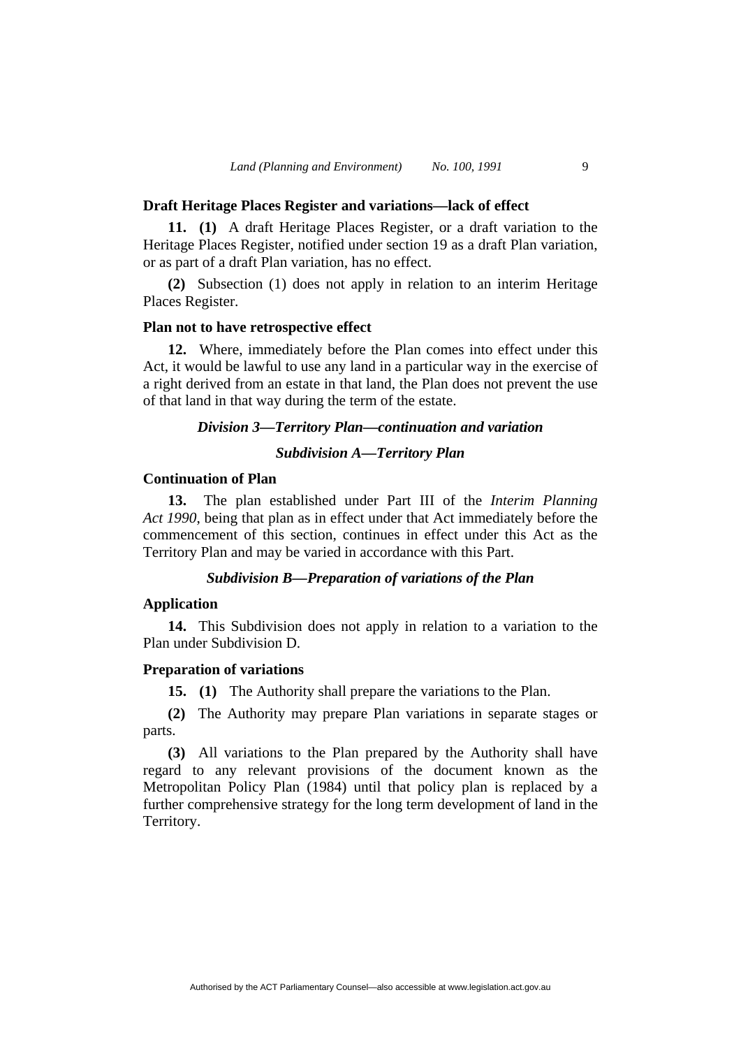**Draft Heritage Places Register and variations—lack of effect**

**11. (1)** A draft Heritage Places Register, or a draft variation to the Heritage Places Register, notified under section 19 as a draft Plan variation, or as part of a draft Plan variation, has no effect.

**(2)** Subsection (1) does not apply in relation to an interim Heritage Places Register.

**Plan not to have retrospective effect**

**12.** Where, immediately before the Plan comes into effect under this Act, it would be lawful to use any land in a particular way in the exercise of a right derived from an estate in that land, the Plan does not prevent the use of that land in that way during the term of the estate.

### *Division 3—Territory Plan—continuation and variation*

#### *Subdivision A—Territory Plan*

**Continuation of Plan**

**13.** The plan established under Part III of the *Interim Planning Act 1990*, being that plan as in effect under that Act immediately before the commencement of this section, continues in effect under this Act as the Territory Plan and may be varied in accordance with this Part.

#### *Subdivision B—Preparation of variations of the Plan*

**Application**

**14.** This Subdivision does not apply in relation to a variation to the Plan under Subdivision D.

**Preparation of variations**

**15. (1)** The Authority shall prepare the variations to the Plan.

**(2)** The Authority may prepare Plan variations in separate stages or parts.

**(3)** All variations to the Plan prepared by the Authority shall have regard to any relevant provisions of the document known as the Metropolitan Policy Plan (1984) until that policy plan is replaced by a further comprehensive strategy for the long term development of land in the Territory.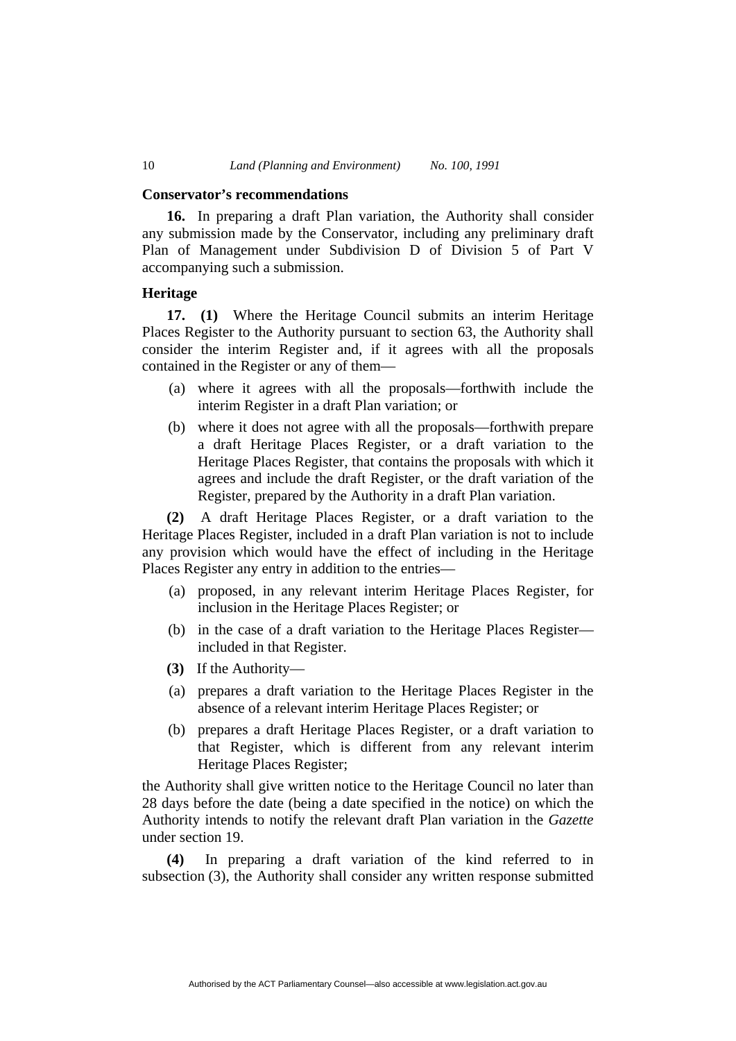**Conservator's recommendations**

**16.** In preparing a draft Plan variation, the Authority shall consider any submission made by the Conservator, including any preliminary draft Plan of Management under Subdivision D of Division 5 of Part V accompanying such a submission.

**Heritage**

**17. (1)** Where the Heritage Council submits an interim Heritage Places Register to the Authority pursuant to section 63, the Authority shall consider the interim Register and, if it agrees with all the proposals contained in the Register or any of them—

(a) where it agrees with all the proposals—forthwith include the interim Register in a draft Plan variation; or

(b) where it does not agree with all the proposals—forthwith prepare a draft Heritage Places Register, or a draft variation to the Heritage Places Register, that contains the proposals with which it agrees and include the draft Register, or the draft variation of the Register, prepared by the Authority in a draft Plan variation.

**(2)** A draft Heritage Places Register, or a draft variation to the Heritage Places Register, included in a draft Plan variation is not to include any provision which would have the effect of including in the Heritage Places Register any entry in addition to the entries—

(a) proposed, in any relevant interim Heritage Places Register, for inclusion in the Heritage Places Register; or

(b) in the case of a draft variation to the Heritage Places Register—included in that Register.

**(3)** If the Authority—

(a) prepares a draft variation to the Heritage Places Register in the absence of a relevant interim Heritage Places Register; or

(b) prepares a draft Heritage Places Register, or a draft variation to that Register, which is different from any relevant interim Heritage Places Register;

the Authority shall give written notice to the Heritage Council no later than 28 days before the date (being a date specified in the notice) on which the Authority intends to notify the relevant draft Plan variation in the *Gazette* under section 19.

**(4)** In preparing a draft variation of the kind referred to in subsection (3), the Authority shall consider any written response submitted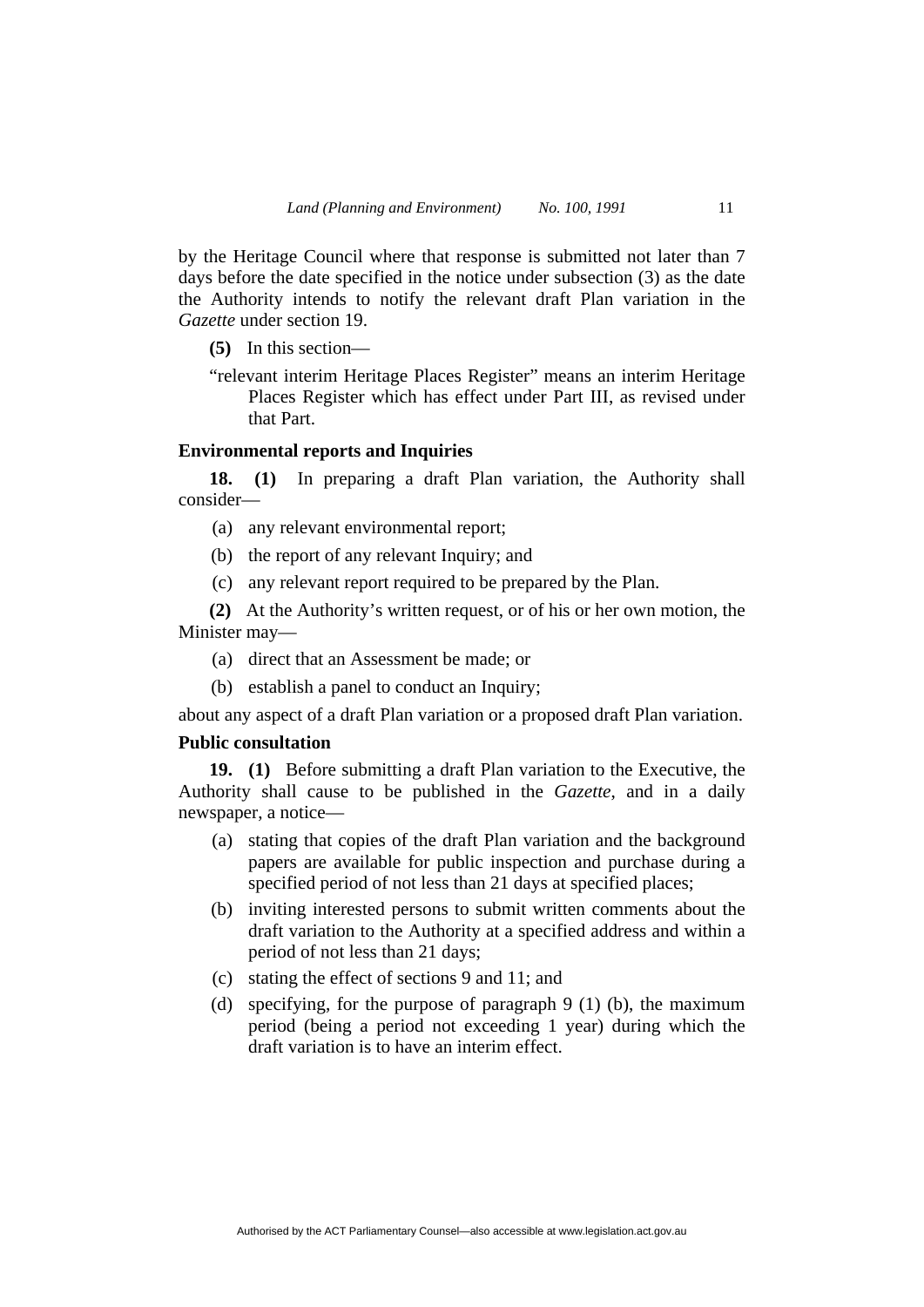by the Heritage Council where that response is submitted not later than 7 days before the date specified in the notice under subsection (3) as the date the Authority intends to notify the relevant draft Plan variation in the *Gazette* under section 19.

**(5)** In this section—

"relevant interim Heritage Places Register" means an interim Heritage Places Register which has effect under Part III, as revised under that Part.

**Environmental reports and Inquiries**

**18. (1)** In preparing a draft Plan variation, the Authority shall consider—

(a) any relevant environmental report;

(b) the report of any relevant Inquiry; and

(c) any relevant report required to be prepared by the Plan.

**(2)** At the Authority's written request, or of his or her own motion, the Minister may—

(a) direct that an Assessment be made; or

(b) establish a panel to conduct an Inquiry;

about any aspect of a draft Plan variation or a proposed draft Plan variation.

**Public consultation**

**19. (1)** Before submitting a draft Plan variation to the Executive, the Authority shall cause to be published in the *Gazette*, and in a daily newspaper, a notice—

(a) stating that copies of the draft Plan variation and the background papers are available for public inspection and purchase during a specified period of not less than 21 days at specified places;

(b) inviting interested persons to submit written comments about the draft variation to the Authority at a specified address and within a period of not less than 21 days;

(c) stating the effect of sections 9 and 11; and

(d) specifying, for the purpose of paragraph 9 (1) (b), the maximum period (being a period not exceeding 1 year) during which the draft variation is to have an interim effect.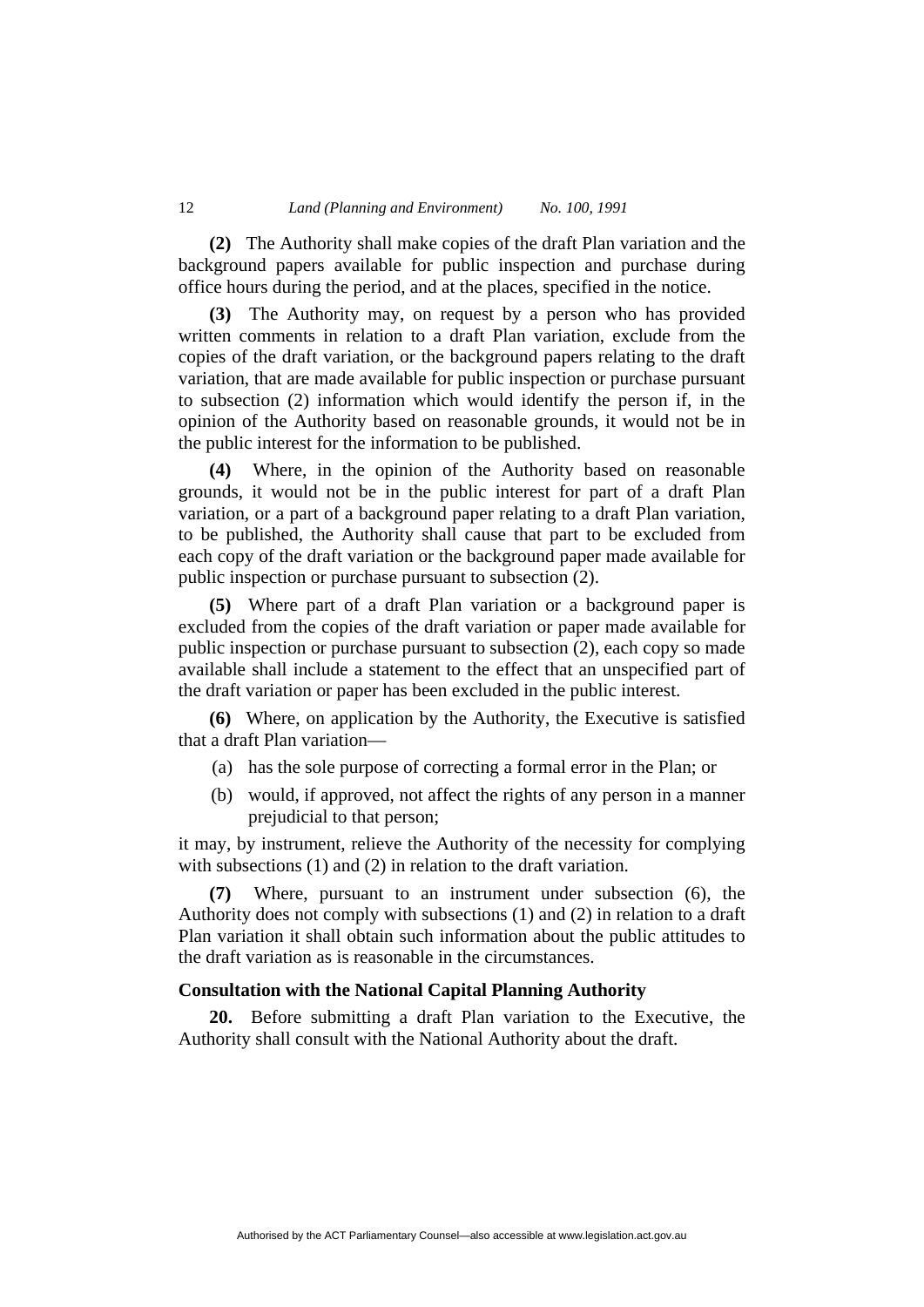**(2)** The Authority shall make copies of the draft Plan variation and the background papers available for public inspection and purchase during office hours during the period, and at the places, specified in the notice.

**(3)** The Authority may, on request by a person who has provided written comments in relation to a draft Plan variation, exclude from the copies of the draft variation, or the background papers relating to the draft variation, that are made available for public inspection or purchase pursuant to subsection (2) information which would identify the person if, in the opinion of the Authority based on reasonable grounds, it would not be in the public interest for the information to be published.

**(4)** Where, in the opinion of the Authority based on reasonable grounds, it would not be in the public interest for part of a draft Plan variation, or a part of a background paper relating to a draft Plan variation, to be published, the Authority shall cause that part to be excluded from each copy of the draft variation or the background paper made available for public inspection or purchase pursuant to subsection (2).

**(5)** Where part of a draft Plan variation or a background paper is excluded from the copies of the draft variation or paper made available for public inspection or purchase pursuant to subsection (2), each copy so made available shall include a statement to the effect that an unspecified part of the draft variation or paper has been excluded in the public interest.

**(6)** Where, on application by the Authority, the Executive is satisfied that a draft Plan variation—

(a) has the sole purpose of correcting a formal error in the Plan; or

(b) would, if approved, not affect the rights of any person in a manner prejudicial to that person;

it may, by instrument, relieve the Authority of the necessity for complying with subsections (1) and (2) in relation to the draft variation.

**(7)** Where, pursuant to an instrument under subsection (6), the Authority does not comply with subsections (1) and (2) in relation to a draft Plan variation it shall obtain such information about the public attitudes to the draft variation as is reasonable in the circumstances.

### Consultation with the National Capital Planning Authority

**20.** Before submitting a draft Plan variation to the Executive, the Authority shall consult with the National Authority about the draft.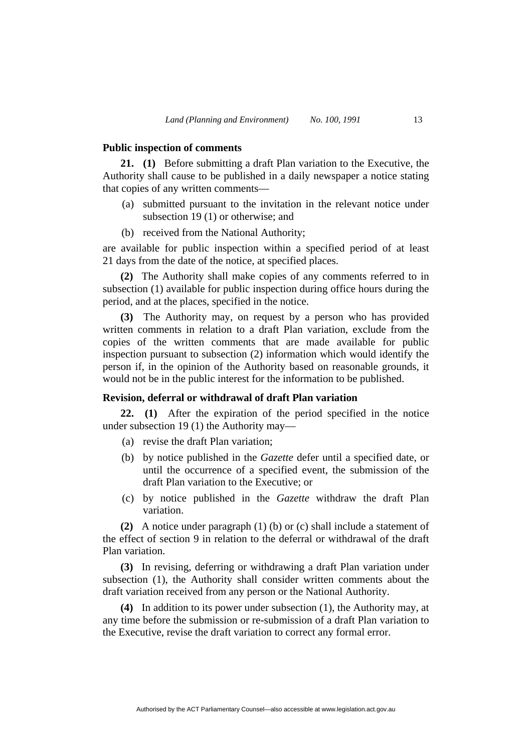**Public inspection of comments**

**21. (1)** Before submitting a draft Plan variation to the Executive, the Authority shall cause to be published in a daily newspaper a notice stating that copies of any written comments—

(a) submitted pursuant to the invitation in the relevant notice under subsection 19 (1) or otherwise; and

(b) received from the National Authority;

are available for public inspection within a specified period of at least 21 days from the date of the notice, at specified places.

**(2)** The Authority shall make copies of any comments referred to in subsection (1) available for public inspection during office hours during the period, and at the places, specified in the notice.

**(3)** The Authority may, on request by a person who has provided written comments in relation to a draft Plan variation, exclude from the copies of the written comments that are made available for public inspection pursuant to subsection (2) information which would identify the person if, in the opinion of the Authority based on reasonable grounds, it would not be in the public interest for the information to be published.

**Revision, deferral or withdrawal of draft Plan variation**

**22. (1)** After the expiration of the period specified in the notice under subsection 19 (1) the Authority may—

(a) revise the draft Plan variation;

(b) by notice published in the *Gazette* defer until a specified date, or until the occurrence of a specified event, the submission of the draft Plan variation to the Executive; or

(c) by notice published in the *Gazette* withdraw the draft Plan variation.

**(2)** A notice under paragraph (1) (b) or (c) shall include a statement of the effect of section 9 in relation to the deferral or withdrawal of the draft Plan variation.

**(3)** In revising, deferring or withdrawing a draft Plan variation under subsection (1), the Authority shall consider written comments about the draft variation received from any person or the National Authority.

**(4)** In addition to its power under subsection (1), the Authority may, at any time before the submission or re-submission of a draft Plan variation to the Executive, revise the draft variation to correct any formal error.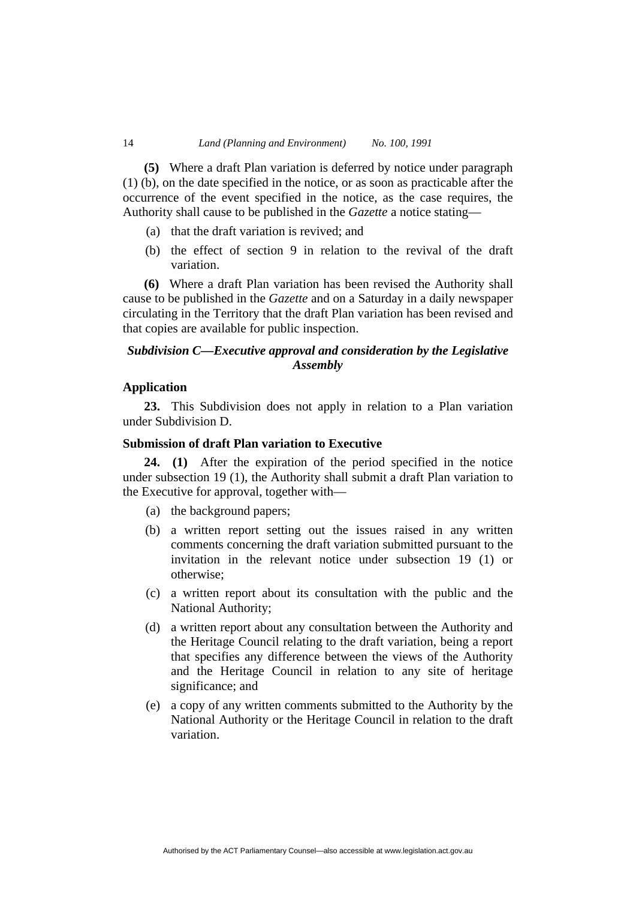**(5)** Where a draft Plan variation is deferred by notice under paragraph (1) (b), on the date specified in the notice, or as soon as practicable after the occurrence of the event specified in the notice, as the case requires, the Authority shall cause to be published in the *Gazette* a notice stating—

(a) that the draft variation is revived; and

(b) the effect of section 9 in relation to the revival of the draft variation.

**(6)** Where a draft Plan variation has been revised the Authority shall cause to be published in the *Gazette* and on a Saturday in a daily newspaper circulating in the Territory that the draft Plan variation has been revised and that copies are available for public inspection.

### *Subdivision C—Executive approval and consideration by the Legislative Assembly*

**Application**

**23.** This Subdivision does not apply in relation to a Plan variation under Subdivision D.

**Submission of draft Plan variation to Executive**

**24. (1)** After the expiration of the period specified in the notice under subsection 19 (1), the Authority shall submit a draft Plan variation to the Executive for approval, together with—

(a) the background papers;

(b) a written report setting out the issues raised in any written comments concerning the draft variation submitted pursuant to the invitation in the relevant notice under subsection 19 (1) or otherwise;

(c) a written report about its consultation with the public and the National Authority;

(d) a written report about any consultation between the Authority and the Heritage Council relating to the draft variation, being a report that specifies any difference between the views of the Authority and the Heritage Council in relation to any site of heritage significance; and

(e) a copy of any written comments submitted to the Authority by the National Authority or the Heritage Council in relation to the draft variation.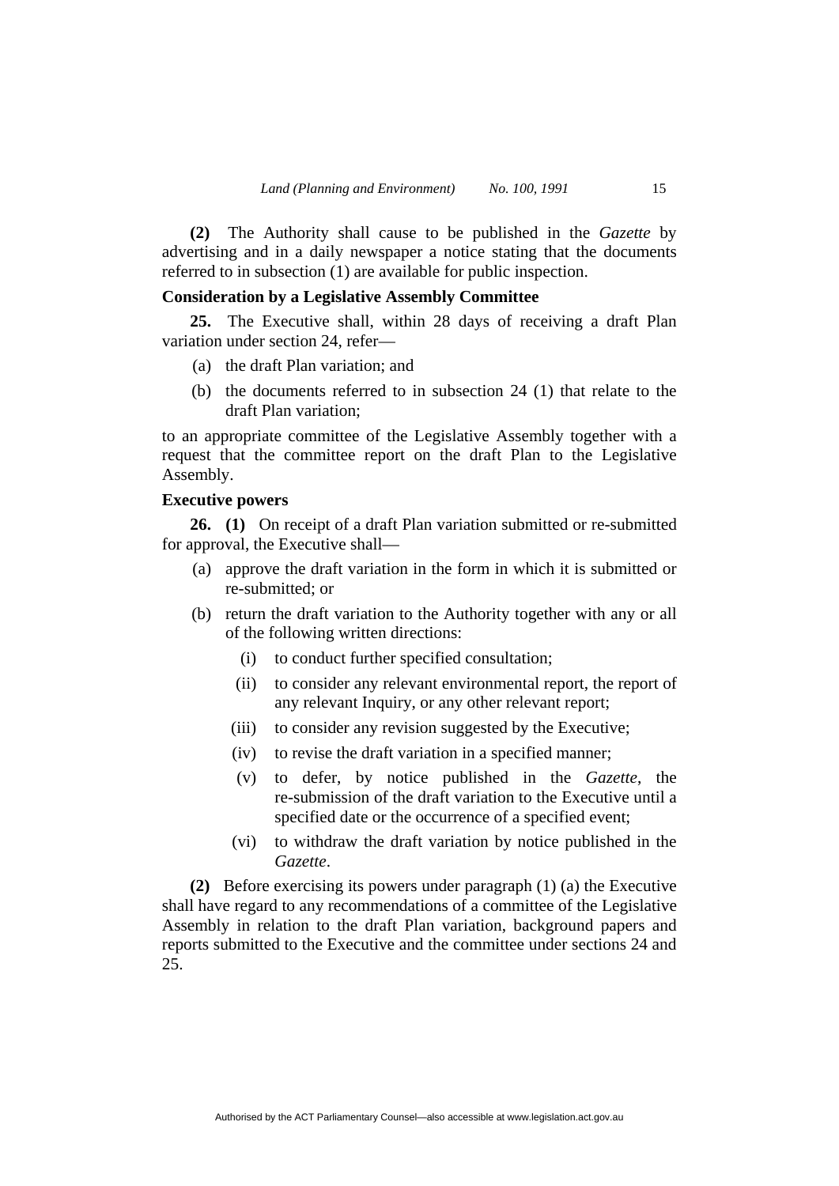**(2)** The Authority shall cause to be published in the *Gazette* by advertising and in a daily newspaper a notice stating that the documents referred to in subsection (1) are available for public inspection.

### Consideration by a Legislative Assembly Committee

**25.** The Executive shall, within 28 days of receiving a draft Plan variation under section 24, refer—

(a) the draft Plan variation; and

(b) the documents referred to in subsection 24 (1) that relate to the draft Plan variation;

to an appropriate committee of the Legislative Assembly together with a request that the committee report on the draft Plan to the Legislative Assembly.

### Executive powers

**26. (1)** On receipt of a draft Plan variation submitted or re-submitted for approval, the Executive shall—

(a) approve the draft variation in the form in which it is submitted or re-submitted; or

(b) return the draft variation to the Authority together with any or all of the following written directions:

  (i) to conduct further specified consultation;

  (ii) to consider any relevant environmental report, the report of any relevant Inquiry, or any other relevant report;

  (iii) to consider any revision suggested by the Executive;

  (iv) to revise the draft variation in a specified manner;

  (v) to defer, by notice published in the *Gazette*, the re-submission of the draft variation to the Executive until a specified date or the occurrence of a specified event;

  (vi) to withdraw the draft variation by notice published in the *Gazette*.

**(2)** Before exercising its powers under paragraph (1) (a) the Executive shall have regard to any recommendations of a committee of the Legislative Assembly in relation to the draft Plan variation, background papers and reports submitted to the Executive and the committee under sections 24 and 25.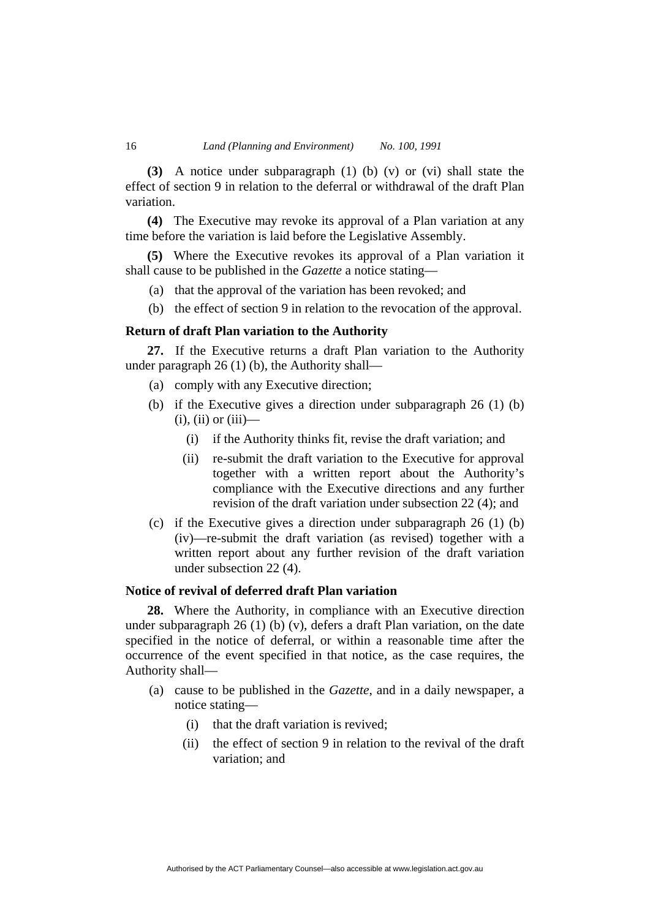**(3)** A notice under subparagraph (1) (b) (v) or (vi) shall state the effect of section 9 in relation to the deferral or withdrawal of the draft Plan variation.

**(4)** The Executive may revoke its approval of a Plan variation at any time before the variation is laid before the Legislative Assembly.

**(5)** Where the Executive revokes its approval of a Plan variation it shall cause to be published in the *Gazette* a notice stating—

- (a) that the approval of the variation has been revoked; and
- (b) the effect of section 9 in relation to the revocation of the approval.

### Return of draft Plan variation to the Authority

**27.** If the Executive returns a draft Plan variation to the Authority under paragraph 26 (1) (b), the Authority shall—

- (a) comply with any Executive direction;
- (b) if the Executive gives a direction under subparagraph 26 (1) (b) (i), (ii) or (iii)—
  - (i) if the Authority thinks fit, revise the draft variation; and
  - (ii) re-submit the draft variation to the Executive for approval together with a written report about the Authority's compliance with the Executive directions and any further revision of the draft variation under subsection 22 (4); and
- (c) if the Executive gives a direction under subparagraph 26 (1) (b) (iv)—re-submit the draft variation (as revised) together with a written report about any further revision of the draft variation under subsection 22 (4).

### Notice of revival of deferred draft Plan variation

**28.** Where the Authority, in compliance with an Executive direction under subparagraph 26 (1) (b) (v), defers a draft Plan variation, on the date specified in the notice of deferral, or within a reasonable time after the occurrence of the event specified in that notice, as the case requires, the Authority shall—

- (a) cause to be published in the *Gazette*, and in a daily newspaper, a notice stating—
  - (i) that the draft variation is revived;
  - (ii) the effect of section 9 in relation to the revival of the draft variation; and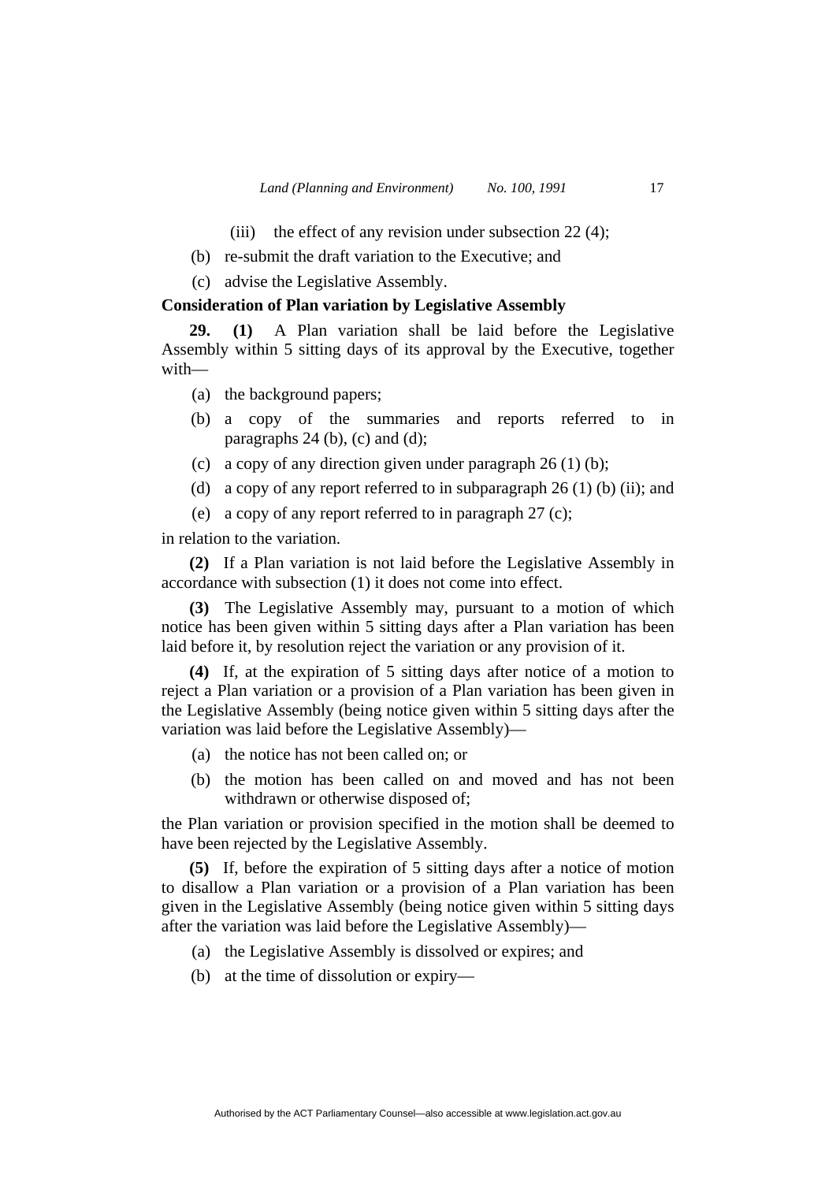(iii) the effect of any revision under subsection 22 (4);

(b) re-submit the draft variation to the Executive; and

(c) advise the Legislative Assembly.

**Consideration of Plan variation by Legislative Assembly**

**29. (1)** A Plan variation shall be laid before the Legislative Assembly within 5 sitting days of its approval by the Executive, together with—

(a) the background papers;

(b) a copy of the summaries and reports referred to in paragraphs 24 (b), (c) and (d);

(c) a copy of any direction given under paragraph 26 (1) (b);

(d) a copy of any report referred to in subparagraph 26 (1) (b) (ii); and

(e) a copy of any report referred to in paragraph 27 (c);

in relation to the variation.

**(2)** If a Plan variation is not laid before the Legislative Assembly in accordance with subsection (1) it does not come into effect.

**(3)** The Legislative Assembly may, pursuant to a motion of which notice has been given within 5 sitting days after a Plan variation has been laid before it, by resolution reject the variation or any provision of it.

**(4)** If, at the expiration of 5 sitting days after notice of a motion to reject a Plan variation or a provision of a Plan variation has been given in the Legislative Assembly (being notice given within 5 sitting days after the variation was laid before the Legislative Assembly)—

(a) the notice has not been called on; or

(b) the motion has been called on and moved and has not been withdrawn or otherwise disposed of;

the Plan variation or provision specified in the motion shall be deemed to have been rejected by the Legislative Assembly.

**(5)** If, before the expiration of 5 sitting days after a notice of motion to disallow a Plan variation or a provision of a Plan variation has been given in the Legislative Assembly (being notice given within 5 sitting days after the variation was laid before the Legislative Assembly)—

(a) the Legislative Assembly is dissolved or expires; and

(b) at the time of dissolution or expiry—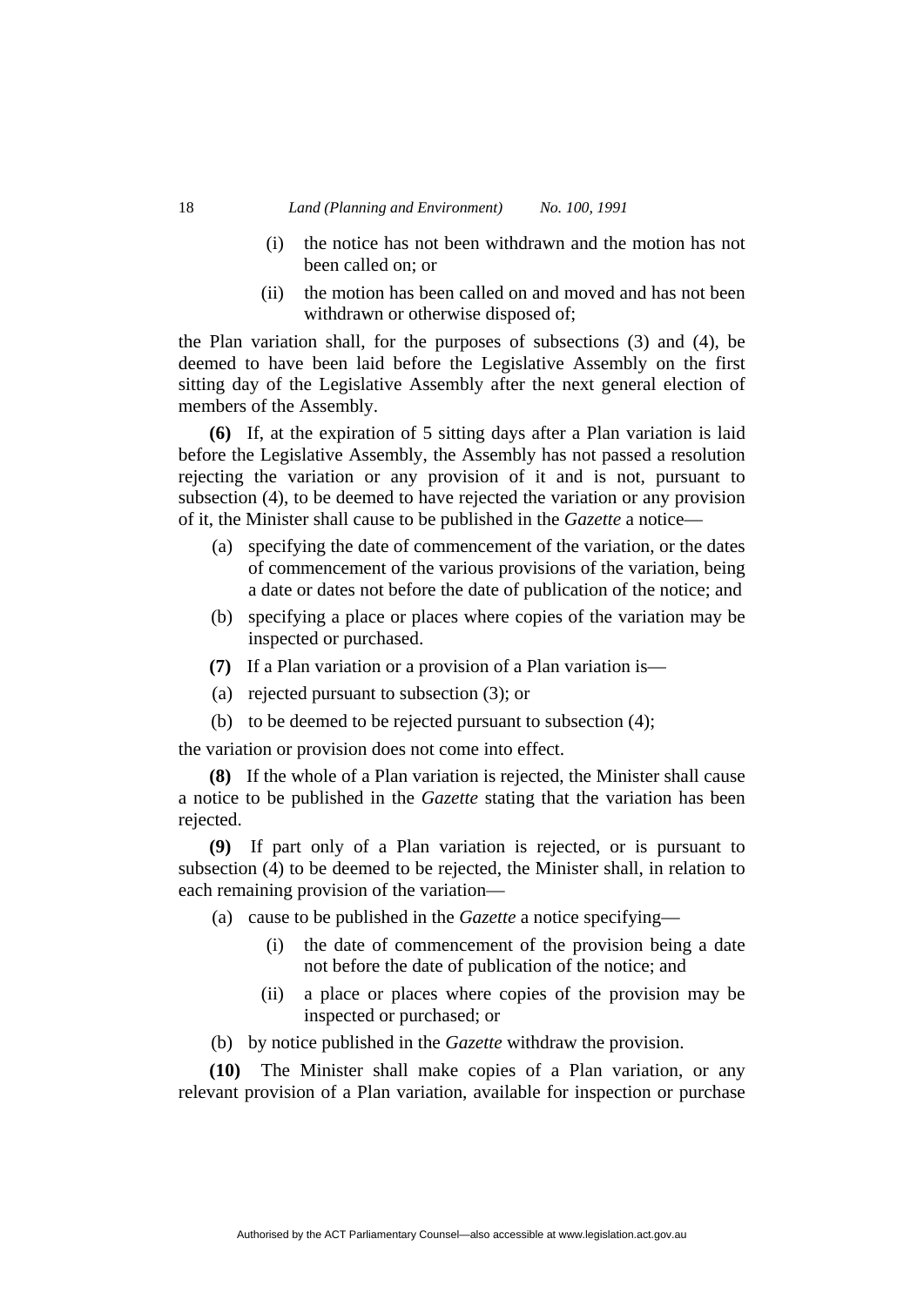(i) the notice has not been withdrawn and the motion has not been called on; or

(ii) the motion has been called on and moved and has not been withdrawn or otherwise disposed of;

the Plan variation shall, for the purposes of subsections (3) and (4), be deemed to have been laid before the Legislative Assembly on the first sitting day of the Legislative Assembly after the next general election of members of the Assembly.

**(6)** If, at the expiration of 5 sitting days after a Plan variation is laid before the Legislative Assembly, the Assembly has not passed a resolution rejecting the variation or any provision of it and is not, pursuant to subsection (4), to be deemed to have rejected the variation or any provision of it, the Minister shall cause to be published in the *Gazette* a notice—

(a) specifying the date of commencement of the variation, or the dates of commencement of the various provisions of the variation, being a date or dates not before the date of publication of the notice; and

(b) specifying a place or places where copies of the variation may be inspected or purchased.

**(7)** If a Plan variation or a provision of a Plan variation is—

(a) rejected pursuant to subsection (3); or

(b) to be deemed to be rejected pursuant to subsection (4);

the variation or provision does not come into effect.

**(8)** If the whole of a Plan variation is rejected, the Minister shall cause a notice to be published in the *Gazette* stating that the variation has been rejected.

**(9)** If part only of a Plan variation is rejected, or is pursuant to subsection (4) to be deemed to be rejected, the Minister shall, in relation to each remaining provision of the variation—

(a) cause to be published in the *Gazette* a notice specifying—

(i) the date of commencement of the provision being a date not before the date of publication of the notice; and

(ii) a place or places where copies of the provision may be inspected or purchased; or

(b) by notice published in the *Gazette* withdraw the provision.

**(10)** The Minister shall make copies of a Plan variation, or any relevant provision of a Plan variation, available for inspection or purchase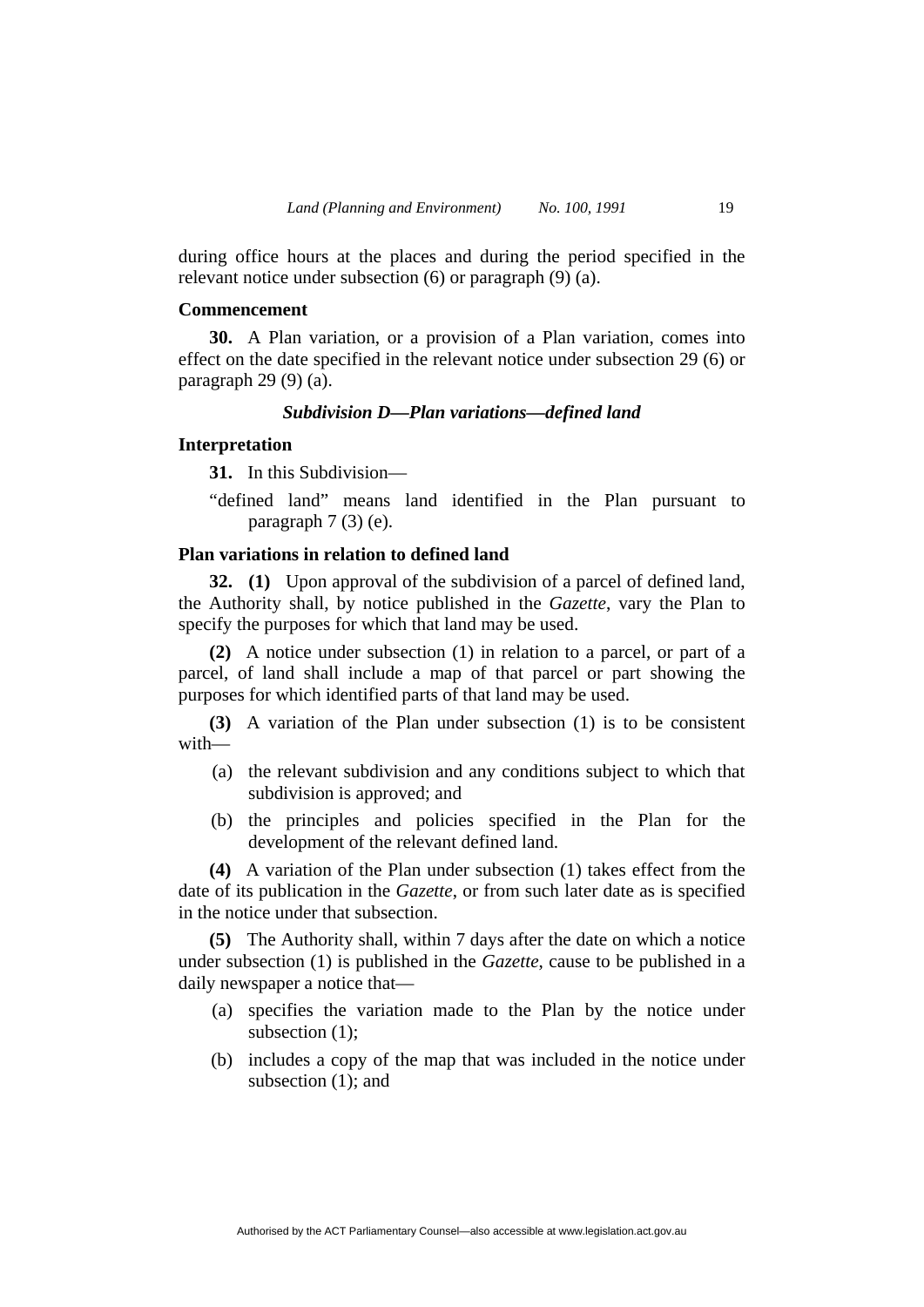during office hours at the places and during the period specified in the relevant notice under subsection (6) or paragraph (9) (a).

**Commencement**

**30.** A Plan variation, or a provision of a Plan variation, comes into effect on the date specified in the relevant notice under subsection 29 (6) or paragraph 29 (9) (a).

### *Subdivision D—Plan variations—defined land*

**Interpretation**

**31.** In this Subdivision—

"defined land" means land identified in the Plan pursuant to paragraph 7 (3) (e).

**Plan variations in relation to defined land**

**32. (1)** Upon approval of the subdivision of a parcel of defined land, the Authority shall, by notice published in the *Gazette*, vary the Plan to specify the purposes for which that land may be used.

**(2)** A notice under subsection (1) in relation to a parcel, or part of a parcel, of land shall include a map of that parcel or part showing the purposes for which identified parts of that land may be used.

**(3)** A variation of the Plan under subsection (1) is to be consistent with—

(a) the relevant subdivision and any conditions subject to which that subdivision is approved; and

(b) the principles and policies specified in the Plan for the development of the relevant defined land.

**(4)** A variation of the Plan under subsection (1) takes effect from the date of its publication in the *Gazette*, or from such later date as is specified in the notice under that subsection.

**(5)** The Authority shall, within 7 days after the date on which a notice under subsection (1) is published in the *Gazette*, cause to be published in a daily newspaper a notice that—

(a) specifies the variation made to the Plan by the notice under subsection (1);

(b) includes a copy of the map that was included in the notice under subsection (1); and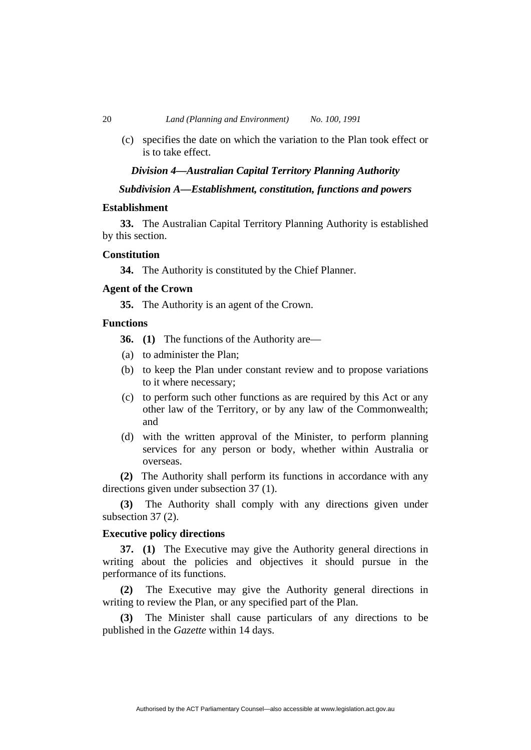(c) specifies the date on which the variation to the Plan took effect or is to take effect.

### *Division 4—Australian Capital Territory Planning Authority*

#### *Subdivision A—Establishment, constitution, functions and powers*

**Establishment**

**33.** The Australian Capital Territory Planning Authority is established by this section.

**Constitution**

**34.** The Authority is constituted by the Chief Planner.

**Agent of the Crown**

**35.** The Authority is an agent of the Crown.

**Functions**

**36. (1)** The functions of the Authority are—

(a) to administer the Plan;

(b) to keep the Plan under constant review and to propose variations to it where necessary;

(c) to perform such other functions as are required by this Act or any other law of the Territory, or by any law of the Commonwealth; and

(d) with the written approval of the Minister, to perform planning services for any person or body, whether within Australia or overseas.

**(2)** The Authority shall perform its functions in accordance with any directions given under subsection 37 (1).

**(3)** The Authority shall comply with any directions given under subsection 37 (2).

**Executive policy directions**

**37. (1)** The Executive may give the Authority general directions in writing about the policies and objectives it should pursue in the performance of its functions.

**(2)** The Executive may give the Authority general directions in writing to review the Plan, or any specified part of the Plan.

**(3)** The Minister shall cause particulars of any directions to be published in the *Gazette* within 14 days.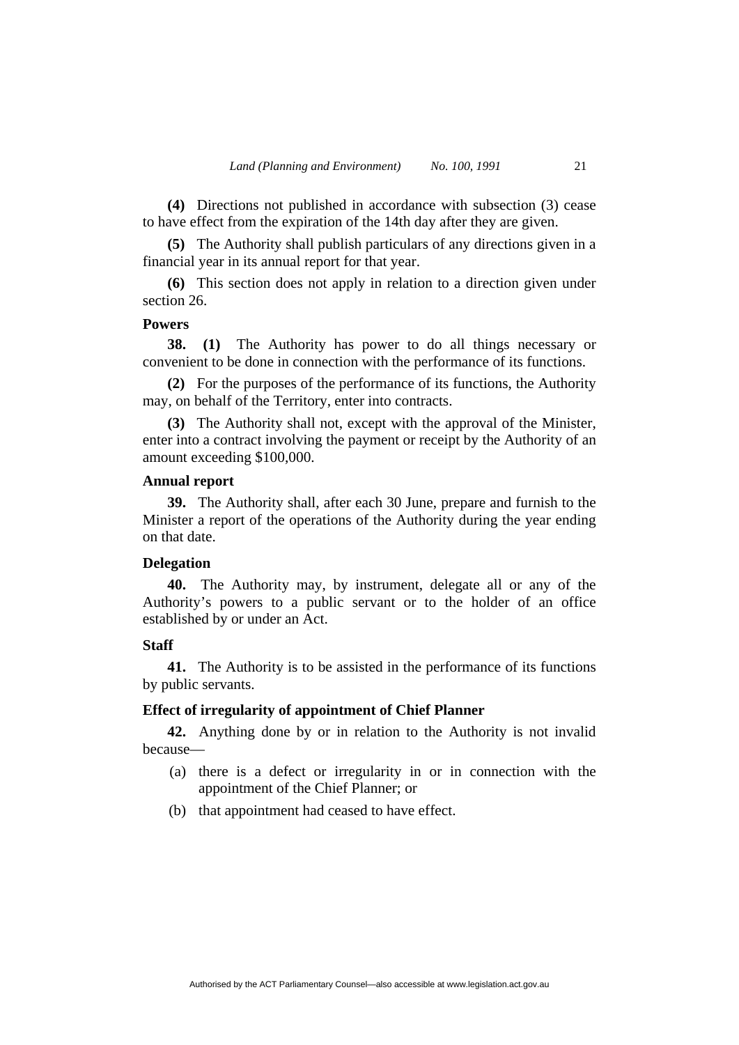**(4)** Directions not published in accordance with subsection (3) cease to have effect from the expiration of the 14th day after they are given.

**(5)** The Authority shall publish particulars of any directions given in a financial year in its annual report for that year.

**(6)** This section does not apply in relation to a direction given under section 26.

**Powers**

**38. (1)** The Authority has power to do all things necessary or convenient to be done in connection with the performance of its functions.

**(2)** For the purposes of the performance of its functions, the Authority may, on behalf of the Territory, enter into contracts.

**(3)** The Authority shall not, except with the approval of the Minister, enter into a contract involving the payment or receipt by the Authority of an amount exceeding $100,000.

**Annual report**

**39.** The Authority shall, after each 30 June, prepare and furnish to the Minister a report of the operations of the Authority during the year ending on that date.

**Delegation**

**40.** The Authority may, by instrument, delegate all or any of the Authority's powers to a public servant or to the holder of an office established by or under an Act.

**Staff**

**41.** The Authority is to be assisted in the performance of its functions by public servants.

**Effect of irregularity of appointment of Chief Planner**

**42.** Anything done by or in relation to the Authority is not invalid because—

(a) there is a defect or irregularity in or in connection with the appointment of the Chief Planner; or

(b) that appointment had ceased to have effect.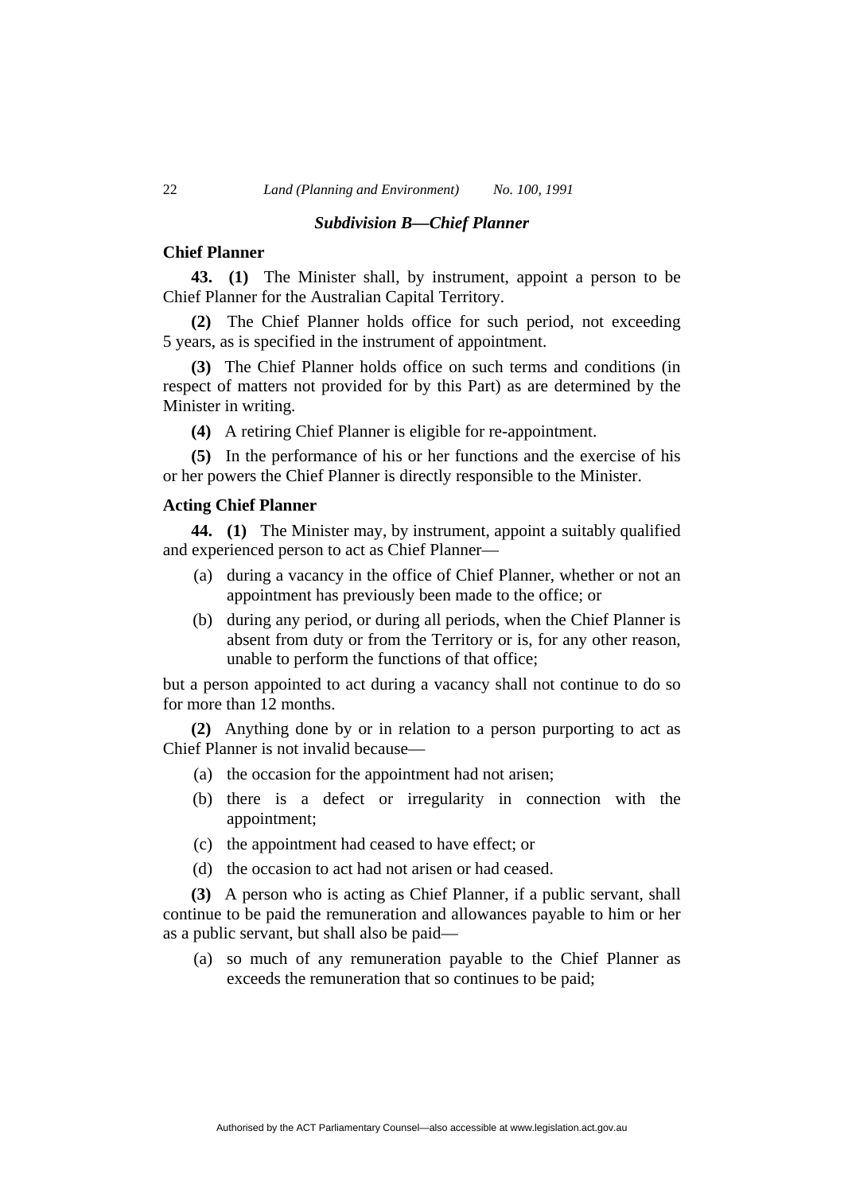### *Subdivision B—Chief Planner*

**Chief Planner**

**43. (1)** The Minister shall, by instrument, appoint a person to be Chief Planner for the Australian Capital Territory.

**(2)** The Chief Planner holds office for such period, not exceeding 5 years, as is specified in the instrument of appointment.

**(3)** The Chief Planner holds office on such terms and conditions (in respect of matters not provided for by this Part) as are determined by the Minister in writing.

**(4)** A retiring Chief Planner is eligible for re-appointment.

**(5)** In the performance of his or her functions and the exercise of his or her powers the Chief Planner is directly responsible to the Minister.

**Acting Chief Planner**

**44. (1)** The Minister may, by instrument, appoint a suitably qualified and experienced person to act as Chief Planner—

(a) during a vacancy in the office of Chief Planner, whether or not an appointment has previously been made to the office; or

(b) during any period, or during all periods, when the Chief Planner is absent from duty or from the Territory or is, for any other reason, unable to perform the functions of that office;

but a person appointed to act during a vacancy shall not continue to do so for more than 12 months.

**(2)** Anything done by or in relation to a person purporting to act as Chief Planner is not invalid because—

(a) the occasion for the appointment had not arisen;

(b) there is a defect or irregularity in connection with the appointment;

(c) the appointment had ceased to have effect; or

(d) the occasion to act had not arisen or had ceased.

**(3)** A person who is acting as Chief Planner, if a public servant, shall continue to be paid the remuneration and allowances payable to him or her as a public servant, but shall also be paid—

(a) so much of any remuneration payable to the Chief Planner as exceeds the remuneration that so continues to be paid;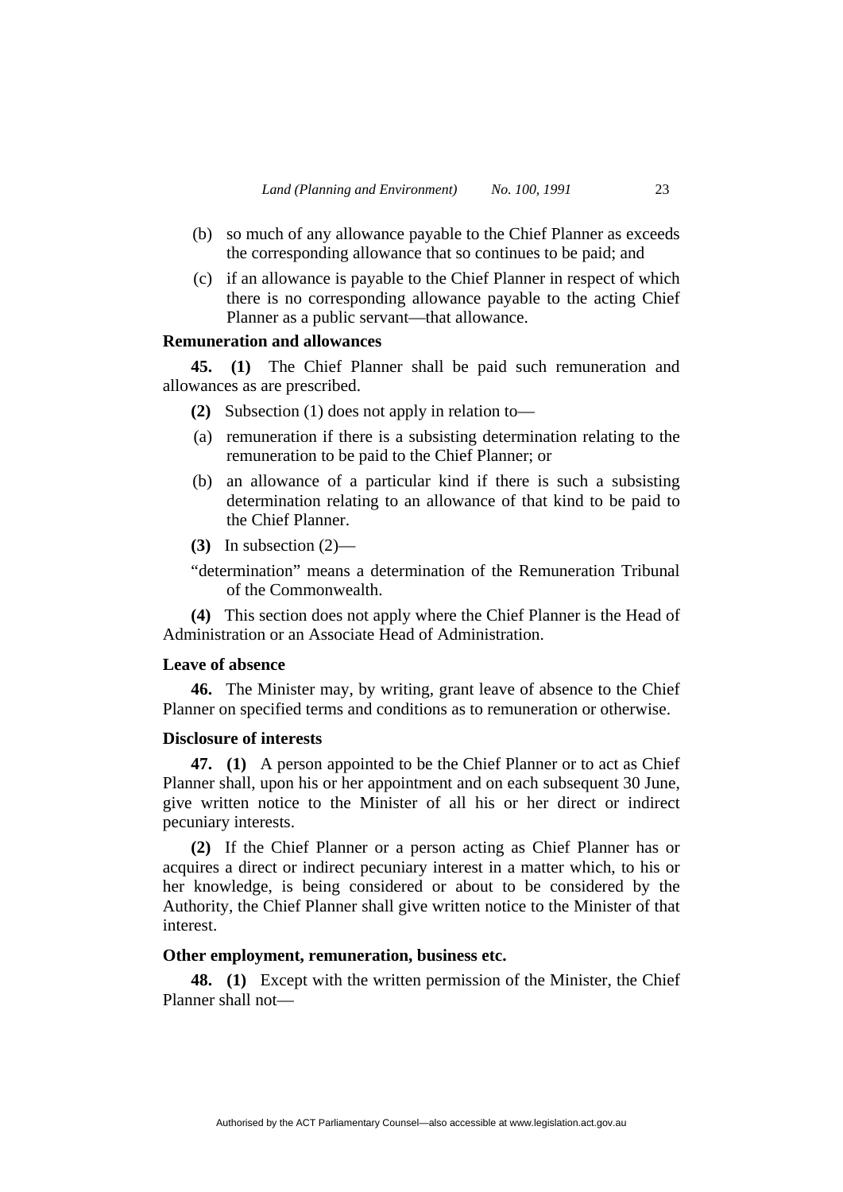(b) so much of any allowance payable to the Chief Planner as exceeds the corresponding allowance that so continues to be paid; and

(c) if an allowance is payable to the Chief Planner in respect of which there is no corresponding allowance payable to the acting Chief Planner as a public servant—that allowance.

**Remuneration and allowances**

**45. (1)** The Chief Planner shall be paid such remuneration and allowances as are prescribed.

**(2)** Subsection (1) does not apply in relation to—

(a) remuneration if there is a subsisting determination relating to the remuneration to be paid to the Chief Planner; or

(b) an allowance of a particular kind if there is such a subsisting determination relating to an allowance of that kind to be paid to the Chief Planner.

**(3)** In subsection (2)—

"determination" means a determination of the Remuneration Tribunal of the Commonwealth.

**(4)** This section does not apply where the Chief Planner is the Head of Administration or an Associate Head of Administration.

**Leave of absence**

**46.** The Minister may, by writing, grant leave of absence to the Chief Planner on specified terms and conditions as to remuneration or otherwise.

**Disclosure of interests**

**47. (1)** A person appointed to be the Chief Planner or to act as Chief Planner shall, upon his or her appointment and on each subsequent 30 June, give written notice to the Minister of all his or her direct or indirect pecuniary interests.

**(2)** If the Chief Planner or a person acting as Chief Planner has or acquires a direct or indirect pecuniary interest in a matter which, to his or her knowledge, is being considered or about to be considered by the Authority, the Chief Planner shall give written notice to the Minister of that interest.

**Other employment, remuneration, business etc.**

**48. (1)** Except with the written permission of the Minister, the Chief Planner shall not—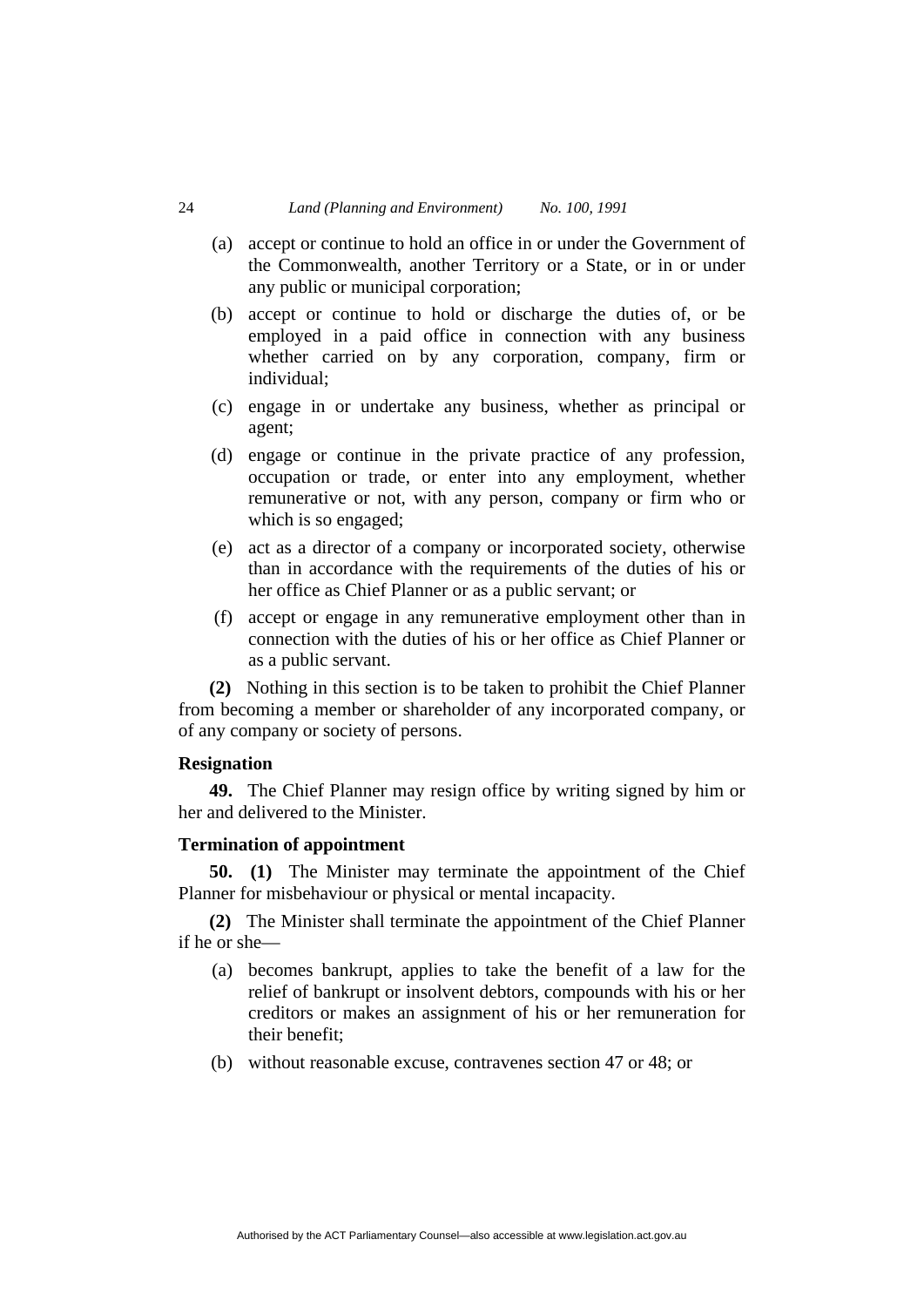- (a) accept or continue to hold an office in or under the Government of the Commonwealth, another Territory or a State, or in or under any public or municipal corporation;
- (b) accept or continue to hold or discharge the duties of, or be employed in a paid office in connection with any business whether carried on by any corporation, company, firm or individual;
- (c) engage in or undertake any business, whether as principal or agent;
- (d) engage or continue in the private practice of any profession, occupation or trade, or enter into any employment, whether remunerative or not, with any person, company or firm who or which is so engaged;
- (e) act as a director of a company or incorporated society, otherwise than in accordance with the requirements of the duties of his or her office as Chief Planner or as a public servant; or
- (f) accept or engage in any remunerative employment other than in connection with the duties of his or her office as Chief Planner or as a public servant.

**(2)** Nothing in this section is to be taken to prohibit the Chief Planner from becoming a member or shareholder of any incorporated company, or of any company or society of persons.

**Resignation**

**49.** The Chief Planner may resign office by writing signed by him or her and delivered to the Minister.

**Termination of appointment**

**50. (1)** The Minister may terminate the appointment of the Chief Planner for misbehaviour or physical or mental incapacity.

**(2)** The Minister shall terminate the appointment of the Chief Planner if he or she—

- (a) becomes bankrupt, applies to take the benefit of a law for the relief of bankrupt or insolvent debtors, compounds with his or her creditors or makes an assignment of his or her remuneration for their benefit;
- (b) without reasonable excuse, contravenes section 47 or 48; or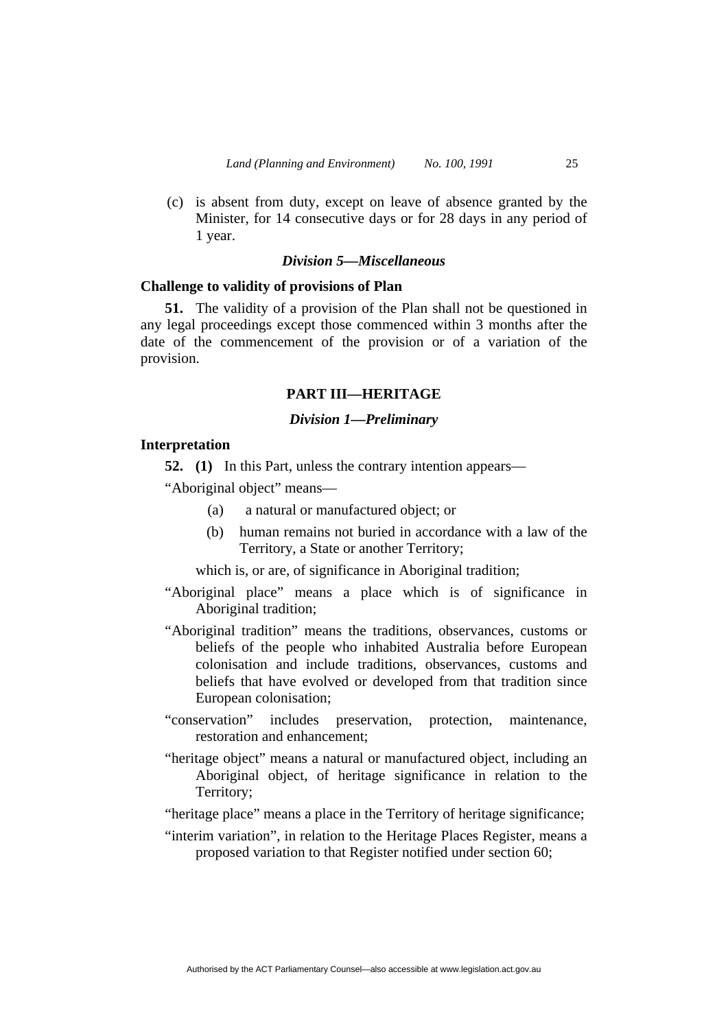(c) is absent from duty, except on leave of absence granted by the Minister, for 14 consecutive days or for 28 days in any period of 1 year.

### *Division 5—Miscellaneous*

**Challenge to validity of provisions of Plan**

**51.** The validity of a provision of the Plan shall not be questioned in any legal proceedings except those commenced within 3 months after the date of the commencement of the provision or of a variation of the provision.

## PART III—HERITAGE

### *Division 1—Preliminary*

**Interpretation**

**52. (1)** In this Part, unless the contrary intention appears—

"Aboriginal object" means—

(a) a natural or manufactured object; or

(b) human remains not buried in accordance with a law of the Territory, a State or another Territory;

which is, or are, of significance in Aboriginal tradition;

"Aboriginal place" means a place which is of significance in Aboriginal tradition;

"Aboriginal tradition" means the traditions, observances, customs or beliefs of the people who inhabited Australia before European colonisation and include traditions, observances, customs and beliefs that have evolved or developed from that tradition since European colonisation;

"conservation" includes preservation, protection, maintenance, restoration and enhancement;

"heritage object" means a natural or manufactured object, including an Aboriginal object, of heritage significance in relation to the Territory;

"heritage place" means a place in the Territory of heritage significance;

"interim variation", in relation to the Heritage Places Register, means a proposed variation to that Register notified under section 60;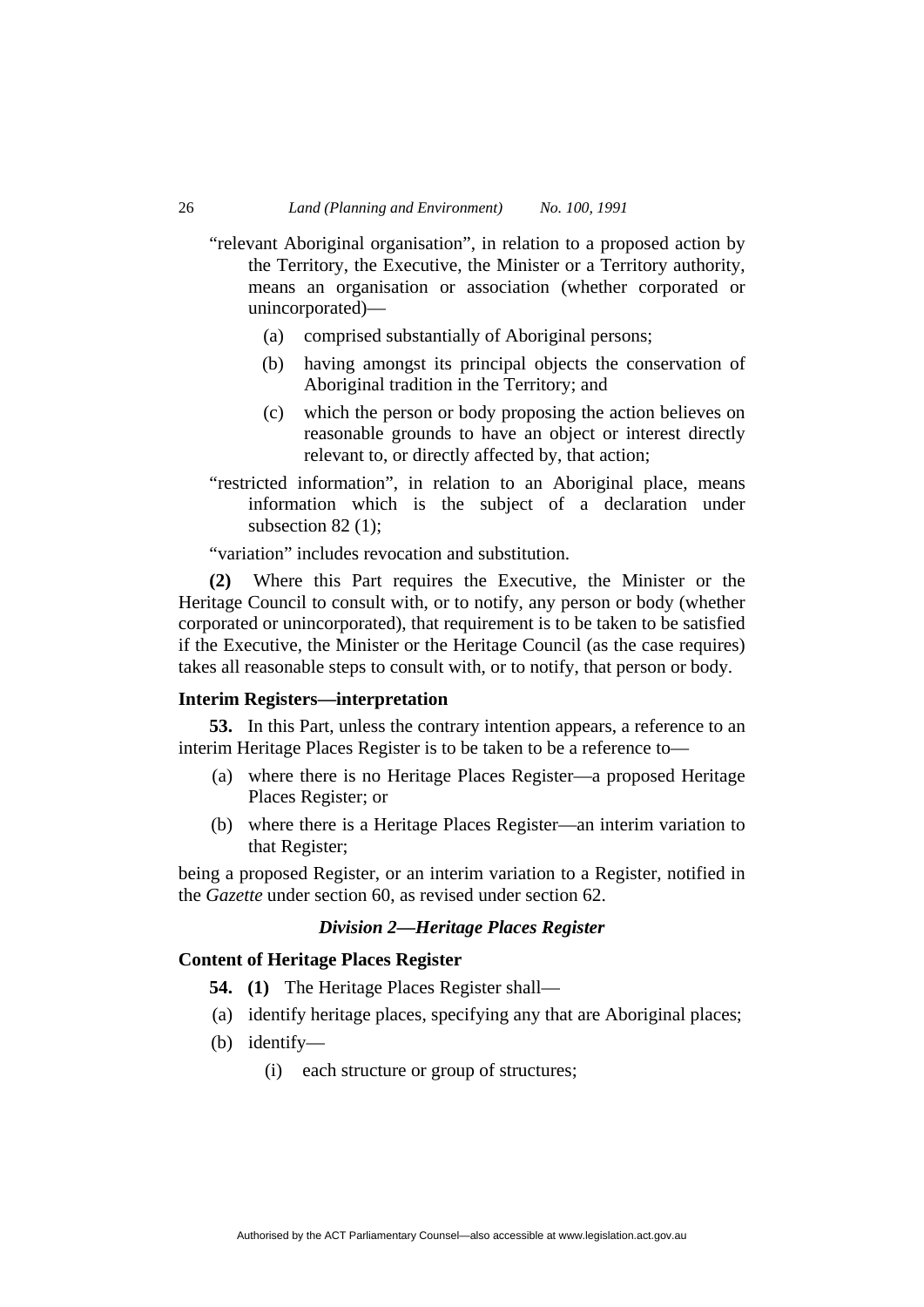"relevant Aboriginal organisation", in relation to a proposed action by the Territory, the Executive, the Minister or a Territory authority, means an organisation or association (whether corporated or unincorporated)—

(a) comprised substantially of Aboriginal persons;

(b) having amongst its principal objects the conservation of Aboriginal tradition in the Territory; and

(c) which the person or body proposing the action believes on reasonable grounds to have an object or interest directly relevant to, or directly affected by, that action;

"restricted information", in relation to an Aboriginal place, means information which is the subject of a declaration under subsection 82 (1);

"variation" includes revocation and substitution.

**(2)** Where this Part requires the Executive, the Minister or the Heritage Council to consult with, or to notify, any person or body (whether corporated or unincorporated), that requirement is to be taken to be satisfied if the Executive, the Minister or the Heritage Council (as the case requires) takes all reasonable steps to consult with, or to notify, that person or body.

**Interim Registers—interpretation**

**53.** In this Part, unless the contrary intention appears, a reference to an interim Heritage Places Register is to be taken to be a reference to—

(a) where there is no Heritage Places Register—a proposed Heritage Places Register; or

(b) where there is a Heritage Places Register—an interim variation to that Register;

being a proposed Register, or an interim variation to a Register, notified in the *Gazette* under section 60, as revised under section 62.

### *Division 2—Heritage Places Register*

**Content of Heritage Places Register**

**54. (1)** The Heritage Places Register shall—

(a) identify heritage places, specifying any that are Aboriginal places;

(b) identify—

(i) each structure or group of structures;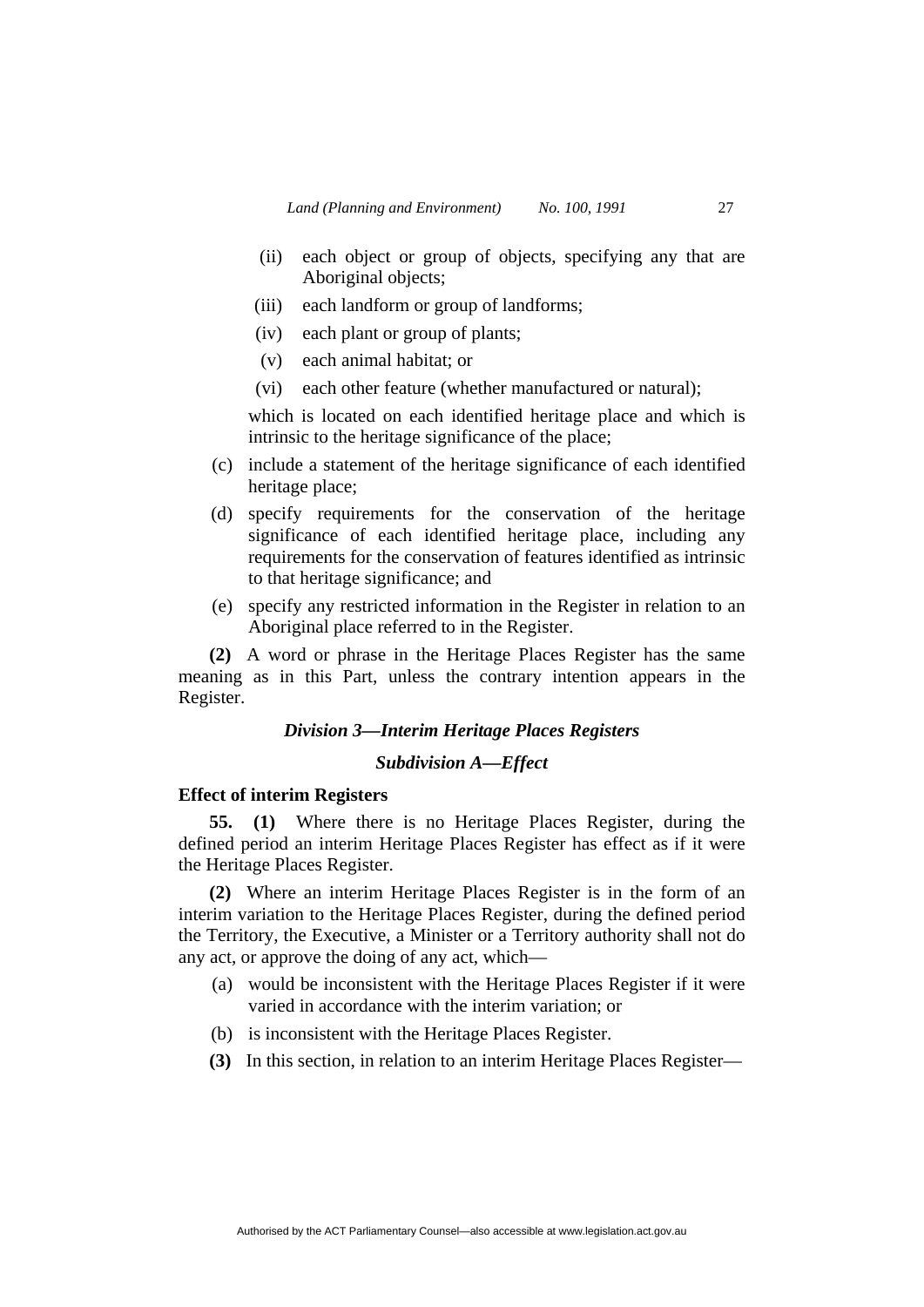(ii) each object or group of objects, specifying any that are Aboriginal objects;

(iii) each landform or group of landforms;

(iv) each plant or group of plants;

(v) each animal habitat; or

(vi) each other feature (whether manufactured or natural);

which is located on each identified heritage place and which is intrinsic to the heritage significance of the place;

(c) include a statement of the heritage significance of each identified heritage place;

(d) specify requirements for the conservation of the heritage significance of each identified heritage place, including any requirements for the conservation of features identified as intrinsic to that heritage significance; and

(e) specify any restricted information in the Register in relation to an Aboriginal place referred to in the Register.

**(2)** A word or phrase in the Heritage Places Register has the same meaning as in this Part, unless the contrary intention appears in the Register.

## *Division 3—Interim Heritage Places Registers*

### *Subdivision A—Effect*

**Effect of interim Registers**

**55. (1)** Where there is no Heritage Places Register, during the defined period an interim Heritage Places Register has effect as if it were the Heritage Places Register.

**(2)** Where an interim Heritage Places Register is in the form of an interim variation to the Heritage Places Register, during the defined period the Territory, the Executive, a Minister or a Territory authority shall not do any act, or approve the doing of any act, which—

(a) would be inconsistent with the Heritage Places Register if it were varied in accordance with the interim variation; or

(b) is inconsistent with the Heritage Places Register.

**(3)** In this section, in relation to an interim Heritage Places Register—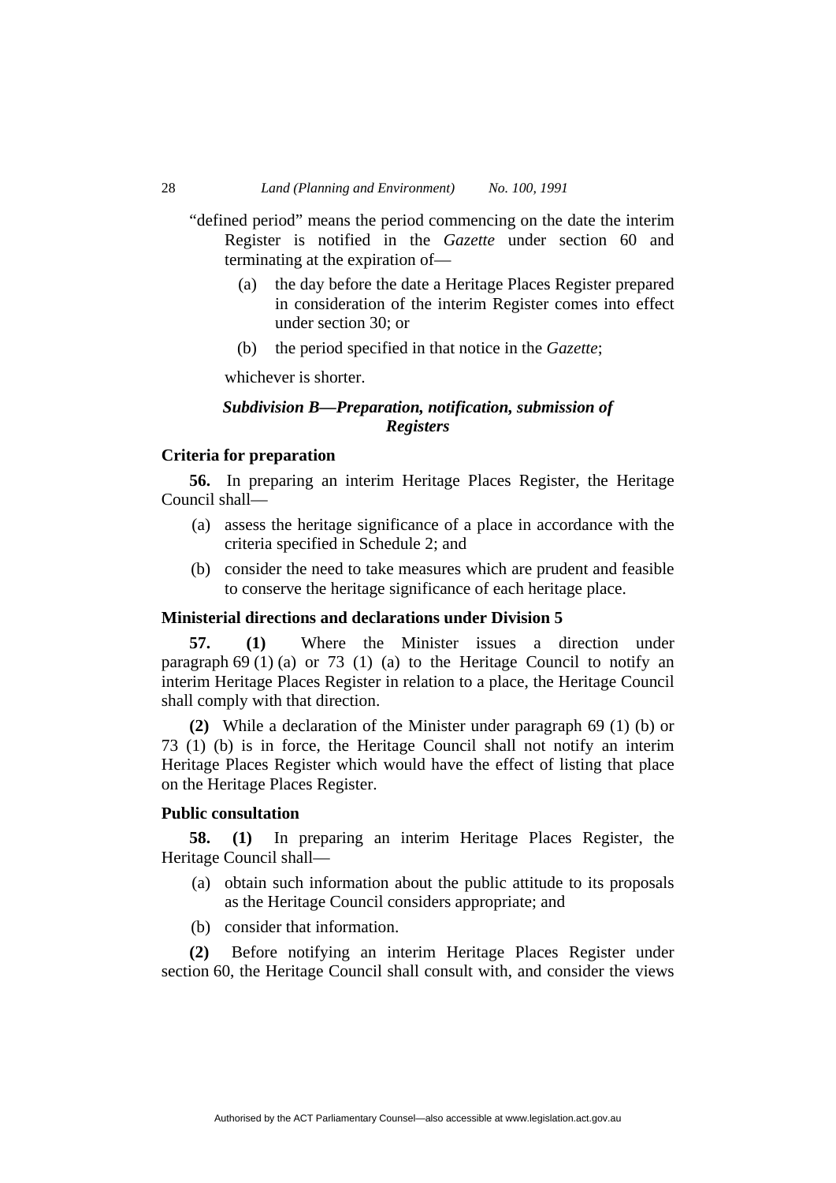"defined period" means the period commencing on the date the interim Register is notified in the *Gazette* under section 60 and terminating at the expiration of—

(a) the day before the date a Heritage Places Register prepared in consideration of the interim Register comes into effect under section 30; or

(b) the period specified in that notice in the *Gazette*;

whichever is shorter.

### *Subdivision B—Preparation, notification, submission of Registers*

**Criteria for preparation**

**56.** In preparing an interim Heritage Places Register, the Heritage Council shall—

(a) assess the heritage significance of a place in accordance with the criteria specified in Schedule 2; and

(b) consider the need to take measures which are prudent and feasible to conserve the heritage significance of each heritage place.

**Ministerial directions and declarations under Division 5**

**57. (1)** Where the Minister issues a direction under paragraph 69 (1) (a) or 73 (1) (a) to the Heritage Council to notify an interim Heritage Places Register in relation to a place, the Heritage Council shall comply with that direction.

**(2)** While a declaration of the Minister under paragraph 69 (1) (b) or 73 (1) (b) is in force, the Heritage Council shall not notify an interim Heritage Places Register which would have the effect of listing that place on the Heritage Places Register.

**Public consultation**

**58. (1)** In preparing an interim Heritage Places Register, the Heritage Council shall—

(a) obtain such information about the public attitude to its proposals as the Heritage Council considers appropriate; and

(b) consider that information.

**(2)** Before notifying an interim Heritage Places Register under section 60, the Heritage Council shall consult with, and consider the views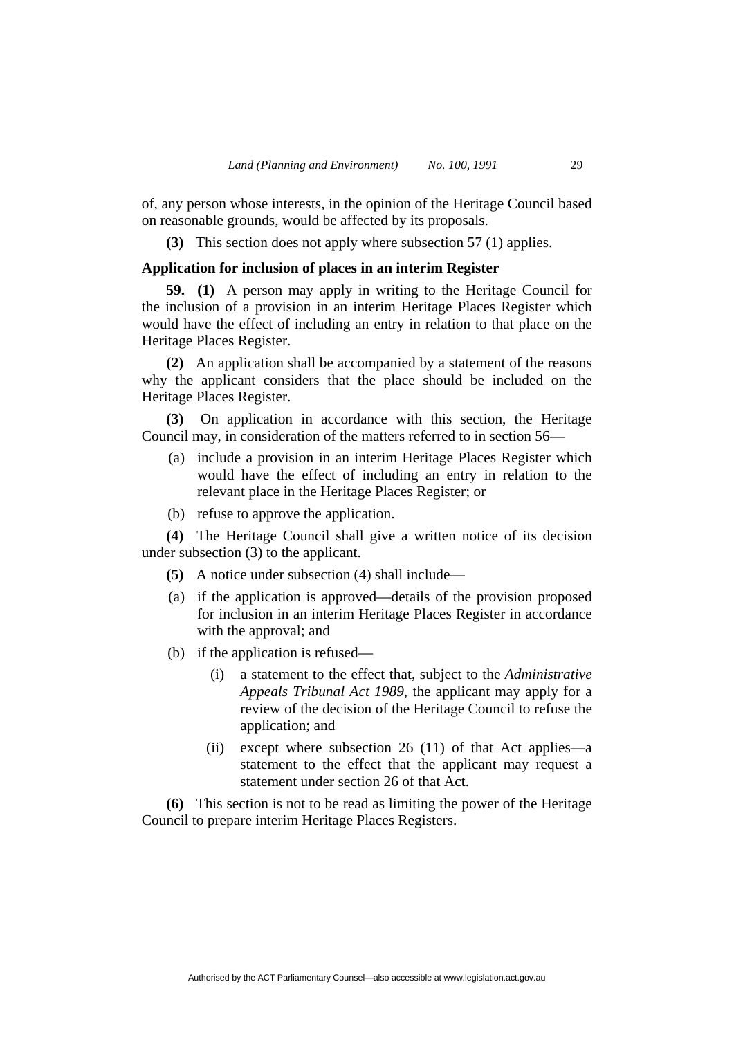of, any person whose interests, in the opinion of the Heritage Council based on reasonable grounds, would be affected by its proposals.

**(3)** This section does not apply where subsection 57 (1) applies.

### Application for inclusion of places in an interim Register

**59. (1)** A person may apply in writing to the Heritage Council for the inclusion of a provision in an interim Heritage Places Register which would have the effect of including an entry in relation to that place on the Heritage Places Register.

**(2)** An application shall be accompanied by a statement of the reasons why the applicant considers that the place should be included on the Heritage Places Register.

**(3)** On application in accordance with this section, the Heritage Council may, in consideration of the matters referred to in section 56—

(a) include a provision in an interim Heritage Places Register which would have the effect of including an entry in relation to the relevant place in the Heritage Places Register; or

(b) refuse to approve the application.

**(4)** The Heritage Council shall give a written notice of its decision under subsection (3) to the applicant.

**(5)** A notice under subsection (4) shall include—

(a) if the application is approved—details of the provision proposed for inclusion in an interim Heritage Places Register in accordance with the approval; and

(b) if the application is refused—

(i) a statement to the effect that, subject to the *Administrative Appeals Tribunal Act 1989*, the applicant may apply for a review of the decision of the Heritage Council to refuse the application; and

(ii) except where subsection 26 (11) of that Act applies—a statement to the effect that the applicant may request a statement under section 26 of that Act.

**(6)** This section is not to be read as limiting the power of the Heritage Council to prepare interim Heritage Places Registers.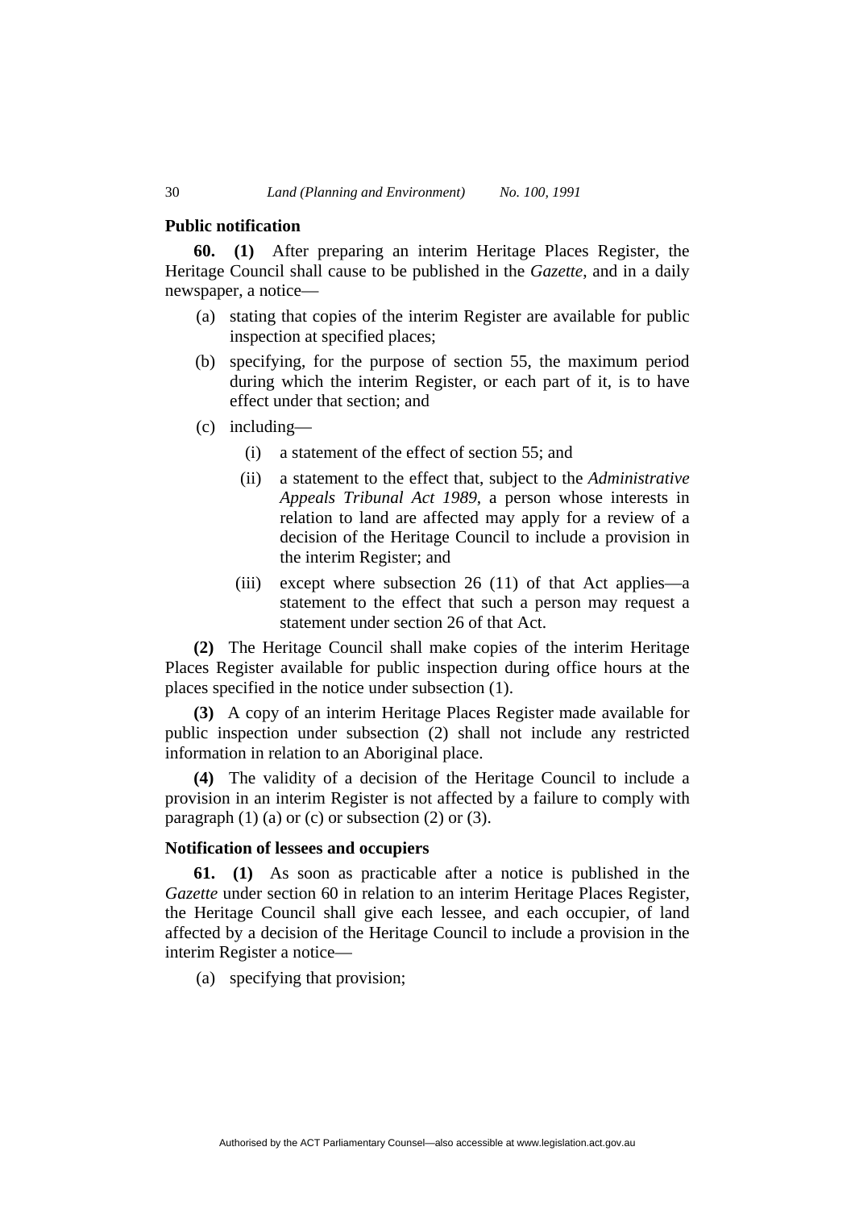### Public notification

**60. (1)** After preparing an interim Heritage Places Register, the Heritage Council shall cause to be published in the *Gazette*, and in a daily newspaper, a notice—

- (a) stating that copies of the interim Register are available for public inspection at specified places;
- (b) specifying, for the purpose of section 55, the maximum period during which the interim Register, or each part of it, is to have effect under that section; and
- (c) including—
  - (i) a statement of the effect of section 55; and
  - (ii) a statement to the effect that, subject to the *Administrative Appeals Tribunal Act 1989*, a person whose interests in relation to land are affected may apply for a review of a decision of the Heritage Council to include a provision in the interim Register; and
  - (iii) except where subsection 26 (11) of that Act applies—a statement to the effect that such a person may request a statement under section 26 of that Act.

**(2)** The Heritage Council shall make copies of the interim Heritage Places Register available for public inspection during office hours at the places specified in the notice under subsection (1).

**(3)** A copy of an interim Heritage Places Register made available for public inspection under subsection (2) shall not include any restricted information in relation to an Aboriginal place.

**(4)** The validity of a decision of the Heritage Council to include a provision in an interim Register is not affected by a failure to comply with paragraph (1) (a) or (c) or subsection (2) or (3).

### Notification of lessees and occupiers

**61. (1)** As soon as practicable after a notice is published in the *Gazette* under section 60 in relation to an interim Heritage Places Register, the Heritage Council shall give each lessee, and each occupier, of land affected by a decision of the Heritage Council to include a provision in the interim Register a notice—

- (a) specifying that provision;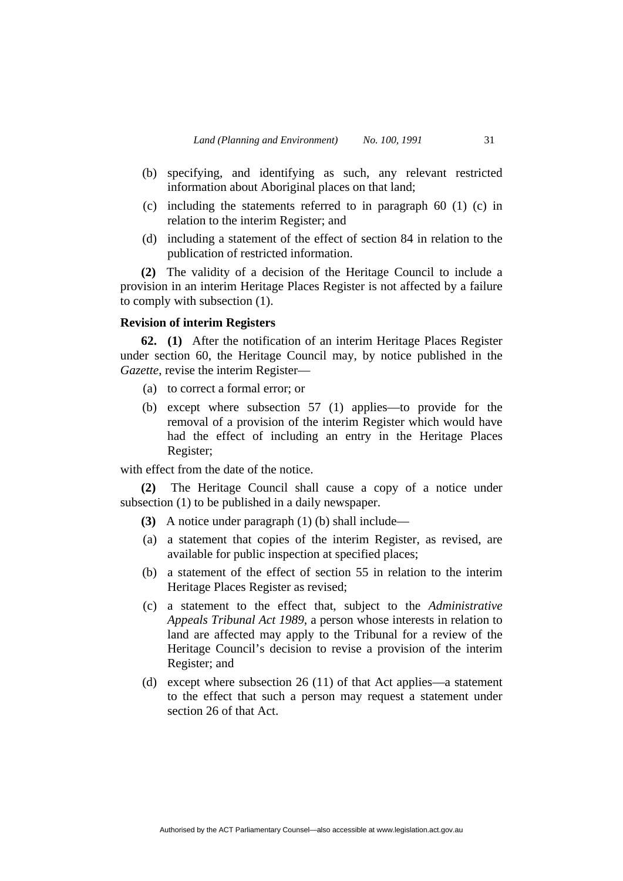(b) specifying, and identifying as such, any relevant restricted information about Aboriginal places on that land;

(c) including the statements referred to in paragraph 60 (1) (c) in relation to the interim Register; and

(d) including a statement of the effect of section 84 in relation to the publication of restricted information.

**(2)** The validity of a decision of the Heritage Council to include a provision in an interim Heritage Places Register is not affected by a failure to comply with subsection (1).

**Revision of interim Registers**

**62. (1)** After the notification of an interim Heritage Places Register under section 60, the Heritage Council may, by notice published in the *Gazette*, revise the interim Register—

(a) to correct a formal error; or

(b) except where subsection 57 (1) applies—to provide for the removal of a provision of the interim Register which would have had the effect of including an entry in the Heritage Places Register;

with effect from the date of the notice.

**(2)** The Heritage Council shall cause a copy of a notice under subsection (1) to be published in a daily newspaper.

**(3)** A notice under paragraph (1) (b) shall include—

(a) a statement that copies of the interim Register, as revised, are available for public inspection at specified places;

(b) a statement of the effect of section 55 in relation to the interim Heritage Places Register as revised;

(c) a statement to the effect that, subject to the *Administrative Appeals Tribunal Act 1989*, a person whose interests in relation to land are affected may apply to the Tribunal for a review of the Heritage Council's decision to revise a provision of the interim Register; and

(d) except where subsection 26 (11) of that Act applies—a statement to the effect that such a person may request a statement under section 26 of that Act.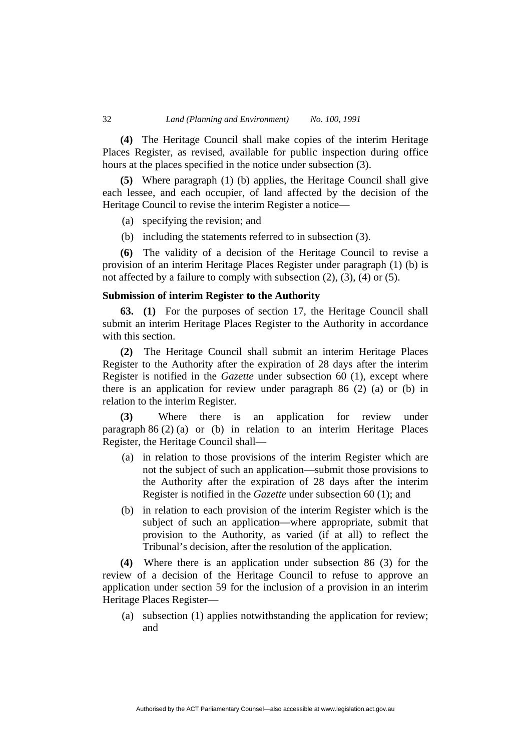**(4)** The Heritage Council shall make copies of the interim Heritage Places Register, as revised, available for public inspection during office hours at the places specified in the notice under subsection (3).

**(5)** Where paragraph (1) (b) applies, the Heritage Council shall give each lessee, and each occupier, of land affected by the decision of the Heritage Council to revise the interim Register a notice—

(a) specifying the revision; and

(b) including the statements referred to in subsection (3).

**(6)** The validity of a decision of the Heritage Council to revise a provision of an interim Heritage Places Register under paragraph (1) (b) is not affected by a failure to comply with subsection (2), (3), (4) or (5).

**Submission of interim Register to the Authority**

**63. (1)** For the purposes of section 17, the Heritage Council shall submit an interim Heritage Places Register to the Authority in accordance with this section.

**(2)** The Heritage Council shall submit an interim Heritage Places Register to the Authority after the expiration of 28 days after the interim Register is notified in the *Gazette* under subsection 60 (1), except where there is an application for review under paragraph 86 (2) (a) or (b) in relation to the interim Register.

**(3)** Where there is an application for review under paragraph 86 (2) (a) or (b) in relation to an interim Heritage Places Register, the Heritage Council shall—

(a) in relation to those provisions of the interim Register which are not the subject of such an application—submit those provisions to the Authority after the expiration of 28 days after the interim Register is notified in the *Gazette* under subsection 60 (1); and

(b) in relation to each provision of the interim Register which is the subject of such an application—where appropriate, submit that provision to the Authority, as varied (if at all) to reflect the Tribunal's decision, after the resolution of the application.

**(4)** Where there is an application under subsection 86 (3) for the review of a decision of the Heritage Council to refuse to approve an application under section 59 for the inclusion of a provision in an interim Heritage Places Register—

(a) subsection (1) applies notwithstanding the application for review; and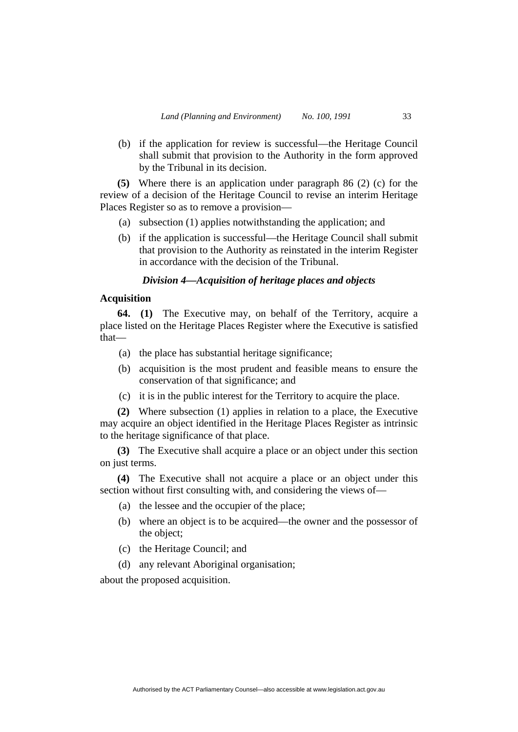(b) if the application for review is successful—the Heritage Council shall submit that provision to the Authority in the form approved by the Tribunal in its decision.

**(5)** Where there is an application under paragraph 86 (2) (c) for the review of a decision of the Heritage Council to revise an interim Heritage Places Register so as to remove a provision—

(a) subsection (1) applies notwithstanding the application; and

(b) if the application is successful—the Heritage Council shall submit that provision to the Authority as reinstated in the interim Register in accordance with the decision of the Tribunal.

### *Division 4—Acquisition of heritage places and objects*

**Acquisition**

**64. (1)** The Executive may, on behalf of the Territory, acquire a place listed on the Heritage Places Register where the Executive is satisfied that—

(a) the place has substantial heritage significance;

(b) acquisition is the most prudent and feasible means to ensure the conservation of that significance; and

(c) it is in the public interest for the Territory to acquire the place.

**(2)** Where subsection (1) applies in relation to a place, the Executive may acquire an object identified in the Heritage Places Register as intrinsic to the heritage significance of that place.

**(3)** The Executive shall acquire a place or an object under this section on just terms.

**(4)** The Executive shall not acquire a place or an object under this section without first consulting with, and considering the views of—

(a) the lessee and the occupier of the place;

(b) where an object is to be acquired—the owner and the possessor of the object;

(c) the Heritage Council; and

(d) any relevant Aboriginal organisation;

about the proposed acquisition.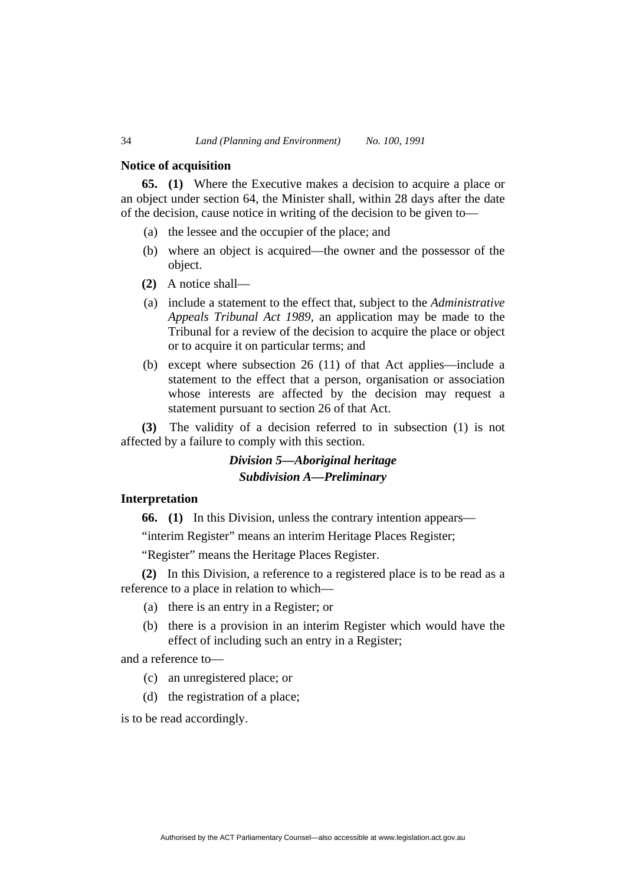**Notice of acquisition**

**65. (1)** Where the Executive makes a decision to acquire a place or an object under section 64, the Minister shall, within 28 days after the date of the decision, cause notice in writing of the decision to be given to—

(a) the lessee and the occupier of the place; and

(b) where an object is acquired—the owner and the possessor of the object.

**(2)** A notice shall—

(a) include a statement to the effect that, subject to the *Administrative Appeals Tribunal Act 1989*, an application may be made to the Tribunal for a review of the decision to acquire the place or object or to acquire it on particular terms; and

(b) except where subsection 26 (11) of that Act applies—include a statement to the effect that a person, organisation or association whose interests are affected by the decision may request a statement pursuant to section 26 of that Act.

**(3)** The validity of a decision referred to in subsection (1) is not affected by a failure to comply with this section.

## *Division 5—Aboriginal heritage*

### *Subdivision A—Preliminary*

**Interpretation**

**66. (1)** In this Division, unless the contrary intention appears—

"interim Register" means an interim Heritage Places Register;

"Register" means the Heritage Places Register.

**(2)** In this Division, a reference to a registered place is to be read as a reference to a place in relation to which—

(a) there is an entry in a Register; or

(b) there is a provision in an interim Register which would have the effect of including such an entry in a Register;

and a reference to—

(c) an unregistered place; or

(d) the registration of a place;

is to be read accordingly.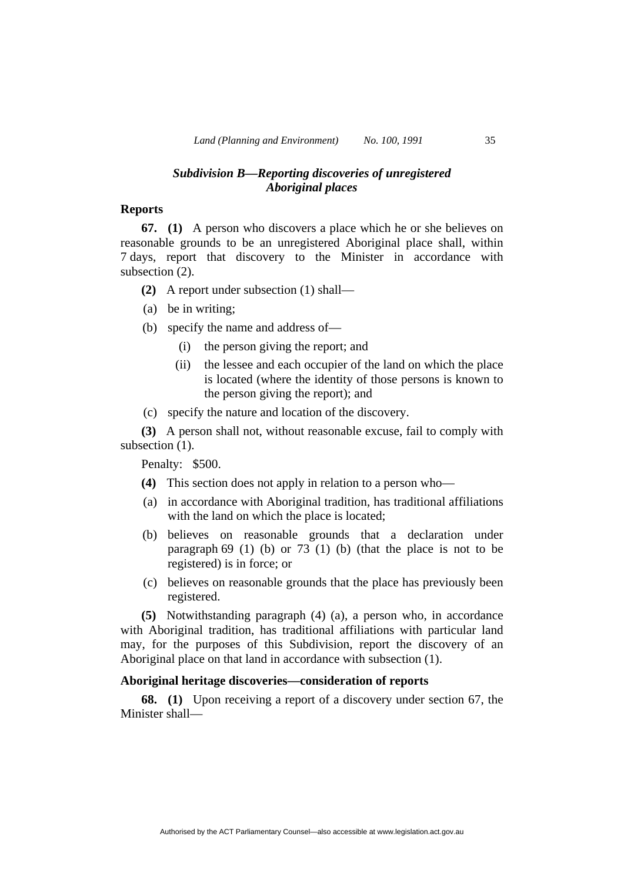### *Subdivision B—Reporting discoveries of unregistered Aboriginal places*

**Reports**

**67. (1)** A person who discovers a place which he or she believes on reasonable grounds to be an unregistered Aboriginal place shall, within 7 days, report that discovery to the Minister in accordance with subsection (2).

**(2)** A report under subsection (1) shall—

(a) be in writing;

(b) specify the name and address of—

(i) the person giving the report; and

(ii) the lessee and each occupier of the land on which the place is located (where the identity of those persons is known to the person giving the report); and

(c) specify the nature and location of the discovery.

**(3)** A person shall not, without reasonable excuse, fail to comply with subsection (1).

Penalty: $500.

**(4)** This section does not apply in relation to a person who—

(a) in accordance with Aboriginal tradition, has traditional affiliations with the land on which the place is located;

(b) believes on reasonable grounds that a declaration under paragraph 69 (1) (b) or 73 (1) (b) (that the place is not to be registered) is in force; or

(c) believes on reasonable grounds that the place has previously been registered.

**(5)** Notwithstanding paragraph (4) (a), a person who, in accordance with Aboriginal tradition, has traditional affiliations with particular land may, for the purposes of this Subdivision, report the discovery of an Aboriginal place on that land in accordance with subsection (1).

**Aboriginal heritage discoveries—consideration of reports**

**68. (1)** Upon receiving a report of a discovery under section 67, the Minister shall—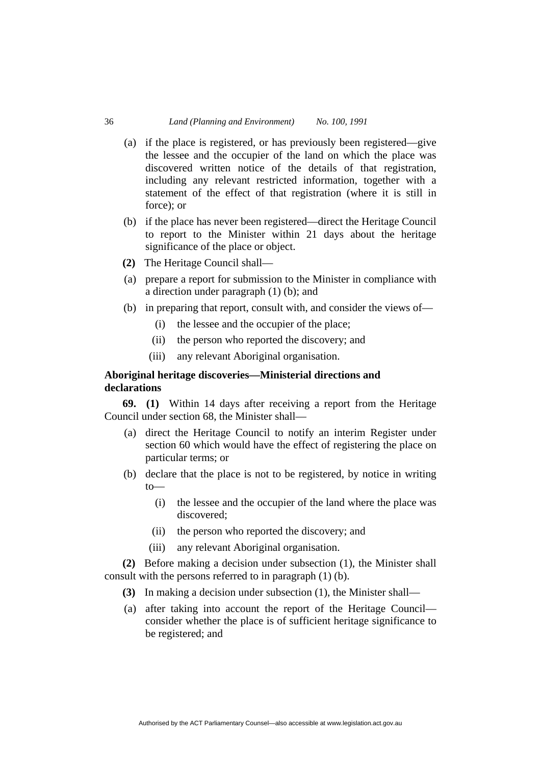(a) if the place is registered, or has previously been registered—give the lessee and the occupier of the land on which the place was discovered written notice of the details of that registration, including any relevant restricted information, together with a statement of the effect of that registration (where it is still in force); or

(b) if the place has never been registered—direct the Heritage Council to report to the Minister within 21 days about the heritage significance of the place or object.

**(2)** The Heritage Council shall—

(a) prepare a report for submission to the Minister in compliance with a direction under paragraph (1) (b); and

(b) in preparing that report, consult with, and consider the views of—

(i) the lessee and the occupier of the place;

(ii) the person who reported the discovery; and

(iii) any relevant Aboriginal organisation.

**Aboriginal heritage discoveries—Ministerial directions and declarations**

**69. (1)** Within 14 days after receiving a report from the Heritage Council under section 68, the Minister shall—

(a) direct the Heritage Council to notify an interim Register under section 60 which would have the effect of registering the place on particular terms; or

(b) declare that the place is not to be registered, by notice in writing to—

(i) the lessee and the occupier of the land where the place was discovered;

(ii) the person who reported the discovery; and

(iii) any relevant Aboriginal organisation.

**(2)** Before making a decision under subsection (1), the Minister shall consult with the persons referred to in paragraph (1) (b).

**(3)** In making a decision under subsection (1), the Minister shall—

(a) after taking into account the report of the Heritage Council—consider whether the place is of sufficient heritage significance to be registered; and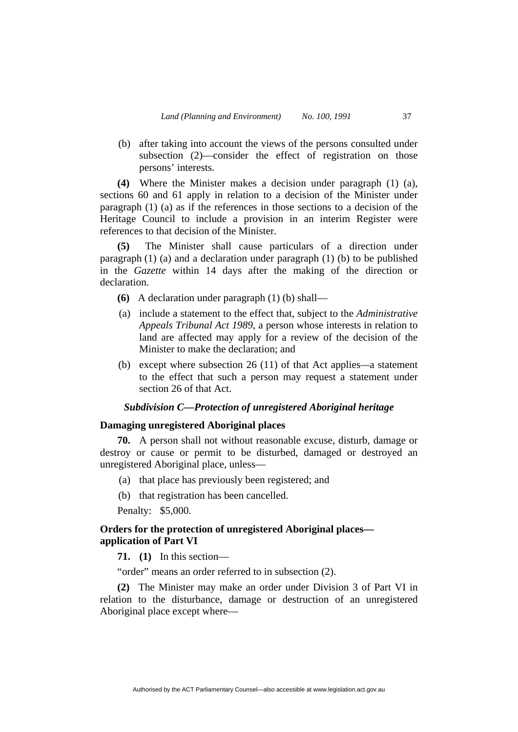(b) after taking into account the views of the persons consulted under subsection (2)—consider the effect of registration on those persons' interests.

**(4)** Where the Minister makes a decision under paragraph (1) (a), sections 60 and 61 apply in relation to a decision of the Minister under paragraph (1) (a) as if the references in those sections to a decision of the Heritage Council to include a provision in an interim Register were references to that decision of the Minister.

**(5)** The Minister shall cause particulars of a direction under paragraph (1) (a) and a declaration under paragraph (1) (b) to be published in the *Gazette* within 14 days after the making of the direction or declaration.

**(6)** A declaration under paragraph (1) (b) shall—

(a) include a statement to the effect that, subject to the *Administrative Appeals Tribunal Act 1989*, a person whose interests in relation to land are affected may apply for a review of the decision of the Minister to make the declaration; and

(b) except where subsection 26 (11) of that Act applies—a statement to the effect that such a person may request a statement under section 26 of that Act.

### *Subdivision C—Protection of unregistered Aboriginal heritage*

#### Damaging unregistered Aboriginal places

**70.** A person shall not without reasonable excuse, disturb, damage or destroy or cause or permit to be disturbed, damaged or destroyed an unregistered Aboriginal place, unless—

(a) that place has previously been registered; and

(b) that registration has been cancelled.

Penalty: $5,000.

#### Orders for the protection of unregistered Aboriginal places—application of Part VI

**71. (1)** In this section—

"order" means an order referred to in subsection (2).

**(2)** The Minister may make an order under Division 3 of Part VI in relation to the disturbance, damage or destruction of an unregistered Aboriginal place except where—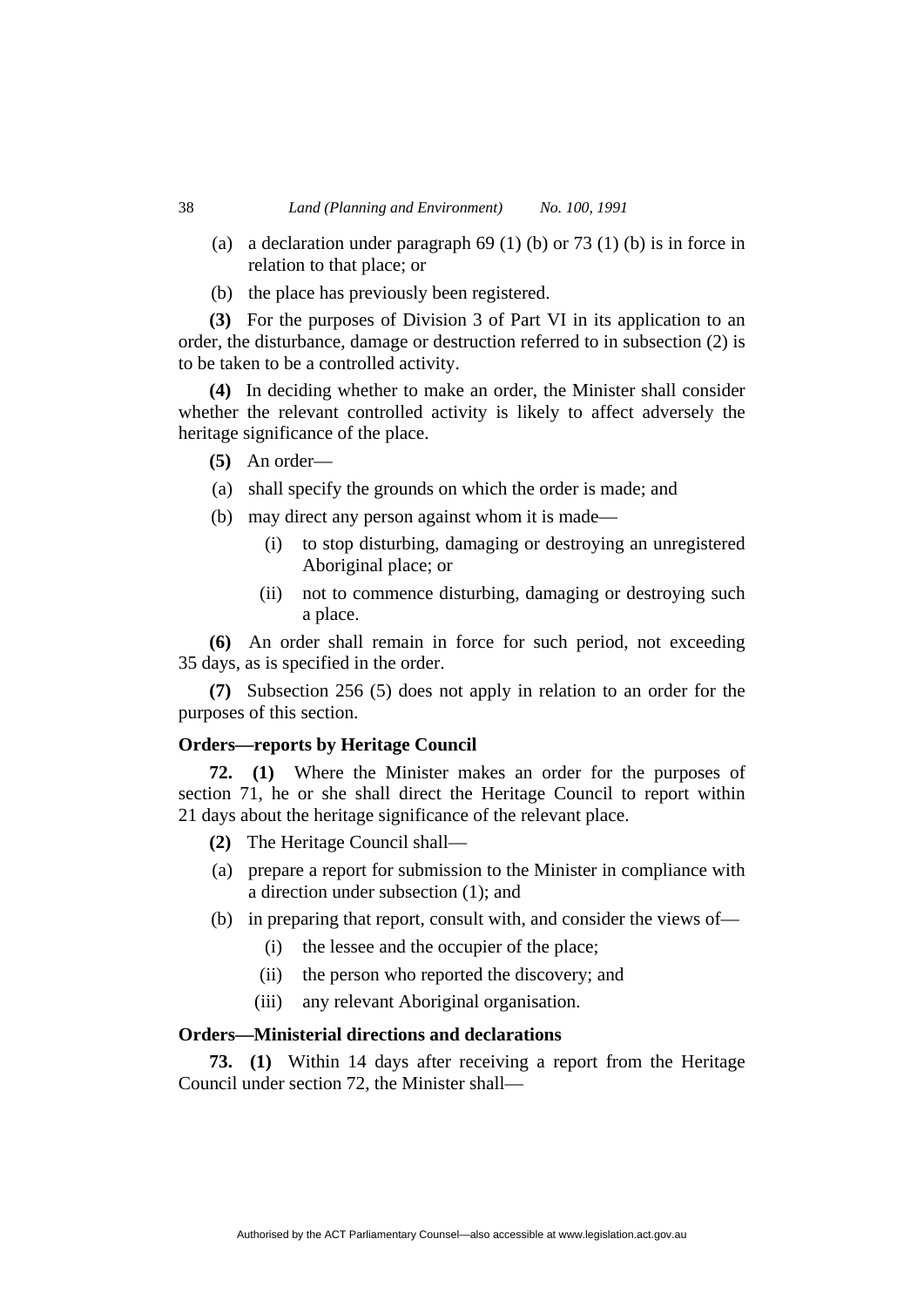(a) a declaration under paragraph 69 (1) (b) or 73 (1) (b) is in force in relation to that place; or

(b) the place has previously been registered.

**(3)** For the purposes of Division 3 of Part VI in its application to an order, the disturbance, damage or destruction referred to in subsection (2) is to be taken to be a controlled activity.

**(4)** In deciding whether to make an order, the Minister shall consider whether the relevant controlled activity is likely to affect adversely the heritage significance of the place.

**(5)** An order—

(a) shall specify the grounds on which the order is made; and

(b) may direct any person against whom it is made—

  (i) to stop disturbing, damaging or destroying an unregistered Aboriginal place; or

  (ii) not to commence disturbing, damaging or destroying such a place.

**(6)** An order shall remain in force for such period, not exceeding 35 days, as is specified in the order.

**(7)** Subsection 256 (5) does not apply in relation to an order for the purposes of this section.

**Orders—reports by Heritage Council**

**72. (1)** Where the Minister makes an order for the purposes of section 71, he or she shall direct the Heritage Council to report within 21 days about the heritage significance of the relevant place.

**(2)** The Heritage Council shall—

(a) prepare a report for submission to the Minister in compliance with a direction under subsection (1); and

(b) in preparing that report, consult with, and consider the views of—

  (i) the lessee and the occupier of the place;

  (ii) the person who reported the discovery; and

  (iii) any relevant Aboriginal organisation.

**Orders—Ministerial directions and declarations**

**73. (1)** Within 14 days after receiving a report from the Heritage Council under section 72, the Minister shall—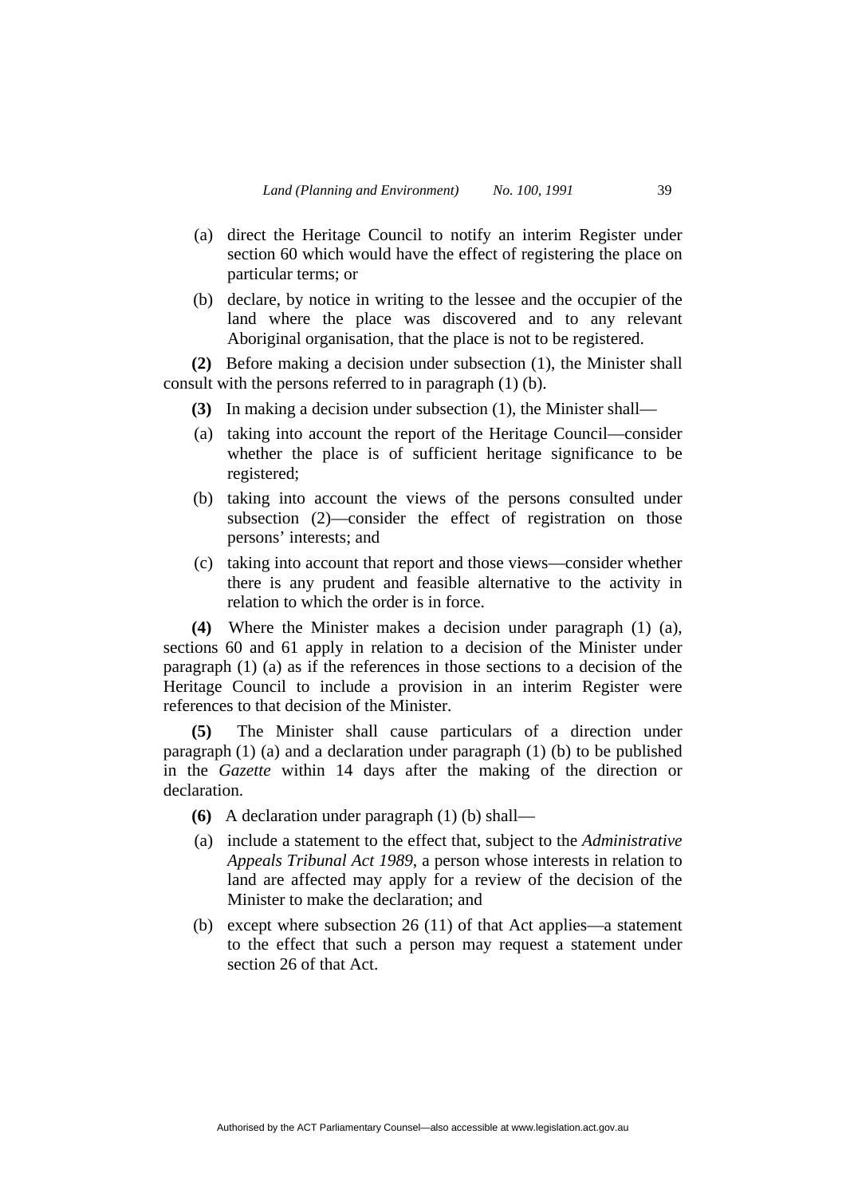(a) direct the Heritage Council to notify an interim Register under section 60 which would have the effect of registering the place on particular terms; or

(b) declare, by notice in writing to the lessee and the occupier of the land where the place was discovered and to any relevant Aboriginal organisation, that the place is not to be registered.

**(2)** Before making a decision under subsection (1), the Minister shall consult with the persons referred to in paragraph (1) (b).

**(3)** In making a decision under subsection (1), the Minister shall—

(a) taking into account the report of the Heritage Council—consider whether the place is of sufficient heritage significance to be registered;

(b) taking into account the views of the persons consulted under subsection (2)—consider the effect of registration on those persons' interests; and

(c) taking into account that report and those views—consider whether there is any prudent and feasible alternative to the activity in relation to which the order is in force.

**(4)** Where the Minister makes a decision under paragraph (1) (a), sections 60 and 61 apply in relation to a decision of the Minister under paragraph (1) (a) as if the references in those sections to a decision of the Heritage Council to include a provision in an interim Register were references to that decision of the Minister.

**(5)** The Minister shall cause particulars of a direction under paragraph (1) (a) and a declaration under paragraph (1) (b) to be published in the *Gazette* within 14 days after the making of the direction or declaration.

**(6)** A declaration under paragraph (1) (b) shall—

(a) include a statement to the effect that, subject to the *Administrative Appeals Tribunal Act 1989*, a person whose interests in relation to land are affected may apply for a review of the decision of the Minister to make the declaration; and

(b) except where subsection 26 (11) of that Act applies—a statement to the effect that such a person may request a statement under section 26 of that Act.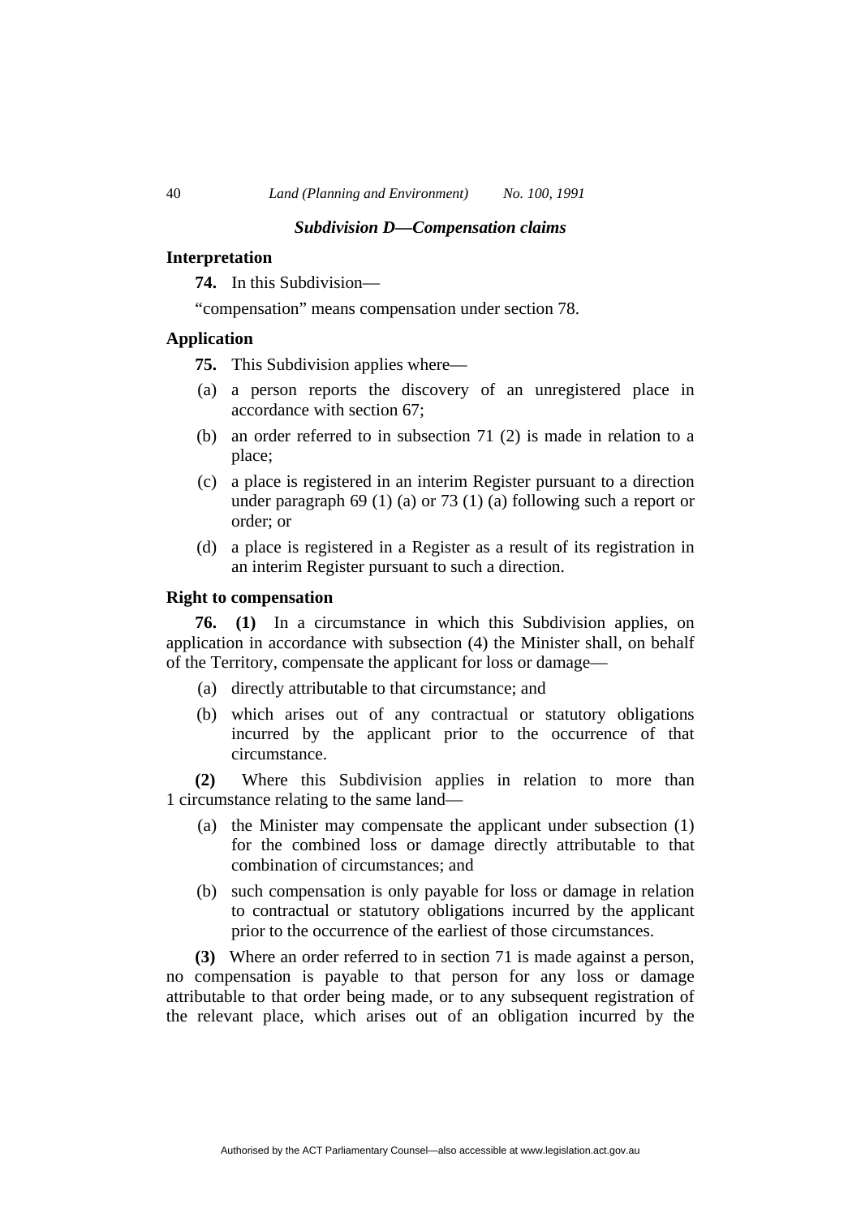### *Subdivision D—Compensation claims*

**Interpretation**

**74.** In this Subdivision—

"compensation" means compensation under section 78.

**Application**

**75.** This Subdivision applies where—

(a) a person reports the discovery of an unregistered place in accordance with section 67;

(b) an order referred to in subsection 71 (2) is made in relation to a place;

(c) a place is registered in an interim Register pursuant to a direction under paragraph 69 (1) (a) or 73 (1) (a) following such a report or order; or

(d) a place is registered in a Register as a result of its registration in an interim Register pursuant to such a direction.

**Right to compensation**

**76. (1)** In a circumstance in which this Subdivision applies, on application in accordance with subsection (4) the Minister shall, on behalf of the Territory, compensate the applicant for loss or damage—

(a) directly attributable to that circumstance; and

(b) which arises out of any contractual or statutory obligations incurred by the applicant prior to the occurrence of that circumstance.

**(2)** Where this Subdivision applies in relation to more than 1 circumstance relating to the same land—

(a) the Minister may compensate the applicant under subsection (1) for the combined loss or damage directly attributable to that combination of circumstances; and

(b) such compensation is only payable for loss or damage in relation to contractual or statutory obligations incurred by the applicant prior to the occurrence of the earliest of those circumstances.

**(3)** Where an order referred to in section 71 is made against a person, no compensation is payable to that person for any loss or damage attributable to that order being made, or to any subsequent registration of the relevant place, which arises out of an obligation incurred by the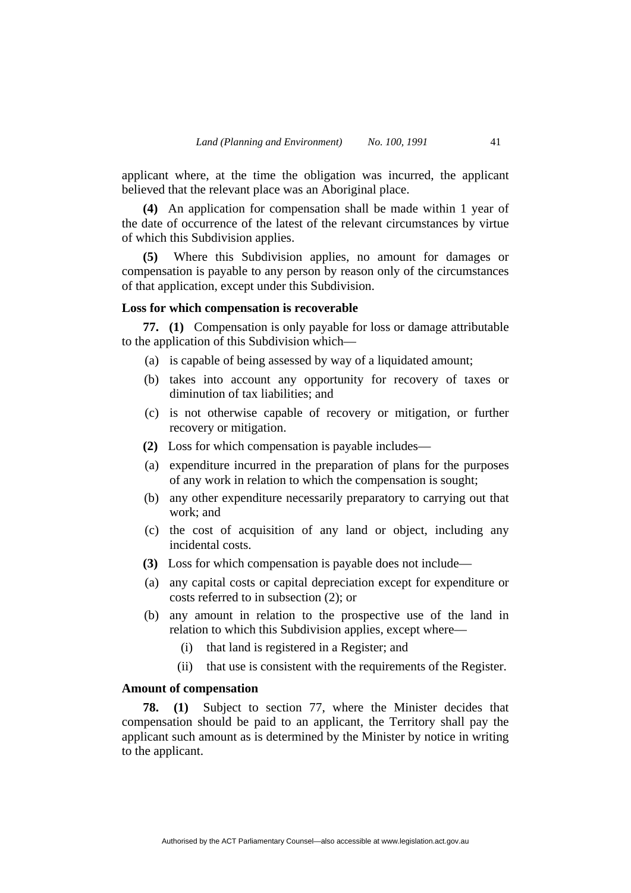applicant where, at the time the obligation was incurred, the applicant believed that the relevant place was an Aboriginal place.

**(4)** An application for compensation shall be made within 1 year of the date of occurrence of the latest of the relevant circumstances by virtue of which this Subdivision applies.

**(5)** Where this Subdivision applies, no amount for damages or compensation is payable to any person by reason only of the circumstances of that application, except under this Subdivision.

**Loss for which compensation is recoverable**

**77. (1)** Compensation is only payable for loss or damage attributable to the application of this Subdivision which—

(a) is capable of being assessed by way of a liquidated amount;

(b) takes into account any opportunity for recovery of taxes or diminution of tax liabilities; and

(c) is not otherwise capable of recovery or mitigation, or further recovery or mitigation.

**(2)** Loss for which compensation is payable includes—

(a) expenditure incurred in the preparation of plans for the purposes of any work in relation to which the compensation is sought;

(b) any other expenditure necessarily preparatory to carrying out that work; and

(c) the cost of acquisition of any land or object, including any incidental costs.

**(3)** Loss for which compensation is payable does not include—

(a) any capital costs or capital depreciation except for expenditure or costs referred to in subsection (2); or

(b) any amount in relation to the prospective use of the land in relation to which this Subdivision applies, except where—

(i) that land is registered in a Register; and

(ii) that use is consistent with the requirements of the Register.

**Amount of compensation**

**78. (1)** Subject to section 77, where the Minister decides that compensation should be paid to an applicant, the Territory shall pay the applicant such amount as is determined by the Minister by notice in writing to the applicant.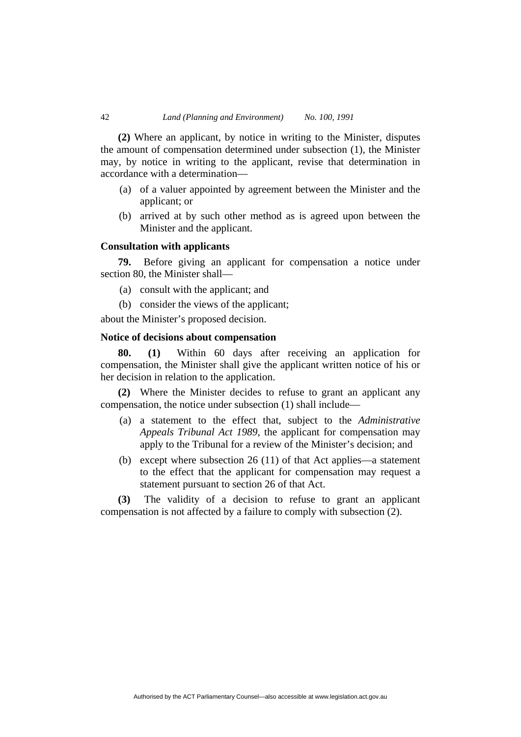**(2)** Where an applicant, by notice in writing to the Minister, disputes the amount of compensation determined under subsection (1), the Minister may, by notice in writing to the applicant, revise that determination in accordance with a determination—

(a) of a valuer appointed by agreement between the Minister and the applicant; or

(b) arrived at by such other method as is agreed upon between the Minister and the applicant.

### Consultation with applicants

**79.** Before giving an applicant for compensation a notice under section 80, the Minister shall—

(a) consult with the applicant; and

(b) consider the views of the applicant;

about the Minister's proposed decision.

### Notice of decisions about compensation

**80. (1)** Within 60 days after receiving an application for compensation, the Minister shall give the applicant written notice of his or her decision in relation to the application.

**(2)** Where the Minister decides to refuse to grant an applicant any compensation, the notice under subsection (1) shall include—

(a) a statement to the effect that, subject to the *Administrative Appeals Tribunal Act 1989*, the applicant for compensation may apply to the Tribunal for a review of the Minister's decision; and

(b) except where subsection 26 (11) of that Act applies—a statement to the effect that the applicant for compensation may request a statement pursuant to section 26 of that Act.

**(3)** The validity of a decision to refuse to grant an applicant compensation is not affected by a failure to comply with subsection (2).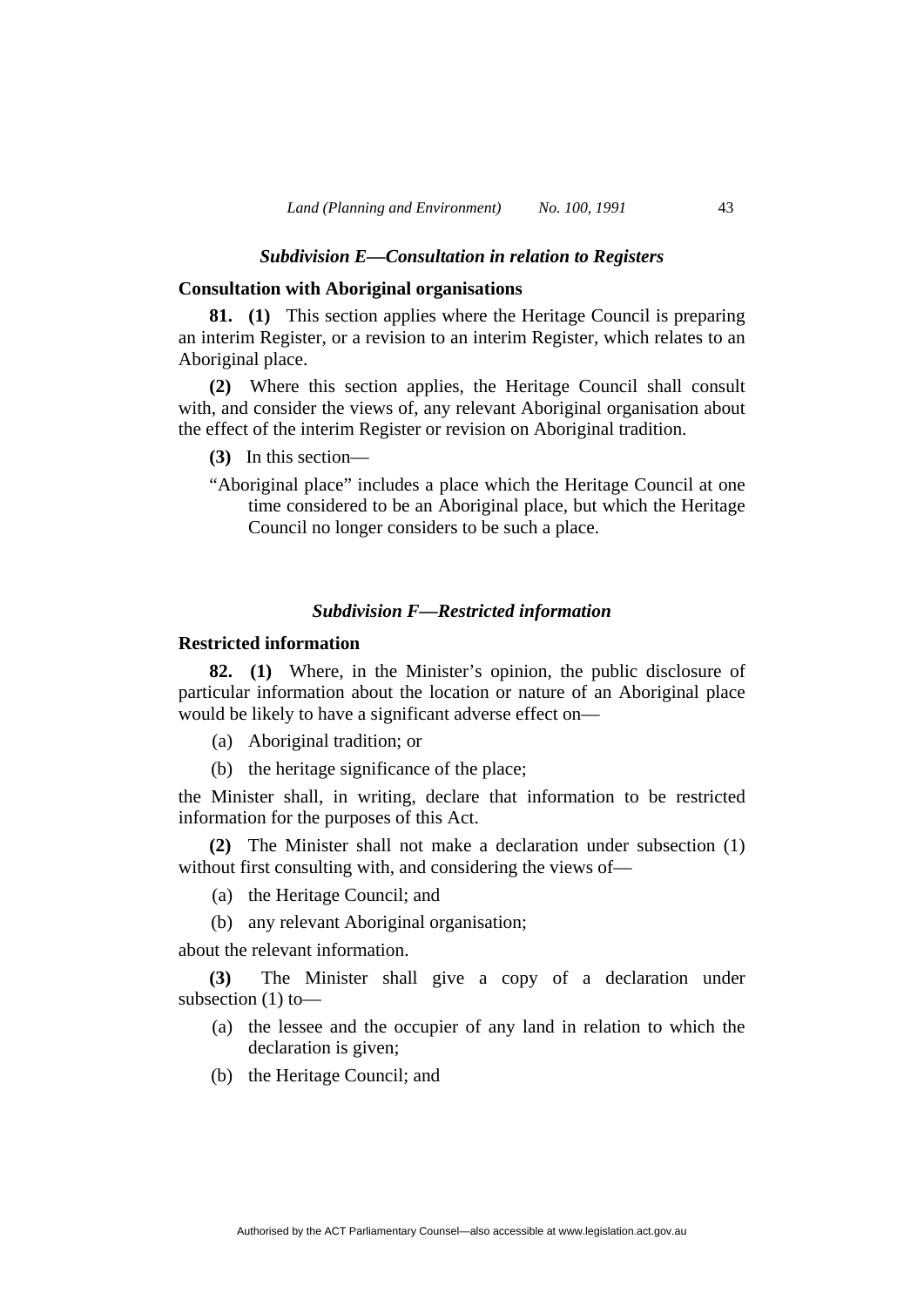### *Subdivision E—Consultation in relation to Registers*

**Consultation with Aboriginal organisations**

**81. (1)** This section applies where the Heritage Council is preparing an interim Register, or a revision to an interim Register, which relates to an Aboriginal place.

**(2)** Where this section applies, the Heritage Council shall consult with, and consider the views of, any relevant Aboriginal organisation about the effect of the interim Register or revision on Aboriginal tradition.

**(3)** In this section—

"Aboriginal place" includes a place which the Heritage Council at one time considered to be an Aboriginal place, but which the Heritage Council no longer considers to be such a place.

### *Subdivision F—Restricted information*

**Restricted information**

**82. (1)** Where, in the Minister's opinion, the public disclosure of particular information about the location or nature of an Aboriginal place would be likely to have a significant adverse effect on—

(a) Aboriginal tradition; or

(b) the heritage significance of the place;

the Minister shall, in writing, declare that information to be restricted information for the purposes of this Act.

**(2)** The Minister shall not make a declaration under subsection (1) without first consulting with, and considering the views of—

(a) the Heritage Council; and

(b) any relevant Aboriginal organisation;

about the relevant information.

**(3)** The Minister shall give a copy of a declaration under subsection (1) to—

(a) the lessee and the occupier of any land in relation to which the declaration is given;

(b) the Heritage Council; and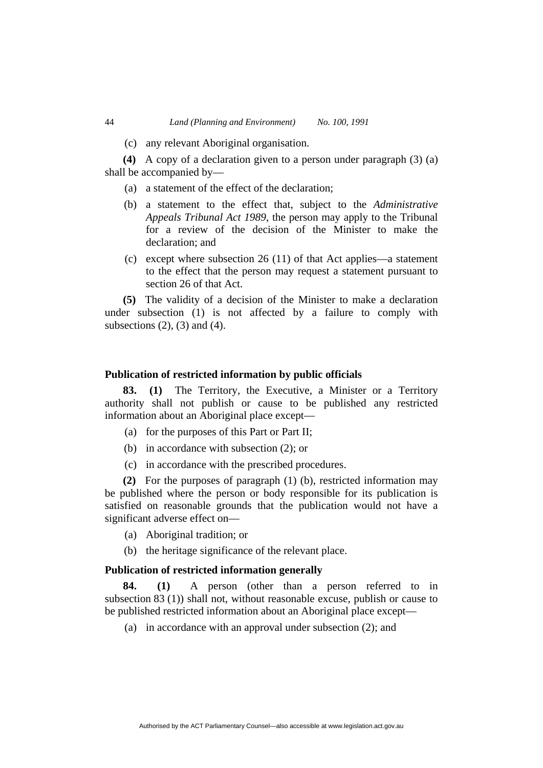(c) any relevant Aboriginal organisation.

**(4)** A copy of a declaration given to a person under paragraph (3) (a) shall be accompanied by—

(a) a statement of the effect of the declaration;

(b) a statement to the effect that, subject to the *Administrative Appeals Tribunal Act 1989*, the person may apply to the Tribunal for a review of the decision of the Minister to make the declaration; and

(c) except where subsection 26 (11) of that Act applies—a statement to the effect that the person may request a statement pursuant to section 26 of that Act.

**(5)** The validity of a decision of the Minister to make a declaration under subsection (1) is not affected by a failure to comply with subsections (2), (3) and (4).

### Publication of restricted information by public officials

**83. (1)** The Territory, the Executive, a Minister or a Territory authority shall not publish or cause to be published any restricted information about an Aboriginal place except—

(a) for the purposes of this Part or Part II;

(b) in accordance with subsection (2); or

(c) in accordance with the prescribed procedures.

**(2)** For the purposes of paragraph (1) (b), restricted information may be published where the person or body responsible for its publication is satisfied on reasonable grounds that the publication would not have a significant adverse effect on—

(a) Aboriginal tradition; or

(b) the heritage significance of the relevant place.

### Publication of restricted information generally

**84. (1)** A person (other than a person referred to in subsection 83 (1)) shall not, without reasonable excuse, publish or cause to be published restricted information about an Aboriginal place except—

(a) in accordance with an approval under subsection (2); and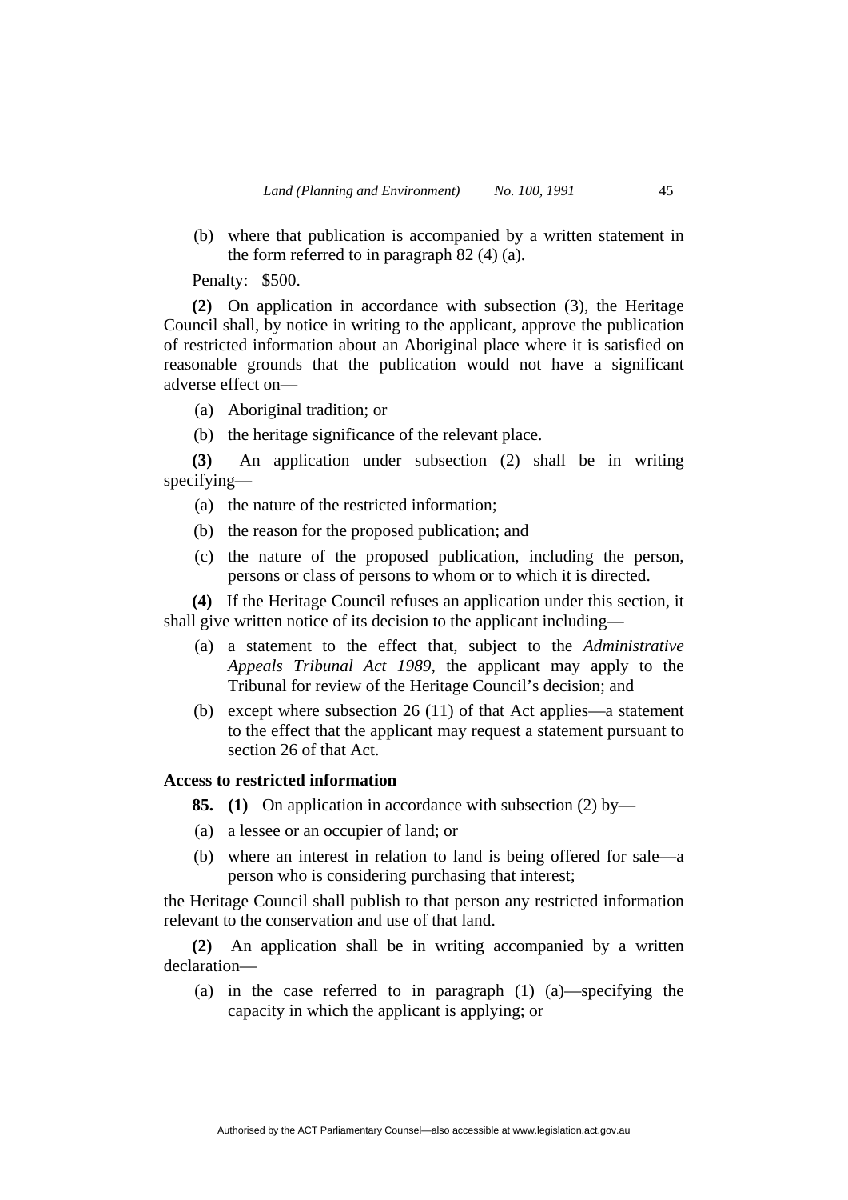(b) where that publication is accompanied by a written statement in the form referred to in paragraph 82 (4) (a).

Penalty: $500.

**(2)** On application in accordance with subsection (3), the Heritage Council shall, by notice in writing to the applicant, approve the publication of restricted information about an Aboriginal place where it is satisfied on reasonable grounds that the publication would not have a significant adverse effect on—

(a) Aboriginal tradition; or

(b) the heritage significance of the relevant place.

**(3)** An application under subsection (2) shall be in writing specifying—

(a) the nature of the restricted information;

(b) the reason for the proposed publication; and

(c) the nature of the proposed publication, including the person, persons or class of persons to whom or to which it is directed.

**(4)** If the Heritage Council refuses an application under this section, it shall give written notice of its decision to the applicant including—

(a) a statement to the effect that, subject to the *Administrative Appeals Tribunal Act 1989*, the applicant may apply to the Tribunal for review of the Heritage Council's decision; and

(b) except where subsection 26 (11) of that Act applies—a statement to the effect that the applicant may request a statement pursuant to section 26 of that Act.

**Access to restricted information**

**85. (1)** On application in accordance with subsection (2) by—

(a) a lessee or an occupier of land; or

(b) where an interest in relation to land is being offered for sale—a person who is considering purchasing that interest;

the Heritage Council shall publish to that person any restricted information relevant to the conservation and use of that land.

**(2)** An application shall be in writing accompanied by a written declaration—

(a) in the case referred to in paragraph (1) (a)—specifying the capacity in which the applicant is applying; or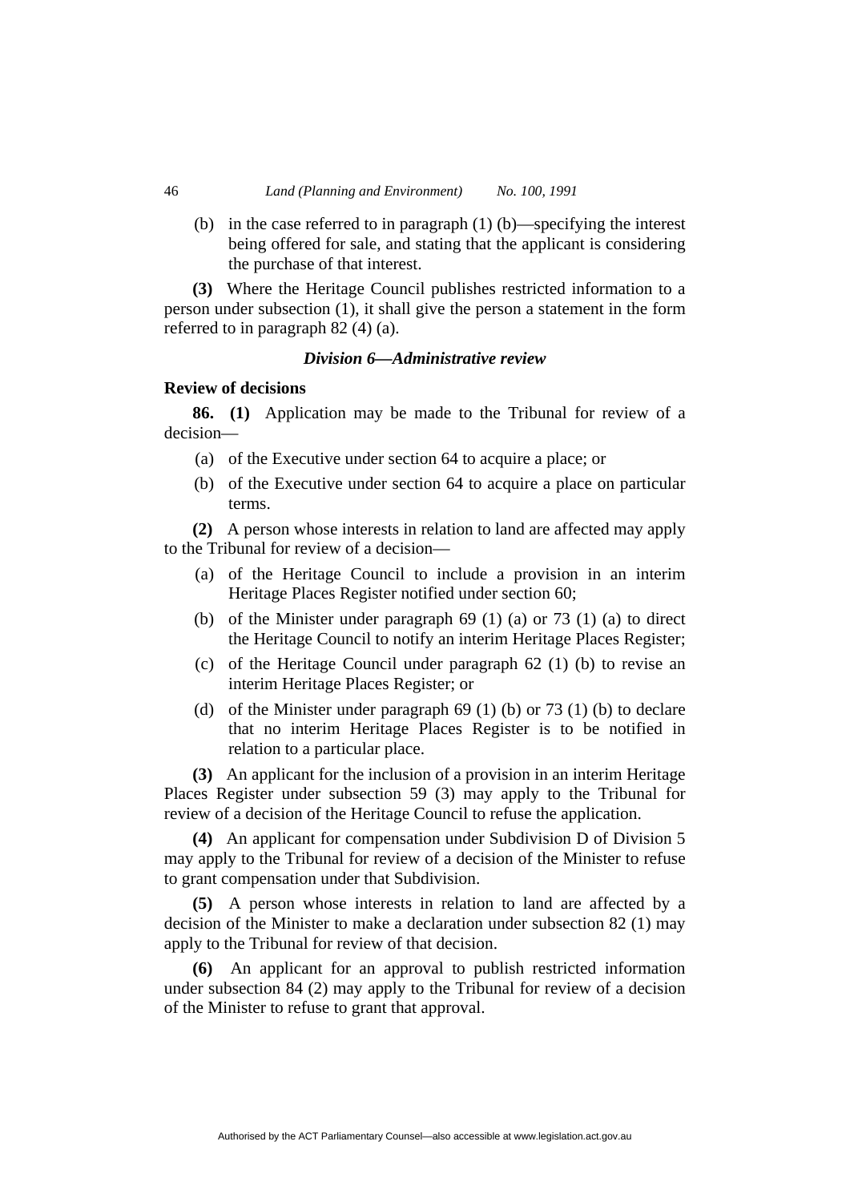(b) in the case referred to in paragraph (1) (b)—specifying the interest being offered for sale, and stating that the applicant is considering the purchase of that interest.

**(3)** Where the Heritage Council publishes restricted information to a person under subsection (1), it shall give the person a statement in the form referred to in paragraph 82 (4) (a).

### *Division 6—Administrative review*

**Review of decisions**

**86. (1)** Application may be made to the Tribunal for review of a decision—

(a) of the Executive under section 64 to acquire a place; or

(b) of the Executive under section 64 to acquire a place on particular terms.

**(2)** A person whose interests in relation to land are affected may apply to the Tribunal for review of a decision—

(a) of the Heritage Council to include a provision in an interim Heritage Places Register notified under section 60;

(b) of the Minister under paragraph 69 (1) (a) or 73 (1) (a) to direct the Heritage Council to notify an interim Heritage Places Register;

(c) of the Heritage Council under paragraph 62 (1) (b) to revise an interim Heritage Places Register; or

(d) of the Minister under paragraph 69 (1) (b) or 73 (1) (b) to declare that no interim Heritage Places Register is to be notified in relation to a particular place.

**(3)** An applicant for the inclusion of a provision in an interim Heritage Places Register under subsection 59 (3) may apply to the Tribunal for review of a decision of the Heritage Council to refuse the application.

**(4)** An applicant for compensation under Subdivision D of Division 5 may apply to the Tribunal for review of a decision of the Minister to refuse to grant compensation under that Subdivision.

**(5)** A person whose interests in relation to land are affected by a decision of the Minister to make a declaration under subsection 82 (1) may apply to the Tribunal for review of that decision.

**(6)** An applicant for an approval to publish restricted information under subsection 84 (2) may apply to the Tribunal for review of a decision of the Minister to refuse to grant that approval.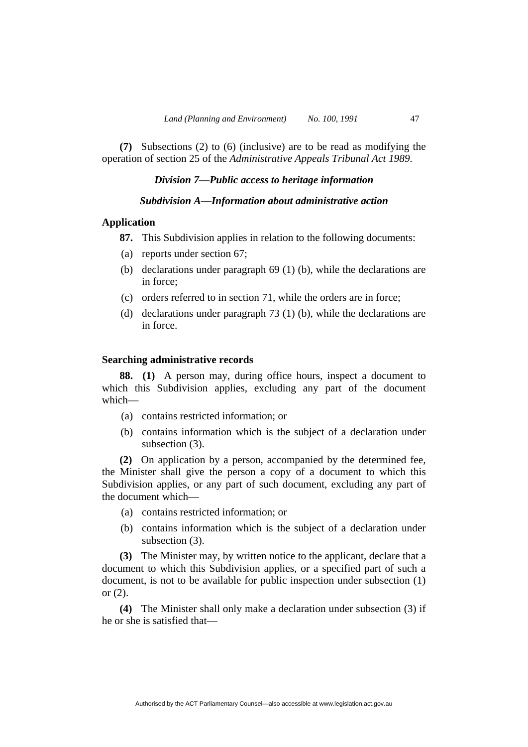**(7)** Subsections (2) to (6) (inclusive) are to be read as modifying the operation of section 25 of the *Administrative Appeals Tribunal Act 1989.*

### *Division 7—Public access to heritage information*

#### *Subdivision A—Information about administrative action*

**Application**

**87.** This Subdivision applies in relation to the following documents:

(a) reports under section 67;

(b) declarations under paragraph 69 (1) (b), while the declarations are in force;

(c) orders referred to in section 71, while the orders are in force;

(d) declarations under paragraph 73 (1) (b), while the declarations are in force.

**Searching administrative records**

**88. (1)** A person may, during office hours, inspect a document to which this Subdivision applies, excluding any part of the document which—

(a) contains restricted information; or

(b) contains information which is the subject of a declaration under subsection (3).

**(2)** On application by a person, accompanied by the determined fee, the Minister shall give the person a copy of a document to which this Subdivision applies, or any part of such document, excluding any part of the document which—

(a) contains restricted information; or

(b) contains information which is the subject of a declaration under subsection (3).

**(3)** The Minister may, by written notice to the applicant, declare that a document to which this Subdivision applies, or a specified part of such a document, is not to be available for public inspection under subsection (1) or (2).

**(4)** The Minister shall only make a declaration under subsection (3) if he or she is satisfied that—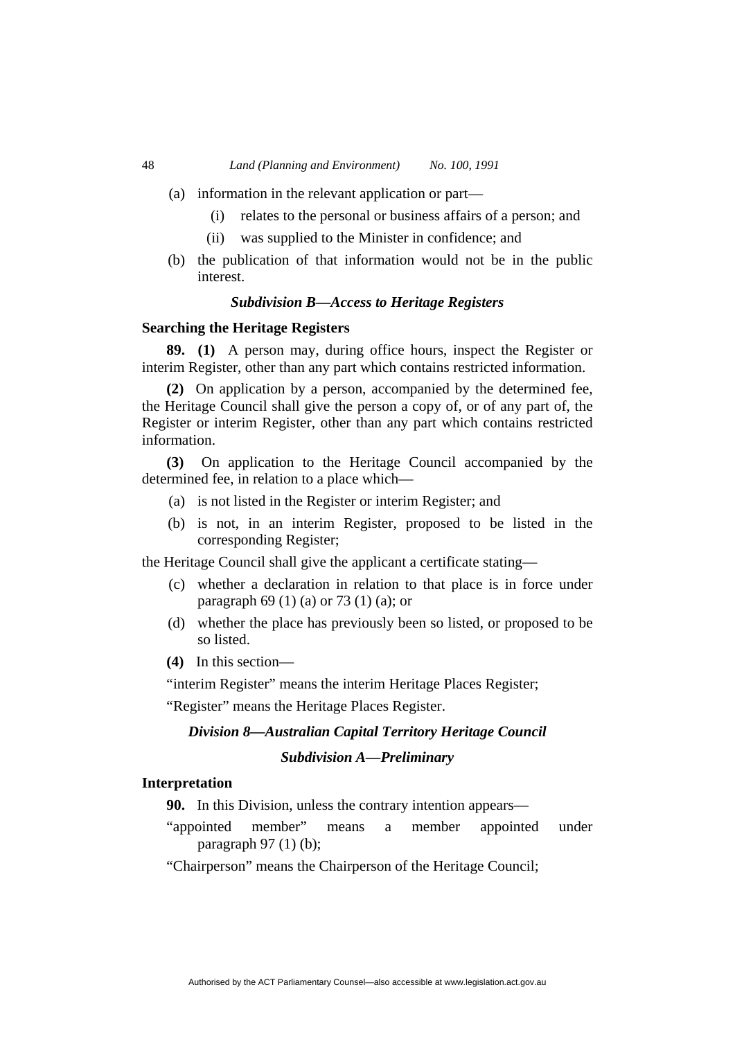(a) information in the relevant application or part—

   (i) relates to the personal or business affairs of a person; and

   (ii) was supplied to the Minister in confidence; and

(b) the publication of that information would not be in the public interest.

### *Subdivision B—Access to Heritage Registers*

**Searching the Heritage Registers**

**89. (1)** A person may, during office hours, inspect the Register or interim Register, other than any part which contains restricted information.

**(2)** On application by a person, accompanied by the determined fee, the Heritage Council shall give the person a copy of, or of any part of, the Register or interim Register, other than any part which contains restricted information.

**(3)** On application to the Heritage Council accompanied by the determined fee, in relation to a place which—

(a) is not listed in the Register or interim Register; and

(b) is not, in an interim Register, proposed to be listed in the corresponding Register;

the Heritage Council shall give the applicant a certificate stating—

(c) whether a declaration in relation to that place is in force under paragraph 69 (1) (a) or 73 (1) (a); or

(d) whether the place has previously been so listed, or proposed to be so listed.

**(4)** In this section—

"interim Register" means the interim Heritage Places Register;

"Register" means the Heritage Places Register.

## *Division 8—Australian Capital Territory Heritage Council*

### *Subdivision A—Preliminary*

**Interpretation**

**90.** In this Division, unless the contrary intention appears—

"appointed member" means a member appointed under paragraph 97 (1) (b);

"Chairperson" means the Chairperson of the Heritage Council;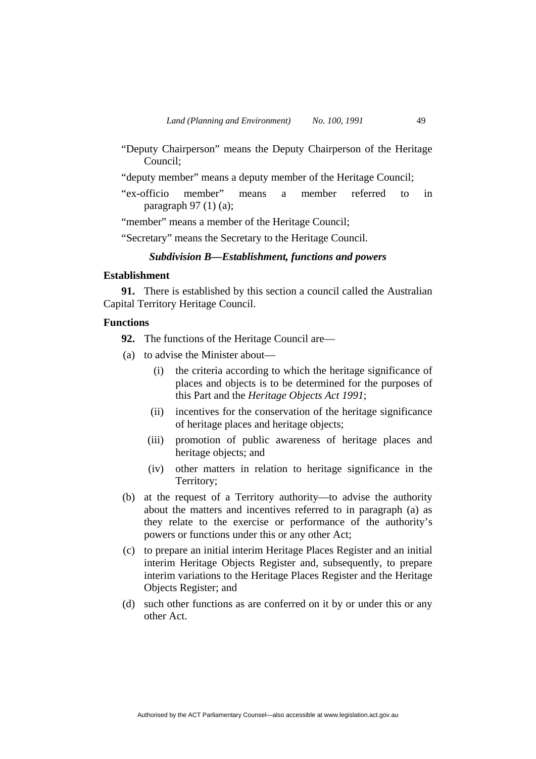"Deputy Chairperson" means the Deputy Chairperson of the Heritage Council;

"deputy member" means a deputy member of the Heritage Council;

"ex-officio member" means a member referred to in paragraph 97 (1) (a);

"member" means a member of the Heritage Council;

"Secretary" means the Secretary to the Heritage Council.

### *Subdivision B—Establishment, functions and powers*

**Establishment**

**91.** There is established by this section a council called the Australian Capital Territory Heritage Council.

**Functions**

**92.** The functions of the Heritage Council are—

(a) to advise the Minister about—

  (i) the criteria according to which the heritage significance of places and objects is to be determined for the purposes of this Part and the *Heritage Objects Act 1991*;

  (ii) incentives for the conservation of the heritage significance of heritage places and heritage objects;

  (iii) promotion of public awareness of heritage places and heritage objects; and

  (iv) other matters in relation to heritage significance in the Territory;

(b) at the request of a Territory authority—to advise the authority about the matters and incentives referred to in paragraph (a) as they relate to the exercise or performance of the authority's powers or functions under this or any other Act;

(c) to prepare an initial interim Heritage Places Register and an initial interim Heritage Objects Register and, subsequently, to prepare interim variations to the Heritage Places Register and the Heritage Objects Register; and

(d) such other functions as are conferred on it by or under this or any other Act.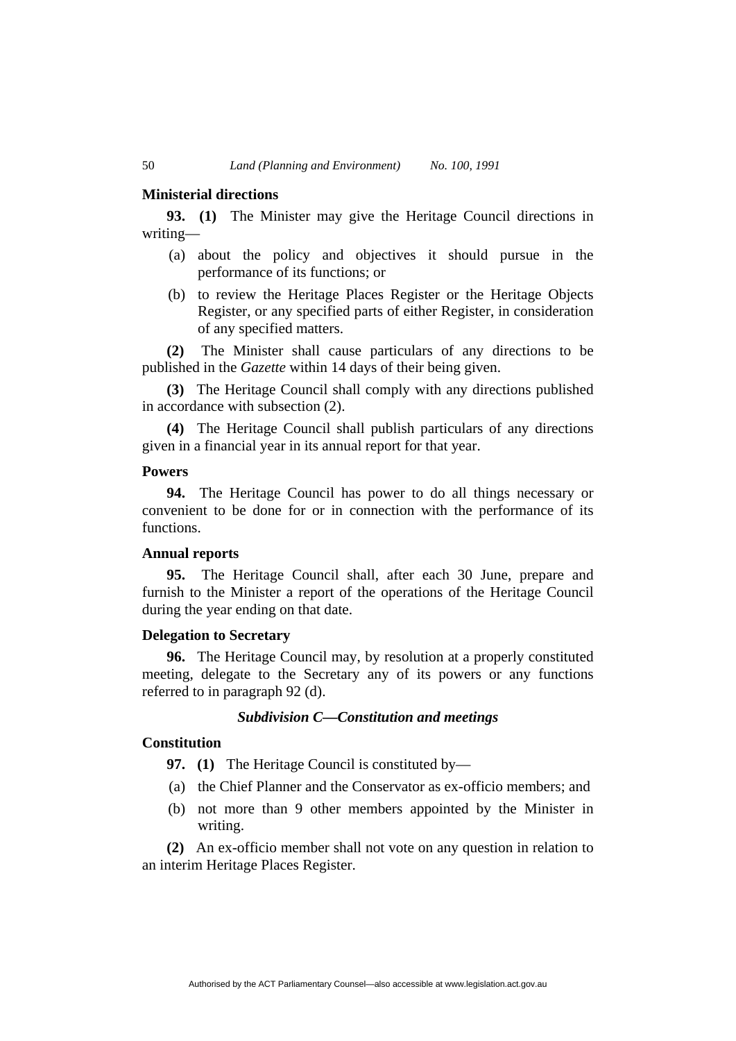**Ministerial directions**

**93. (1)** The Minister may give the Heritage Council directions in writing—

(a) about the policy and objectives it should pursue in the performance of its functions; or

(b) to review the Heritage Places Register or the Heritage Objects Register, or any specified parts of either Register, in consideration of any specified matters.

**(2)** The Minister shall cause particulars of any directions to be published in the *Gazette* within 14 days of their being given.

**(3)** The Heritage Council shall comply with any directions published in accordance with subsection (2).

**(4)** The Heritage Council shall publish particulars of any directions given in a financial year in its annual report for that year.

**Powers**

**94.** The Heritage Council has power to do all things necessary or convenient to be done for or in connection with the performance of its functions.

**Annual reports**

**95.** The Heritage Council shall, after each 30 June, prepare and furnish to the Minister a report of the operations of the Heritage Council during the year ending on that date.

**Delegation to Secretary**

**96.** The Heritage Council may, by resolution at a properly constituted meeting, delegate to the Secretary any of its powers or any functions referred to in paragraph 92 (d).

***Subdivision C—Constitution and meetings***

**Constitution**

**97. (1)** The Heritage Council is constituted by—

(a) the Chief Planner and the Conservator as ex-officio members; and

(b) not more than 9 other members appointed by the Minister in writing.

**(2)** An ex-officio member shall not vote on any question in relation to an interim Heritage Places Register.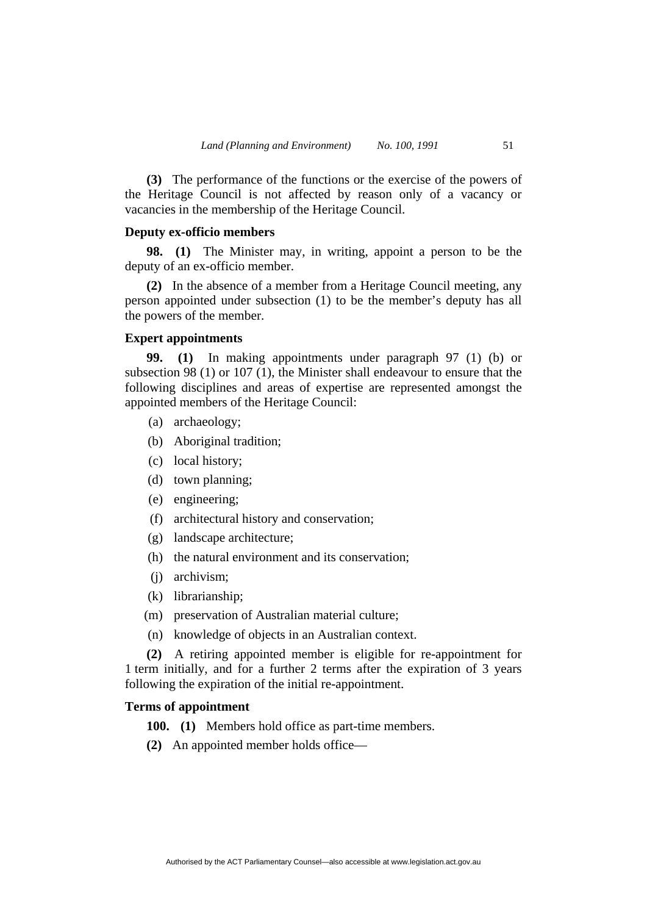**(3)** The performance of the functions or the exercise of the powers of the Heritage Council is not affected by reason only of a vacancy or vacancies in the membership of the Heritage Council.

### Deputy ex-officio members

**98. (1)** The Minister may, in writing, appoint a person to be the deputy of an ex-officio member.

**(2)** In the absence of a member from a Heritage Council meeting, any person appointed under subsection (1) to be the member's deputy has all the powers of the member.

### Expert appointments

**99. (1)** In making appointments under paragraph 97 (1) (b) or subsection 98 (1) or 107 (1), the Minister shall endeavour to ensure that the following disciplines and areas of expertise are represented amongst the appointed members of the Heritage Council:

- (a) archaeology;
- (b) Aboriginal tradition;
- (c) local history;
- (d) town planning;
- (e) engineering;
- (f) architectural history and conservation;
- (g) landscape architecture;
- (h) the natural environment and its conservation;
- (j) archivism;
- (k) librarianship;
- (m) preservation of Australian material culture;
- (n) knowledge of objects in an Australian context.

**(2)** A retiring appointed member is eligible for re-appointment for 1 term initially, and for a further 2 terms after the expiration of 3 years following the expiration of the initial re-appointment.

### Terms of appointment

**100. (1)** Members hold office as part-time members.

**(2)** An appointed member holds office—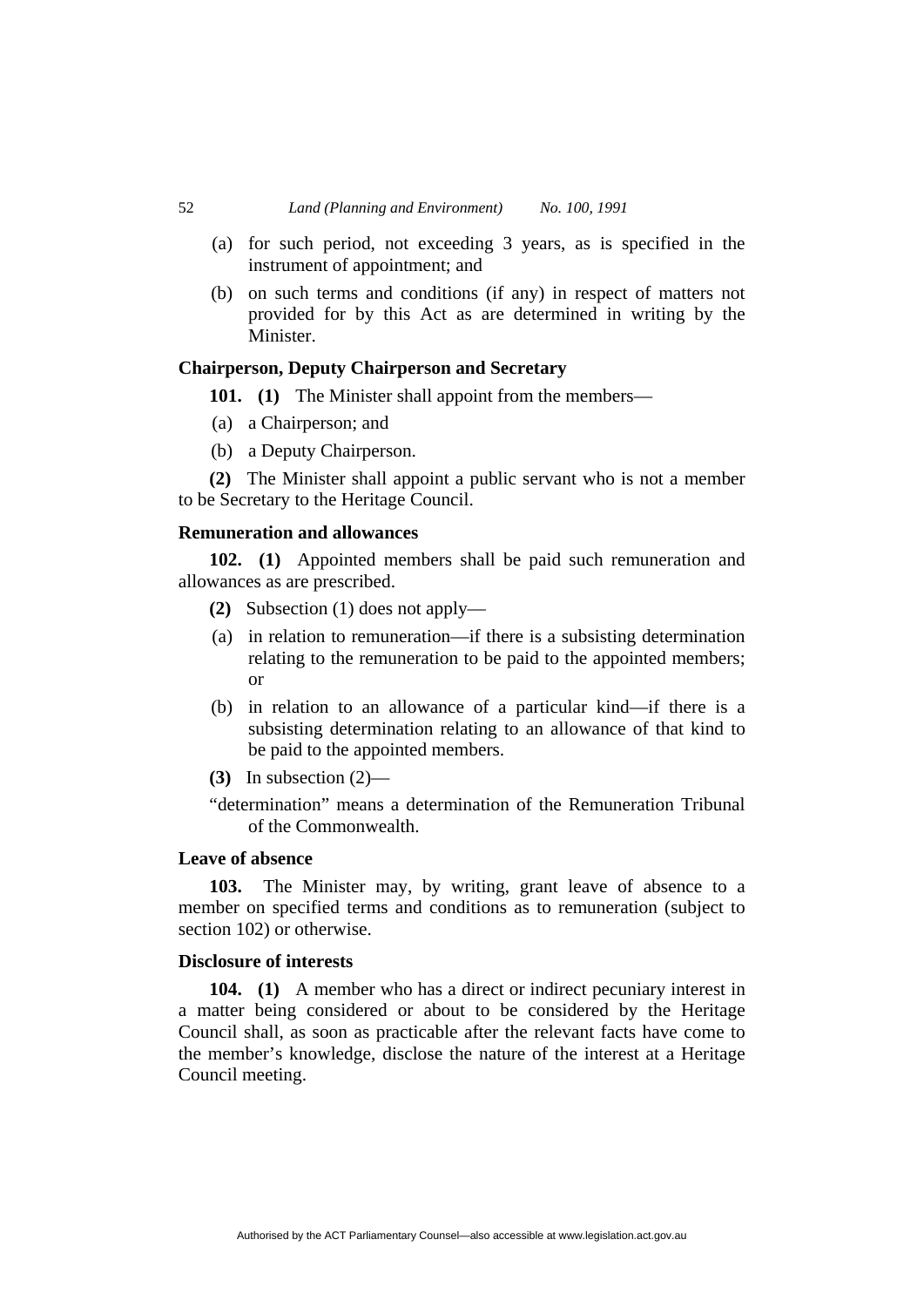(a) for such period, not exceeding 3 years, as is specified in the instrument of appointment; and

(b) on such terms and conditions (if any) in respect of matters not provided for by this Act as are determined in writing by the Minister.

### Chairperson, Deputy Chairperson and Secretary

**101. (1)** The Minister shall appoint from the members—

(a) a Chairperson; and

(b) a Deputy Chairperson.

**(2)** The Minister shall appoint a public servant who is not a member to be Secretary to the Heritage Council.

### Remuneration and allowances

**102. (1)** Appointed members shall be paid such remuneration and allowances as are prescribed.

**(2)** Subsection (1) does not apply—

(a) in relation to remuneration—if there is a subsisting determination relating to the remuneration to be paid to the appointed members; or

(b) in relation to an allowance of a particular kind—if there is a subsisting determination relating to an allowance of that kind to be paid to the appointed members.

**(3)** In subsection (2)—

"determination" means a determination of the Remuneration Tribunal of the Commonwealth.

### Leave of absence

**103.** The Minister may, by writing, grant leave of absence to a member on specified terms and conditions as to remuneration (subject to section 102) or otherwise.

### Disclosure of interests

**104. (1)** A member who has a direct or indirect pecuniary interest in a matter being considered or about to be considered by the Heritage Council shall, as soon as practicable after the relevant facts have come to the member's knowledge, disclose the nature of the interest at a Heritage Council meeting.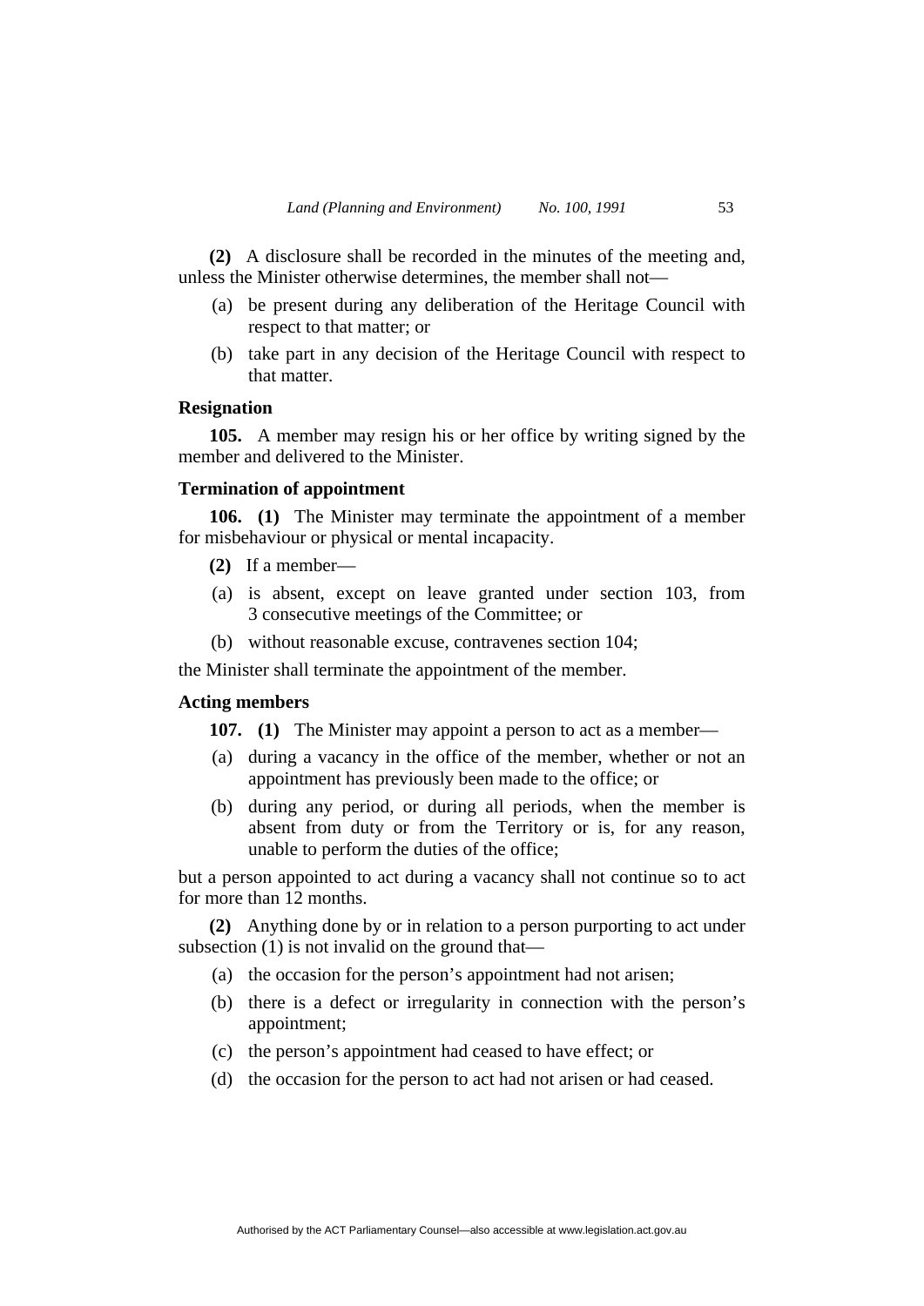**(2)** A disclosure shall be recorded in the minutes of the meeting and, unless the Minister otherwise determines, the member shall not—

(a) be present during any deliberation of the Heritage Council with respect to that matter; or

(b) take part in any decision of the Heritage Council with respect to that matter.

**Resignation**

**105.** A member may resign his or her office by writing signed by the member and delivered to the Minister.

**Termination of appointment**

**106. (1)** The Minister may terminate the appointment of a member for misbehaviour or physical or mental incapacity.

**(2)** If a member—

(a) is absent, except on leave granted under section 103, from 3 consecutive meetings of the Committee; or

(b) without reasonable excuse, contravenes section 104;

the Minister shall terminate the appointment of the member.

**Acting members**

**107. (1)** The Minister may appoint a person to act as a member—

(a) during a vacancy in the office of the member, whether or not an appointment has previously been made to the office; or

(b) during any period, or during all periods, when the member is absent from duty or from the Territory or is, for any reason, unable to perform the duties of the office;

but a person appointed to act during a vacancy shall not continue so to act for more than 12 months.

**(2)** Anything done by or in relation to a person purporting to act under subsection (1) is not invalid on the ground that—

(a) the occasion for the person's appointment had not arisen;

(b) there is a defect or irregularity in connection with the person's appointment;

(c) the person's appointment had ceased to have effect; or

(d) the occasion for the person to act had not arisen or had ceased.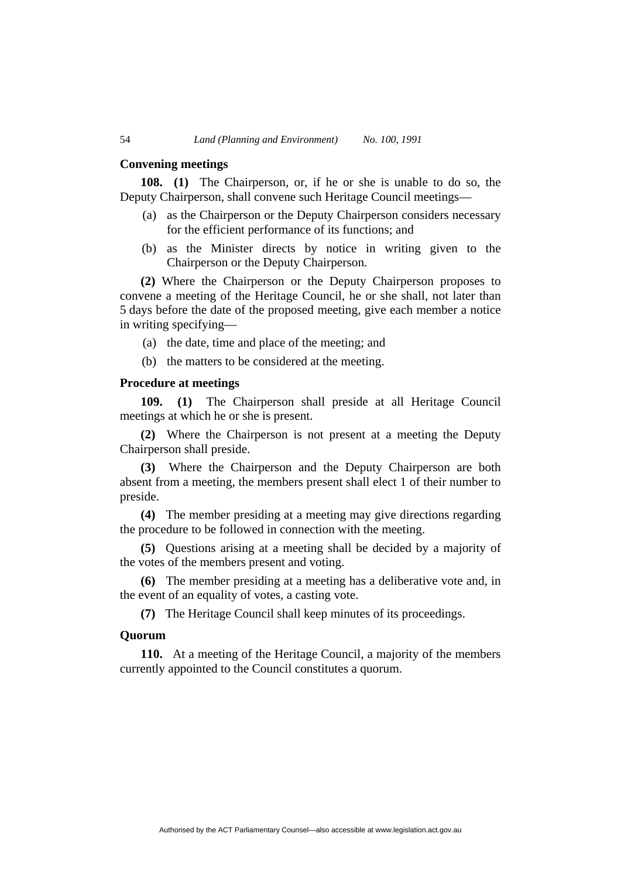### Convening meetings

**108.** **(1)** The Chairperson, or, if he or she is unable to do so, the Deputy Chairperson, shall convene such Heritage Council meetings—

(a) as the Chairperson or the Deputy Chairperson considers necessary for the efficient performance of its functions; and

(b) as the Minister directs by notice in writing given to the Chairperson or the Deputy Chairperson.

**(2)** Where the Chairperson or the Deputy Chairperson proposes to convene a meeting of the Heritage Council, he or she shall, not later than 5 days before the date of the proposed meeting, give each member a notice in writing specifying—

(a) the date, time and place of the meeting; and

(b) the matters to be considered at the meeting.

### Procedure at meetings

**109.** **(1)** The Chairperson shall preside at all Heritage Council meetings at which he or she is present.

**(2)** Where the Chairperson is not present at a meeting the Deputy Chairperson shall preside.

**(3)** Where the Chairperson and the Deputy Chairperson are both absent from a meeting, the members present shall elect 1 of their number to preside.

**(4)** The member presiding at a meeting may give directions regarding the procedure to be followed in connection with the meeting.

**(5)** Questions arising at a meeting shall be decided by a majority of the votes of the members present and voting.

**(6)** The member presiding at a meeting has a deliberative vote and, in the event of an equality of votes, a casting vote.

**(7)** The Heritage Council shall keep minutes of its proceedings.

### Quorum

**110.** At a meeting of the Heritage Council, a majority of the members currently appointed to the Council constitutes a quorum.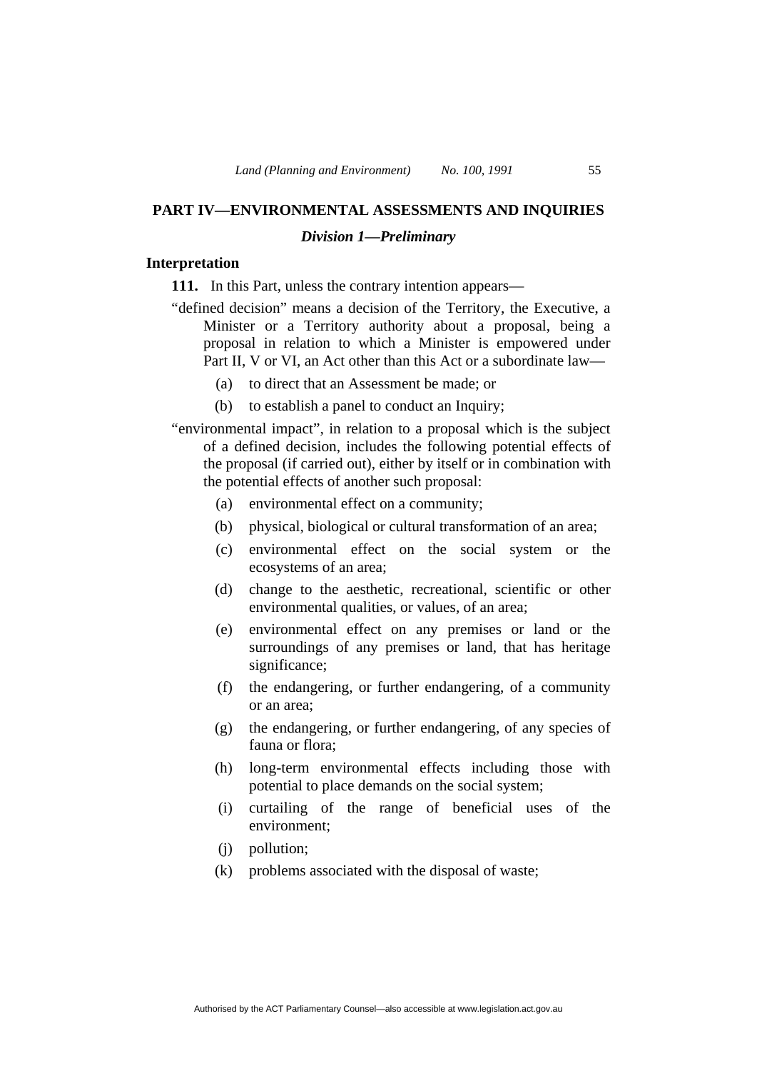## PART IV—ENVIRONMENTAL ASSESSMENTS AND INQUIRIES

### *Division 1—Preliminary*

**Interpretation**

**111.** In this Part, unless the contrary intention appears—

"defined decision" means a decision of the Territory, the Executive, a Minister or a Territory authority about a proposal, being a proposal in relation to which a Minister is empowered under Part II, V or VI, an Act other than this Act or a subordinate law—

- (a) to direct that an Assessment be made; or
- (b) to establish a panel to conduct an Inquiry;

"environmental impact", in relation to a proposal which is the subject of a defined decision, includes the following potential effects of the proposal (if carried out), either by itself or in combination with the potential effects of another such proposal:

- (a) environmental effect on a community;
- (b) physical, biological or cultural transformation of an area;
- (c) environmental effect on the social system or the ecosystems of an area;
- (d) change to the aesthetic, recreational, scientific or other environmental qualities, or values, of an area;
- (e) environmental effect on any premises or land or the surroundings of any premises or land, that has heritage significance;
- (f) the endangering, or further endangering, of a community or an area;
- (g) the endangering, or further endangering, of any species of fauna or flora;
- (h) long-term environmental effects including those with potential to place demands on the social system;
- (i) curtailing of the range of beneficial uses of the environment;
- (j) pollution;
- (k) problems associated with the disposal of waste;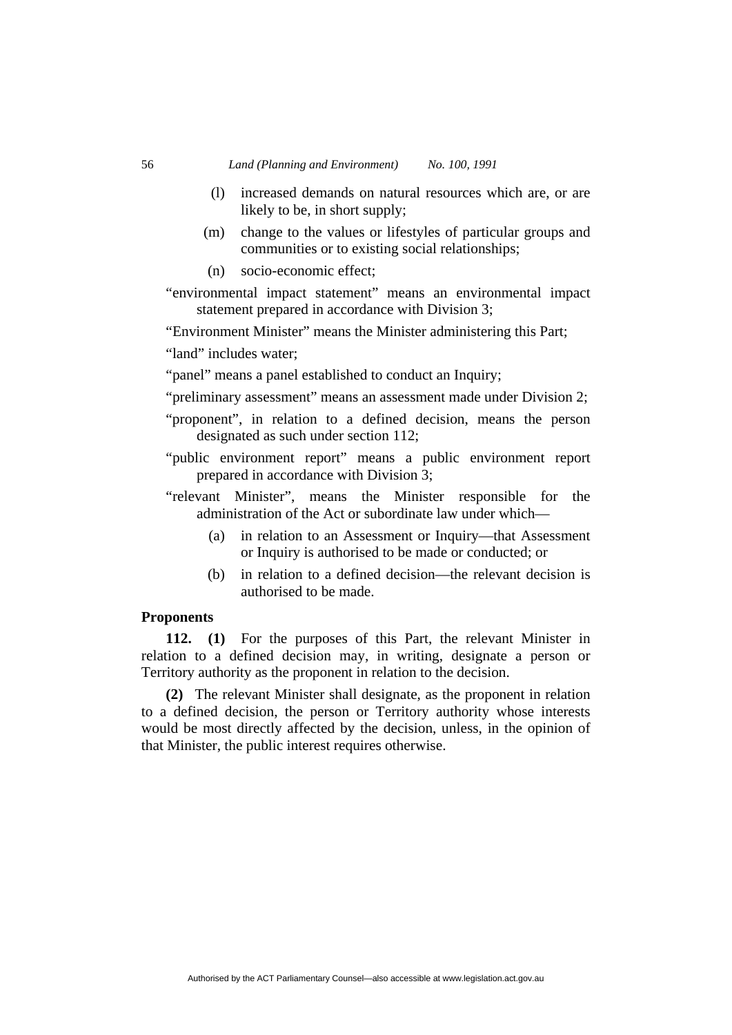(l) increased demands on natural resources which are, or are likely to be, in short supply;

(m) change to the values or lifestyles of particular groups and communities or to existing social relationships;

(n) socio-economic effect;

"environmental impact statement" means an environmental impact statement prepared in accordance with Division 3;

"Environment Minister" means the Minister administering this Part;

"land" includes water;

"panel" means a panel established to conduct an Inquiry;

"preliminary assessment" means an assessment made under Division 2;

"proponent", in relation to a defined decision, means the person designated as such under section 112;

"public environment report" means a public environment report prepared in accordance with Division 3;

"relevant Minister", means the Minister responsible for the administration of the Act or subordinate law under which—

(a) in relation to an Assessment or Inquiry—that Assessment or Inquiry is authorised to be made or conducted; or

(b) in relation to a defined decision—the relevant decision is authorised to be made.

### Proponents

**112. (1)** For the purposes of this Part, the relevant Minister in relation to a defined decision may, in writing, designate a person or Territory authority as the proponent in relation to the decision.

**(2)** The relevant Minister shall designate, as the proponent in relation to a defined decision, the person or Territory authority whose interests would be most directly affected by the decision, unless, in the opinion of that Minister, the public interest requires otherwise.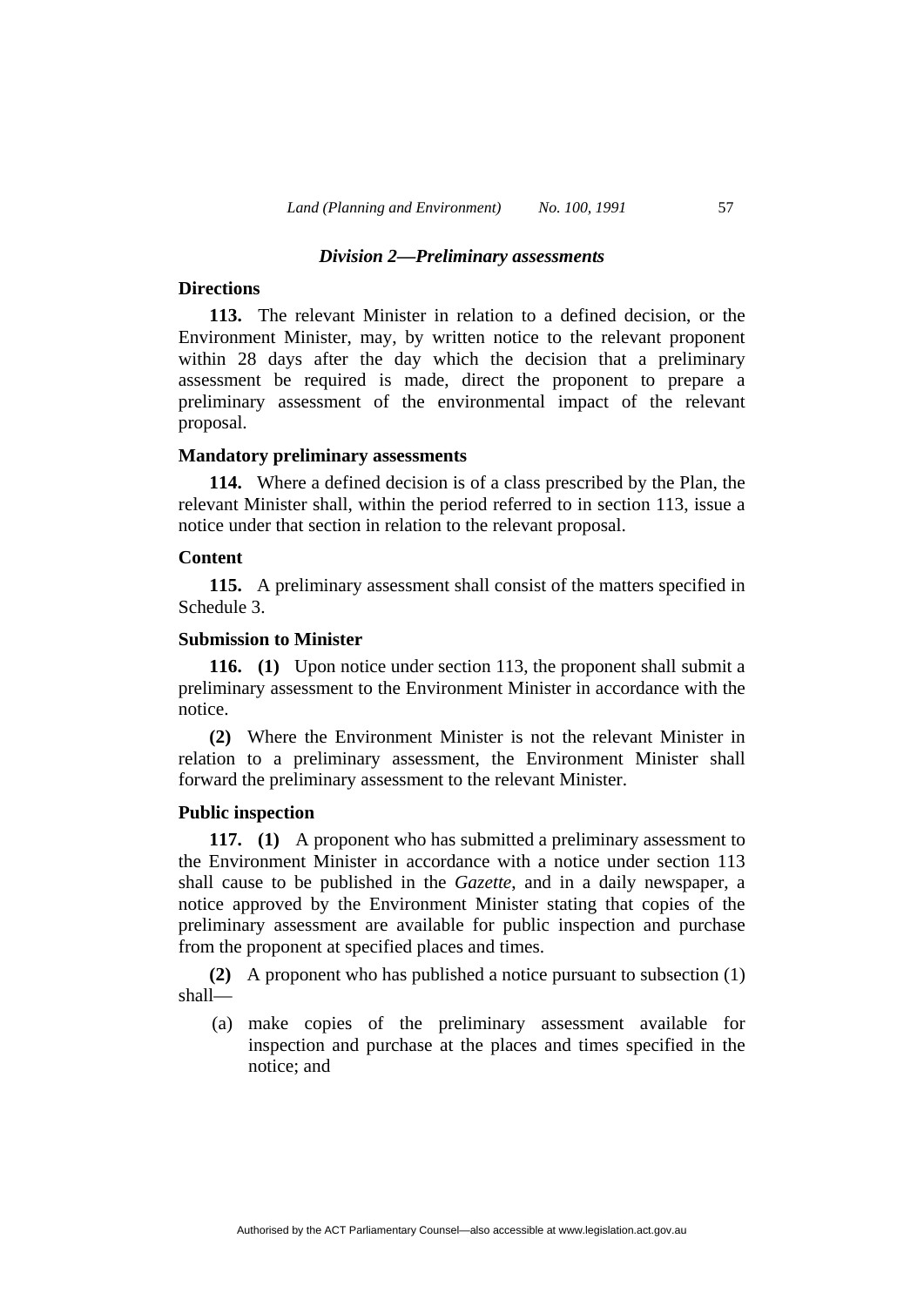### *Division 2—Preliminary assessments*

**Directions**

**113.** The relevant Minister in relation to a defined decision, or the Environment Minister, may, by written notice to the relevant proponent within 28 days after the day which the decision that a preliminary assessment be required is made, direct the proponent to prepare a preliminary assessment of the environmental impact of the relevant proposal.

**Mandatory preliminary assessments**

**114.** Where a defined decision is of a class prescribed by the Plan, the relevant Minister shall, within the period referred to in section 113, issue a notice under that section in relation to the relevant proposal.

**Content**

**115.** A preliminary assessment shall consist of the matters specified in Schedule 3.

**Submission to Minister**

**116. (1)** Upon notice under section 113, the proponent shall submit a preliminary assessment to the Environment Minister in accordance with the notice.

**(2)** Where the Environment Minister is not the relevant Minister in relation to a preliminary assessment, the Environment Minister shall forward the preliminary assessment to the relevant Minister.

**Public inspection**

**117. (1)** A proponent who has submitted a preliminary assessment to the Environment Minister in accordance with a notice under section 113 shall cause to be published in the *Gazette*, and in a daily newspaper, a notice approved by the Environment Minister stating that copies of the preliminary assessment are available for public inspection and purchase from the proponent at specified places and times.

**(2)** A proponent who has published a notice pursuant to subsection (1) shall—

(a) make copies of the preliminary assessment available for inspection and purchase at the places and times specified in the notice; and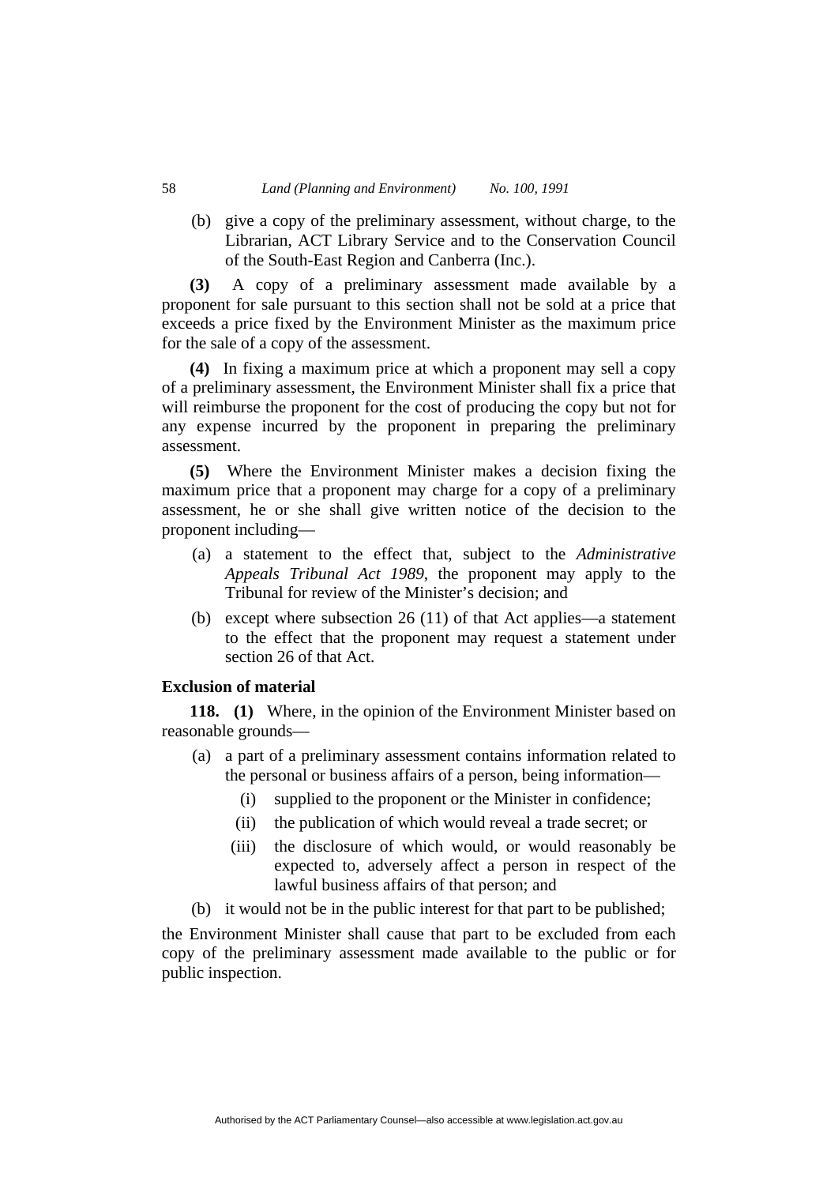(b) give a copy of the preliminary assessment, without charge, to the Librarian, ACT Library Service and to the Conservation Council of the South-East Region and Canberra (Inc.).

**(3)** A copy of a preliminary assessment made available by a proponent for sale pursuant to this section shall not be sold at a price that exceeds a price fixed by the Environment Minister as the maximum price for the sale of a copy of the assessment.

**(4)** In fixing a maximum price at which a proponent may sell a copy of a preliminary assessment, the Environment Minister shall fix a price that will reimburse the proponent for the cost of producing the copy but not for any expense incurred by the proponent in preparing the preliminary assessment.

**(5)** Where the Environment Minister makes a decision fixing the maximum price that a proponent may charge for a copy of a preliminary assessment, he or she shall give written notice of the decision to the proponent including—

(a) a statement to the effect that, subject to the *Administrative Appeals Tribunal Act 1989*, the proponent may apply to the Tribunal for review of the Minister's decision; and

(b) except where subsection 26 (11) of that Act applies—a statement to the effect that the proponent may request a statement under section 26 of that Act.

**Exclusion of material**

**118. (1)** Where, in the opinion of the Environment Minister based on reasonable grounds—

(a) a part of a preliminary assessment contains information related to the personal or business affairs of a person, being information—

(i) supplied to the proponent or the Minister in confidence;

(ii) the publication of which would reveal a trade secret; or

(iii) the disclosure of which would, or would reasonably be expected to, adversely affect a person in respect of the lawful business affairs of that person; and

(b) it would not be in the public interest for that part to be published;

the Environment Minister shall cause that part to be excluded from each copy of the preliminary assessment made available to the public or for public inspection.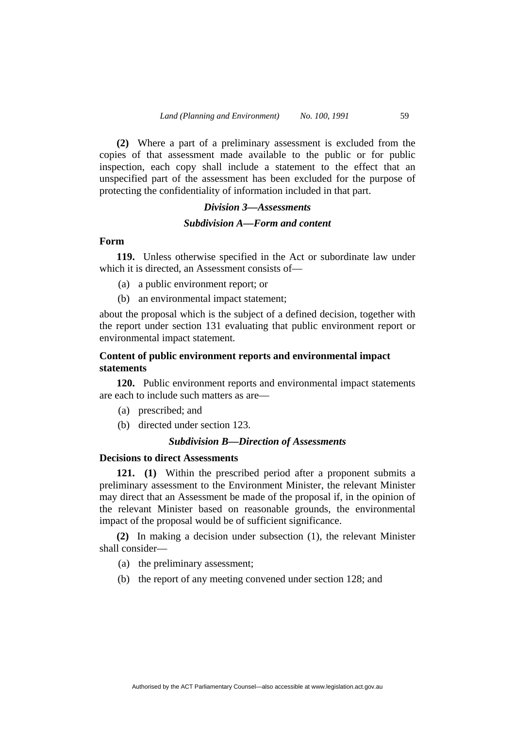**(2)** Where a part of a preliminary assessment is excluded from the copies of that assessment made available to the public or for public inspection, each copy shall include a statement to the effect that an unspecified part of the assessment has been excluded for the purpose of protecting the confidentiality of information included in that part.

### *Division 3—Assessments*

#### *Subdivision A—Form and content*

**Form**

**119.** Unless otherwise specified in the Act or subordinate law under which it is directed, an Assessment consists of—

(a) a public environment report; or

(b) an environmental impact statement;

about the proposal which is the subject of a defined decision, together with the report under section 131 evaluating that public environment report or environmental impact statement.

**Content of public environment reports and environmental impact statements**

**120.** Public environment reports and environmental impact statements are each to include such matters as are—

(a) prescribed; and

(b) directed under section 123.

#### *Subdivision B—Direction of Assessments*

**Decisions to direct Assessments**

**121. (1)** Within the prescribed period after a proponent submits a preliminary assessment to the Environment Minister, the relevant Minister may direct that an Assessment be made of the proposal if, in the opinion of the relevant Minister based on reasonable grounds, the environmental impact of the proposal would be of sufficient significance.

**(2)** In making a decision under subsection (1), the relevant Minister shall consider—

(a) the preliminary assessment;

(b) the report of any meeting convened under section 128; and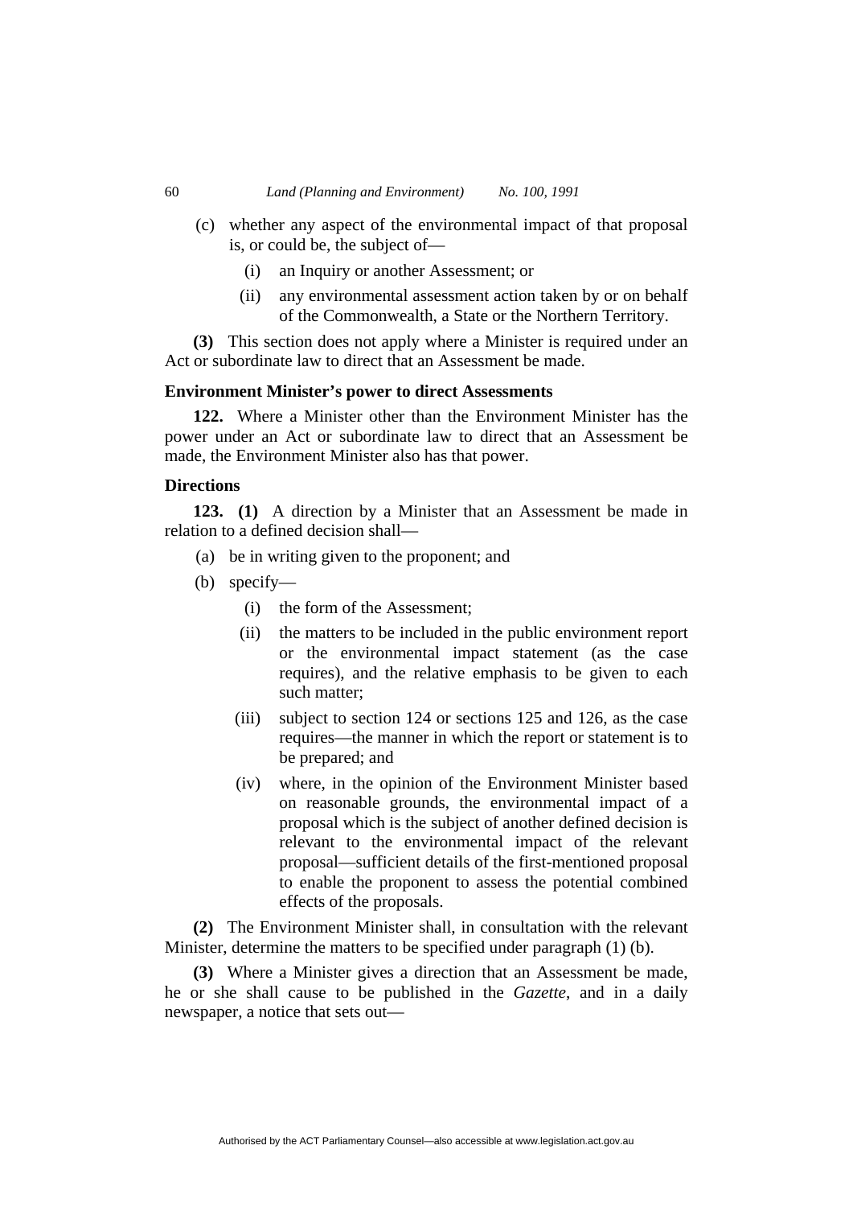(c) whether any aspect of the environmental impact of that proposal is, or could be, the subject of—

  (i) an Inquiry or another Assessment; or

  (ii) any environmental assessment action taken by or on behalf of the Commonwealth, a State or the Northern Territory.

**(3)** This section does not apply where a Minister is required under an Act or subordinate law to direct that an Assessment be made.

### Environment Minister's power to direct Assessments

**122.** Where a Minister other than the Environment Minister has the power under an Act or subordinate law to direct that an Assessment be made, the Environment Minister also has that power.

### Directions

**123. (1)** A direction by a Minister that an Assessment be made in relation to a defined decision shall—

(a) be in writing given to the proponent; and

(b) specify—

  (i) the form of the Assessment;

  (ii) the matters to be included in the public environment report or the environmental impact statement (as the case requires), and the relative emphasis to be given to each such matter;

  (iii) subject to section 124 or sections 125 and 126, as the case requires—the manner in which the report or statement is to be prepared; and

  (iv) where, in the opinion of the Environment Minister based on reasonable grounds, the environmental impact of a proposal which is the subject of another defined decision is relevant to the environmental impact of the relevant proposal—sufficient details of the first-mentioned proposal to enable the proponent to assess the potential combined effects of the proposals.

**(2)** The Environment Minister shall, in consultation with the relevant Minister, determine the matters to be specified under paragraph (1) (b).

**(3)** Where a Minister gives a direction that an Assessment be made, he or she shall cause to be published in the *Gazette*, and in a daily newspaper, a notice that sets out—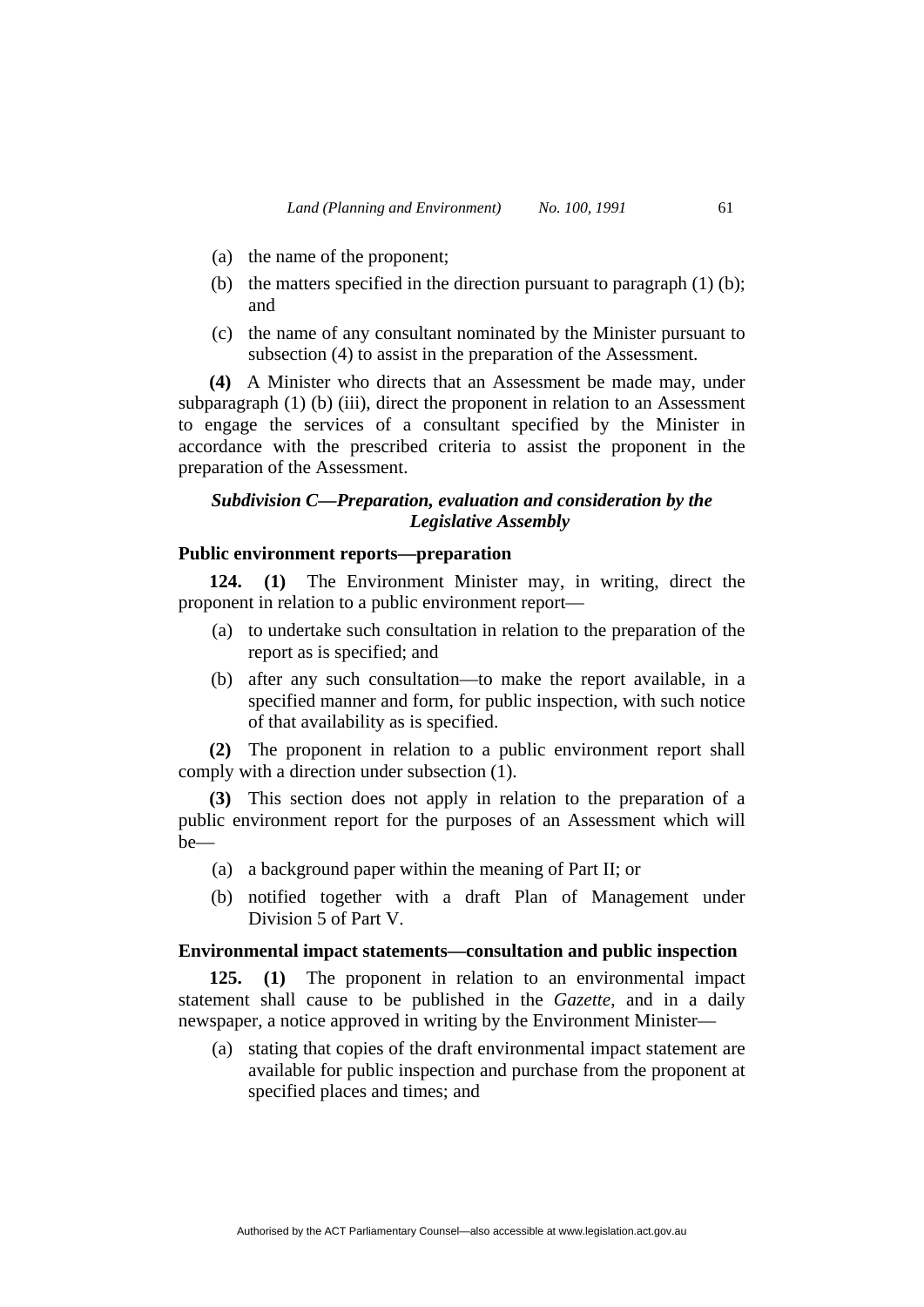(a) the name of the proponent;

(b) the matters specified in the direction pursuant to paragraph (1) (b); and

(c) the name of any consultant nominated by the Minister pursuant to subsection (4) to assist in the preparation of the Assessment.

**(4)** A Minister who directs that an Assessment be made may, under subparagraph (1) (b) (iii), direct the proponent in relation to an Assessment to engage the services of a consultant specified by the Minister in accordance with the prescribed criteria to assist the proponent in the preparation of the Assessment.

### *Subdivision C—Preparation, evaluation and consideration by the Legislative Assembly*

**Public environment reports—preparation**

**124. (1)** The Environment Minister may, in writing, direct the proponent in relation to a public environment report—

(a) to undertake such consultation in relation to the preparation of the report as is specified; and

(b) after any such consultation—to make the report available, in a specified manner and form, for public inspection, with such notice of that availability as is specified.

**(2)** The proponent in relation to a public environment report shall comply with a direction under subsection (1).

**(3)** This section does not apply in relation to the preparation of a public environment report for the purposes of an Assessment which will be—

(a) a background paper within the meaning of Part II; or

(b) notified together with a draft Plan of Management under Division 5 of Part V.

**Environmental impact statements—consultation and public inspection**

**125. (1)** The proponent in relation to an environmental impact statement shall cause to be published in the *Gazette*, and in a daily newspaper, a notice approved in writing by the Environment Minister—

(a) stating that copies of the draft environmental impact statement are available for public inspection and purchase from the proponent at specified places and times; and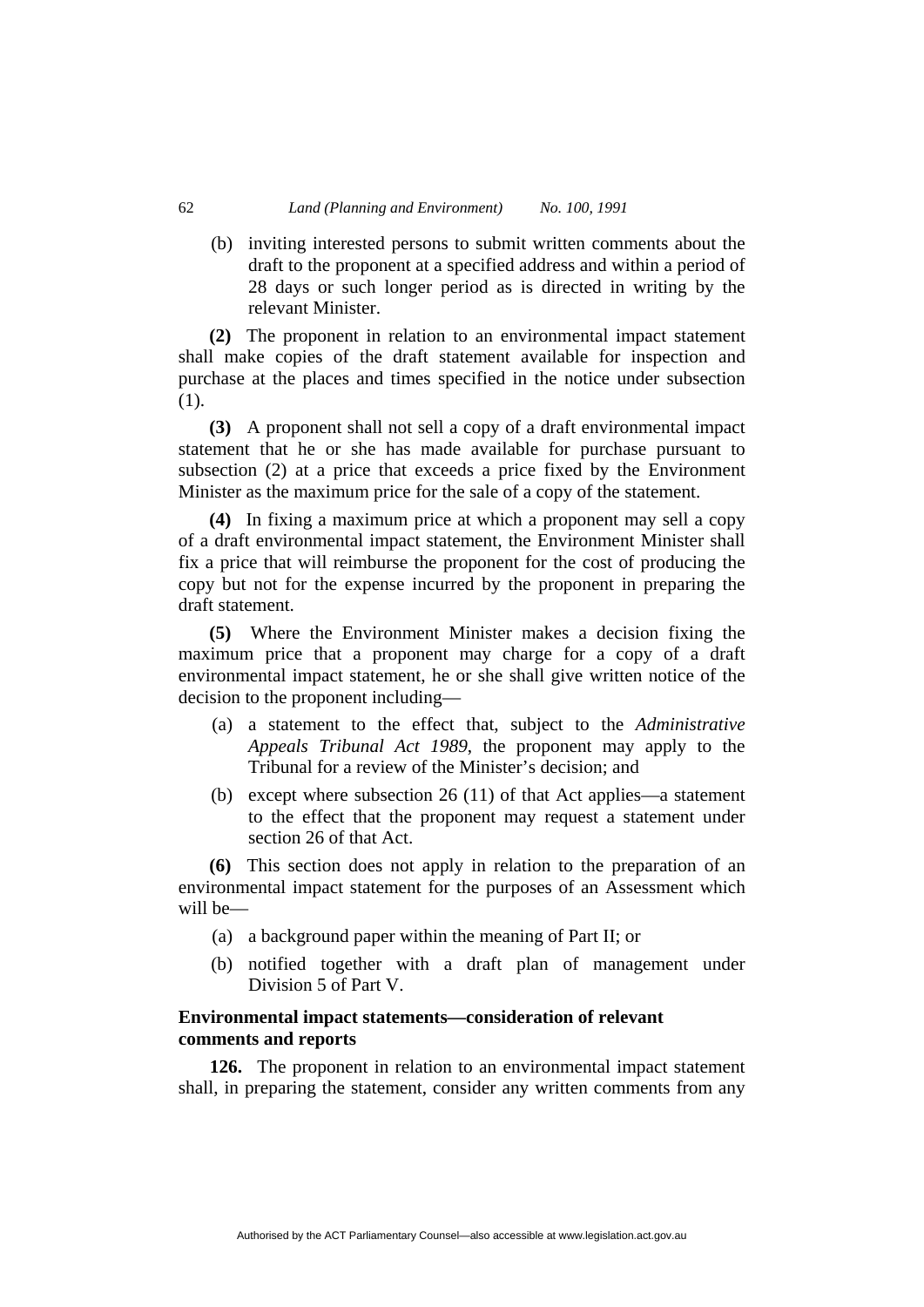(b) inviting interested persons to submit written comments about the draft to the proponent at a specified address and within a period of 28 days or such longer period as is directed in writing by the relevant Minister.

**(2)** The proponent in relation to an environmental impact statement shall make copies of the draft statement available for inspection and purchase at the places and times specified in the notice under subsection (1).

**(3)** A proponent shall not sell a copy of a draft environmental impact statement that he or she has made available for purchase pursuant to subsection (2) at a price that exceeds a price fixed by the Environment Minister as the maximum price for the sale of a copy of the statement.

**(4)** In fixing a maximum price at which a proponent may sell a copy of a draft environmental impact statement, the Environment Minister shall fix a price that will reimburse the proponent for the cost of producing the copy but not for the expense incurred by the proponent in preparing the draft statement.

**(5)** Where the Environment Minister makes a decision fixing the maximum price that a proponent may charge for a copy of a draft environmental impact statement, he or she shall give written notice of the decision to the proponent including—

(a) a statement to the effect that, subject to the *Administrative Appeals Tribunal Act 1989*, the proponent may apply to the Tribunal for a review of the Minister's decision; and

(b) except where subsection 26 (11) of that Act applies—a statement to the effect that the proponent may request a statement under section 26 of that Act.

**(6)** This section does not apply in relation to the preparation of an environmental impact statement for the purposes of an Assessment which will be—

(a) a background paper within the meaning of Part II; or

(b) notified together with a draft plan of management under Division 5 of Part V.

**Environmental impact statements—consideration of relevant comments and reports**

**126.** The proponent in relation to an environmental impact statement shall, in preparing the statement, consider any written comments from any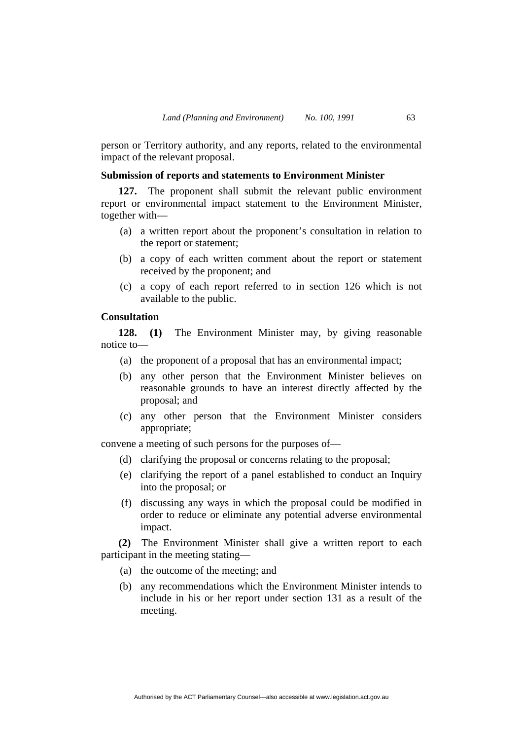person or Territory authority, and any reports, related to the environmental impact of the relevant proposal.

### Submission of reports and statements to Environment Minister

**127.** The proponent shall submit the relevant public environment report or environmental impact statement to the Environment Minister, together with—

- (a) a written report about the proponent's consultation in relation to the report or statement;
- (b) a copy of each written comment about the report or statement received by the proponent; and
- (c) a copy of each report referred to in section 126 which is not available to the public.

### Consultation

**128. (1)** The Environment Minister may, by giving reasonable notice to—

- (a) the proponent of a proposal that has an environmental impact;
- (b) any other person that the Environment Minister believes on reasonable grounds to have an interest directly affected by the proposal; and
- (c) any other person that the Environment Minister considers appropriate;

convene a meeting of such persons for the purposes of—

- (d) clarifying the proposal or concerns relating to the proposal;
- (e) clarifying the report of a panel established to conduct an Inquiry into the proposal; or
- (f) discussing any ways in which the proposal could be modified in order to reduce or eliminate any potential adverse environmental impact.

**(2)** The Environment Minister shall give a written report to each participant in the meeting stating—

- (a) the outcome of the meeting; and
- (b) any recommendations which the Environment Minister intends to include in his or her report under section 131 as a result of the meeting.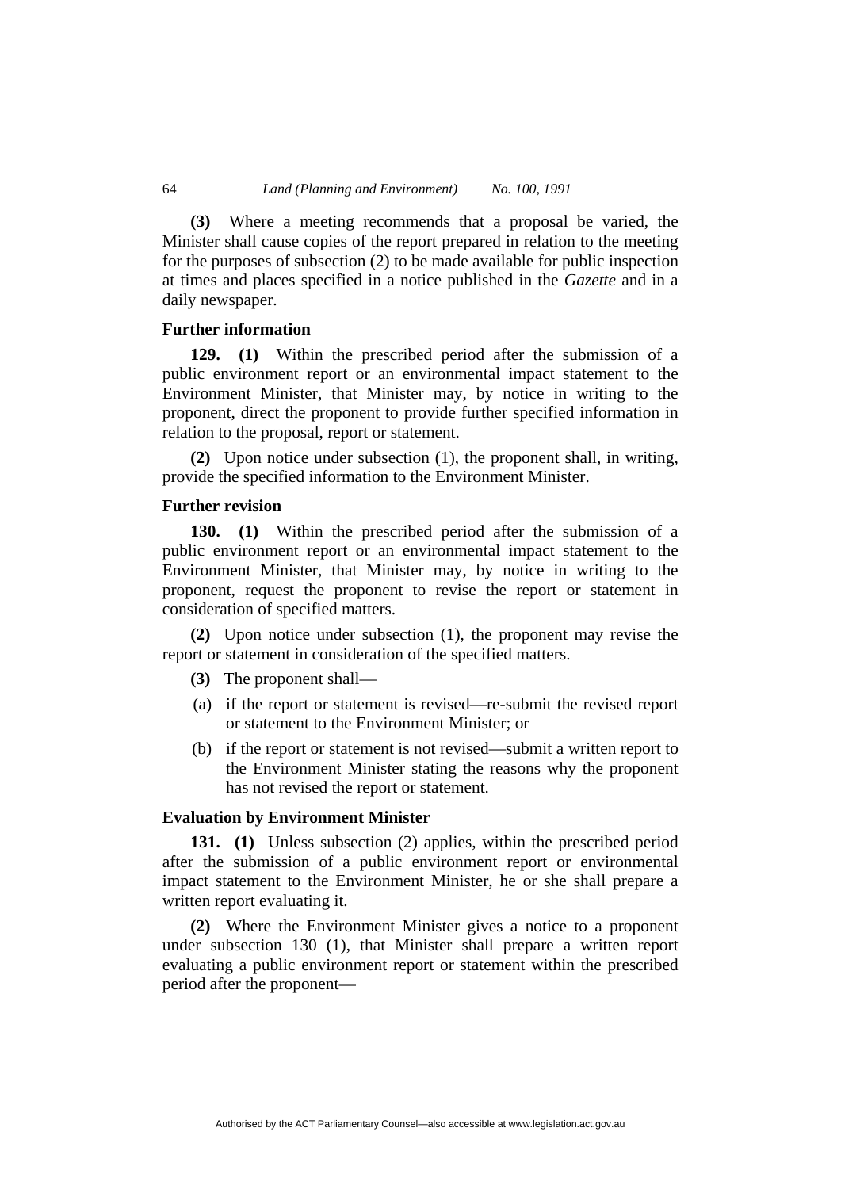**(3)** Where a meeting recommends that a proposal be varied, the Minister shall cause copies of the report prepared in relation to the meeting for the purposes of subsection (2) to be made available for public inspection at times and places specified in a notice published in the *Gazette* and in a daily newspaper.

### Further information

**129. (1)** Within the prescribed period after the submission of a public environment report or an environmental impact statement to the Environment Minister, that Minister may, by notice in writing to the proponent, direct the proponent to provide further specified information in relation to the proposal, report or statement.

**(2)** Upon notice under subsection (1), the proponent shall, in writing, provide the specified information to the Environment Minister.

### Further revision

**130. (1)** Within the prescribed period after the submission of a public environment report or an environmental impact statement to the Environment Minister, that Minister may, by notice in writing to the proponent, request the proponent to revise the report or statement in consideration of specified matters.

**(2)** Upon notice under subsection (1), the proponent may revise the report or statement in consideration of the specified matters.

**(3)** The proponent shall—

(a) if the report or statement is revised—re-submit the revised report or statement to the Environment Minister; or

(b) if the report or statement is not revised—submit a written report to the Environment Minister stating the reasons why the proponent has not revised the report or statement.

### Evaluation by Environment Minister

**131. (1)** Unless subsection (2) applies, within the prescribed period after the submission of a public environment report or environmental impact statement to the Environment Minister, he or she shall prepare a written report evaluating it.

**(2)** Where the Environment Minister gives a notice to a proponent under subsection 130 (1), that Minister shall prepare a written report evaluating a public environment report or statement within the prescribed period after the proponent—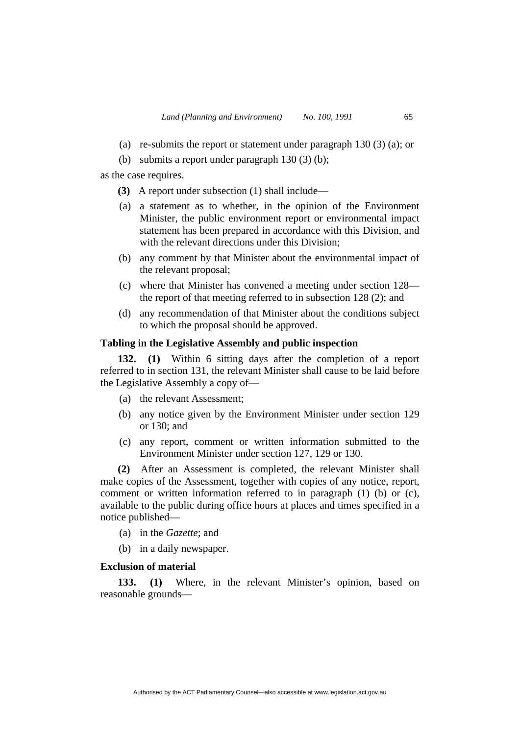(a) re-submits the report or statement under paragraph 130 (3) (a); or

(b) submits a report under paragraph 130 (3) (b);

as the case requires.

**(3)** A report under subsection (1) shall include—

(a) a statement as to whether, in the opinion of the Environment Minister, the public environment report or environmental impact statement has been prepared in accordance with this Division, and with the relevant directions under this Division;

(b) any comment by that Minister about the environmental impact of the relevant proposal;

(c) where that Minister has convened a meeting under section 128—the report of that meeting referred to in subsection 128 (2); and

(d) any recommendation of that Minister about the conditions subject to which the proposal should be approved.

### Tabling in the Legislative Assembly and public inspection

**132. (1)** Within 6 sitting days after the completion of a report referred to in section 131, the relevant Minister shall cause to be laid before the Legislative Assembly a copy of—

(a) the relevant Assessment;

(b) any notice given by the Environment Minister under section 129 or 130; and

(c) any report, comment or written information submitted to the Environment Minister under section 127, 129 or 130.

**(2)** After an Assessment is completed, the relevant Minister shall make copies of the Assessment, together with copies of any notice, report, comment or written information referred to in paragraph (1) (b) or (c), available to the public during office hours at places and times specified in a notice published—

(a) in the *Gazette*; and

(b) in a daily newspaper.

### Exclusion of material

**133. (1)** Where, in the relevant Minister's opinion, based on reasonable grounds—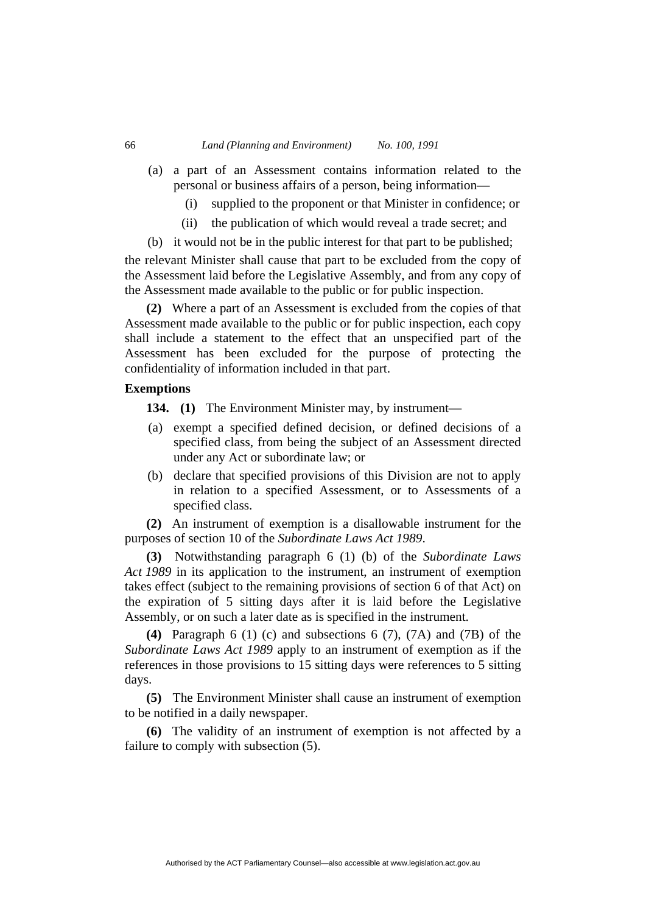(a) a part of an Assessment contains information related to the personal or business affairs of a person, being information—

  (i) supplied to the proponent or that Minister in confidence; or

  (ii) the publication of which would reveal a trade secret; and

(b) it would not be in the public interest for that part to be published;

the relevant Minister shall cause that part to be excluded from the copy of the Assessment laid before the Legislative Assembly, and from any copy of the Assessment made available to the public or for public inspection.

**(2)** Where a part of an Assessment is excluded from the copies of that Assessment made available to the public or for public inspection, each copy shall include a statement to the effect that an unspecified part of the Assessment has been excluded for the purpose of protecting the confidentiality of information included in that part.

**Exemptions**

**134. (1)** The Environment Minister may, by instrument—

(a) exempt a specified defined decision, or defined decisions of a specified class, from being the subject of an Assessment directed under any Act or subordinate law; or

(b) declare that specified provisions of this Division are not to apply in relation to a specified Assessment, or to Assessments of a specified class.

**(2)** An instrument of exemption is a disallowable instrument for the purposes of section 10 of the *Subordinate Laws Act 1989*.

**(3)** Notwithstanding paragraph 6 (1) (b) of the *Subordinate Laws Act 1989* in its application to the instrument, an instrument of exemption takes effect (subject to the remaining provisions of section 6 of that Act) on the expiration of 5 sitting days after it is laid before the Legislative Assembly, or on such a later date as is specified in the instrument.

**(4)** Paragraph 6 (1) (c) and subsections 6 (7), (7A) and (7B) of the *Subordinate Laws Act 1989* apply to an instrument of exemption as if the references in those provisions to 15 sitting days were references to 5 sitting days.

**(5)** The Environment Minister shall cause an instrument of exemption to be notified in a daily newspaper.

**(6)** The validity of an instrument of exemption is not affected by a failure to comply with subsection (5).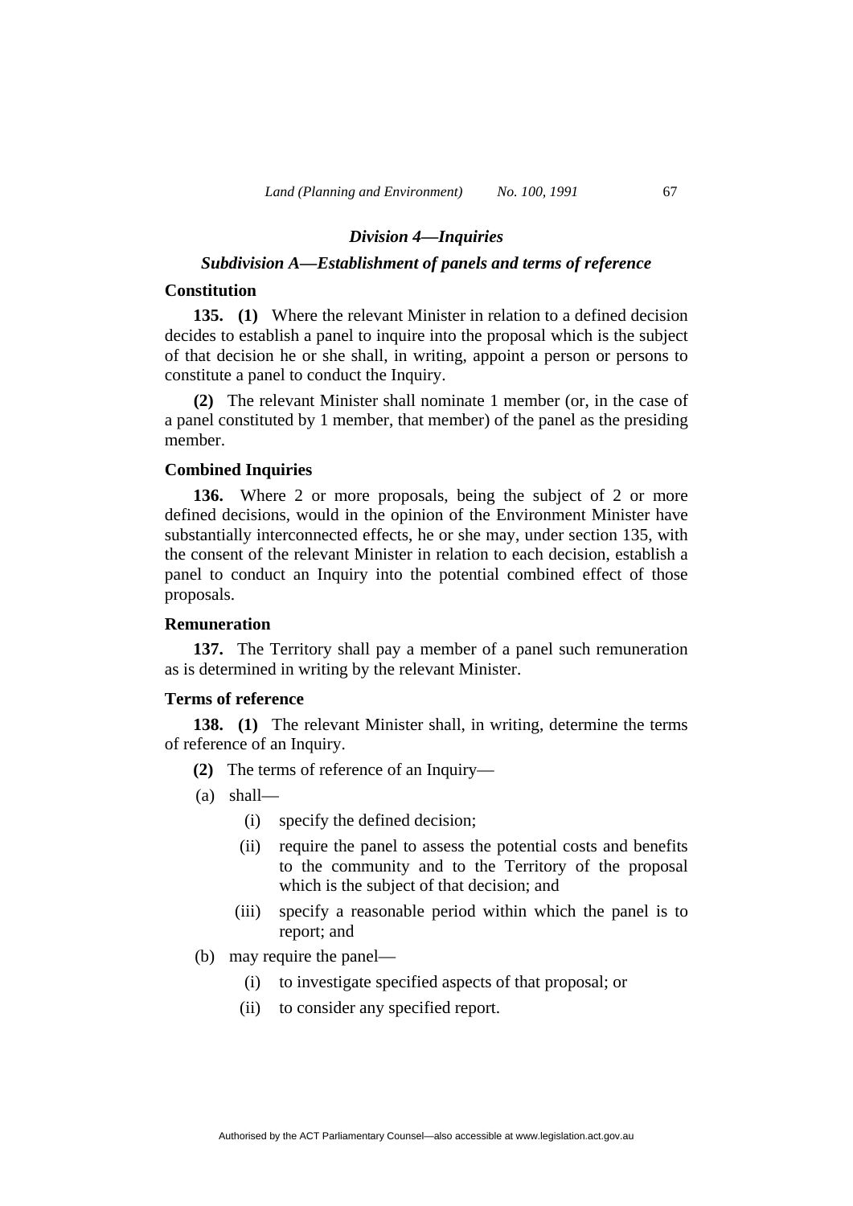## *Division 4—Inquiries*

### *Subdivision A—Establishment of panels and terms of reference*

**Constitution**

**135. (1)** Where the relevant Minister in relation to a defined decision decides to establish a panel to inquire into the proposal which is the subject of that decision he or she shall, in writing, appoint a person or persons to constitute a panel to conduct the Inquiry.

**(2)** The relevant Minister shall nominate 1 member (or, in the case of a panel constituted by 1 member, that member) of the panel as the presiding member.

**Combined Inquiries**

**136.** Where 2 or more proposals, being the subject of 2 or more defined decisions, would in the opinion of the Environment Minister have substantially interconnected effects, he or she may, under section 135, with the consent of the relevant Minister in relation to each decision, establish a panel to conduct an Inquiry into the potential combined effect of those proposals.

**Remuneration**

**137.** The Territory shall pay a member of a panel such remuneration as is determined in writing by the relevant Minister.

**Terms of reference**

**138. (1)** The relevant Minister shall, in writing, determine the terms of reference of an Inquiry.

**(2)** The terms of reference of an Inquiry—

(a) shall—

 (i) specify the defined decision;

 (ii) require the panel to assess the potential costs and benefits to the community and to the Territory of the proposal which is the subject of that decision; and

 (iii) specify a reasonable period within which the panel is to report; and

(b) may require the panel—

 (i) to investigate specified aspects of that proposal; or

 (ii) to consider any specified report.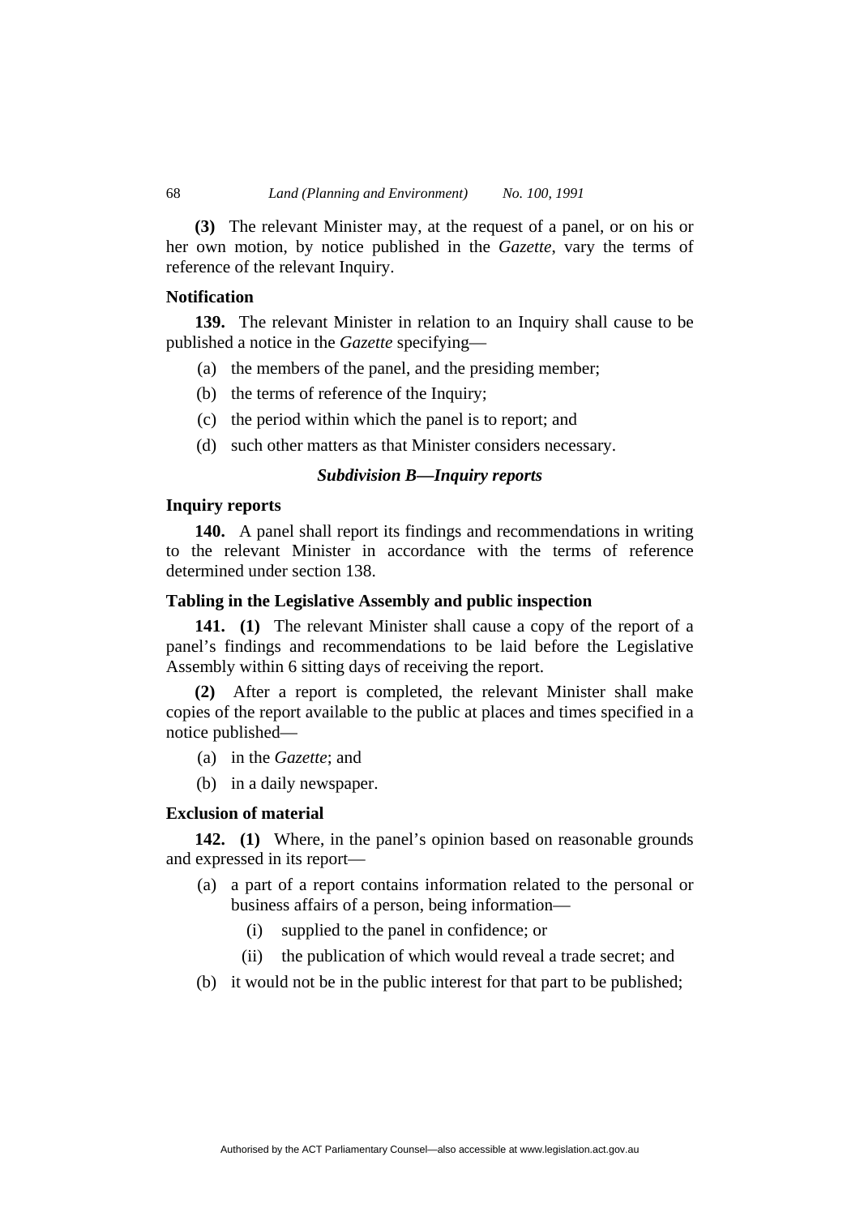**(3)** The relevant Minister may, at the request of a panel, or on his or her own motion, by notice published in the *Gazette*, vary the terms of reference of the relevant Inquiry.

**Notification**

**139.** The relevant Minister in relation to an Inquiry shall cause to be published a notice in the *Gazette* specifying—

(a) the members of the panel, and the presiding member;

(b) the terms of reference of the Inquiry;

(c) the period within which the panel is to report; and

(d) such other matters as that Minister considers necessary.

### *Subdivision B—Inquiry reports*

**Inquiry reports**

**140.** A panel shall report its findings and recommendations in writing to the relevant Minister in accordance with the terms of reference determined under section 138.

**Tabling in the Legislative Assembly and public inspection**

**141. (1)** The relevant Minister shall cause a copy of the report of a panel's findings and recommendations to be laid before the Legislative Assembly within 6 sitting days of receiving the report.

**(2)** After a report is completed, the relevant Minister shall make copies of the report available to the public at places and times specified in a notice published—

(a) in the *Gazette*; and

(b) in a daily newspaper.

**Exclusion of material**

**142. (1)** Where, in the panel's opinion based on reasonable grounds and expressed in its report—

(a) a part of a report contains information related to the personal or business affairs of a person, being information—

(i) supplied to the panel in confidence; or

(ii) the publication of which would reveal a trade secret; and

(b) it would not be in the public interest for that part to be published;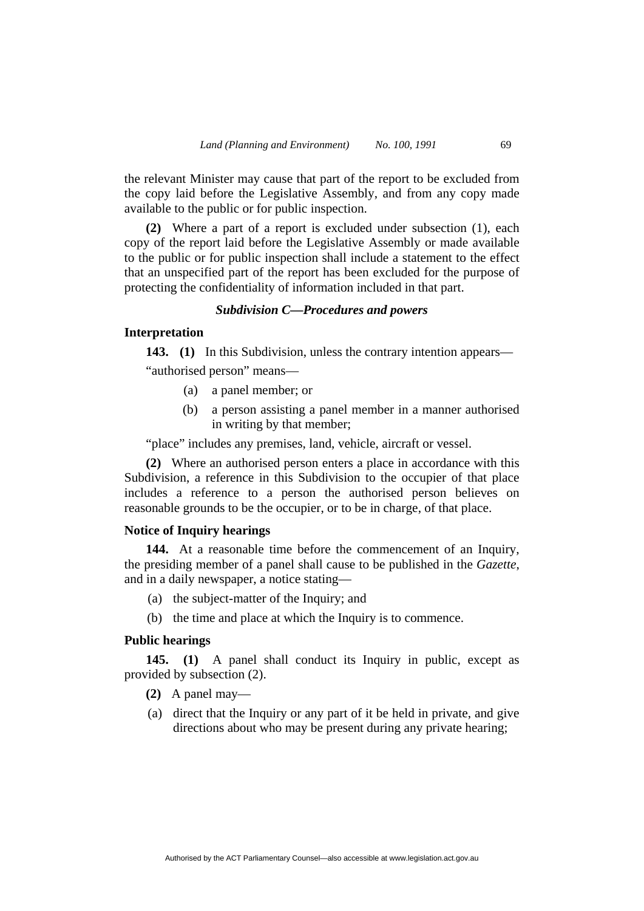the relevant Minister may cause that part of the report to be excluded from the copy laid before the Legislative Assembly, and from any copy made available to the public or for public inspection.

**(2)** Where a part of a report is excluded under subsection (1), each copy of the report laid before the Legislative Assembly or made available to the public or for public inspection shall include a statement to the effect that an unspecified part of the report has been excluded for the purpose of protecting the confidentiality of information included in that part.

### *Subdivision C—Procedures and powers*

**Interpretation**

**143. (1)** In this Subdivision, unless the contrary intention appears—

"authorised person" means—

(a) a panel member; or

(b) a person assisting a panel member in a manner authorised in writing by that member;

"place" includes any premises, land, vehicle, aircraft or vessel.

**(2)** Where an authorised person enters a place in accordance with this Subdivision, a reference in this Subdivision to the occupier of that place includes a reference to a person the authorised person believes on reasonable grounds to be the occupier, or to be in charge, of that place.

**Notice of Inquiry hearings**

**144.** At a reasonable time before the commencement of an Inquiry, the presiding member of a panel shall cause to be published in the *Gazette*, and in a daily newspaper, a notice stating—

(a) the subject-matter of the Inquiry; and

(b) the time and place at which the Inquiry is to commence.

**Public hearings**

**145. (1)** A panel shall conduct its Inquiry in public, except as provided by subsection (2).

**(2)** A panel may—

(a) direct that the Inquiry or any part of it be held in private, and give directions about who may be present during any private hearing;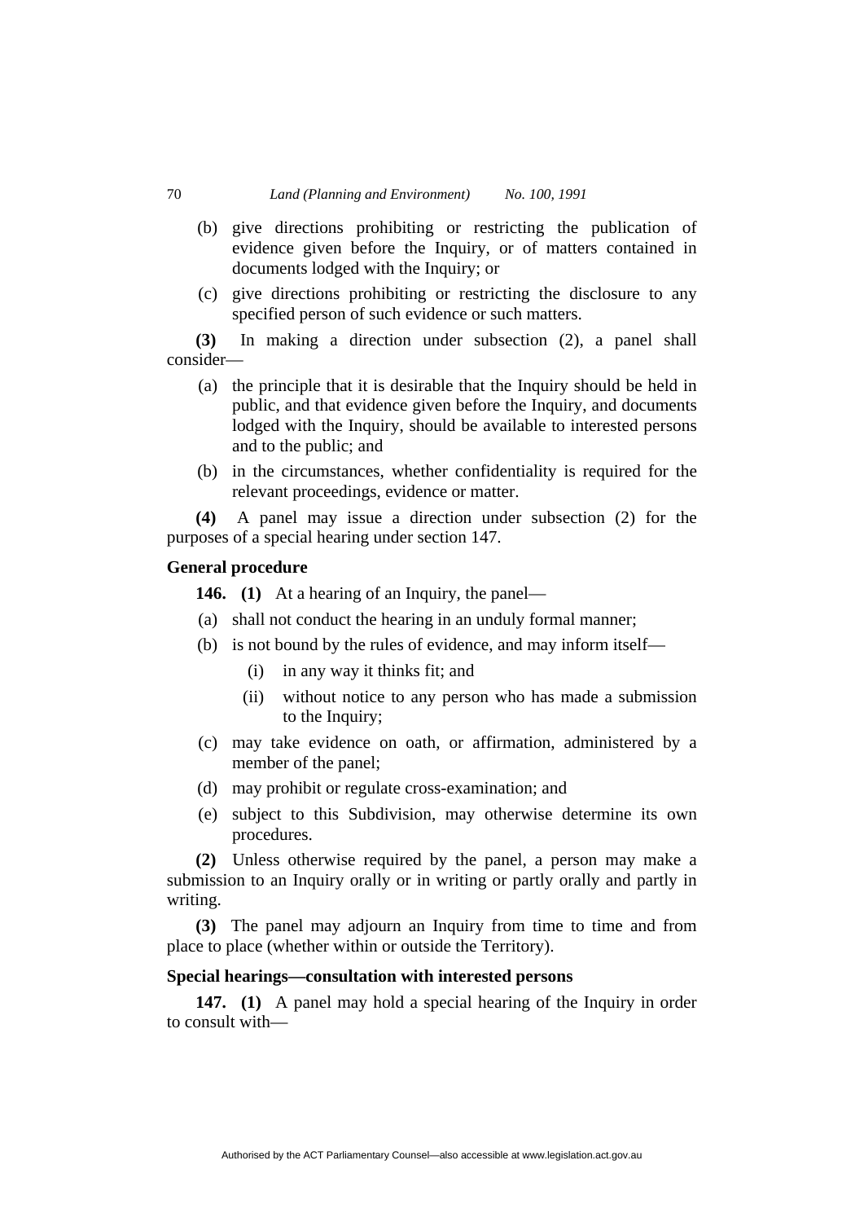(b) give directions prohibiting or restricting the publication of evidence given before the Inquiry, or of matters contained in documents lodged with the Inquiry; or

(c) give directions prohibiting or restricting the disclosure to any specified person of such evidence or such matters.

**(3)** In making a direction under subsection (2), a panel shall consider—

(a) the principle that it is desirable that the Inquiry should be held in public, and that evidence given before the Inquiry, and documents lodged with the Inquiry, should be available to interested persons and to the public; and

(b) in the circumstances, whether confidentiality is required for the relevant proceedings, evidence or matter.

**(4)** A panel may issue a direction under subsection (2) for the purposes of a special hearing under section 147.

### General procedure

**146. (1)** At a hearing of an Inquiry, the panel—

(a) shall not conduct the hearing in an unduly formal manner;

(b) is not bound by the rules of evidence, and may inform itself—

  (i) in any way it thinks fit; and

  (ii) without notice to any person who has made a submission to the Inquiry;

(c) may take evidence on oath, or affirmation, administered by a member of the panel;

(d) may prohibit or regulate cross-examination; and

(e) subject to this Subdivision, may otherwise determine its own procedures.

**(2)** Unless otherwise required by the panel, a person may make a submission to an Inquiry orally or in writing or partly orally and partly in writing.

**(3)** The panel may adjourn an Inquiry from time to time and from place to place (whether within or outside the Territory).

### Special hearings—consultation with interested persons

**147. (1)** A panel may hold a special hearing of the Inquiry in order to consult with—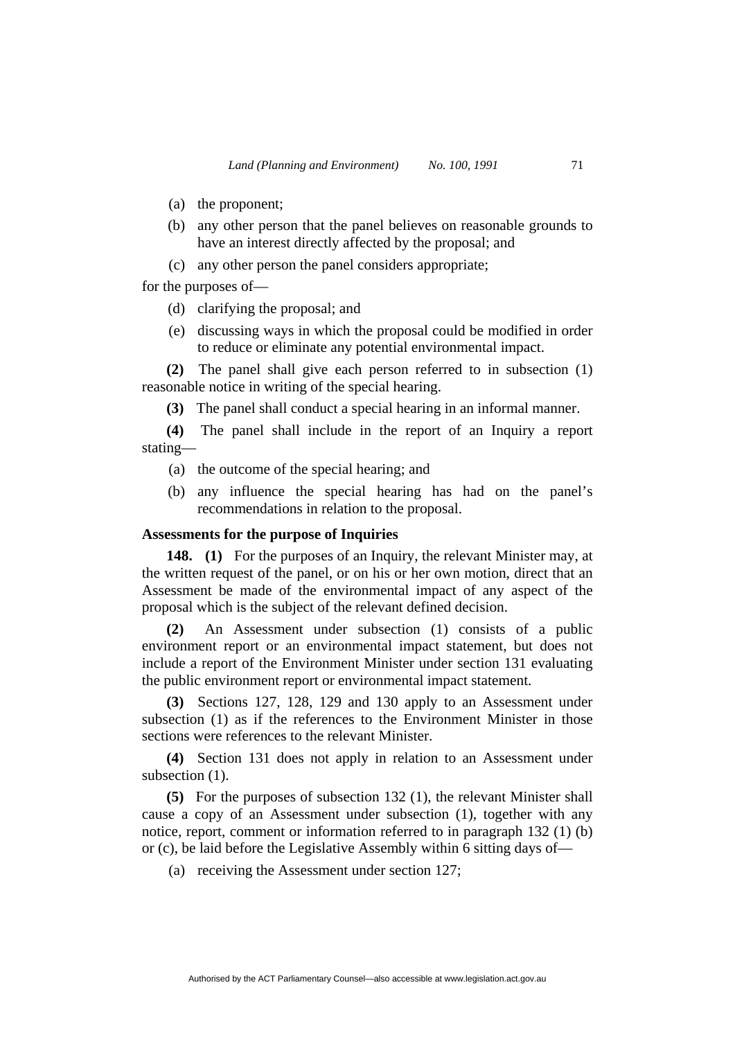(a) the proponent;

(b) any other person that the panel believes on reasonable grounds to have an interest directly affected by the proposal; and

(c) any other person the panel considers appropriate;

for the purposes of—

(d) clarifying the proposal; and

(e) discussing ways in which the proposal could be modified in order to reduce or eliminate any potential environmental impact.

**(2)** The panel shall give each person referred to in subsection (1) reasonable notice in writing of the special hearing.

**(3)** The panel shall conduct a special hearing in an informal manner.

**(4)** The panel shall include in the report of an Inquiry a report stating—

(a) the outcome of the special hearing; and

(b) any influence the special hearing has had on the panel's recommendations in relation to the proposal.

**Assessments for the purpose of Inquiries**

**148. (1)** For the purposes of an Inquiry, the relevant Minister may, at the written request of the panel, or on his or her own motion, direct that an Assessment be made of the environmental impact of any aspect of the proposal which is the subject of the relevant defined decision.

**(2)** An Assessment under subsection (1) consists of a public environment report or an environmental impact statement, but does not include a report of the Environment Minister under section 131 evaluating the public environment report or environmental impact statement.

**(3)** Sections 127, 128, 129 and 130 apply to an Assessment under subsection (1) as if the references to the Environment Minister in those sections were references to the relevant Minister.

**(4)** Section 131 does not apply in relation to an Assessment under subsection (1).

**(5)** For the purposes of subsection 132 (1), the relevant Minister shall cause a copy of an Assessment under subsection (1), together with any notice, report, comment or information referred to in paragraph 132 (1) (b) or (c), be laid before the Legislative Assembly within 6 sitting days of—

(a) receiving the Assessment under section 127;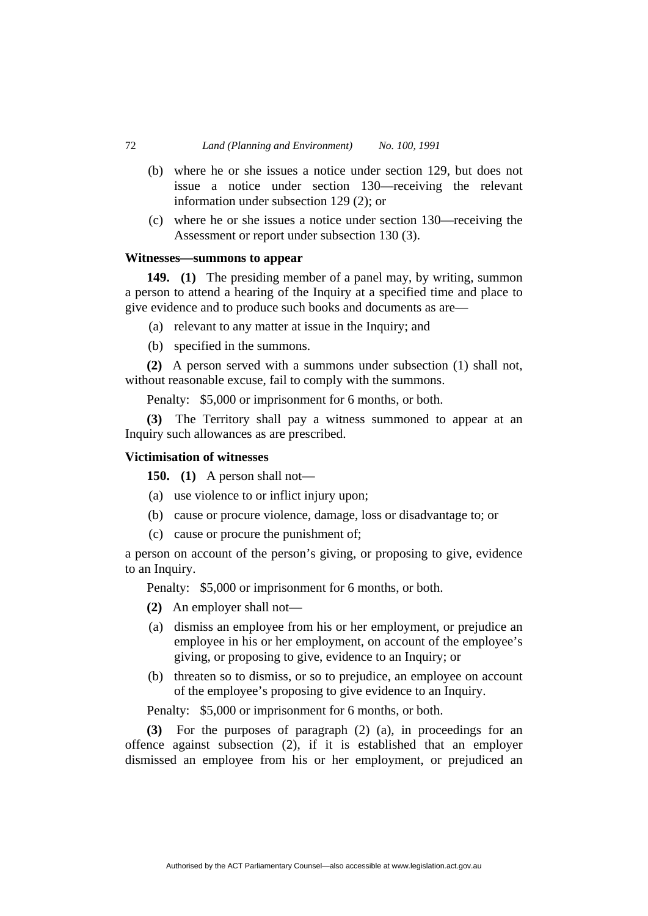(b) where he or she issues a notice under section 129, but does not issue a notice under section 130—receiving the relevant information under subsection 129 (2); or

(c) where he or she issues a notice under section 130—receiving the Assessment or report under subsection 130 (3).

### Witnesses—summons to appear

**149. (1)** The presiding member of a panel may, by writing, summon a person to attend a hearing of the Inquiry at a specified time and place to give evidence and to produce such books and documents as are—

(a) relevant to any matter at issue in the Inquiry; and

(b) specified in the summons.

**(2)** A person served with a summons under subsection (1) shall not, without reasonable excuse, fail to comply with the summons.

Penalty: $5,000 or imprisonment for 6 months, or both.

**(3)** The Territory shall pay a witness summoned to appear at an Inquiry such allowances as are prescribed.

### Victimisation of witnesses

**150. (1)** A person shall not—

(a) use violence to or inflict injury upon;

(b) cause or procure violence, damage, loss or disadvantage to; or

(c) cause or procure the punishment of;

a person on account of the person's giving, or proposing to give, evidence to an Inquiry.

Penalty: $5,000 or imprisonment for 6 months, or both.

**(2)** An employer shall not—

(a) dismiss an employee from his or her employment, or prejudice an employee in his or her employment, on account of the employee's giving, or proposing to give, evidence to an Inquiry; or

(b) threaten so to dismiss, or so to prejudice, an employee on account of the employee's proposing to give evidence to an Inquiry.

Penalty: $5,000 or imprisonment for 6 months, or both.

**(3)** For the purposes of paragraph (2) (a), in proceedings for an offence against subsection (2), if it is established that an employer dismissed an employee from his or her employment, or prejudiced an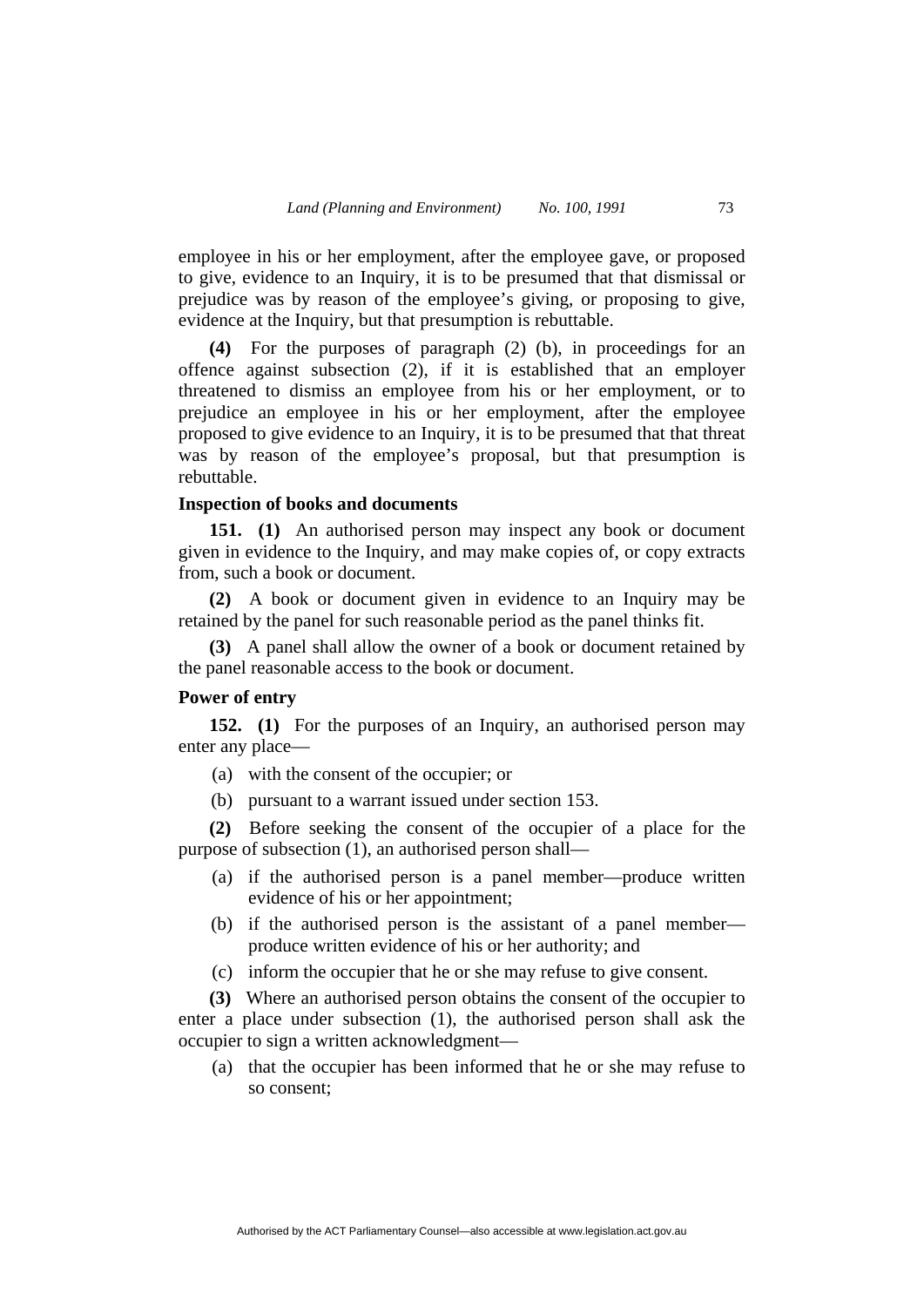employee in his or her employment, after the employee gave, or proposed to give, evidence to an Inquiry, it is to be presumed that that dismissal or prejudice was by reason of the employee's giving, or proposing to give, evidence at the Inquiry, but that presumption is rebuttable.

**(4)** For the purposes of paragraph (2) (b), in proceedings for an offence against subsection (2), if it is established that an employer threatened to dismiss an employee from his or her employment, or to prejudice an employee in his or her employment, after the employee proposed to give evidence to an Inquiry, it is to be presumed that that threat was by reason of the employee's proposal, but that presumption is rebuttable.

### Inspection of books and documents

**151. (1)** An authorised person may inspect any book or document given in evidence to the Inquiry, and may make copies of, or copy extracts from, such a book or document.

**(2)** A book or document given in evidence to an Inquiry may be retained by the panel for such reasonable period as the panel thinks fit.

**(3)** A panel shall allow the owner of a book or document retained by the panel reasonable access to the book or document.

### Power of entry

**152. (1)** For the purposes of an Inquiry, an authorised person may enter any place—

(a) with the consent of the occupier; or

(b) pursuant to a warrant issued under section 153.

**(2)** Before seeking the consent of the occupier of a place for the purpose of subsection (1), an authorised person shall—

(a) if the authorised person is a panel member—produce written evidence of his or her appointment;

(b) if the authorised person is the assistant of a panel member—produce written evidence of his or her authority; and

(c) inform the occupier that he or she may refuse to give consent.

**(3)** Where an authorised person obtains the consent of the occupier to enter a place under subsection (1), the authorised person shall ask the occupier to sign a written acknowledgment—

(a) that the occupier has been informed that he or she may refuse to so consent;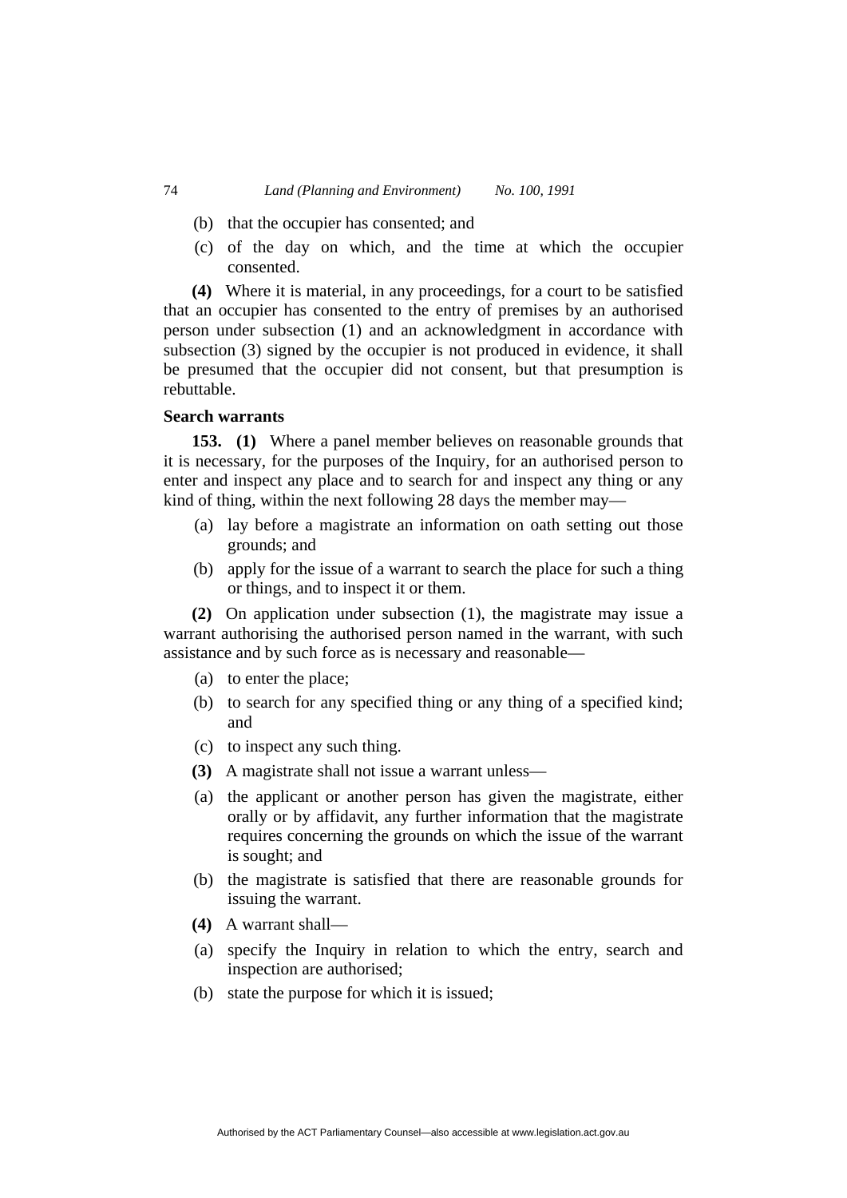(b) that the occupier has consented; and

(c) of the day on which, and the time at which the occupier consented.

**(4)** Where it is material, in any proceedings, for a court to be satisfied that an occupier has consented to the entry of premises by an authorised person under subsection (1) and an acknowledgment in accordance with subsection (3) signed by the occupier is not produced in evidence, it shall be presumed that the occupier did not consent, but that presumption is rebuttable.

**Search warrants**

**153. (1)** Where a panel member believes on reasonable grounds that it is necessary, for the purposes of the Inquiry, for an authorised person to enter and inspect any place and to search for and inspect any thing or any kind of thing, within the next following 28 days the member may—

(a) lay before a magistrate an information on oath setting out those grounds; and

(b) apply for the issue of a warrant to search the place for such a thing or things, and to inspect it or them.

**(2)** On application under subsection (1), the magistrate may issue a warrant authorising the authorised person named in the warrant, with such assistance and by such force as is necessary and reasonable—

(a) to enter the place;

(b) to search for any specified thing or any thing of a specified kind; and

(c) to inspect any such thing.

**(3)** A magistrate shall not issue a warrant unless—

(a) the applicant or another person has given the magistrate, either orally or by affidavit, any further information that the magistrate requires concerning the grounds on which the issue of the warrant is sought; and

(b) the magistrate is satisfied that there are reasonable grounds for issuing the warrant.

**(4)** A warrant shall—

(a) specify the Inquiry in relation to which the entry, search and inspection are authorised;

(b) state the purpose for which it is issued;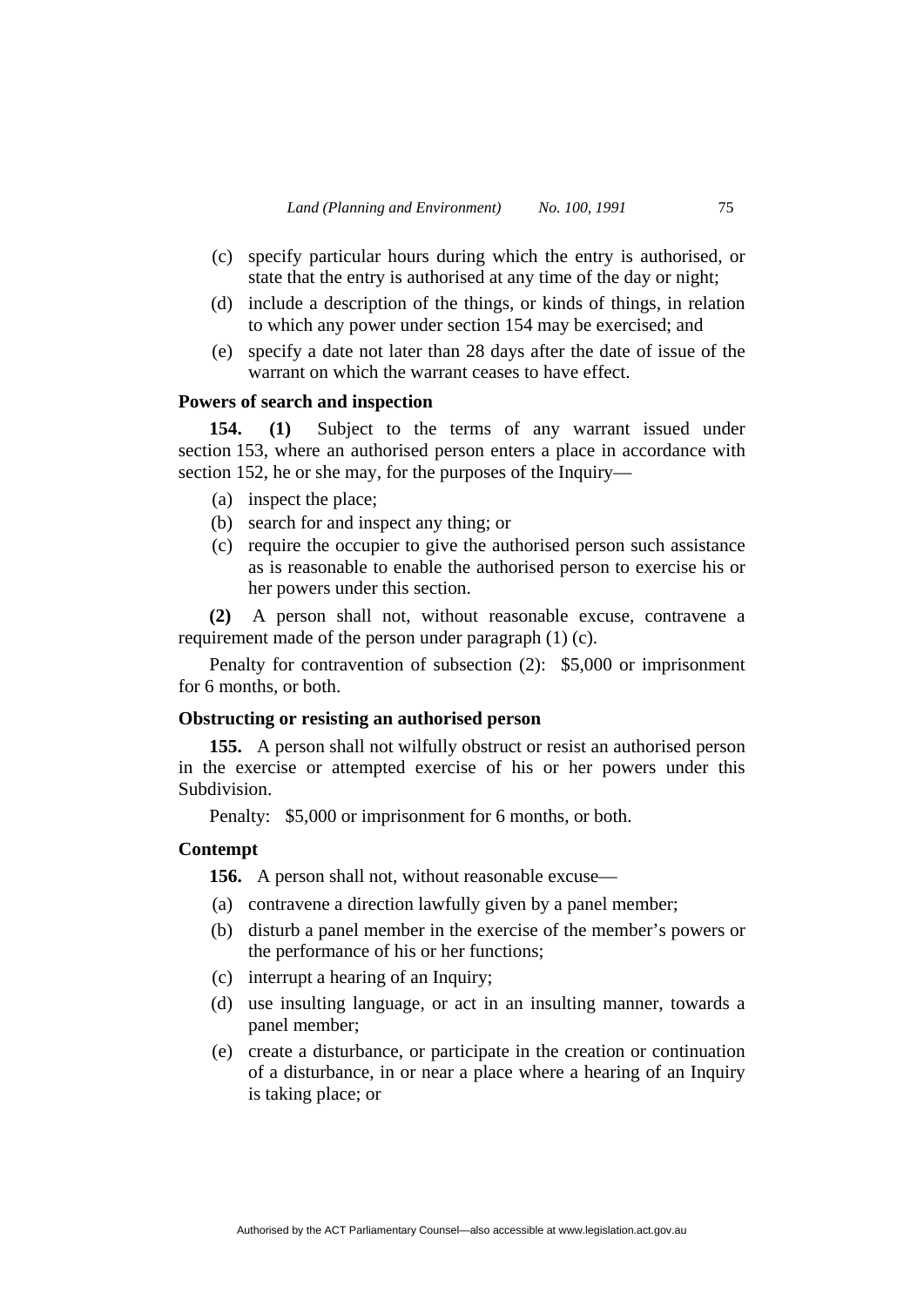(c) specify particular hours during which the entry is authorised, or state that the entry is authorised at any time of the day or night;

(d) include a description of the things, or kinds of things, in relation to which any power under section 154 may be exercised; and

(e) specify a date not later than 28 days after the date of issue of the warrant on which the warrant ceases to have effect.

**Powers of search and inspection**

**154. (1)** Subject to the terms of any warrant issued under section 153, where an authorised person enters a place in accordance with section 152, he or she may, for the purposes of the Inquiry—

(a) inspect the place;

(b) search for and inspect any thing; or

(c) require the occupier to give the authorised person such assistance as is reasonable to enable the authorised person to exercise his or her powers under this section.

**(2)** A person shall not, without reasonable excuse, contravene a requirement made of the person under paragraph (1) (c).

Penalty for contravention of subsection (2): $5,000 or imprisonment for 6 months, or both.

**Obstructing or resisting an authorised person**

**155.** A person shall not wilfully obstruct or resist an authorised person in the exercise or attempted exercise of his or her powers under this Subdivision.

Penalty: $5,000 or imprisonment for 6 months, or both.

**Contempt**

**156.** A person shall not, without reasonable excuse—

(a) contravene a direction lawfully given by a panel member;

(b) disturb a panel member in the exercise of the member's powers or the performance of his or her functions;

(c) interrupt a hearing of an Inquiry;

(d) use insulting language, or act in an insulting manner, towards a panel member;

(e) create a disturbance, or participate in the creation or continuation of a disturbance, in or near a place where a hearing of an Inquiry is taking place; or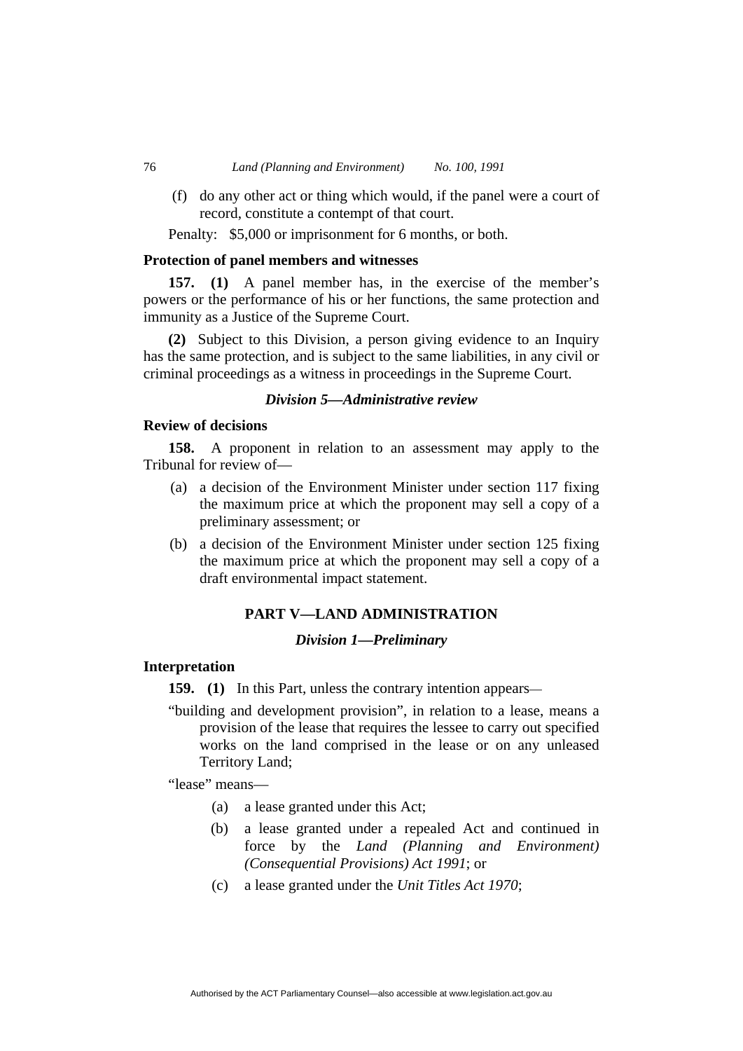(f) do any other act or thing which would, if the panel were a court of record, constitute a contempt of that court.

Penalty: $5,000 or imprisonment for 6 months, or both.

**Protection of panel members and witnesses**

**157. (1)** A panel member has, in the exercise of the member's powers or the performance of his or her functions, the same protection and immunity as a Justice of the Supreme Court.

**(2)** Subject to this Division, a person giving evidence to an Inquiry has the same protection, and is subject to the same liabilities, in any civil or criminal proceedings as a witness in proceedings in the Supreme Court.

### *Division 5—Administrative review*

**Review of decisions**

**158.** A proponent in relation to an assessment may apply to the Tribunal for review of—

(a) a decision of the Environment Minister under section 117 fixing the maximum price at which the proponent may sell a copy of a preliminary assessment; or

(b) a decision of the Environment Minister under section 125 fixing the maximum price at which the proponent may sell a copy of a draft environmental impact statement.

## PART V—LAND ADMINISTRATION

### *Division 1—Preliminary*

**Interpretation**

**159. (1)** In this Part, unless the contrary intention appears—

"building and development provision", in relation to a lease, means a provision of the lease that requires the lessee to carry out specified works on the land comprised in the lease or on any unleased Territory Land;

"lease" means—

(a) a lease granted under this Act;

(b) a lease granted under a repealed Act and continued in force by the *Land (Planning and Environment) (Consequential Provisions) Act 1991*; or

(c) a lease granted under the *Unit Titles Act 1970*;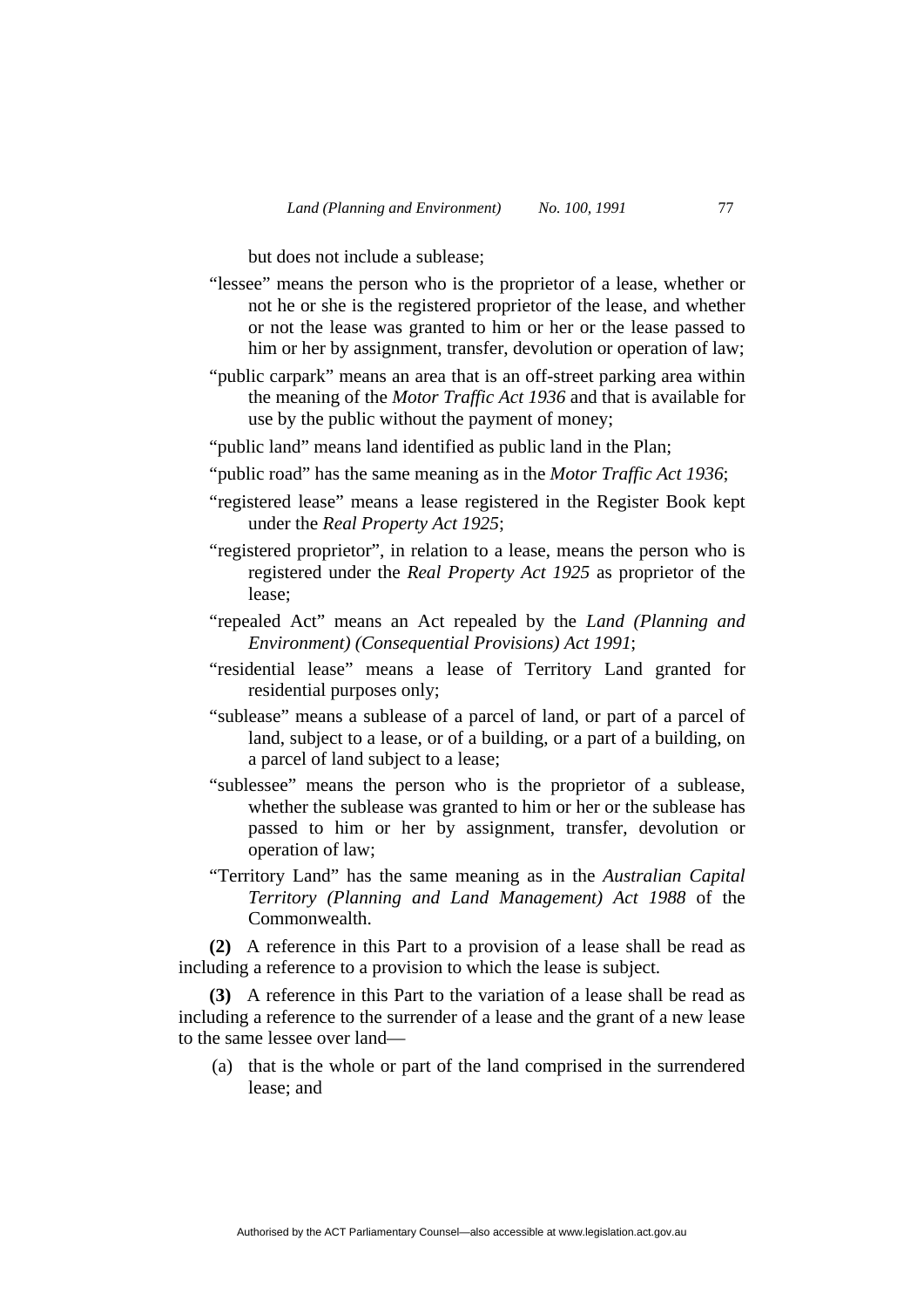but does not include a sublease;

"lessee" means the person who is the proprietor of a lease, whether or not he or she is the registered proprietor of the lease, and whether or not the lease was granted to him or her or the lease passed to him or her by assignment, transfer, devolution or operation of law;

"public carpark" means an area that is an off-street parking area within the meaning of the *Motor Traffic Act 1936* and that is available for use by the public without the payment of money;

"public land" means land identified as public land in the Plan;

"public road" has the same meaning as in the *Motor Traffic Act 1936*;

"registered lease" means a lease registered in the Register Book kept under the *Real Property Act 1925*;

"registered proprietor", in relation to a lease, means the person who is registered under the *Real Property Act 1925* as proprietor of the lease;

"repealed Act" means an Act repealed by the *Land (Planning and Environment) (Consequential Provisions) Act 1991*;

"residential lease" means a lease of Territory Land granted for residential purposes only;

"sublease" means a sublease of a parcel of land, or part of a parcel of land, subject to a lease, or of a building, or a part of a building, on a parcel of land subject to a lease;

"sublessee" means the person who is the proprietor of a sublease, whether the sublease was granted to him or her or the sublease has passed to him or her by assignment, transfer, devolution or operation of law;

"Territory Land" has the same meaning as in the *Australian Capital Territory (Planning and Land Management) Act 1988* of the Commonwealth.

**(2)** A reference in this Part to a provision of a lease shall be read as including a reference to a provision to which the lease is subject.

**(3)** A reference in this Part to the variation of a lease shall be read as including a reference to the surrender of a lease and the grant of a new lease to the same lessee over land—

(a) that is the whole or part of the land comprised in the surrendered lease; and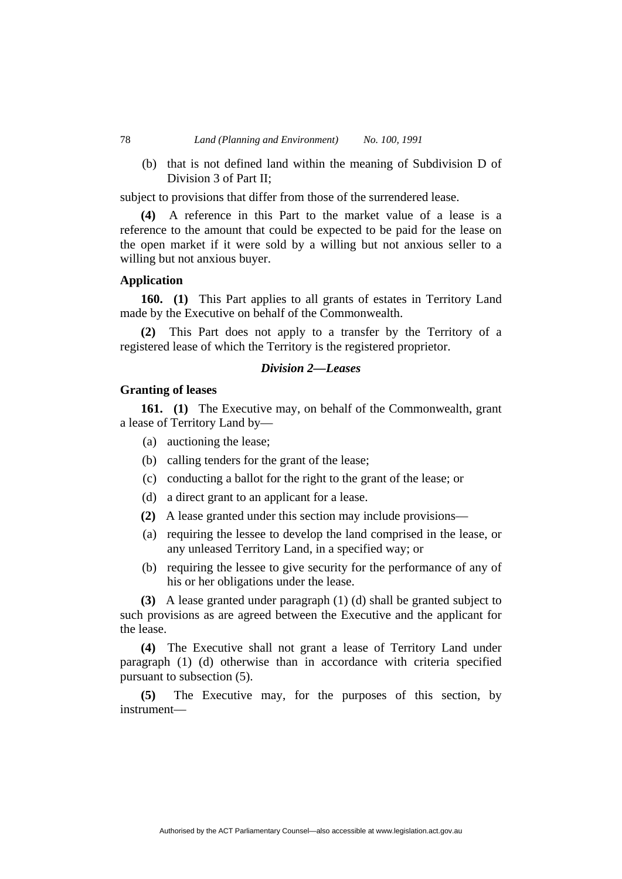(b) that is not defined land within the meaning of Subdivision D of Division 3 of Part II;

subject to provisions that differ from those of the surrendered lease.

**(4)** A reference in this Part to the market value of a lease is a reference to the amount that could be expected to be paid for the lease on the open market if it were sold by a willing but not anxious seller to a willing but not anxious buyer.

**Application**

**160. (1)** This Part applies to all grants of estates in Territory Land made by the Executive on behalf of the Commonwealth.

**(2)** This Part does not apply to a transfer by the Territory of a registered lease of which the Territory is the registered proprietor.

### *Division 2—Leases*

**Granting of leases**

**161. (1)** The Executive may, on behalf of the Commonwealth, grant a lease of Territory Land by—

(a) auctioning the lease;

(b) calling tenders for the grant of the lease;

(c) conducting a ballot for the right to the grant of the lease; or

(d) a direct grant to an applicant for a lease.

**(2)** A lease granted under this section may include provisions—

(a) requiring the lessee to develop the land comprised in the lease, or any unleased Territory Land, in a specified way; or

(b) requiring the lessee to give security for the performance of any of his or her obligations under the lease.

**(3)** A lease granted under paragraph (1) (d) shall be granted subject to such provisions as are agreed between the Executive and the applicant for the lease.

**(4)** The Executive shall not grant a lease of Territory Land under paragraph (1) (d) otherwise than in accordance with criteria specified pursuant to subsection (5).

**(5)** The Executive may, for the purposes of this section, by instrument—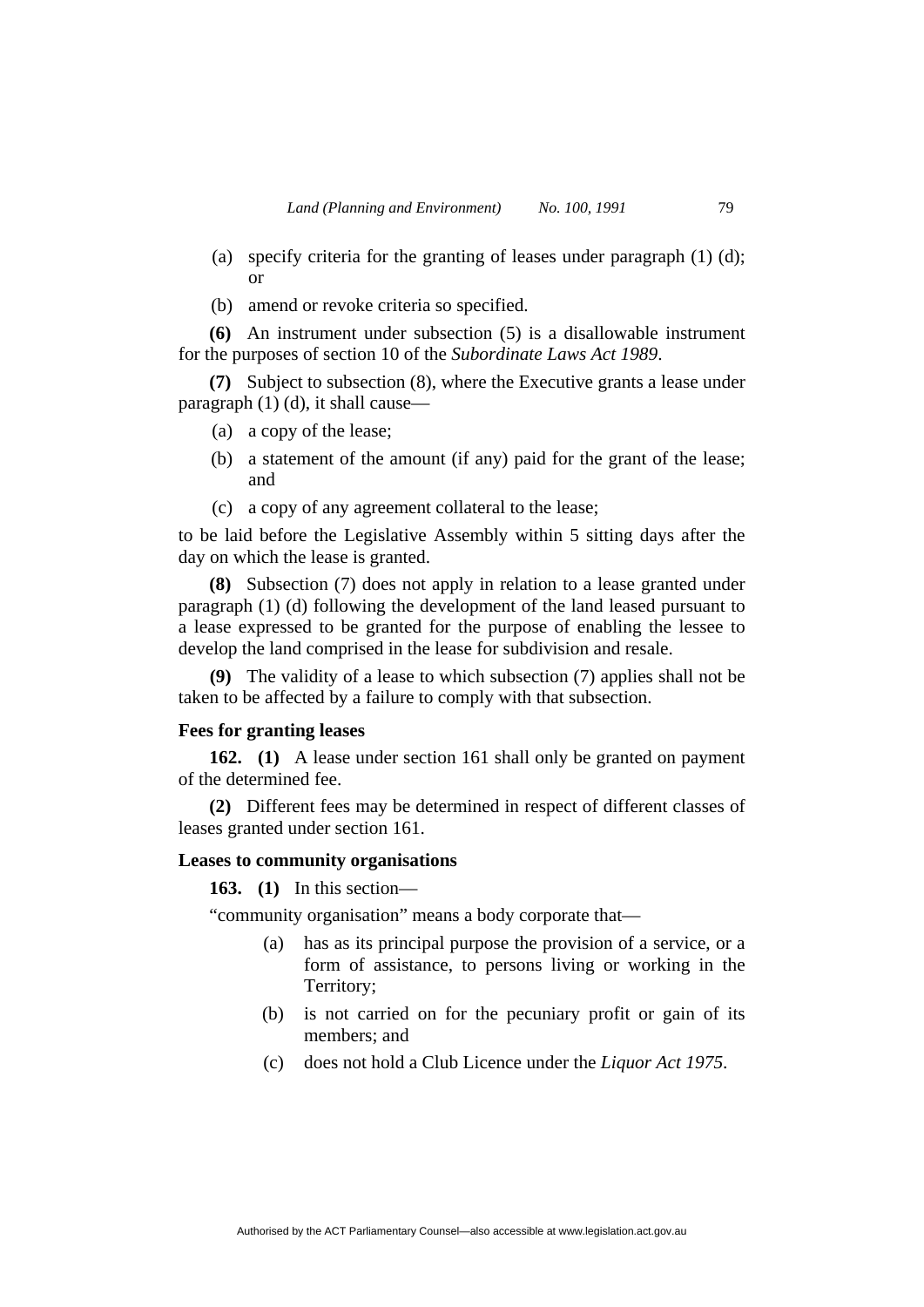(a) specify criteria for the granting of leases under paragraph (1) (d); or

(b) amend or revoke criteria so specified.

**(6)** An instrument under subsection (5) is a disallowable instrument for the purposes of section 10 of the *Subordinate Laws Act 1989*.

**(7)** Subject to subsection (8), where the Executive grants a lease under paragraph (1) (d), it shall cause—

(a) a copy of the lease;

(b) a statement of the amount (if any) paid for the grant of the lease; and

(c) a copy of any agreement collateral to the lease;

to be laid before the Legislative Assembly within 5 sitting days after the day on which the lease is granted.

**(8)** Subsection (7) does not apply in relation to a lease granted under paragraph (1) (d) following the development of the land leased pursuant to a lease expressed to be granted for the purpose of enabling the lessee to develop the land comprised in the lease for subdivision and resale.

**(9)** The validity of a lease to which subsection (7) applies shall not be taken to be affected by a failure to comply with that subsection.

### Fees for granting leases

**162. (1)** A lease under section 161 shall only be granted on payment of the determined fee.

**(2)** Different fees may be determined in respect of different classes of leases granted under section 161.

### Leases to community organisations

**163. (1)** In this section—

"community organisation" means a body corporate that—

(a) has as its principal purpose the provision of a service, or a form of assistance, to persons living or working in the Territory;

(b) is not carried on for the pecuniary profit or gain of its members; and

(c) does not hold a Club Licence under the *Liquor Act 1975*.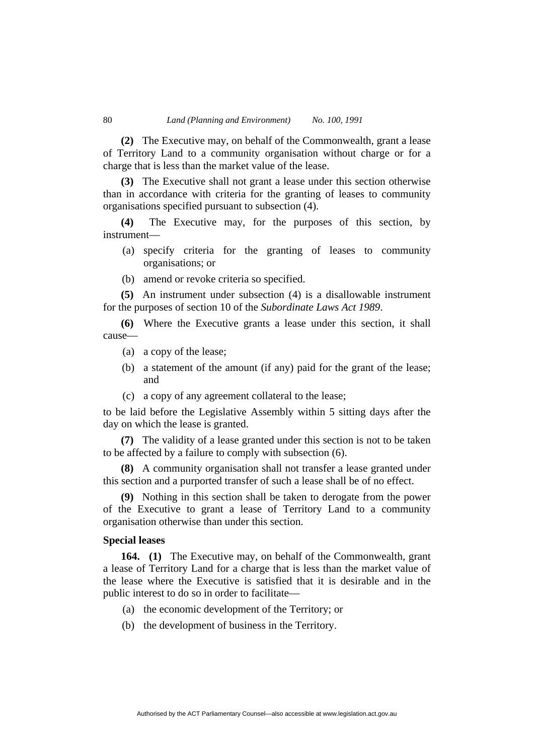**(2)** The Executive may, on behalf of the Commonwealth, grant a lease of Territory Land to a community organisation without charge or for a charge that is less than the market value of the lease.

**(3)** The Executive shall not grant a lease under this section otherwise than in accordance with criteria for the granting of leases to community organisations specified pursuant to subsection (4).

**(4)** The Executive may, for the purposes of this section, by instrument—

(a) specify criteria for the granting of leases to community organisations; or

(b) amend or revoke criteria so specified.

**(5)** An instrument under subsection (4) is a disallowable instrument for the purposes of section 10 of the *Subordinate Laws Act 1989*.

**(6)** Where the Executive grants a lease under this section, it shall cause—

(a) a copy of the lease;

(b) a statement of the amount (if any) paid for the grant of the lease; and

(c) a copy of any agreement collateral to the lease;

to be laid before the Legislative Assembly within 5 sitting days after the day on which the lease is granted.

**(7)** The validity of a lease granted under this section is not to be taken to be affected by a failure to comply with subsection (6).

**(8)** A community organisation shall not transfer a lease granted under this section and a purported transfer of such a lease shall be of no effect.

**(9)** Nothing in this section shall be taken to derogate from the power of the Executive to grant a lease of Territory Land to a community organisation otherwise than under this section.

**Special leases**

**164. (1)** The Executive may, on behalf of the Commonwealth, grant a lease of Territory Land for a charge that is less than the market value of the lease where the Executive is satisfied that it is desirable and in the public interest to do so in order to facilitate—

(a) the economic development of the Territory; or

(b) the development of business in the Territory.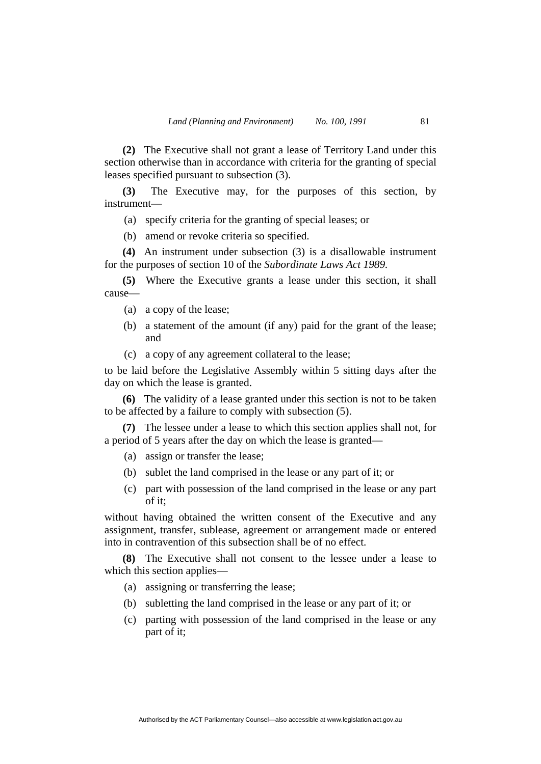**(2)** The Executive shall not grant a lease of Territory Land under this section otherwise than in accordance with criteria for the granting of special leases specified pursuant to subsection (3).

**(3)** The Executive may, for the purposes of this section, by instrument—

(a) specify criteria for the granting of special leases; or

(b) amend or revoke criteria so specified.

**(4)** An instrument under subsection (3) is a disallowable instrument for the purposes of section 10 of the *Subordinate Laws Act 1989*.

**(5)** Where the Executive grants a lease under this section, it shall cause—

(a) a copy of the lease;

(b) a statement of the amount (if any) paid for the grant of the lease; and

(c) a copy of any agreement collateral to the lease;

to be laid before the Legislative Assembly within 5 sitting days after the day on which the lease is granted.

**(6)** The validity of a lease granted under this section is not to be taken to be affected by a failure to comply with subsection (5).

**(7)** The lessee under a lease to which this section applies shall not, for a period of 5 years after the day on which the lease is granted—

(a) assign or transfer the lease;

(b) sublet the land comprised in the lease or any part of it; or

(c) part with possession of the land comprised in the lease or any part of it;

without having obtained the written consent of the Executive and any assignment, transfer, sublease, agreement or arrangement made or entered into in contravention of this subsection shall be of no effect.

**(8)** The Executive shall not consent to the lessee under a lease to which this section applies—

(a) assigning or transferring the lease;

(b) subletting the land comprised in the lease or any part of it; or

(c) parting with possession of the land comprised in the lease or any part of it;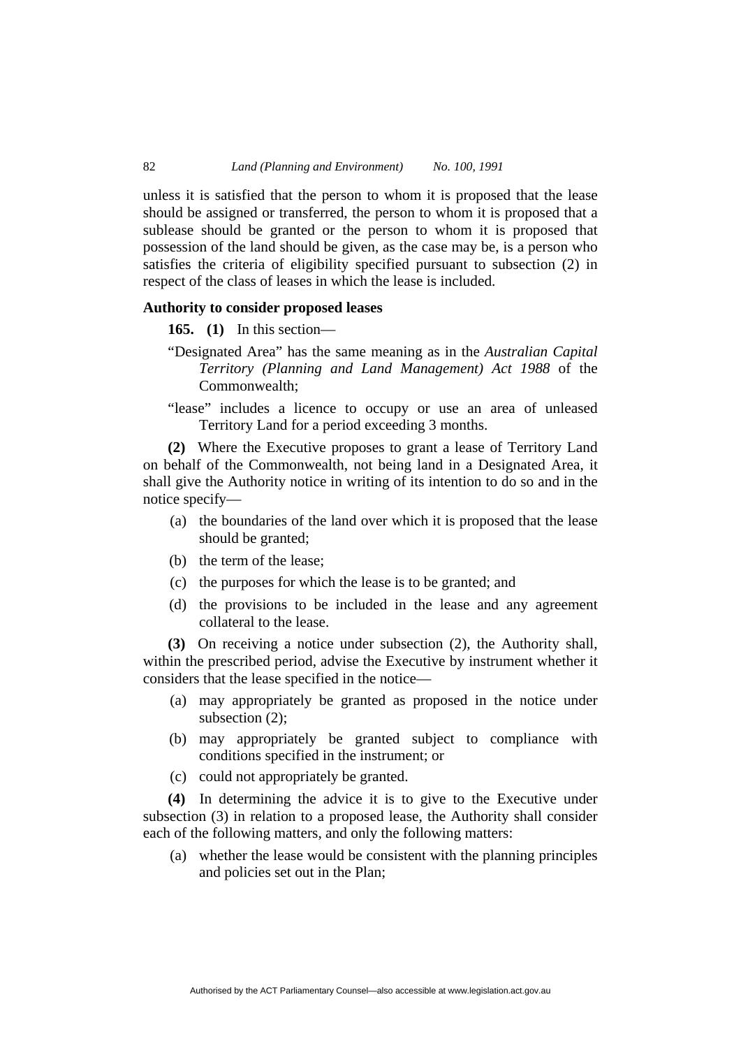unless it is satisfied that the person to whom it is proposed that the lease should be assigned or transferred, the person to whom it is proposed that a sublease should be granted or the person to whom it is proposed that possession of the land should be given, as the case may be, is a person who satisfies the criteria of eligibility specified pursuant to subsection (2) in respect of the class of leases in which the lease is included.

### Authority to consider proposed leases

**165. (1)** In this section—

"Designated Area" has the same meaning as in the *Australian Capital Territory (Planning and Land Management) Act 1988* of the Commonwealth;

"lease" includes a licence to occupy or use an area of unleased Territory Land for a period exceeding 3 months.

**(2)** Where the Executive proposes to grant a lease of Territory Land on behalf of the Commonwealth, not being land in a Designated Area, it shall give the Authority notice in writing of its intention to do so and in the notice specify—

(a) the boundaries of the land over which it is proposed that the lease should be granted;

(b) the term of the lease;

(c) the purposes for which the lease is to be granted; and

(d) the provisions to be included in the lease and any agreement collateral to the lease.

**(3)** On receiving a notice under subsection (2), the Authority shall, within the prescribed period, advise the Executive by instrument whether it considers that the lease specified in the notice—

(a) may appropriately be granted as proposed in the notice under subsection (2);

(b) may appropriately be granted subject to compliance with conditions specified in the instrument; or

(c) could not appropriately be granted.

**(4)** In determining the advice it is to give to the Executive under subsection (3) in relation to a proposed lease, the Authority shall consider each of the following matters, and only the following matters:

(a) whether the lease would be consistent with the planning principles and policies set out in the Plan;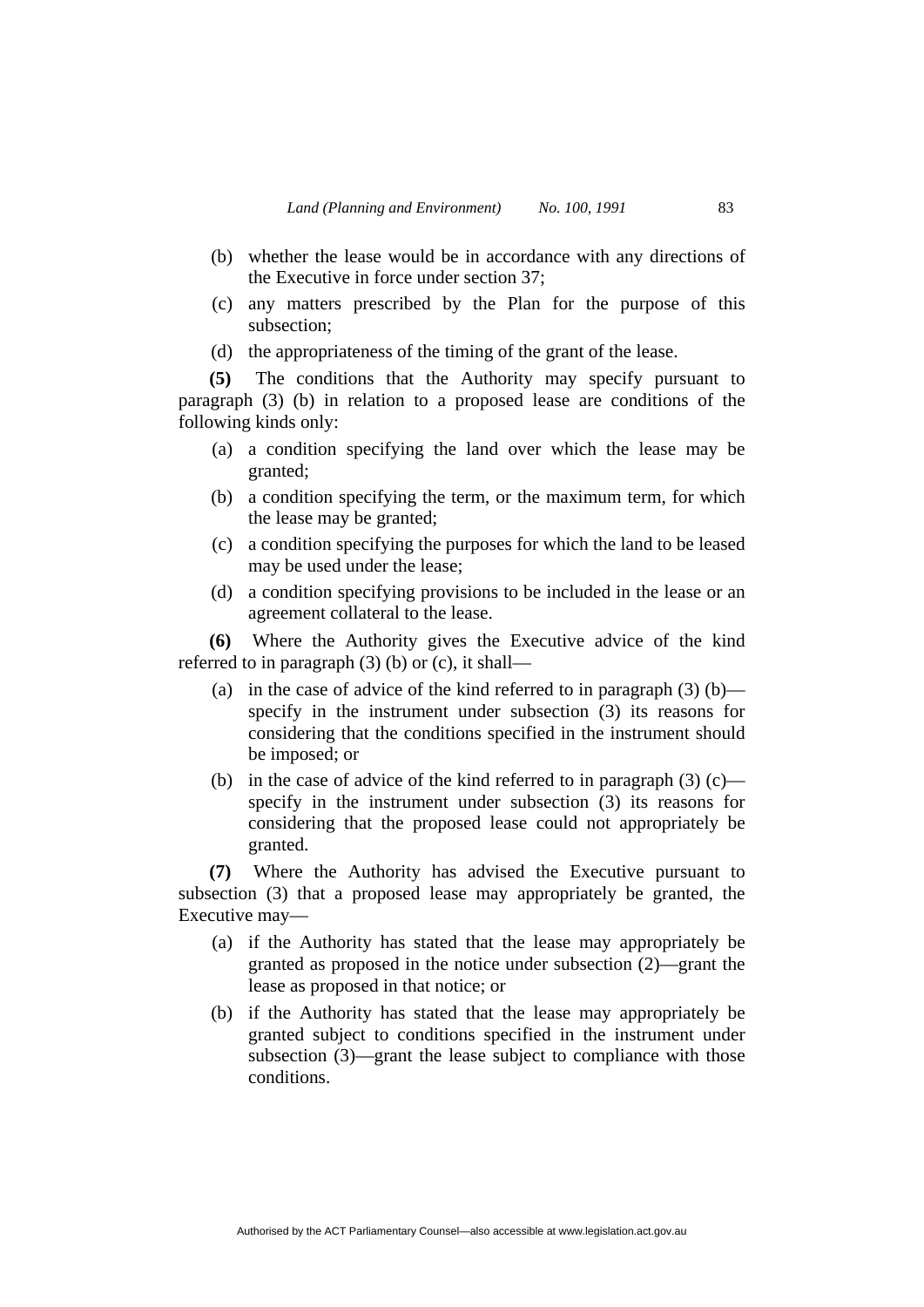(b) whether the lease would be in accordance with any directions of the Executive in force under section 37;

(c) any matters prescribed by the Plan for the purpose of this subsection;

(d) the appropriateness of the timing of the grant of the lease.

**(5)** The conditions that the Authority may specify pursuant to paragraph (3) (b) in relation to a proposed lease are conditions of the following kinds only:

(a) a condition specifying the land over which the lease may be granted;

(b) a condition specifying the term, or the maximum term, for which the lease may be granted;

(c) a condition specifying the purposes for which the land to be leased may be used under the lease;

(d) a condition specifying provisions to be included in the lease or an agreement collateral to the lease.

**(6)** Where the Authority gives the Executive advice of the kind referred to in paragraph (3) (b) or (c), it shall—

(a) in the case of advice of the kind referred to in paragraph (3) (b)—specify in the instrument under subsection (3) its reasons for considering that the conditions specified in the instrument should be imposed; or

(b) in the case of advice of the kind referred to in paragraph (3) (c)—specify in the instrument under subsection (3) its reasons for considering that the proposed lease could not appropriately be granted.

**(7)** Where the Authority has advised the Executive pursuant to subsection (3) that a proposed lease may appropriately be granted, the Executive may—

(a) if the Authority has stated that the lease may appropriately be granted as proposed in the notice under subsection (2)—grant the lease as proposed in that notice; or

(b) if the Authority has stated that the lease may appropriately be granted subject to conditions specified in the instrument under subsection (3)—grant the lease subject to compliance with those conditions.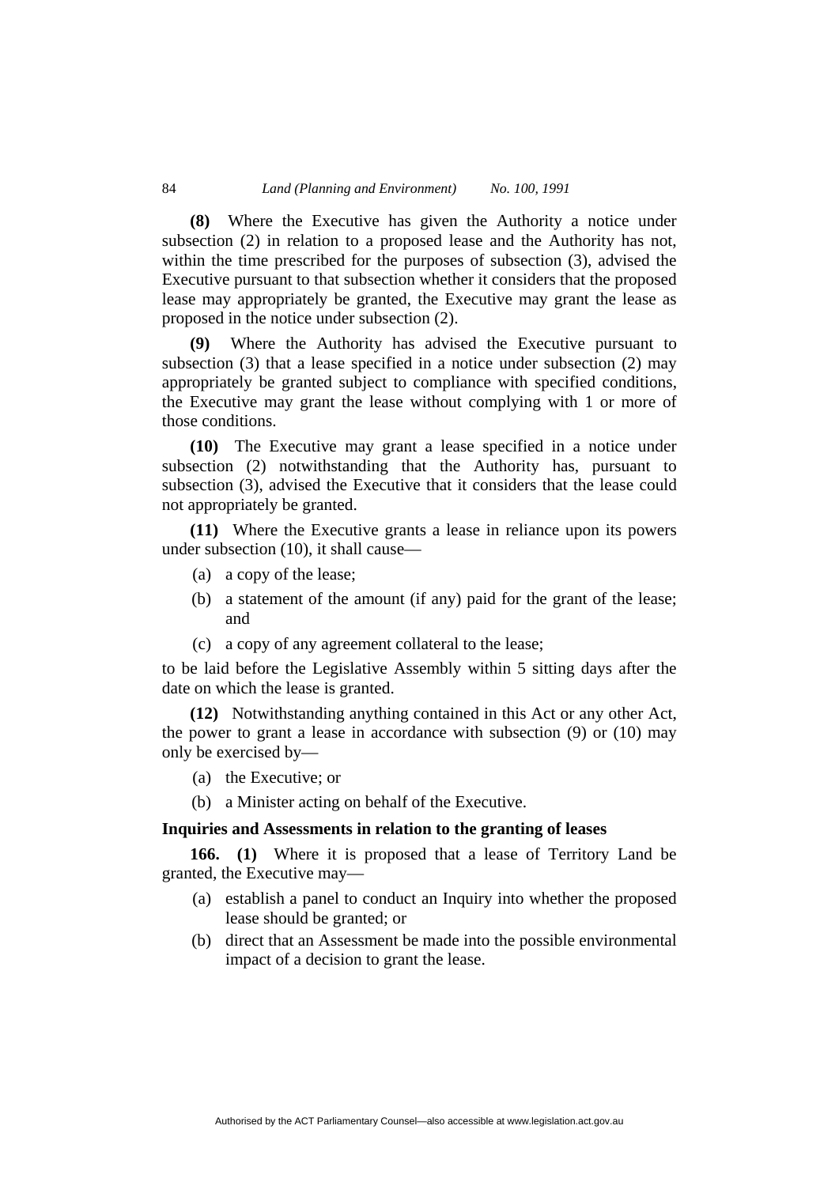**(8)** Where the Executive has given the Authority a notice under subsection (2) in relation to a proposed lease and the Authority has not, within the time prescribed for the purposes of subsection (3), advised the Executive pursuant to that subsection whether it considers that the proposed lease may appropriately be granted, the Executive may grant the lease as proposed in the notice under subsection (2).

**(9)** Where the Authority has advised the Executive pursuant to subsection (3) that a lease specified in a notice under subsection (2) may appropriately be granted subject to compliance with specified conditions, the Executive may grant the lease without complying with 1 or more of those conditions.

**(10)** The Executive may grant a lease specified in a notice under subsection (2) notwithstanding that the Authority has, pursuant to subsection (3), advised the Executive that it considers that the lease could not appropriately be granted.

**(11)** Where the Executive grants a lease in reliance upon its powers under subsection (10), it shall cause—

(a) a copy of the lease;

(b) a statement of the amount (if any) paid for the grant of the lease; and

(c) a copy of any agreement collateral to the lease;

to be laid before the Legislative Assembly within 5 sitting days after the date on which the lease is granted.

**(12)** Notwithstanding anything contained in this Act or any other Act, the power to grant a lease in accordance with subsection (9) or (10) may only be exercised by—

(a) the Executive; or

(b) a Minister acting on behalf of the Executive.

**Inquiries and Assessments in relation to the granting of leases**

**166.** **(1)** Where it is proposed that a lease of Territory Land be granted, the Executive may—

(a) establish a panel to conduct an Inquiry into whether the proposed lease should be granted; or

(b) direct that an Assessment be made into the possible environmental impact of a decision to grant the lease.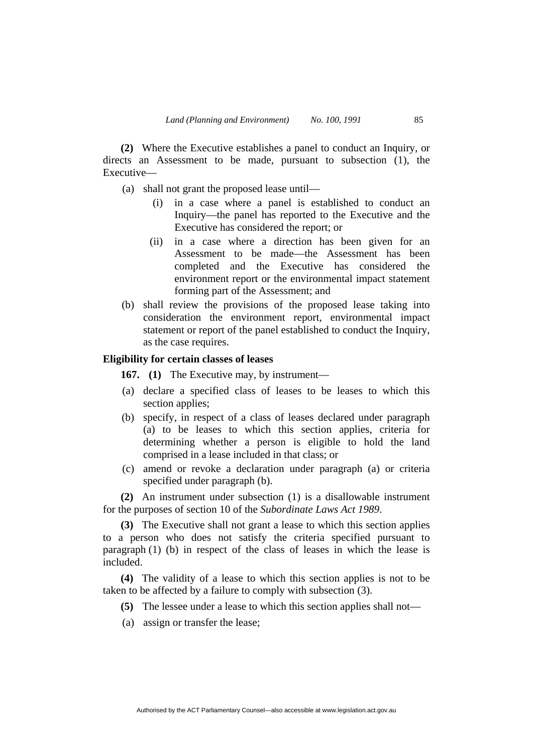**(2)** Where the Executive establishes a panel to conduct an Inquiry, or directs an Assessment to be made, pursuant to subsection (1), the Executive—

(a) shall not grant the proposed lease until—

  (i) in a case where a panel is established to conduct an Inquiry—the panel has reported to the Executive and the Executive has considered the report; or

  (ii) in a case where a direction has been given for an Assessment to be made—the Assessment has been completed and the Executive has considered the environment report or the environmental impact statement forming part of the Assessment; and

(b) shall review the provisions of the proposed lease taking into consideration the environment report, environmental impact statement or report of the panel established to conduct the Inquiry, as the case requires.

**Eligibility for certain classes of leases**

**167. (1)** The Executive may, by instrument—

(a) declare a specified class of leases to be leases to which this section applies;

(b) specify, in respect of a class of leases declared under paragraph (a) to be leases to which this section applies, criteria for determining whether a person is eligible to hold the land comprised in a lease included in that class; or

(c) amend or revoke a declaration under paragraph (a) or criteria specified under paragraph (b).

**(2)** An instrument under subsection (1) is a disallowable instrument for the purposes of section 10 of the *Subordinate Laws Act 1989*.

**(3)** The Executive shall not grant a lease to which this section applies to a person who does not satisfy the criteria specified pursuant to paragraph (1) (b) in respect of the class of leases in which the lease is included.

**(4)** The validity of a lease to which this section applies is not to be taken to be affected by a failure to comply with subsection (3).

**(5)** The lessee under a lease to which this section applies shall not—

(a) assign or transfer the lease;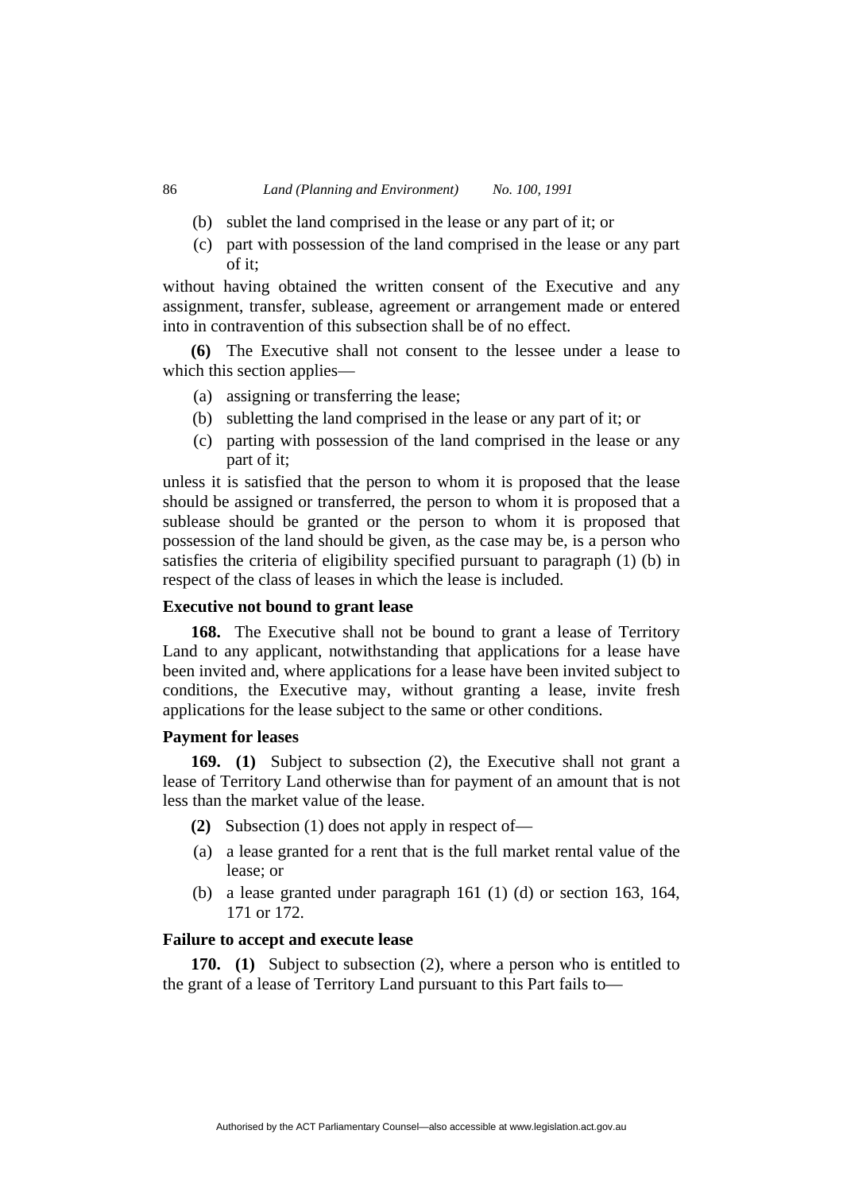(b) sublet the land comprised in the lease or any part of it; or

(c) part with possession of the land comprised in the lease or any part of it;

without having obtained the written consent of the Executive and any assignment, transfer, sublease, agreement or arrangement made or entered into in contravention of this subsection shall be of no effect.

**(6)** The Executive shall not consent to the lessee under a lease to which this section applies—

(a) assigning or transferring the lease;

(b) subletting the land comprised in the lease or any part of it; or

(c) parting with possession of the land comprised in the lease or any part of it;

unless it is satisfied that the person to whom it is proposed that the lease should be assigned or transferred, the person to whom it is proposed that a sublease should be granted or the person to whom it is proposed that possession of the land should be given, as the case may be, is a person who satisfies the criteria of eligibility specified pursuant to paragraph (1) (b) in respect of the class of leases in which the lease is included.

**Executive not bound to grant lease**

**168.** The Executive shall not be bound to grant a lease of Territory Land to any applicant, notwithstanding that applications for a lease have been invited and, where applications for a lease have been invited subject to conditions, the Executive may, without granting a lease, invite fresh applications for the lease subject to the same or other conditions.

**Payment for leases**

**169. (1)** Subject to subsection (2), the Executive shall not grant a lease of Territory Land otherwise than for payment of an amount that is not less than the market value of the lease.

**(2)** Subsection (1) does not apply in respect of—

(a) a lease granted for a rent that is the full market rental value of the lease; or

(b) a lease granted under paragraph 161 (1) (d) or section 163, 164, 171 or 172.

**Failure to accept and execute lease**

**170. (1)** Subject to subsection (2), where a person who is entitled to the grant of a lease of Territory Land pursuant to this Part fails to—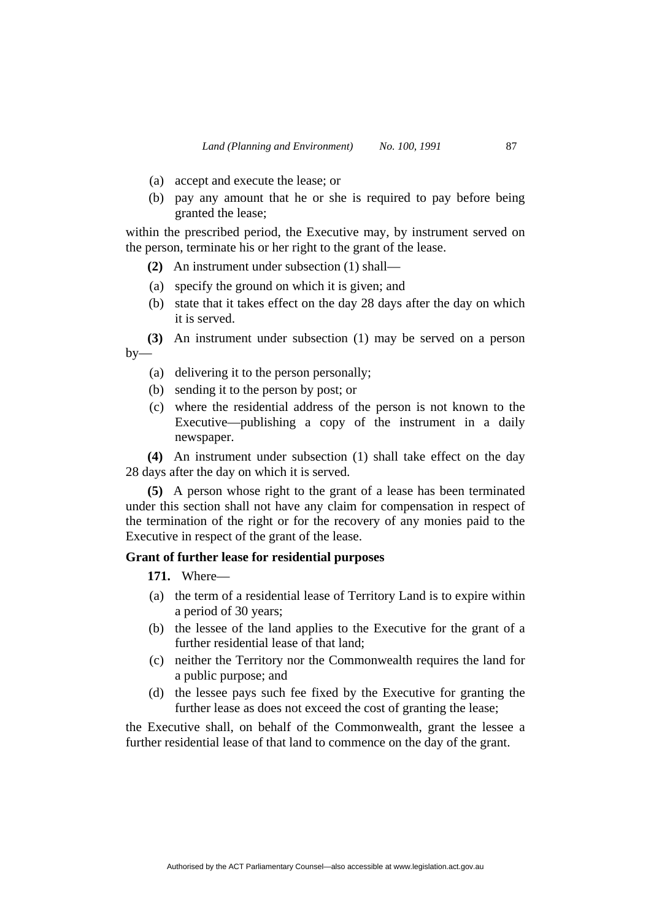(a) accept and execute the lease; or

(b) pay any amount that he or she is required to pay before being granted the lease;

within the prescribed period, the Executive may, by instrument served on the person, terminate his or her right to the grant of the lease.

**(2)** An instrument under subsection (1) shall—

(a) specify the ground on which it is given; and

(b) state that it takes effect on the day 28 days after the day on which it is served.

**(3)** An instrument under subsection (1) may be served on a person by—

(a) delivering it to the person personally;

(b) sending it to the person by post; or

(c) where the residential address of the person is not known to the Executive—publishing a copy of the instrument in a daily newspaper.

**(4)** An instrument under subsection (1) shall take effect on the day 28 days after the day on which it is served.

**(5)** A person whose right to the grant of a lease has been terminated under this section shall not have any claim for compensation in respect of the termination of the right or for the recovery of any monies paid to the Executive in respect of the grant of the lease.

**Grant of further lease for residential purposes**

**171.** Where—

(a) the term of a residential lease of Territory Land is to expire within a period of 30 years;

(b) the lessee of the land applies to the Executive for the grant of a further residential lease of that land;

(c) neither the Territory nor the Commonwealth requires the land for a public purpose; and

(d) the lessee pays such fee fixed by the Executive for granting the further lease as does not exceed the cost of granting the lease;

the Executive shall, on behalf of the Commonwealth, grant the lessee a further residential lease of that land to commence on the day of the grant.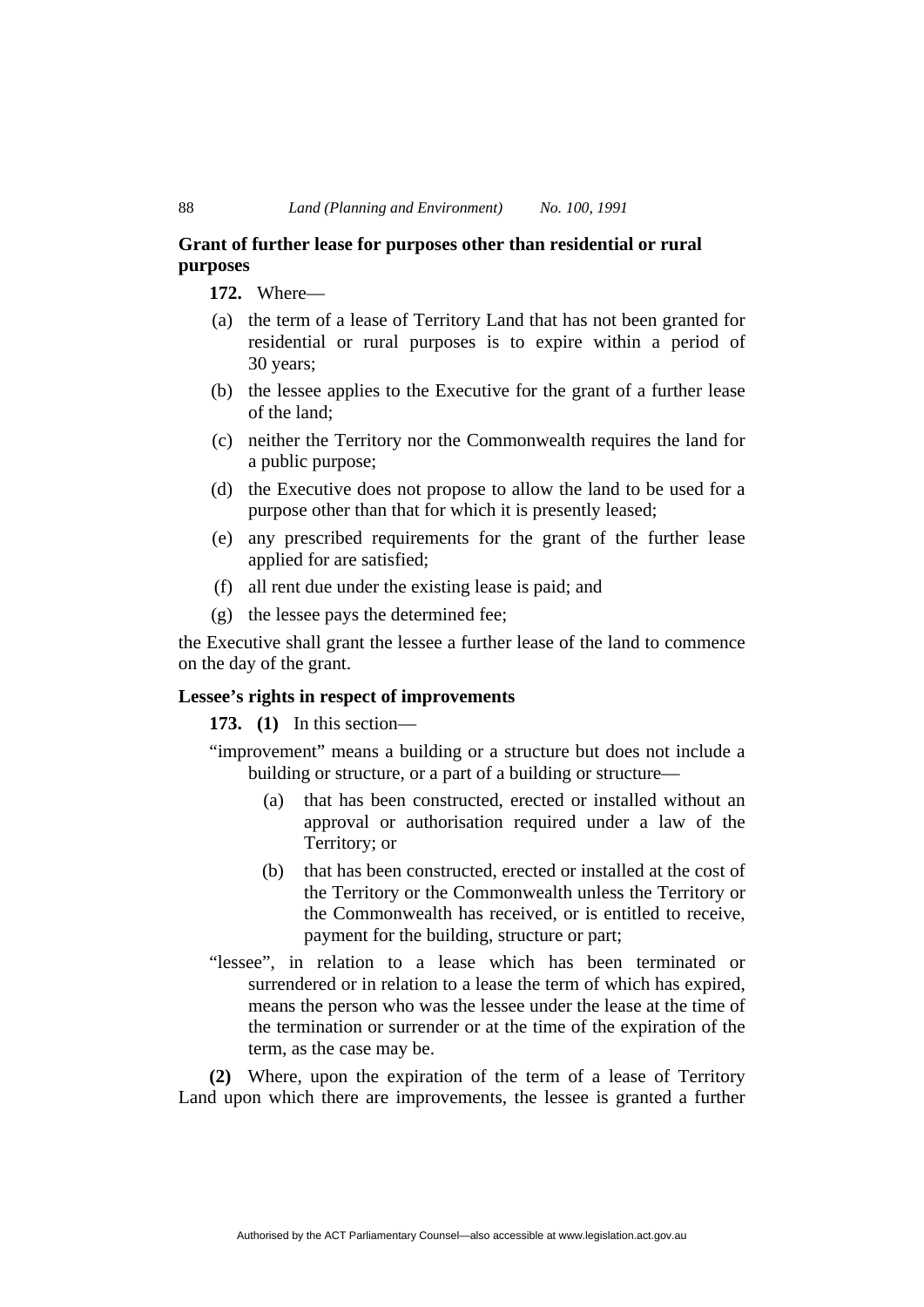**Grant of further lease for purposes other than residential or rural purposes**

**172.** Where—

(a) the term of a lease of Territory Land that has not been granted for residential or rural purposes is to expire within a period of 30 years;

(b) the lessee applies to the Executive for the grant of a further lease of the land;

(c) neither the Territory nor the Commonwealth requires the land for a public purpose;

(d) the Executive does not propose to allow the land to be used for a purpose other than that for which it is presently leased;

(e) any prescribed requirements for the grant of the further lease applied for are satisfied;

(f) all rent due under the existing lease is paid; and

(g) the lessee pays the determined fee;

the Executive shall grant the lessee a further lease of the land to commence on the day of the grant.

**Lessee's rights in respect of improvements**

**173. (1)** In this section—

"improvement" means a building or a structure but does not include a building or structure, or a part of a building or structure—

> (a) that has been constructed, erected or installed without an approval or authorisation required under a law of the Territory; or
>
> (b) that has been constructed, erected or installed at the cost of the Territory or the Commonwealth unless the Territory or the Commonwealth has received, or is entitled to receive, payment for the building, structure or part;

"lessee", in relation to a lease which has been terminated or surrendered or in relation to a lease the term of which has expired, means the person who was the lessee under the lease at the time of the termination or surrender or at the time of the expiration of the term, as the case may be.

**(2)** Where, upon the expiration of the term of a lease of Territory Land upon which there are improvements, the lessee is granted a further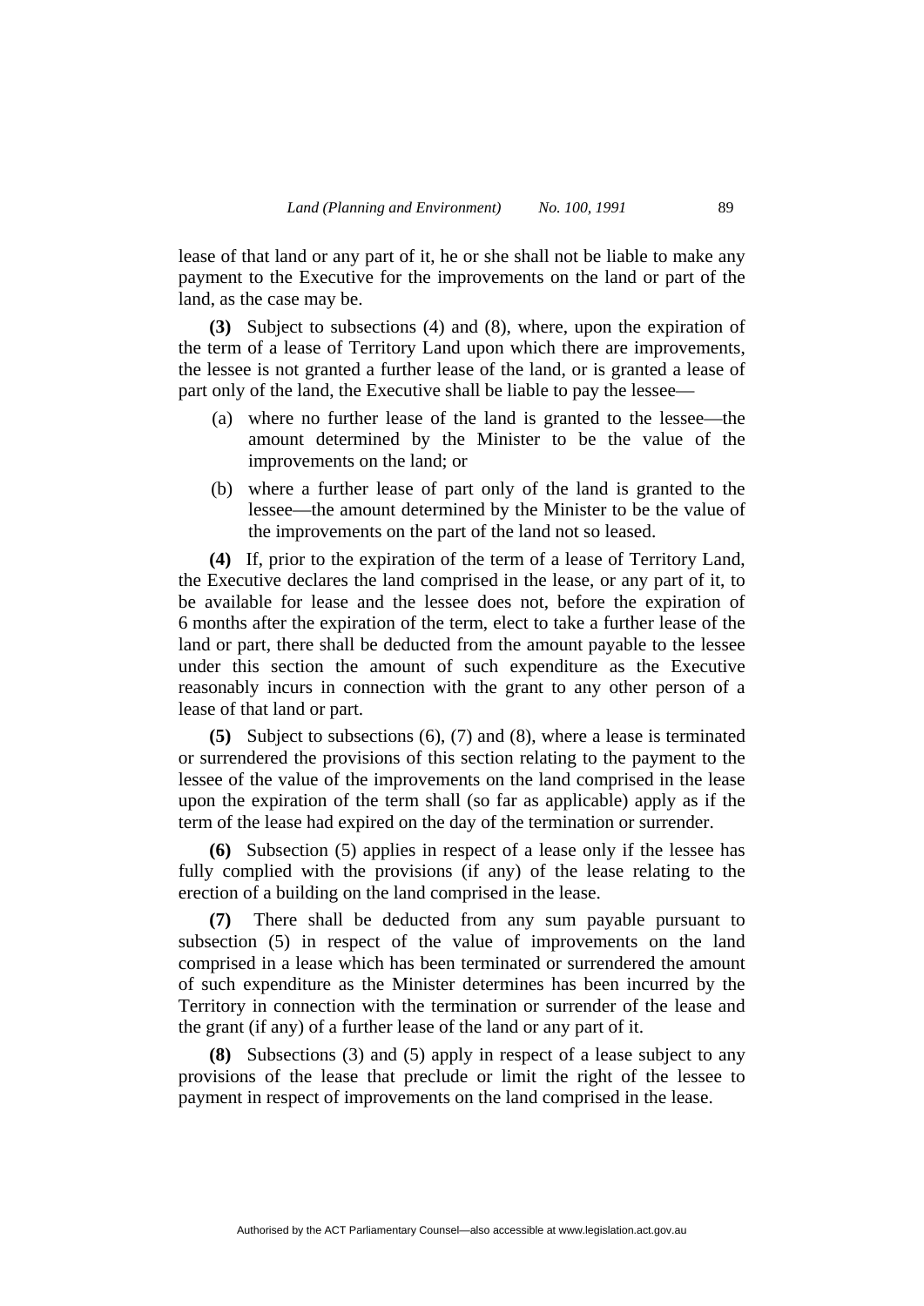lease of that land or any part of it, he or she shall not be liable to make any payment to the Executive for the improvements on the land or part of the land, as the case may be.

**(3)** Subject to subsections (4) and (8), where, upon the expiration of the term of a lease of Territory Land upon which there are improvements, the lessee is not granted a further lease of the land, or is granted a lease of part only of the land, the Executive shall be liable to pay the lessee—

(a) where no further lease of the land is granted to the lessee—the amount determined by the Minister to be the value of the improvements on the land; or

(b) where a further lease of part only of the land is granted to the lessee—the amount determined by the Minister to be the value of the improvements on the part of the land not so leased.

**(4)** If, prior to the expiration of the term of a lease of Territory Land, the Executive declares the land comprised in the lease, or any part of it, to be available for lease and the lessee does not, before the expiration of 6 months after the expiration of the term, elect to take a further lease of the land or part, there shall be deducted from the amount payable to the lessee under this section the amount of such expenditure as the Executive reasonably incurs in connection with the grant to any other person of a lease of that land or part.

**(5)** Subject to subsections (6), (7) and (8), where a lease is terminated or surrendered the provisions of this section relating to the payment to the lessee of the value of the improvements on the land comprised in the lease upon the expiration of the term shall (so far as applicable) apply as if the term of the lease had expired on the day of the termination or surrender.

**(6)** Subsection (5) applies in respect of a lease only if the lessee has fully complied with the provisions (if any) of the lease relating to the erection of a building on the land comprised in the lease.

**(7)** There shall be deducted from any sum payable pursuant to subsection (5) in respect of the value of improvements on the land comprised in a lease which has been terminated or surrendered the amount of such expenditure as the Minister determines has been incurred by the Territory in connection with the termination or surrender of the lease and the grant (if any) of a further lease of the land or any part of it.

**(8)** Subsections (3) and (5) apply in respect of a lease subject to any provisions of the lease that preclude or limit the right of the lessee to payment in respect of improvements on the land comprised in the lease.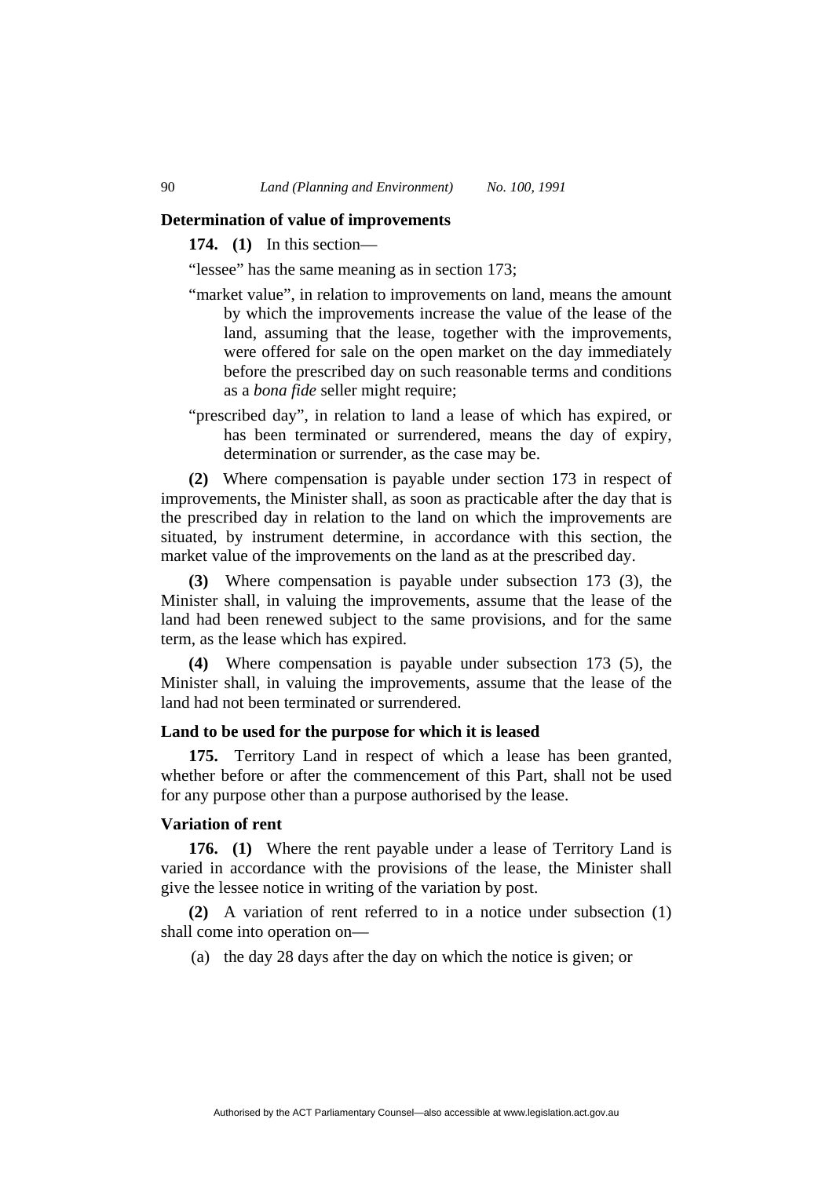**Determination of value of improvements**

**174. (1)** In this section—

"lessee" has the same meaning as in section 173;

"market value", in relation to improvements on land, means the amount by which the improvements increase the value of the lease of the land, assuming that the lease, together with the improvements, were offered for sale on the open market on the day immediately before the prescribed day on such reasonable terms and conditions as a *bona fide* seller might require;

"prescribed day", in relation to land a lease of which has expired, or has been terminated or surrendered, means the day of expiry, determination or surrender, as the case may be.

**(2)** Where compensation is payable under section 173 in respect of improvements, the Minister shall, as soon as practicable after the day that is the prescribed day in relation to the land on which the improvements are situated, by instrument determine, in accordance with this section, the market value of the improvements on the land as at the prescribed day.

**(3)** Where compensation is payable under subsection 173 (3), the Minister shall, in valuing the improvements, assume that the lease of the land had been renewed subject to the same provisions, and for the same term, as the lease which has expired.

**(4)** Where compensation is payable under subsection 173 (5), the Minister shall, in valuing the improvements, assume that the lease of the land had not been terminated or surrendered.

**Land to be used for the purpose for which it is leased**

**175.** Territory Land in respect of which a lease has been granted, whether before or after the commencement of this Part, shall not be used for any purpose other than a purpose authorised by the lease.

**Variation of rent**

**176. (1)** Where the rent payable under a lease of Territory Land is varied in accordance with the provisions of the lease, the Minister shall give the lessee notice in writing of the variation by post.

**(2)** A variation of rent referred to in a notice under subsection (1) shall come into operation on—

(a) the day 28 days after the day on which the notice is given; or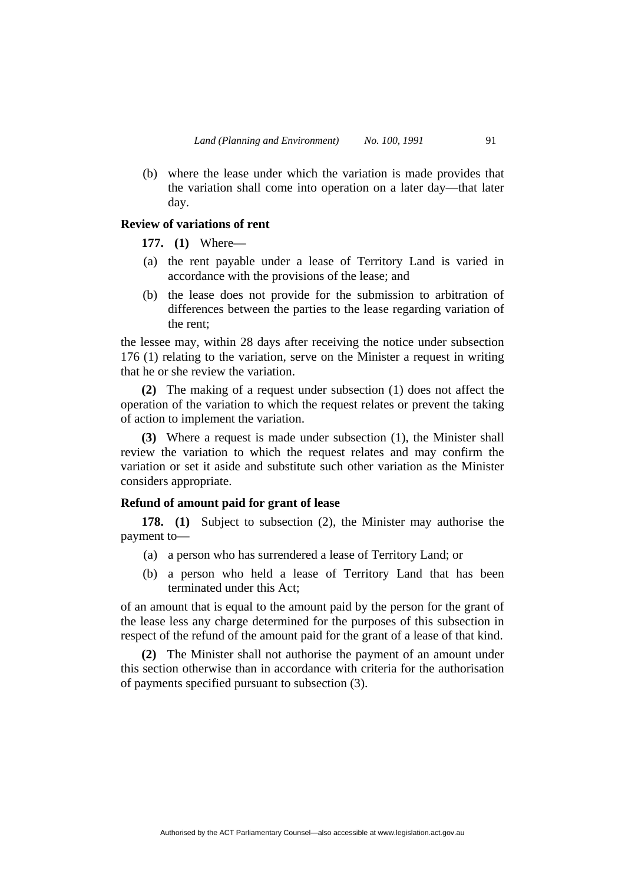(b) where the lease under which the variation is made provides that the variation shall come into operation on a later day—that later day.

**Review of variations of rent**

**177. (1)** Where—

(a) the rent payable under a lease of Territory Land is varied in accordance with the provisions of the lease; and

(b) the lease does not provide for the submission to arbitration of differences between the parties to the lease regarding variation of the rent;

the lessee may, within 28 days after receiving the notice under subsection 176 (1) relating to the variation, serve on the Minister a request in writing that he or she review the variation.

**(2)** The making of a request under subsection (1) does not affect the operation of the variation to which the request relates or prevent the taking of action to implement the variation.

**(3)** Where a request is made under subsection (1), the Minister shall review the variation to which the request relates and may confirm the variation or set it aside and substitute such other variation as the Minister considers appropriate.

**Refund of amount paid for grant of lease**

**178. (1)** Subject to subsection (2), the Minister may authorise the payment to—

(a) a person who has surrendered a lease of Territory Land; or

(b) a person who held a lease of Territory Land that has been terminated under this Act;

of an amount that is equal to the amount paid by the person for the grant of the lease less any charge determined for the purposes of this subsection in respect of the refund of the amount paid for the grant of a lease of that kind.

**(2)** The Minister shall not authorise the payment of an amount under this section otherwise than in accordance with criteria for the authorisation of payments specified pursuant to subsection (3).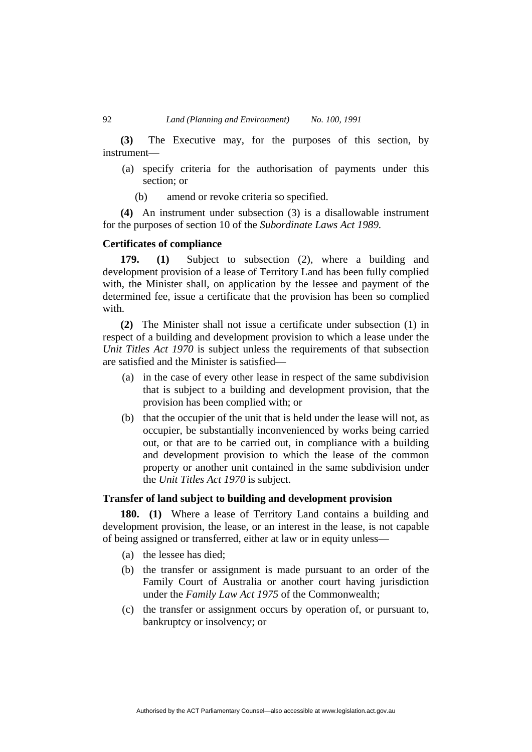**(3)** The Executive may, for the purposes of this section, by instrument—

(a) specify criteria for the authorisation of payments under this section; or

(b) amend or revoke criteria so specified.

**(4)** An instrument under subsection (3) is a disallowable instrument for the purposes of section 10 of the *Subordinate Laws Act 1989.*

### Certificates of compliance

**179. (1)** Subject to subsection (2), where a building and development provision of a lease of Territory Land has been fully complied with, the Minister shall, on application by the lessee and payment of the determined fee, issue a certificate that the provision has been so complied with.

**(2)** The Minister shall not issue a certificate under subsection (1) in respect of a building and development provision to which a lease under the *Unit Titles Act 1970* is subject unless the requirements of that subsection are satisfied and the Minister is satisfied—

(a) in the case of every other lease in respect of the same subdivision that is subject to a building and development provision, that the provision has been complied with; or

(b) that the occupier of the unit that is held under the lease will not, as occupier, be substantially inconvenienced by works being carried out, or that are to be carried out, in compliance with a building and development provision to which the lease of the common property or another unit contained in the same subdivision under the *Unit Titles Act 1970* is subject.

### Transfer of land subject to building and development provision

**180. (1)** Where a lease of Territory Land contains a building and development provision, the lease, or an interest in the lease, is not capable of being assigned or transferred, either at law or in equity unless—

(a) the lessee has died;

(b) the transfer or assignment is made pursuant to an order of the Family Court of Australia or another court having jurisdiction under the *Family Law Act 1975* of the Commonwealth;

(c) the transfer or assignment occurs by operation of, or pursuant to, bankruptcy or insolvency; or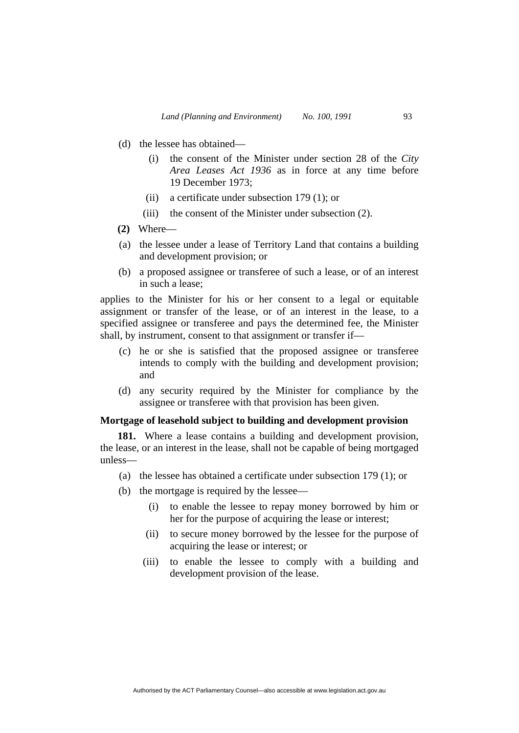(d) the lessee has obtained—

  (i) the consent of the Minister under section 28 of the *City Area Leases Act 1936* as in force at any time before 19 December 1973;

  (ii) a certificate under subsection 179 (1); or

  (iii) the consent of the Minister under subsection (2).

**(2)** Where—

(a) the lessee under a lease of Territory Land that contains a building and development provision; or

(b) a proposed assignee or transferee of such a lease, or of an interest in such a lease;

applies to the Minister for his or her consent to a legal or equitable assignment or transfer of the lease, or of an interest in the lease, to a specified assignee or transferee and pays the determined fee, the Minister shall, by instrument, consent to that assignment or transfer if—

(c) he or she is satisfied that the proposed assignee or transferee intends to comply with the building and development provision; and

(d) any security required by the Minister for compliance by the assignee or transferee with that provision has been given.

**Mortgage of leasehold subject to building and development provision**

**181.** Where a lease contains a building and development provision, the lease, or an interest in the lease, shall not be capable of being mortgaged unless—

(a) the lessee has obtained a certificate under subsection 179 (1); or

(b) the mortgage is required by the lessee—

  (i) to enable the lessee to repay money borrowed by him or her for the purpose of acquiring the lease or interest;

  (ii) to secure money borrowed by the lessee for the purpose of acquiring the lease or interest; or

  (iii) to enable the lessee to comply with a building and development provision of the lease.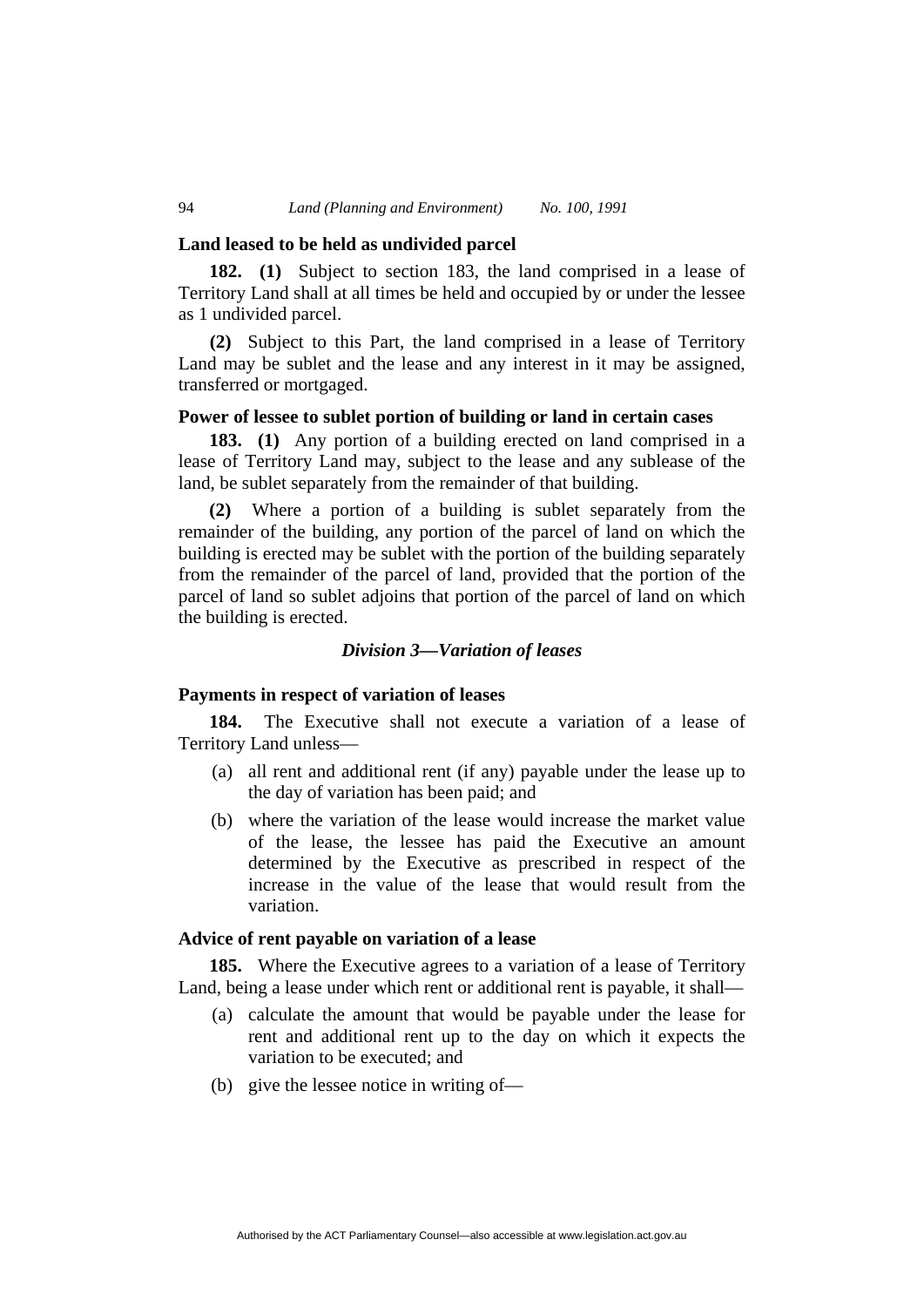**Land leased to be held as undivided parcel**

**182. (1)** Subject to section 183, the land comprised in a lease of Territory Land shall at all times be held and occupied by or under the lessee as 1 undivided parcel.

**(2)** Subject to this Part, the land comprised in a lease of Territory Land may be sublet and the lease and any interest in it may be assigned, transferred or mortgaged.

**Power of lessee to sublet portion of building or land in certain cases**

**183. (1)** Any portion of a building erected on land comprised in a lease of Territory Land may, subject to the lease and any sublease of the land, be sublet separately from the remainder of that building.

**(2)** Where a portion of a building is sublet separately from the remainder of the building, any portion of the parcel of land on which the building is erected may be sublet with the portion of the building separately from the remainder of the parcel of land, provided that the portion of the parcel of land so sublet adjoins that portion of the parcel of land on which the building is erected.

*Division 3—Variation of leases*

**Payments in respect of variation of leases**

**184.** The Executive shall not execute a variation of a lease of Territory Land unless—

(a) all rent and additional rent (if any) payable under the lease up to the day of variation has been paid; and

(b) where the variation of the lease would increase the market value of the lease, the lessee has paid the Executive an amount determined by the Executive as prescribed in respect of the increase in the value of the lease that would result from the variation.

**Advice of rent payable on variation of a lease**

**185.** Where the Executive agrees to a variation of a lease of Territory Land, being a lease under which rent or additional rent is payable, it shall—

(a) calculate the amount that would be payable under the lease for rent and additional rent up to the day on which it expects the variation to be executed; and

(b) give the lessee notice in writing of—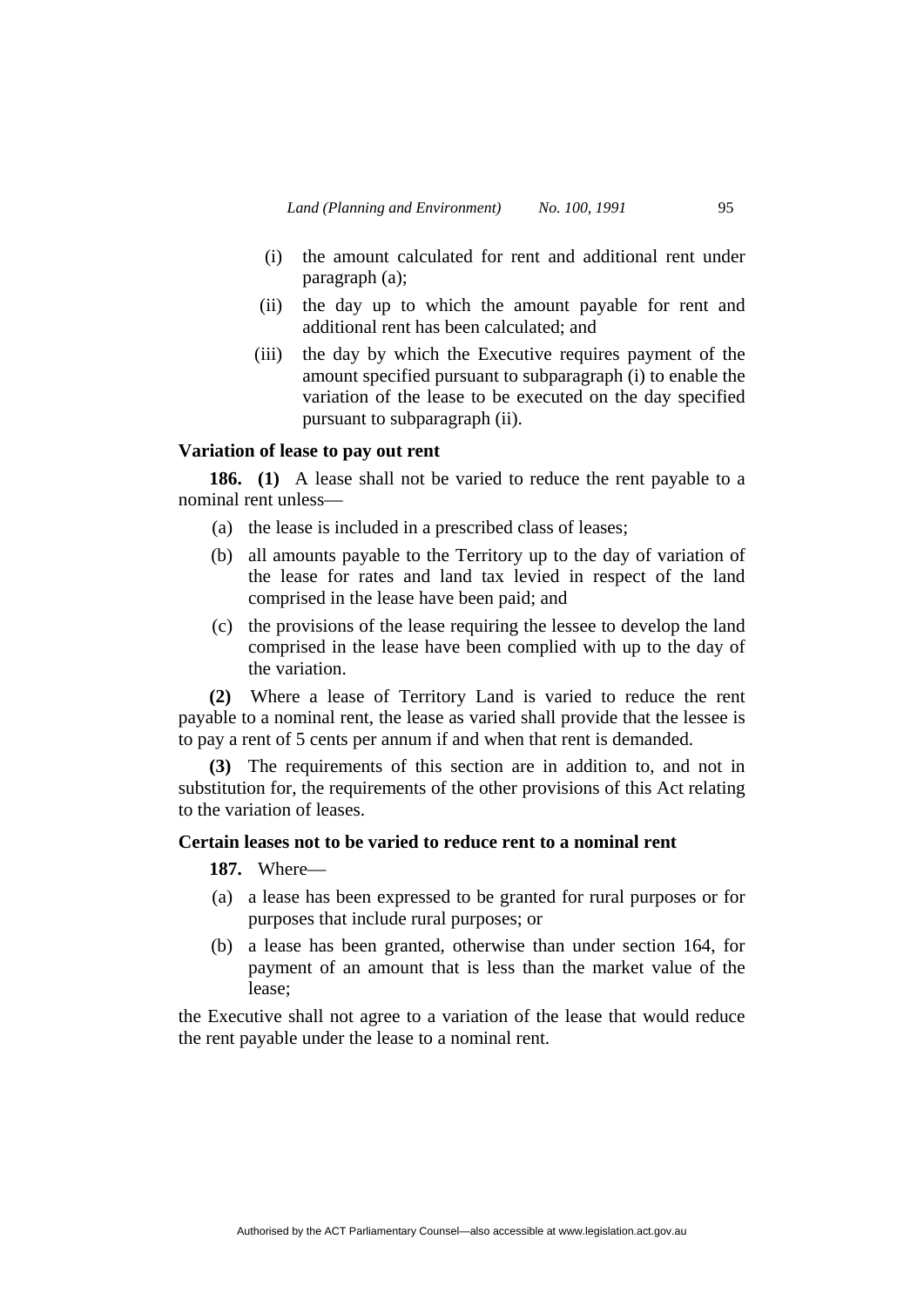(i) the amount calculated for rent and additional rent under paragraph (a);

(ii) the day up to which the amount payable for rent and additional rent has been calculated; and

(iii) the day by which the Executive requires payment of the amount specified pursuant to subparagraph (i) to enable the variation of the lease to be executed on the day specified pursuant to subparagraph (ii).

**Variation of lease to pay out rent**

**186. (1)** A lease shall not be varied to reduce the rent payable to a nominal rent unless—

(a) the lease is included in a prescribed class of leases;

(b) all amounts payable to the Territory up to the day of variation of the lease for rates and land tax levied in respect of the land comprised in the lease have been paid; and

(c) the provisions of the lease requiring the lessee to develop the land comprised in the lease have been complied with up to the day of the variation.

**(2)** Where a lease of Territory Land is varied to reduce the rent payable to a nominal rent, the lease as varied shall provide that the lessee is to pay a rent of 5 cents per annum if and when that rent is demanded.

**(3)** The requirements of this section are in addition to, and not in substitution for, the requirements of the other provisions of this Act relating to the variation of leases.

**Certain leases not to be varied to reduce rent to a nominal rent**

**187.** Where—

(a) a lease has been expressed to be granted for rural purposes or for purposes that include rural purposes; or

(b) a lease has been granted, otherwise than under section 164, for payment of an amount that is less than the market value of the lease;

the Executive shall not agree to a variation of the lease that would reduce the rent payable under the lease to a nominal rent.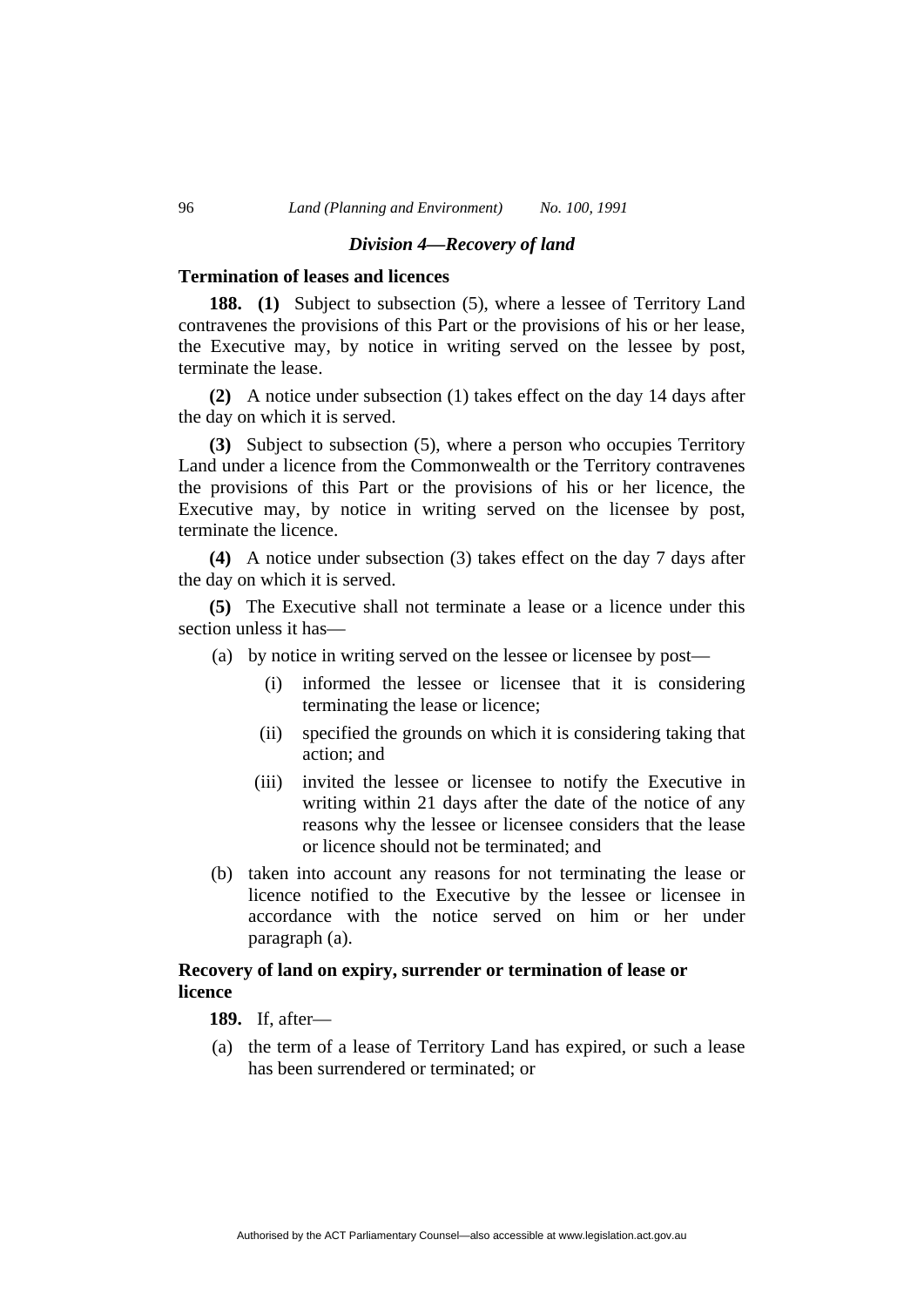### *Division 4—Recovery of land*

**Termination of leases and licences**

**188. (1)** Subject to subsection (5), where a lessee of Territory Land contravenes the provisions of this Part or the provisions of his or her lease, the Executive may, by notice in writing served on the lessee by post, terminate the lease.

**(2)** A notice under subsection (1) takes effect on the day 14 days after the day on which it is served.

**(3)** Subject to subsection (5), where a person who occupies Territory Land under a licence from the Commonwealth or the Territory contravenes the provisions of this Part or the provisions of his or her licence, the Executive may, by notice in writing served on the licensee by post, terminate the licence.

**(4)** A notice under subsection (3) takes effect on the day 7 days after the day on which it is served.

**(5)** The Executive shall not terminate a lease or a licence under this section unless it has—

- (a) by notice in writing served on the lessee or licensee by post—
  - (i) informed the lessee or licensee that it is considering terminating the lease or licence;
  - (ii) specified the grounds on which it is considering taking that action; and
  - (iii) invited the lessee or licensee to notify the Executive in writing within 21 days after the date of the notice of any reasons why the lessee or licensee considers that the lease or licence should not be terminated; and
- (b) taken into account any reasons for not terminating the lease or licence notified to the Executive by the lessee or licensee in accordance with the notice served on him or her under paragraph (a).

**Recovery of land on expiry, surrender or termination of lease or licence**

**189.** If, after—

- (a) the term of a lease of Territory Land has expired, or such a lease has been surrendered or terminated; or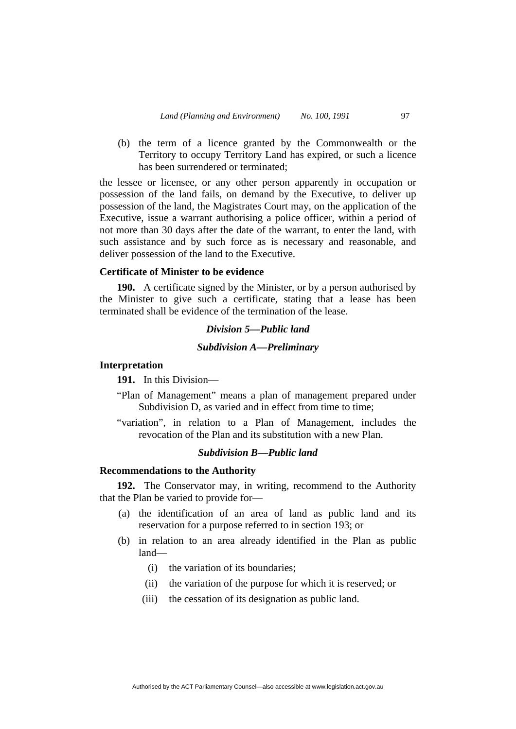(b) the term of a licence granted by the Commonwealth or the Territory to occupy Territory Land has expired, or such a licence has been surrendered or terminated;

the lessee or licensee, or any other person apparently in occupation or possession of the land fails, on demand by the Executive, to deliver up possession of the land, the Magistrates Court may, on the application of the Executive, issue a warrant authorising a police officer, within a period of not more than 30 days after the date of the warrant, to enter the land, with such assistance and by such force as is necessary and reasonable, and deliver possession of the land to the Executive.

**Certificate of Minister to be evidence**

**190.** A certificate signed by the Minister, or by a person authorised by the Minister to give such a certificate, stating that a lease has been terminated shall be evidence of the termination of the lease.

### *Division 5—Public land*

#### *Subdivision A—Preliminary*

**Interpretation**

**191.** In this Division—

"Plan of Management" means a plan of management prepared under Subdivision D, as varied and in effect from time to time;

"variation", in relation to a Plan of Management, includes the revocation of the Plan and its substitution with a new Plan.

#### *Subdivision B—Public land*

**Recommendations to the Authority**

**192.** The Conservator may, in writing, recommend to the Authority that the Plan be varied to provide for—

(a) the identification of an area of land as public land and its reservation for a purpose referred to in section 193; or

(b) in relation to an area already identified in the Plan as public land—

(i) the variation of its boundaries;

(ii) the variation of the purpose for which it is reserved; or

(iii) the cessation of its designation as public land.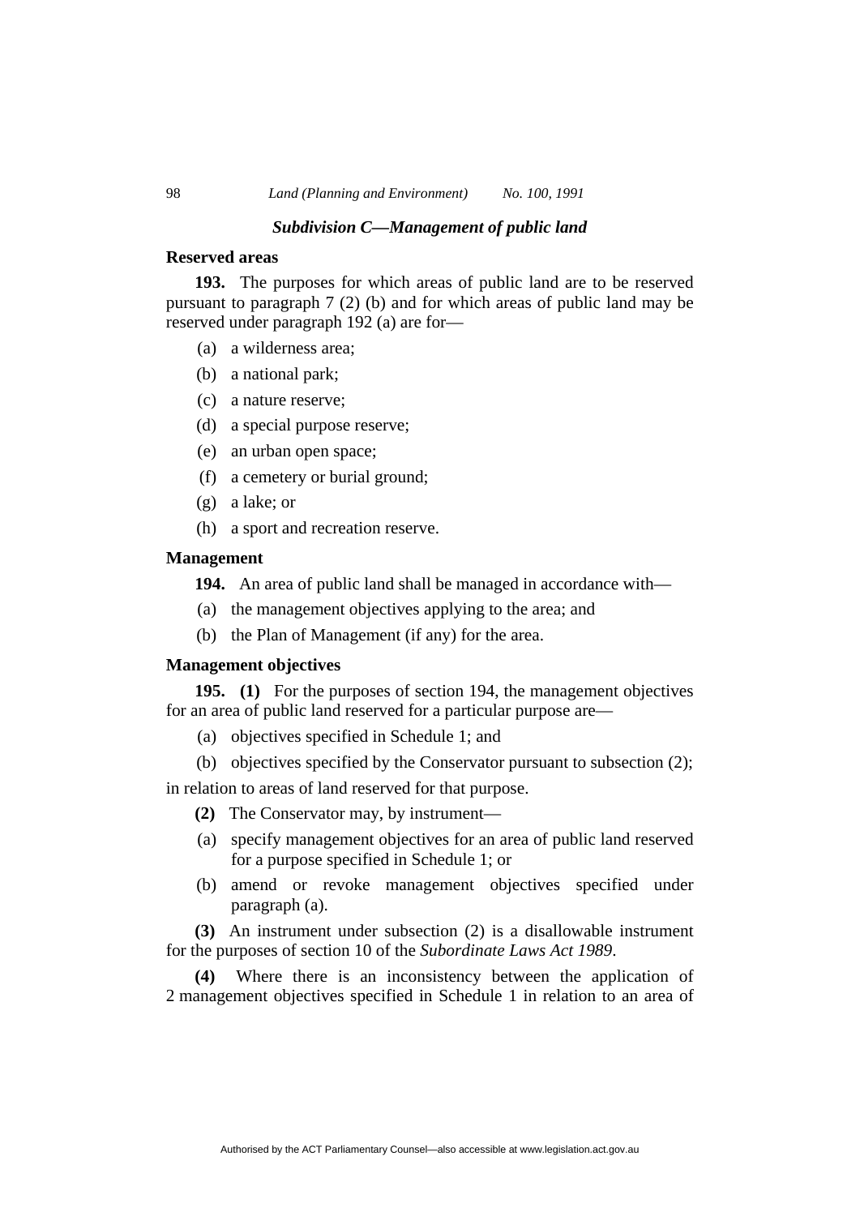### *Subdivision C—Management of public land*

**Reserved areas**

**193.** The purposes for which areas of public land are to be reserved pursuant to paragraph 7 (2) (b) and for which areas of public land may be reserved under paragraph 192 (a) are for—

(a) a wilderness area;

(b) a national park;

(c) a nature reserve;

(d) a special purpose reserve;

(e) an urban open space;

(f) a cemetery or burial ground;

(g) a lake; or

(h) a sport and recreation reserve.

**Management**

**194.** An area of public land shall be managed in accordance with—

(a) the management objectives applying to the area; and

(b) the Plan of Management (if any) for the area.

**Management objectives**

**195. (1)** For the purposes of section 194, the management objectives for an area of public land reserved for a particular purpose are—

(a) objectives specified in Schedule 1; and

(b) objectives specified by the Conservator pursuant to subsection (2);

in relation to areas of land reserved for that purpose.

**(2)** The Conservator may, by instrument—

(a) specify management objectives for an area of public land reserved for a purpose specified in Schedule 1; or

(b) amend or revoke management objectives specified under paragraph (a).

**(3)** An instrument under subsection (2) is a disallowable instrument for the purposes of section 10 of the *Subordinate Laws Act 1989*.

**(4)** Where there is an inconsistency between the application of 2 management objectives specified in Schedule 1 in relation to an area of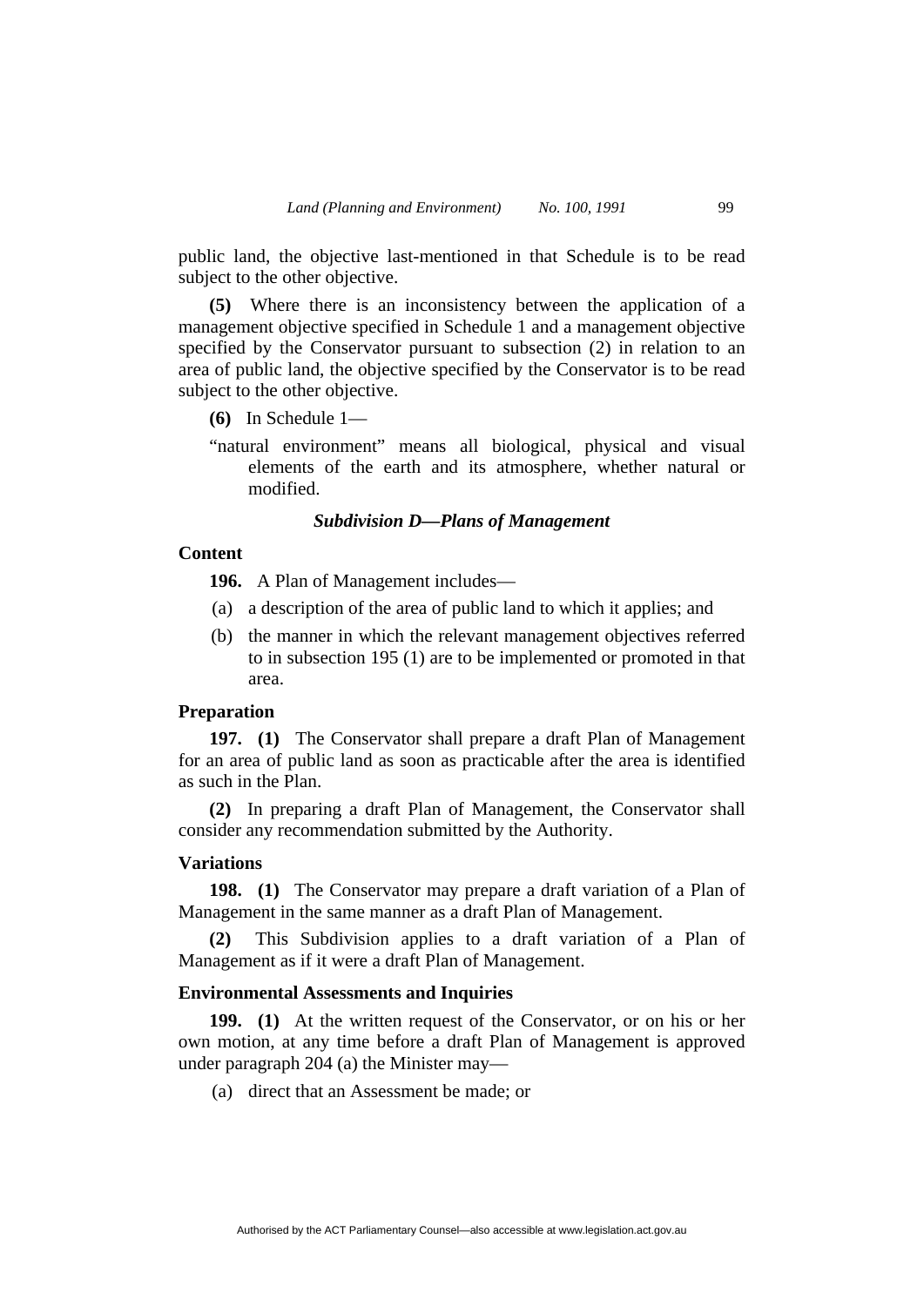public land, the objective last-mentioned in that Schedule is to be read subject to the other objective.

**(5)** Where there is an inconsistency between the application of a management objective specified in Schedule 1 and a management objective specified by the Conservator pursuant to subsection (2) in relation to an area of public land, the objective specified by the Conservator is to be read subject to the other objective.

**(6)** In Schedule 1—

"natural environment" means all biological, physical and visual elements of the earth and its atmosphere, whether natural or modified.

### *Subdivision D—Plans of Management*

**Content**

**196.** A Plan of Management includes—

(a) a description of the area of public land to which it applies; and

(b) the manner in which the relevant management objectives referred to in subsection 195 (1) are to be implemented or promoted in that area.

**Preparation**

**197. (1)** The Conservator shall prepare a draft Plan of Management for an area of public land as soon as practicable after the area is identified as such in the Plan.

**(2)** In preparing a draft Plan of Management, the Conservator shall consider any recommendation submitted by the Authority.

**Variations**

**198. (1)** The Conservator may prepare a draft variation of a Plan of Management in the same manner as a draft Plan of Management.

**(2)** This Subdivision applies to a draft variation of a Plan of Management as if it were a draft Plan of Management.

**Environmental Assessments and Inquiries**

**199. (1)** At the written request of the Conservator, or on his or her own motion, at any time before a draft Plan of Management is approved under paragraph 204 (a) the Minister may—

(a) direct that an Assessment be made; or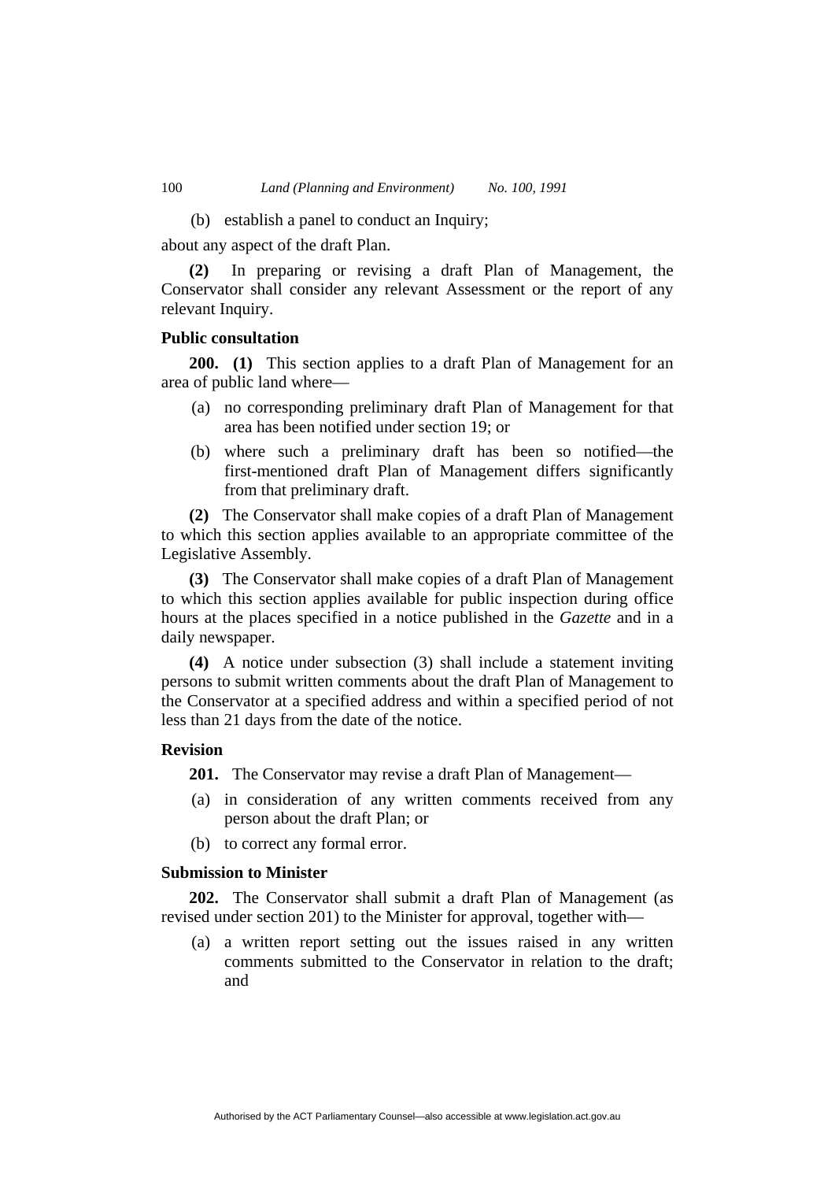(b) establish a panel to conduct an Inquiry;

about any aspect of the draft Plan.

**(2)** In preparing or revising a draft Plan of Management, the Conservator shall consider any relevant Assessment or the report of any relevant Inquiry.

**Public consultation**

**200. (1)** This section applies to a draft Plan of Management for an area of public land where—

(a) no corresponding preliminary draft Plan of Management for that area has been notified under section 19; or

(b) where such a preliminary draft has been so notified—the first-mentioned draft Plan of Management differs significantly from that preliminary draft.

**(2)** The Conservator shall make copies of a draft Plan of Management to which this section applies available to an appropriate committee of the Legislative Assembly.

**(3)** The Conservator shall make copies of a draft Plan of Management to which this section applies available for public inspection during office hours at the places specified in a notice published in the *Gazette* and in a daily newspaper.

**(4)** A notice under subsection (3) shall include a statement inviting persons to submit written comments about the draft Plan of Management to the Conservator at a specified address and within a specified period of not less than 21 days from the date of the notice.

**Revision**

**201.** The Conservator may revise a draft Plan of Management—

(a) in consideration of any written comments received from any person about the draft Plan; or

(b) to correct any formal error.

**Submission to Minister**

**202.** The Conservator shall submit a draft Plan of Management (as revised under section 201) to the Minister for approval, together with—

(a) a written report setting out the issues raised in any written comments submitted to the Conservator in relation to the draft; and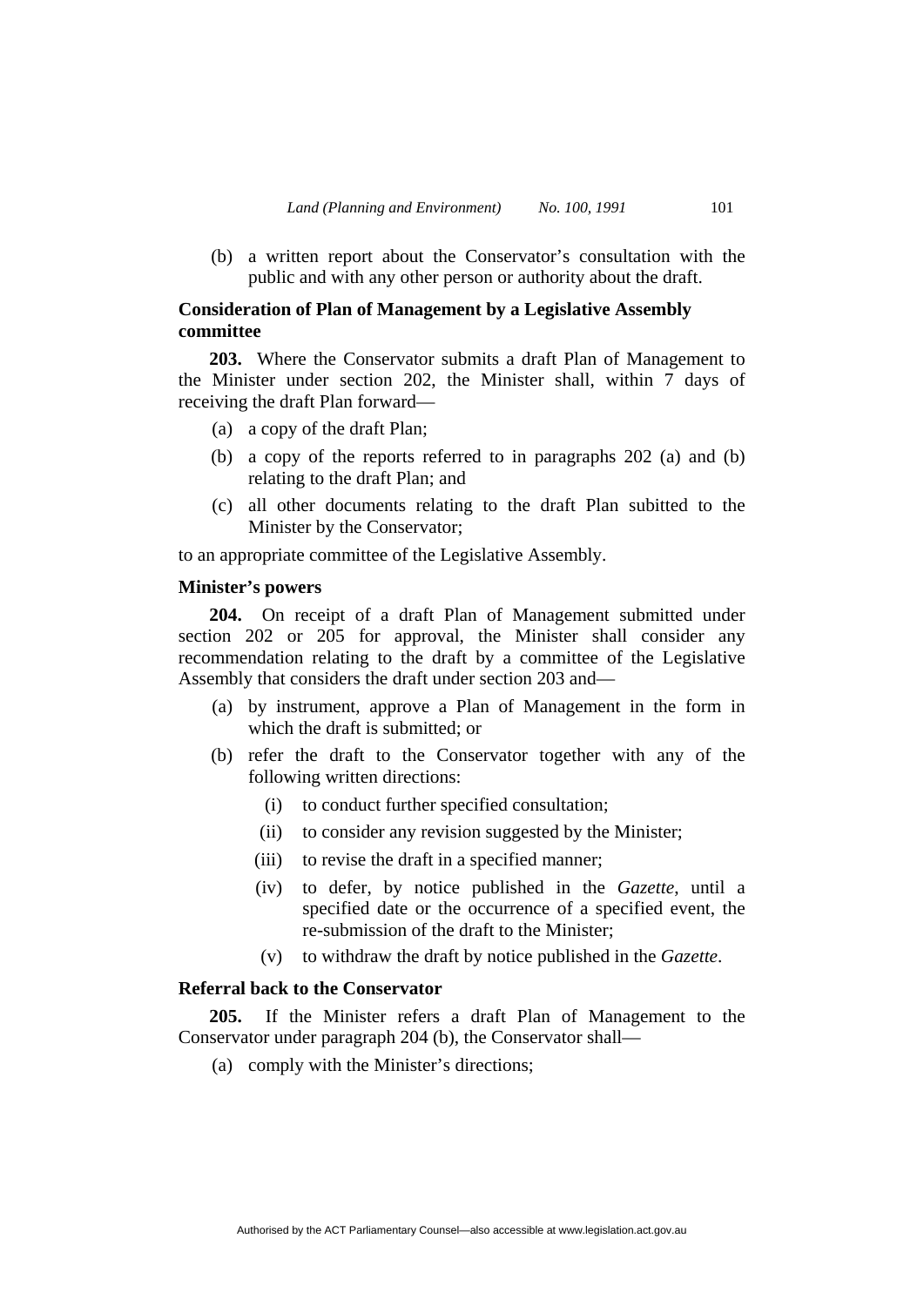(b) a written report about the Conservator's consultation with the public and with any other person or authority about the draft.

**Consideration of Plan of Management by a Legislative Assembly committee**

**203.** Where the Conservator submits a draft Plan of Management to the Minister under section 202, the Minister shall, within 7 days of receiving the draft Plan forward—

(a) a copy of the draft Plan;

(b) a copy of the reports referred to in paragraphs 202 (a) and (b) relating to the draft Plan; and

(c) all other documents relating to the draft Plan subitted to the Minister by the Conservator;

to an appropriate committee of the Legislative Assembly.

**Minister's powers**

**204.** On receipt of a draft Plan of Management submitted under section 202 or 205 for approval, the Minister shall consider any recommendation relating to the draft by a committee of the Legislative Assembly that considers the draft under section 203 and—

(a) by instrument, approve a Plan of Management in the form in which the draft is submitted; or

(b) refer the draft to the Conservator together with any of the following written directions:

(i) to conduct further specified consultation;

(ii) to consider any revision suggested by the Minister;

(iii) to revise the draft in a specified manner;

(iv) to defer, by notice published in the *Gazette*, until a specified date or the occurrence of a specified event, the re-submission of the draft to the Minister;

(v) to withdraw the draft by notice published in the *Gazette*.

**Referral back to the Conservator**

**205.** If the Minister refers a draft Plan of Management to the Conservator under paragraph 204 (b), the Conservator shall—

(a) comply with the Minister's directions;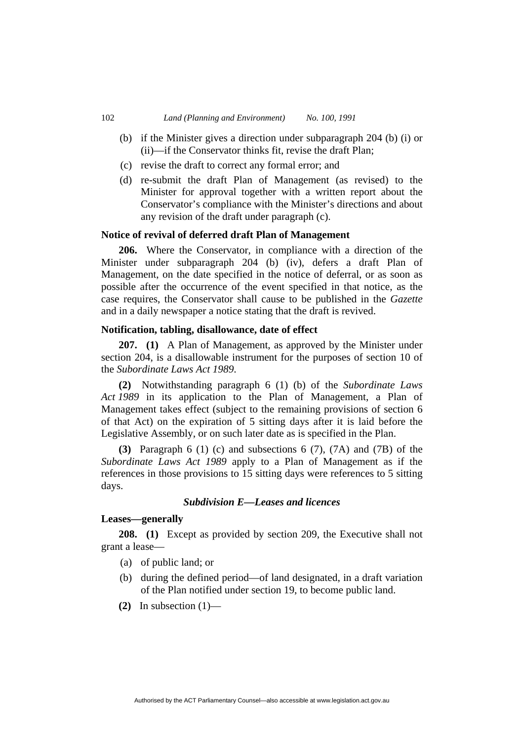(b) if the Minister gives a direction under subparagraph 204 (b) (i) or (ii)—if the Conservator thinks fit, revise the draft Plan;

(c) revise the draft to correct any formal error; and

(d) re-submit the draft Plan of Management (as revised) to the Minister for approval together with a written report about the Conservator's compliance with the Minister's directions and about any revision of the draft under paragraph (c).

**Notice of revival of deferred draft Plan of Management**

**206.** Where the Conservator, in compliance with a direction of the Minister under subparagraph 204 (b) (iv), defers a draft Plan of Management, on the date specified in the notice of deferral, or as soon as possible after the occurrence of the event specified in that notice, as the case requires, the Conservator shall cause to be published in the *Gazette* and in a daily newspaper a notice stating that the draft is revived.

**Notification, tabling, disallowance, date of effect**

**207. (1)** A Plan of Management, as approved by the Minister under section 204, is a disallowable instrument for the purposes of section 10 of the *Subordinate Laws Act 1989*.

**(2)** Notwithstanding paragraph 6 (1) (b) of the *Subordinate Laws Act 1989* in its application to the Plan of Management, a Plan of Management takes effect (subject to the remaining provisions of section 6 of that Act) on the expiration of 5 sitting days after it is laid before the Legislative Assembly, or on such later date as is specified in the Plan.

**(3)** Paragraph 6 (1) (c) and subsections 6 (7), (7A) and (7B) of the *Subordinate Laws Act 1989* apply to a Plan of Management as if the references in those provisions to 15 sitting days were references to 5 sitting days.

***Subdivision E—Leases and licences***

**Leases—generally**

**208. (1)** Except as provided by section 209, the Executive shall not grant a lease—

(a) of public land; or

(b) during the defined period—of land designated, in a draft variation of the Plan notified under section 19, to become public land.

**(2)** In subsection (1)—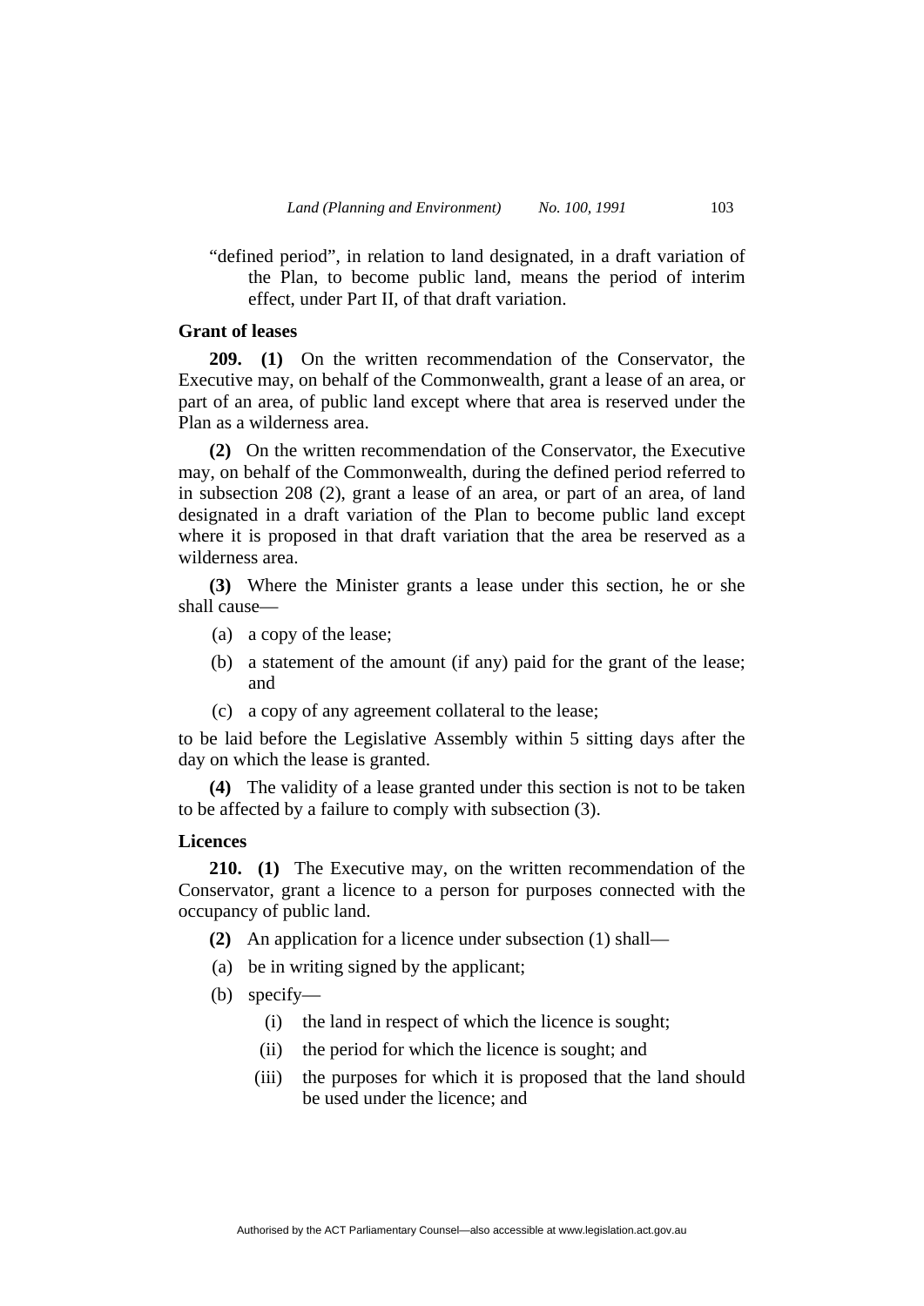"defined period", in relation to land designated, in a draft variation of the Plan, to become public land, means the period of interim effect, under Part II, of that draft variation.

**Grant of leases**

**209. (1)** On the written recommendation of the Conservator, the Executive may, on behalf of the Commonwealth, grant a lease of an area, or part of an area, of public land except where that area is reserved under the Plan as a wilderness area.

**(2)** On the written recommendation of the Conservator, the Executive may, on behalf of the Commonwealth, during the defined period referred to in subsection 208 (2), grant a lease of an area, or part of an area, of land designated in a draft variation of the Plan to become public land except where it is proposed in that draft variation that the area be reserved as a wilderness area.

**(3)** Where the Minister grants a lease under this section, he or she shall cause—

(a) a copy of the lease;

(b) a statement of the amount (if any) paid for the grant of the lease; and

(c) a copy of any agreement collateral to the lease;

to be laid before the Legislative Assembly within 5 sitting days after the day on which the lease is granted.

**(4)** The validity of a lease granted under this section is not to be taken to be affected by a failure to comply with subsection (3).

**Licences**

**210. (1)** The Executive may, on the written recommendation of the Conservator, grant a licence to a person for purposes connected with the occupancy of public land.

**(2)** An application for a licence under subsection (1) shall—

(a) be in writing signed by the applicant;

(b) specify—

(i) the land in respect of which the licence is sought;

(ii) the period for which the licence is sought; and

(iii) the purposes for which it is proposed that the land should be used under the licence; and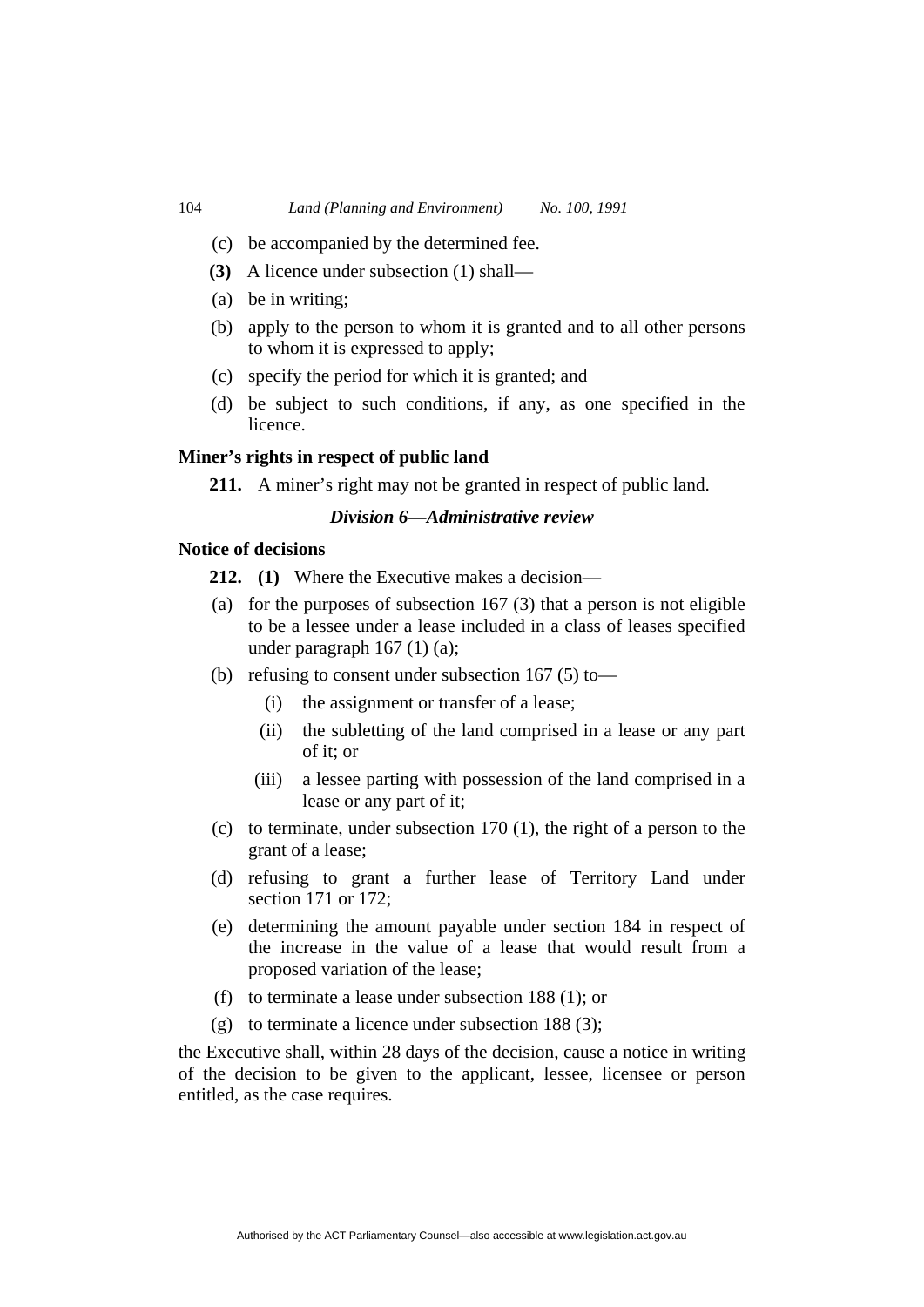(c) be accompanied by the determined fee.

**(3)** A licence under subsection (1) shall—

(a) be in writing;

(b) apply to the person to whom it is granted and to all other persons to whom it is expressed to apply;

(c) specify the period for which it is granted; and

(d) be subject to such conditions, if any, as one specified in the licence.

**Miner's rights in respect of public land**

**211.** A miner's right may not be granted in respect of public land.

### *Division 6—Administrative review*

**Notice of decisions**

**212. (1)** Where the Executive makes a decision—

(a) for the purposes of subsection 167 (3) that a person is not eligible to be a lessee under a lease included in a class of leases specified under paragraph 167 (1) (a);

(b) refusing to consent under subsection 167 (5) to—

  (i) the assignment or transfer of a lease;

  (ii) the subletting of the land comprised in a lease or any part of it; or

  (iii) a lessee parting with possession of the land comprised in a lease or any part of it;

(c) to terminate, under subsection 170 (1), the right of a person to the grant of a lease;

(d) refusing to grant a further lease of Territory Land under section 171 or 172;

(e) determining the amount payable under section 184 in respect of the increase in the value of a lease that would result from a proposed variation of the lease;

(f) to terminate a lease under subsection 188 (1); or

(g) to terminate a licence under subsection 188 (3);

the Executive shall, within 28 days of the decision, cause a notice in writing of the decision to be given to the applicant, lessee, licensee or person entitled, as the case requires.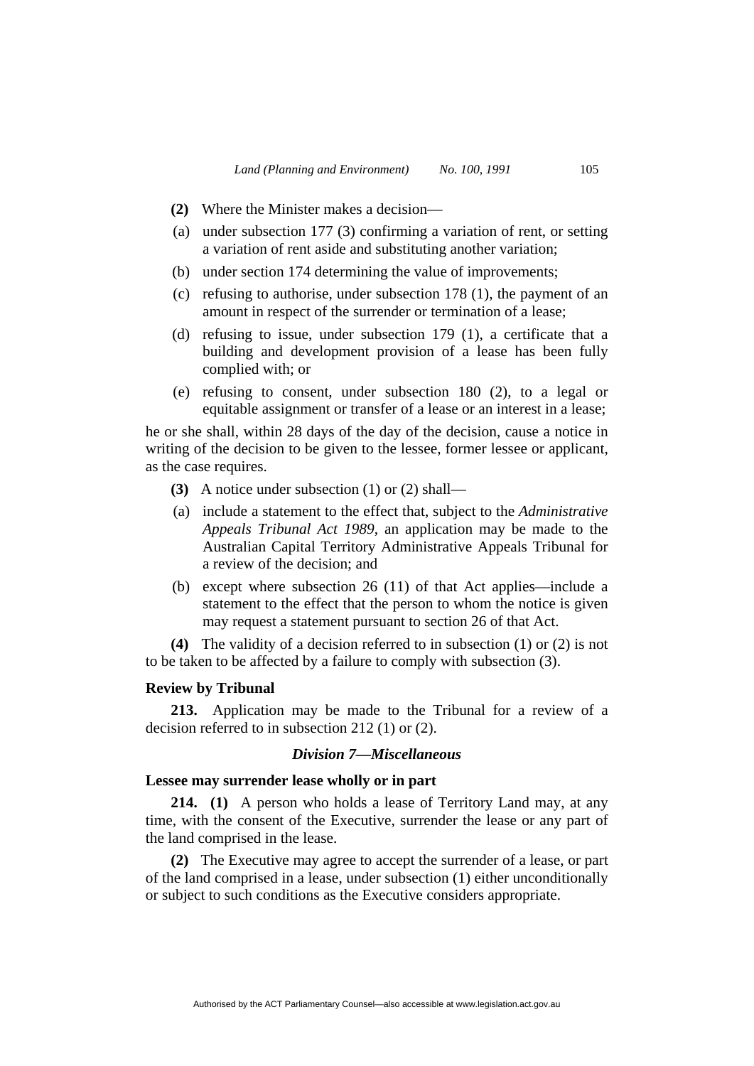**(2)** Where the Minister makes a decision—

(a) under subsection 177 (3) confirming a variation of rent, or setting a variation of rent aside and substituting another variation;

(b) under section 174 determining the value of improvements;

(c) refusing to authorise, under subsection 178 (1), the payment of an amount in respect of the surrender or termination of a lease;

(d) refusing to issue, under subsection 179 (1), a certificate that a building and development provision of a lease has been fully complied with; or

(e) refusing to consent, under subsection 180 (2), to a legal or equitable assignment or transfer of a lease or an interest in a lease;

he or she shall, within 28 days of the day of the decision, cause a notice in writing of the decision to be given to the lessee, former lessee or applicant, as the case requires.

**(3)** A notice under subsection (1) or (2) shall—

(a) include a statement to the effect that, subject to the *Administrative Appeals Tribunal Act 1989*, an application may be made to the Australian Capital Territory Administrative Appeals Tribunal for a review of the decision; and

(b) except where subsection 26 (11) of that Act applies—include a statement to the effect that the person to whom the notice is given may request a statement pursuant to section 26 of that Act.

**(4)** The validity of a decision referred to in subsection (1) or (2) is not to be taken to be affected by a failure to comply with subsection (3).

**Review by Tribunal**

**213.** Application may be made to the Tribunal for a review of a decision referred to in subsection 212 (1) or (2).

### *Division 7—Miscellaneous*

**Lessee may surrender lease wholly or in part**

**214. (1)** A person who holds a lease of Territory Land may, at any time, with the consent of the Executive, surrender the lease or any part of the land comprised in the lease.

**(2)** The Executive may agree to accept the surrender of a lease, or part of the land comprised in a lease, under subsection (1) either unconditionally or subject to such conditions as the Executive considers appropriate.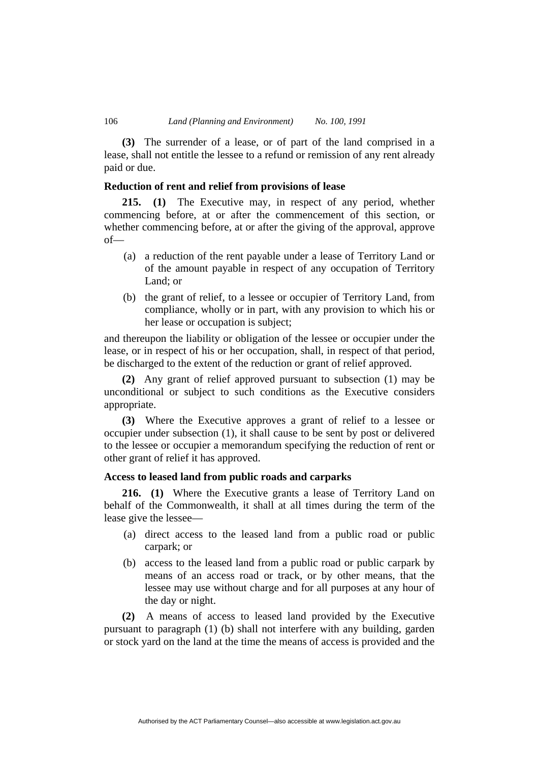**(3)** The surrender of a lease, or of part of the land comprised in a lease, shall not entitle the lessee to a refund or remission of any rent already paid or due.

### Reduction of rent and relief from provisions of lease

**215. (1)** The Executive may, in respect of any period, whether commencing before, at or after the commencement of this section, or whether commencing before, at or after the giving of the approval, approve of—

- (a) a reduction of the rent payable under a lease of Territory Land or of the amount payable in respect of any occupation of Territory Land; or
- (b) the grant of relief, to a lessee or occupier of Territory Land, from compliance, wholly or in part, with any provision to which his or her lease or occupation is subject;

and thereupon the liability or obligation of the lessee or occupier under the lease, or in respect of his or her occupation, shall, in respect of that period, be discharged to the extent of the reduction or grant of relief approved.

**(2)** Any grant of relief approved pursuant to subsection (1) may be unconditional or subject to such conditions as the Executive considers appropriate.

**(3)** Where the Executive approves a grant of relief to a lessee or occupier under subsection (1), it shall cause to be sent by post or delivered to the lessee or occupier a memorandum specifying the reduction of rent or other grant of relief it has approved.

### Access to leased land from public roads and carparks

**216. (1)** Where the Executive grants a lease of Territory Land on behalf of the Commonwealth, it shall at all times during the term of the lease give the lessee—

- (a) direct access to the leased land from a public road or public carpark; or
- (b) access to the leased land from a public road or public carpark by means of an access road or track, or by other means, that the lessee may use without charge and for all purposes at any hour of the day or night.

**(2)** A means of access to leased land provided by the Executive pursuant to paragraph (1) (b) shall not interfere with any building, garden or stock yard on the land at the time the means of access is provided and the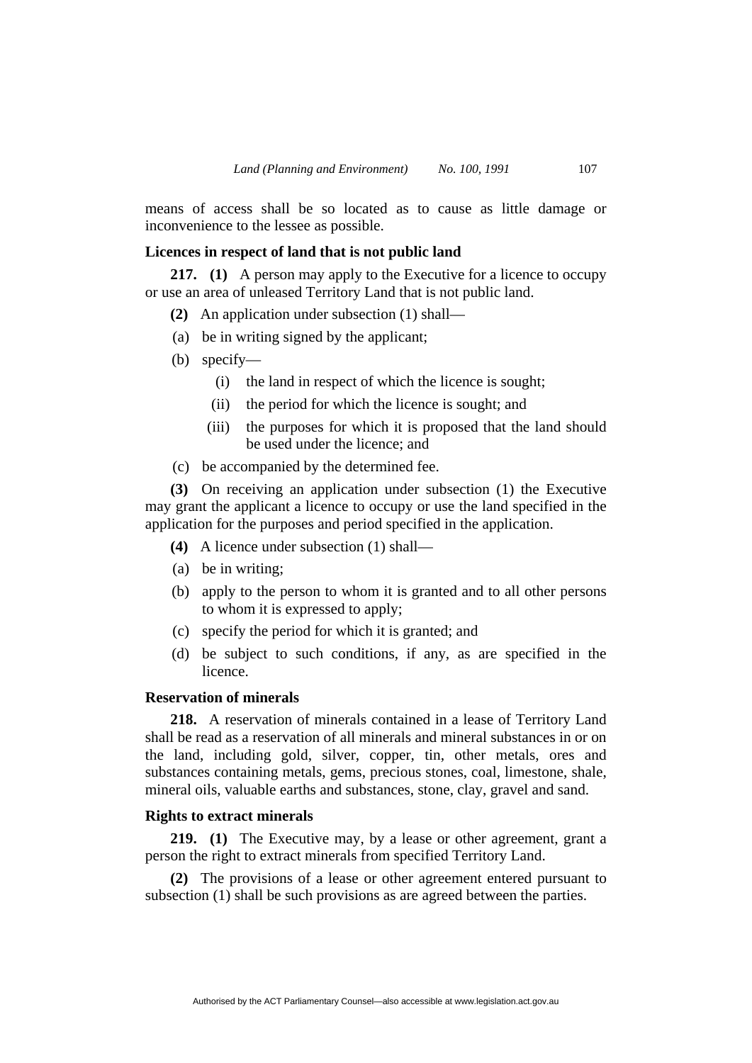means of access shall be so located as to cause as little damage or inconvenience to the lessee as possible.

### Licences in respect of land that is not public land

**217. (1)** A person may apply to the Executive for a licence to occupy or use an area of unleased Territory Land that is not public land.

**(2)** An application under subsection (1) shall—

(a) be in writing signed by the applicant;

(b) specify—

(i) the land in respect of which the licence is sought;

(ii) the period for which the licence is sought; and

(iii) the purposes for which it is proposed that the land should be used under the licence; and

(c) be accompanied by the determined fee.

**(3)** On receiving an application under subsection (1) the Executive may grant the applicant a licence to occupy or use the land specified in the application for the purposes and period specified in the application.

**(4)** A licence under subsection (1) shall—

(a) be in writing;

(b) apply to the person to whom it is granted and to all other persons to whom it is expressed to apply;

(c) specify the period for which it is granted; and

(d) be subject to such conditions, if any, as are specified in the licence.

### Reservation of minerals

**218.** A reservation of minerals contained in a lease of Territory Land shall be read as a reservation of all minerals and mineral substances in or on the land, including gold, silver, copper, tin, other metals, ores and substances containing metals, gems, precious stones, coal, limestone, shale, mineral oils, valuable earths and substances, stone, clay, gravel and sand.

### Rights to extract minerals

**219. (1)** The Executive may, by a lease or other agreement, grant a person the right to extract minerals from specified Territory Land.

**(2)** The provisions of a lease or other agreement entered pursuant to subsection (1) shall be such provisions as are agreed between the parties.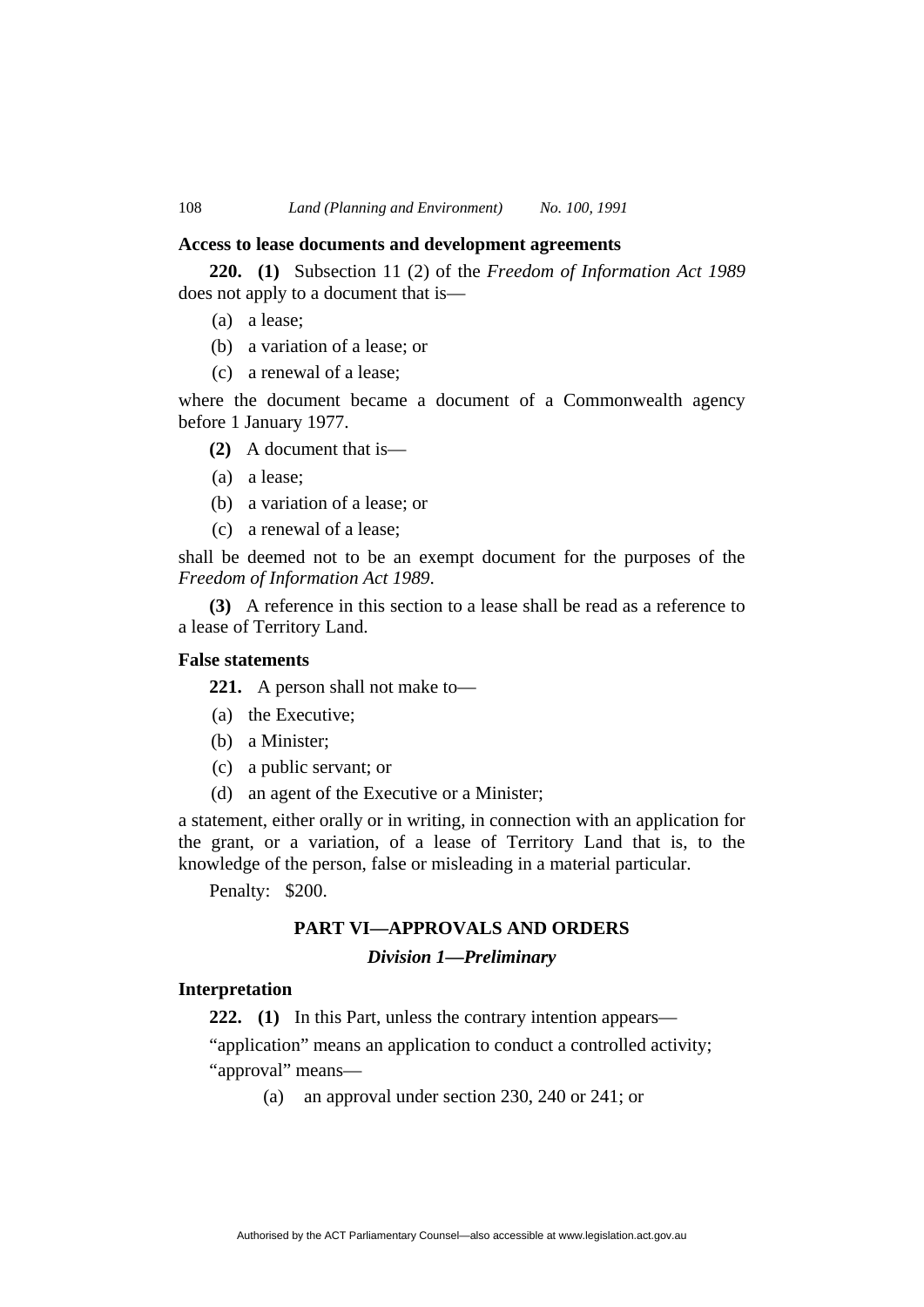**Access to lease documents and development agreements**

**220. (1)** Subsection 11 (2) of the *Freedom of Information Act 1989* does not apply to a document that is—

(a) a lease;

(b) a variation of a lease; or

(c) a renewal of a lease;

where the document became a document of a Commonwealth agency before 1 January 1977.

**(2)** A document that is—

(a) a lease;

(b) a variation of a lease; or

(c) a renewal of a lease;

shall be deemed not to be an exempt document for the purposes of the *Freedom of Information Act 1989*.

**(3)** A reference in this section to a lease shall be read as a reference to a lease of Territory Land.

**False statements**

**221.** A person shall not make to—

(a) the Executive;

(b) a Minister;

(c) a public servant; or

(d) an agent of the Executive or a Minister;

a statement, either orally or in writing, in connection with an application for the grant, or a variation, of a lease of Territory Land that is, to the knowledge of the person, false or misleading in a material particular.

Penalty: $200.

## PART VI—APPROVALS AND ORDERS

### *Division 1—Preliminary*

**Interpretation**

**222. (1)** In this Part, unless the contrary intention appears—

"application" means an application to conduct a controlled activity;

"approval" means—

(a) an approval under section 230, 240 or 241; or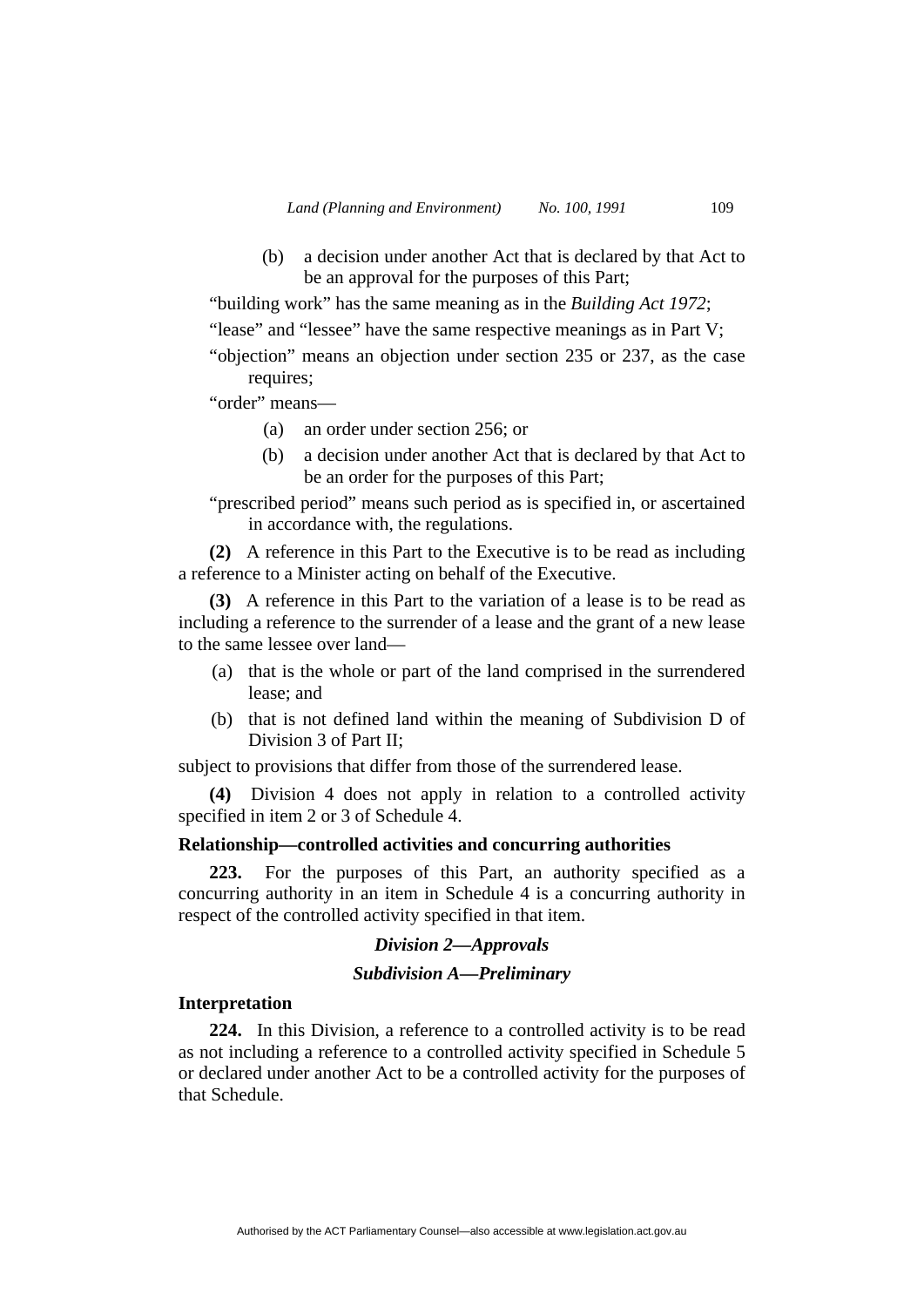(b) a decision under another Act that is declared by that Act to be an approval for the purposes of this Part;

"building work" has the same meaning as in the *Building Act 1972*;

"lease" and "lessee" have the same respective meanings as in Part V;

"objection" means an objection under section 235 or 237, as the case requires;

"order" means—

(a) an order under section 256; or

(b) a decision under another Act that is declared by that Act to be an order for the purposes of this Part;

"prescribed period" means such period as is specified in, or ascertained in accordance with, the regulations.

**(2)** A reference in this Part to the Executive is to be read as including a reference to a Minister acting on behalf of the Executive.

**(3)** A reference in this Part to the variation of a lease is to be read as including a reference to the surrender of a lease and the grant of a new lease to the same lessee over land—

(a) that is the whole or part of the land comprised in the surrendered lease; and

(b) that is not defined land within the meaning of Subdivision D of Division 3 of Part II;

subject to provisions that differ from those of the surrendered lease.

**(4)** Division 4 does not apply in relation to a controlled activity specified in item 2 or 3 of Schedule 4.

**Relationship—controlled activities and concurring authorities**

**223.** For the purposes of this Part, an authority specified as a concurring authority in an item in Schedule 4 is a concurring authority in respect of the controlled activity specified in that item.

## *Division 2—Approvals*

### *Subdivision A—Preliminary*

**Interpretation**

**224.** In this Division, a reference to a controlled activity is to be read as not including a reference to a controlled activity specified in Schedule 5 or declared under another Act to be a controlled activity for the purposes of that Schedule.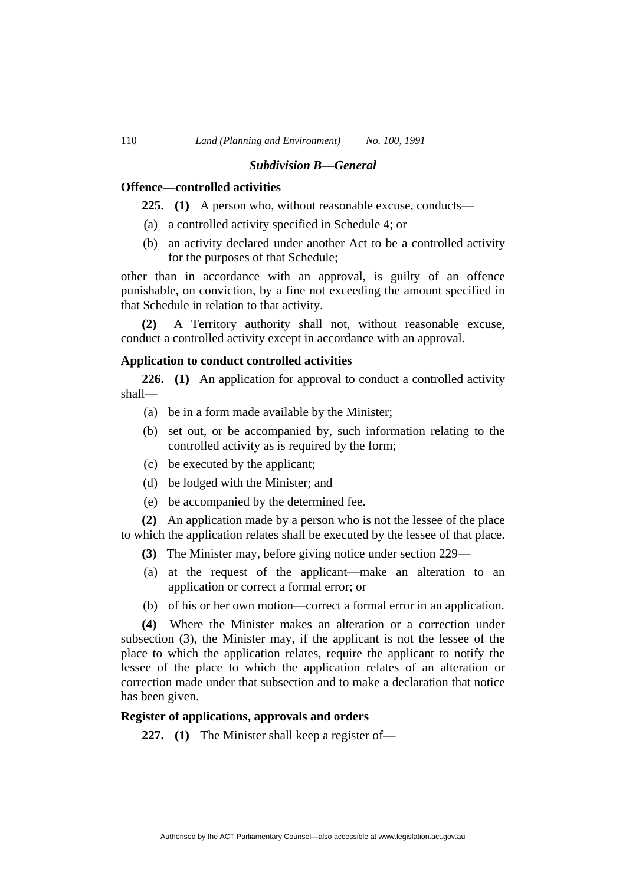### *Subdivision B—General*

**Offence—controlled activities**

**225. (1)** A person who, without reasonable excuse, conducts—

(a) a controlled activity specified in Schedule 4; or

(b) an activity declared under another Act to be a controlled activity for the purposes of that Schedule;

other than in accordance with an approval, is guilty of an offence punishable, on conviction, by a fine not exceeding the amount specified in that Schedule in relation to that activity.

**(2)** A Territory authority shall not, without reasonable excuse, conduct a controlled activity except in accordance with an approval.

**Application to conduct controlled activities**

**226. (1)** An application for approval to conduct a controlled activity shall—

(a) be in a form made available by the Minister;

(b) set out, or be accompanied by, such information relating to the controlled activity as is required by the form;

(c) be executed by the applicant;

(d) be lodged with the Minister; and

(e) be accompanied by the determined fee.

**(2)** An application made by a person who is not the lessee of the place to which the application relates shall be executed by the lessee of that place.

**(3)** The Minister may, before giving notice under section 229—

(a) at the request of the applicant—make an alteration to an application or correct a formal error; or

(b) of his or her own motion—correct a formal error in an application.

**(4)** Where the Minister makes an alteration or a correction under subsection (3), the Minister may, if the applicant is not the lessee of the place to which the application relates, require the applicant to notify the lessee of the place to which the application relates of an alteration or correction made under that subsection and to make a declaration that notice has been given.

**Register of applications, approvals and orders**

**227. (1)** The Minister shall keep a register of—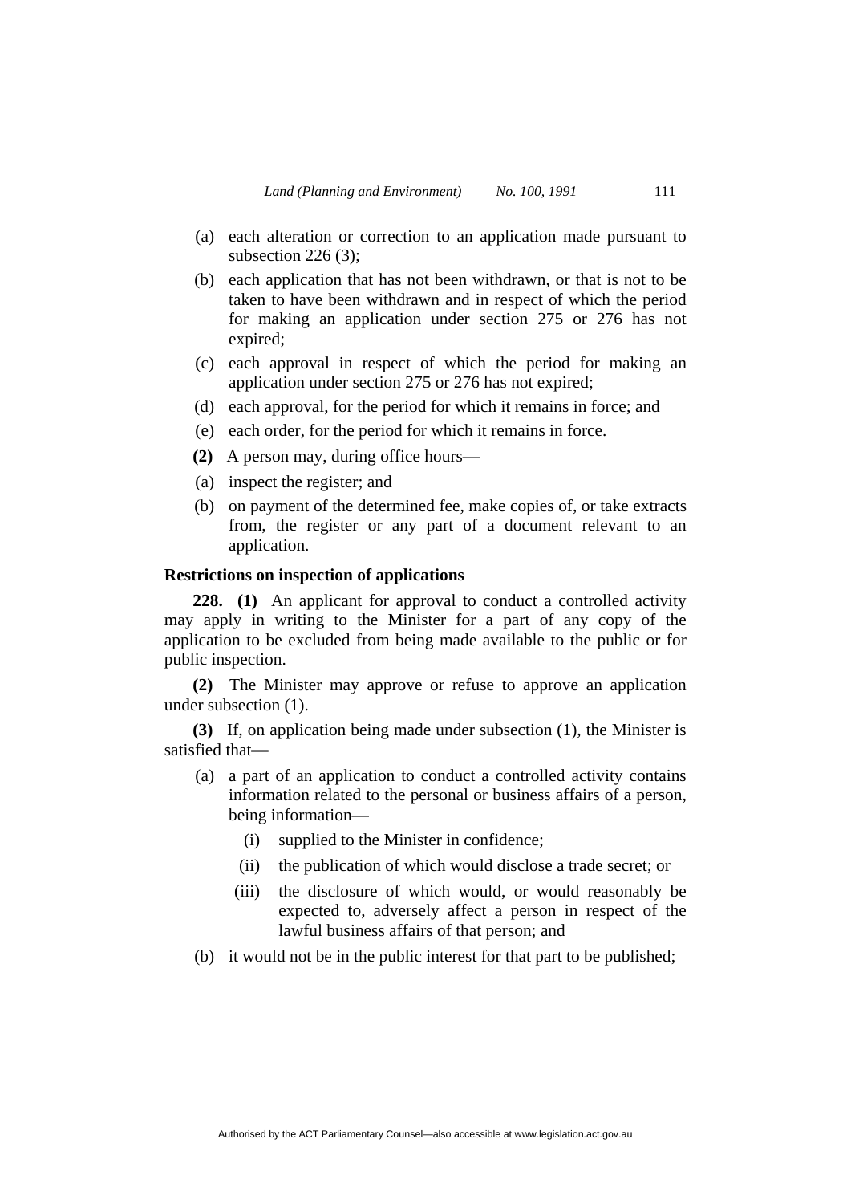(a) each alteration or correction to an application made pursuant to subsection 226 (3);

(b) each application that has not been withdrawn, or that is not to be taken to have been withdrawn and in respect of which the period for making an application under section 275 or 276 has not expired;

(c) each approval in respect of which the period for making an application under section 275 or 276 has not expired;

(d) each approval, for the period for which it remains in force; and

(e) each order, for the period for which it remains in force.

**(2)** A person may, during office hours—

(a) inspect the register; and

(b) on payment of the determined fee, make copies of, or take extracts from, the register or any part of a document relevant to an application.

### Restrictions on inspection of applications

**228. (1)** An applicant for approval to conduct a controlled activity may apply in writing to the Minister for a part of any copy of the application to be excluded from being made available to the public or for public inspection.

**(2)** The Minister may approve or refuse to approve an application under subsection (1).

**(3)** If, on application being made under subsection (1), the Minister is satisfied that—

(a) a part of an application to conduct a controlled activity contains information related to the personal or business affairs of a person, being information—

  (i) supplied to the Minister in confidence;

  (ii) the publication of which would disclose a trade secret; or

  (iii) the disclosure of which would, or would reasonably be expected to, adversely affect a person in respect of the lawful business affairs of that person; and

(b) it would not be in the public interest for that part to be published;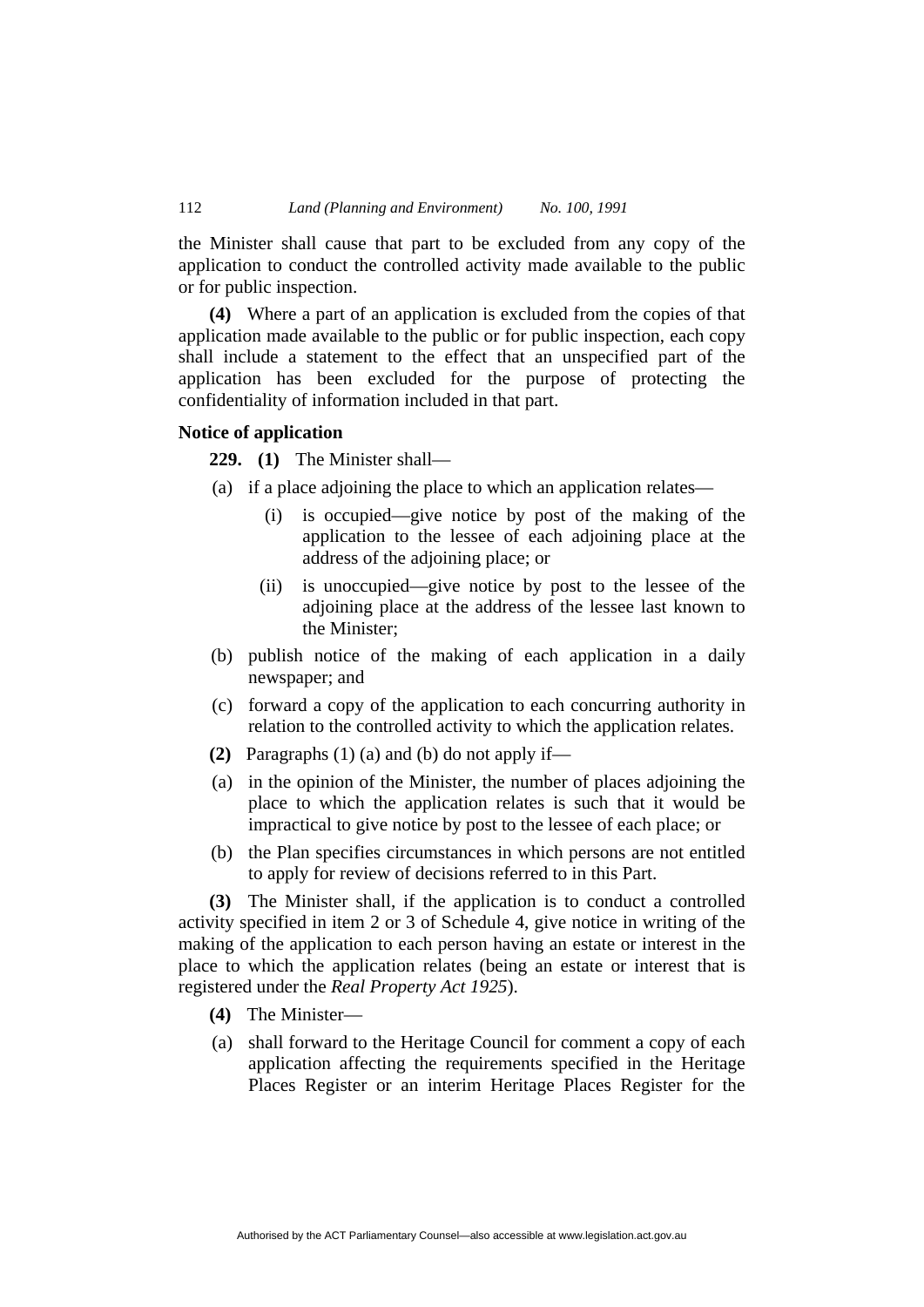the Minister shall cause that part to be excluded from any copy of the application to conduct the controlled activity made available to the public or for public inspection.

**(4)** Where a part of an application is excluded from the copies of that application made available to the public or for public inspection, each copy shall include a statement to the effect that an unspecified part of the application has been excluded for the purpose of protecting the confidentiality of information included in that part.

**Notice of application**

**229. (1)** The Minister shall—

(a) if a place adjoining the place to which an application relates—

(i) is occupied—give notice by post of the making of the application to the lessee of each adjoining place at the address of the adjoining place; or

(ii) is unoccupied—give notice by post to the lessee of the adjoining place at the address of the lessee last known to the Minister;

(b) publish notice of the making of each application in a daily newspaper; and

(c) forward a copy of the application to each concurring authority in relation to the controlled activity to which the application relates.

**(2)** Paragraphs (1) (a) and (b) do not apply if—

(a) in the opinion of the Minister, the number of places adjoining the place to which the application relates is such that it would be impractical to give notice by post to the lessee of each place; or

(b) the Plan specifies circumstances in which persons are not entitled to apply for review of decisions referred to in this Part.

**(3)** The Minister shall, if the application is to conduct a controlled activity specified in item 2 or 3 of Schedule 4, give notice in writing of the making of the application to each person having an estate or interest in the place to which the application relates (being an estate or interest that is registered under the *Real Property Act 1925*).

**(4)** The Minister—

(a) shall forward to the Heritage Council for comment a copy of each application affecting the requirements specified in the Heritage Places Register or an interim Heritage Places Register for the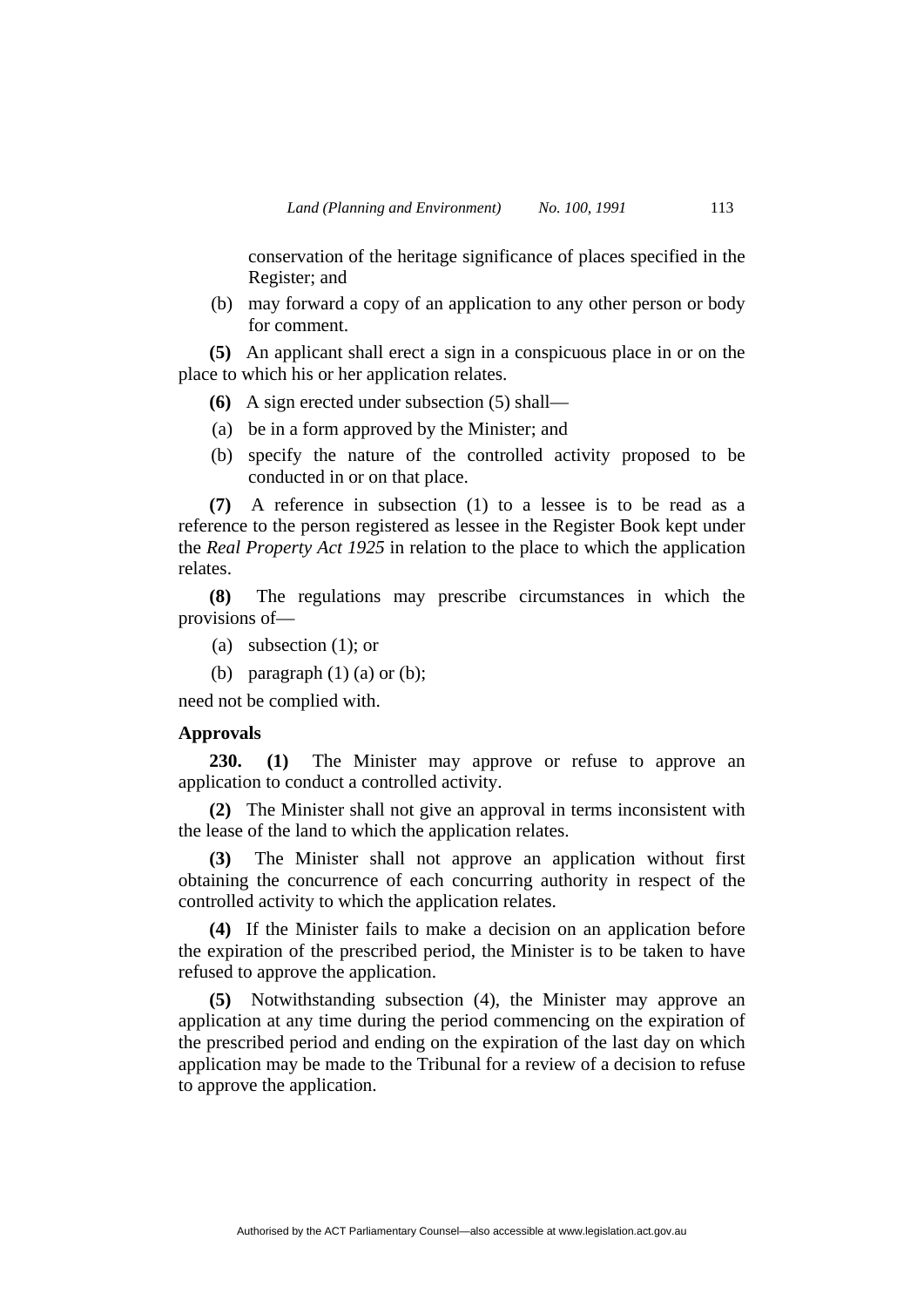conservation of the heritage significance of places specified in the Register; and

(b) may forward a copy of an application to any other person or body for comment.

**(5)** An applicant shall erect a sign in a conspicuous place in or on the place to which his or her application relates.

**(6)** A sign erected under subsection (5) shall—

(a) be in a form approved by the Minister; and

(b) specify the nature of the controlled activity proposed to be conducted in or on that place.

**(7)** A reference in subsection (1) to a lessee is to be read as a reference to the person registered as lessee in the Register Book kept under the *Real Property Act 1925* in relation to the place to which the application relates.

**(8)** The regulations may prescribe circumstances in which the provisions of—

(a) subsection (1); or

(b) paragraph (1) (a) or (b);

need not be complied with.

**Approvals**

**230. (1)** The Minister may approve or refuse to approve an application to conduct a controlled activity.

**(2)** The Minister shall not give an approval in terms inconsistent with the lease of the land to which the application relates.

**(3)** The Minister shall not approve an application without first obtaining the concurrence of each concurring authority in respect of the controlled activity to which the application relates.

**(4)** If the Minister fails to make a decision on an application before the expiration of the prescribed period, the Minister is to be taken to have refused to approve the application.

**(5)** Notwithstanding subsection (4), the Minister may approve an application at any time during the period commencing on the expiration of the prescribed period and ending on the expiration of the last day on which application may be made to the Tribunal for a review of a decision to refuse to approve the application.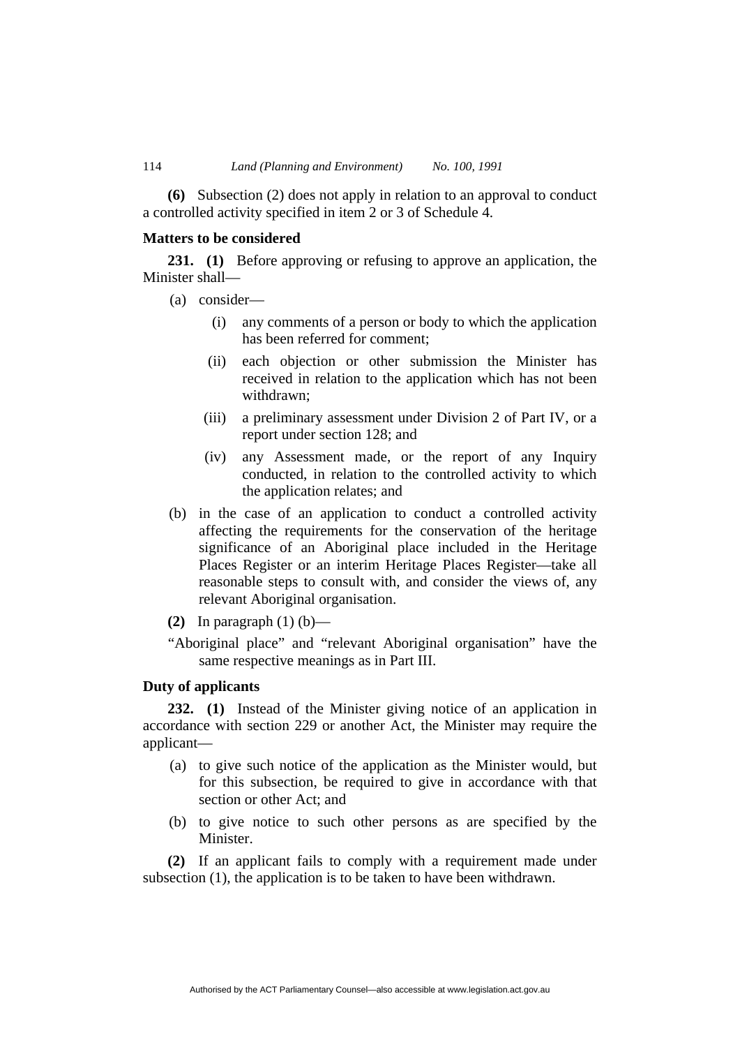**(6)** Subsection (2) does not apply in relation to an approval to conduct a controlled activity specified in item 2 or 3 of Schedule 4.

### Matters to be considered

**231. (1)** Before approving or refusing to approve an application, the Minister shall—

(a) consider—

(i) any comments of a person or body to which the application has been referred for comment;

(ii) each objection or other submission the Minister has received in relation to the application which has not been withdrawn;

(iii) a preliminary assessment under Division 2 of Part IV, or a report under section 128; and

(iv) any Assessment made, or the report of any Inquiry conducted, in relation to the controlled activity to which the application relates; and

(b) in the case of an application to conduct a controlled activity affecting the requirements for the conservation of the heritage significance of an Aboriginal place included in the Heritage Places Register or an interim Heritage Places Register—take all reasonable steps to consult with, and consider the views of, any relevant Aboriginal organisation.

**(2)** In paragraph (1) (b)—

"Aboriginal place" and "relevant Aboriginal organisation" have the same respective meanings as in Part III.

### Duty of applicants

**232. (1)** Instead of the Minister giving notice of an application in accordance with section 229 or another Act, the Minister may require the applicant—

(a) to give such notice of the application as the Minister would, but for this subsection, be required to give in accordance with that section or other Act; and

(b) to give notice to such other persons as are specified by the Minister.

**(2)** If an applicant fails to comply with a requirement made under subsection (1), the application is to be taken to have been withdrawn.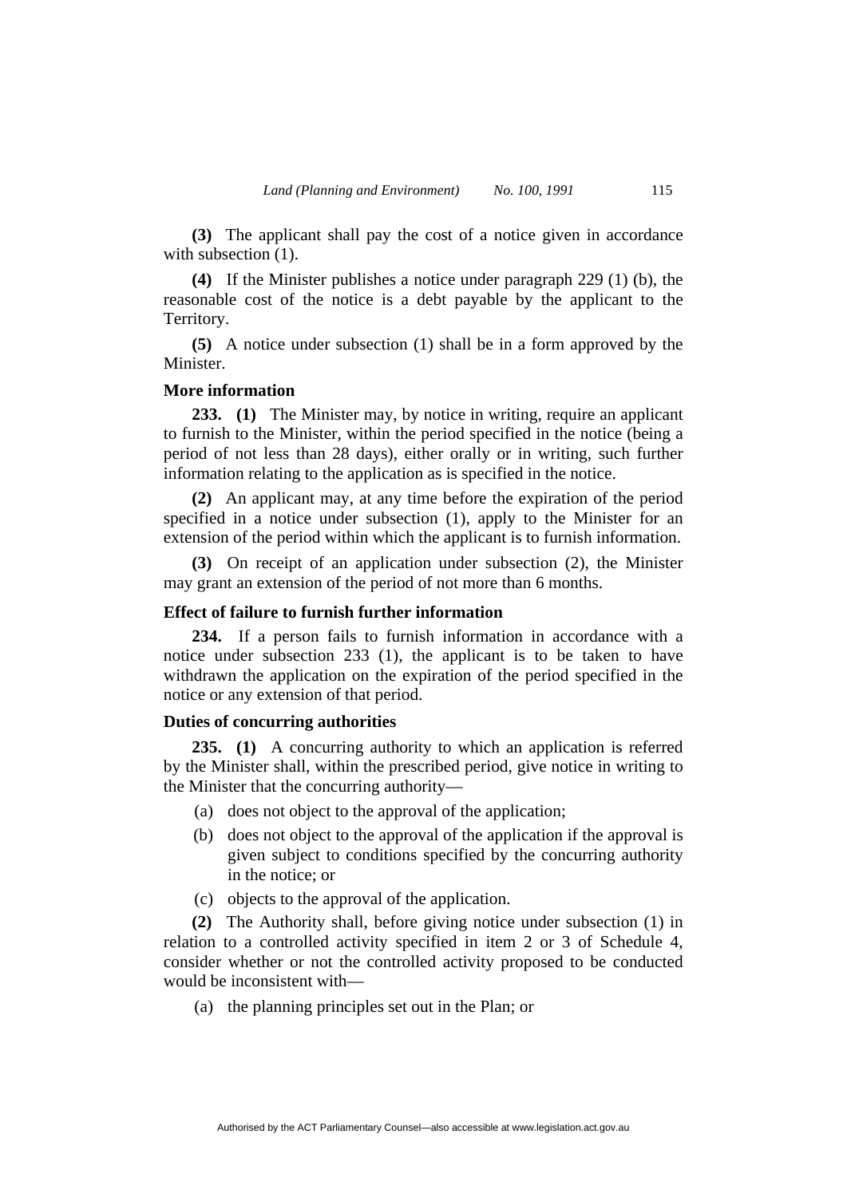**(3)** The applicant shall pay the cost of a notice given in accordance with subsection (1).

**(4)** If the Minister publishes a notice under paragraph 229 (1) (b), the reasonable cost of the notice is a debt payable by the applicant to the Territory.

**(5)** A notice under subsection (1) shall be in a form approved by the Minister.

### More information

**233. (1)** The Minister may, by notice in writing, require an applicant to furnish to the Minister, within the period specified in the notice (being a period of not less than 28 days), either orally or in writing, such further information relating to the application as is specified in the notice.

**(2)** An applicant may, at any time before the expiration of the period specified in a notice under subsection (1), apply to the Minister for an extension of the period within which the applicant is to furnish information.

**(3)** On receipt of an application under subsection (2), the Minister may grant an extension of the period of not more than 6 months.

### Effect of failure to furnish further information

**234.** If a person fails to furnish information in accordance with a notice under subsection 233 (1), the applicant is to be taken to have withdrawn the application on the expiration of the period specified in the notice or any extension of that period.

### Duties of concurring authorities

**235. (1)** A concurring authority to which an application is referred by the Minister shall, within the prescribed period, give notice in writing to the Minister that the concurring authority—

(a) does not object to the approval of the application;

(b) does not object to the approval of the application if the approval is given subject to conditions specified by the concurring authority in the notice; or

(c) objects to the approval of the application.

**(2)** The Authority shall, before giving notice under subsection (1) in relation to a controlled activity specified in item 2 or 3 of Schedule 4, consider whether or not the controlled activity proposed to be conducted would be inconsistent with—

(a) the planning principles set out in the Plan; or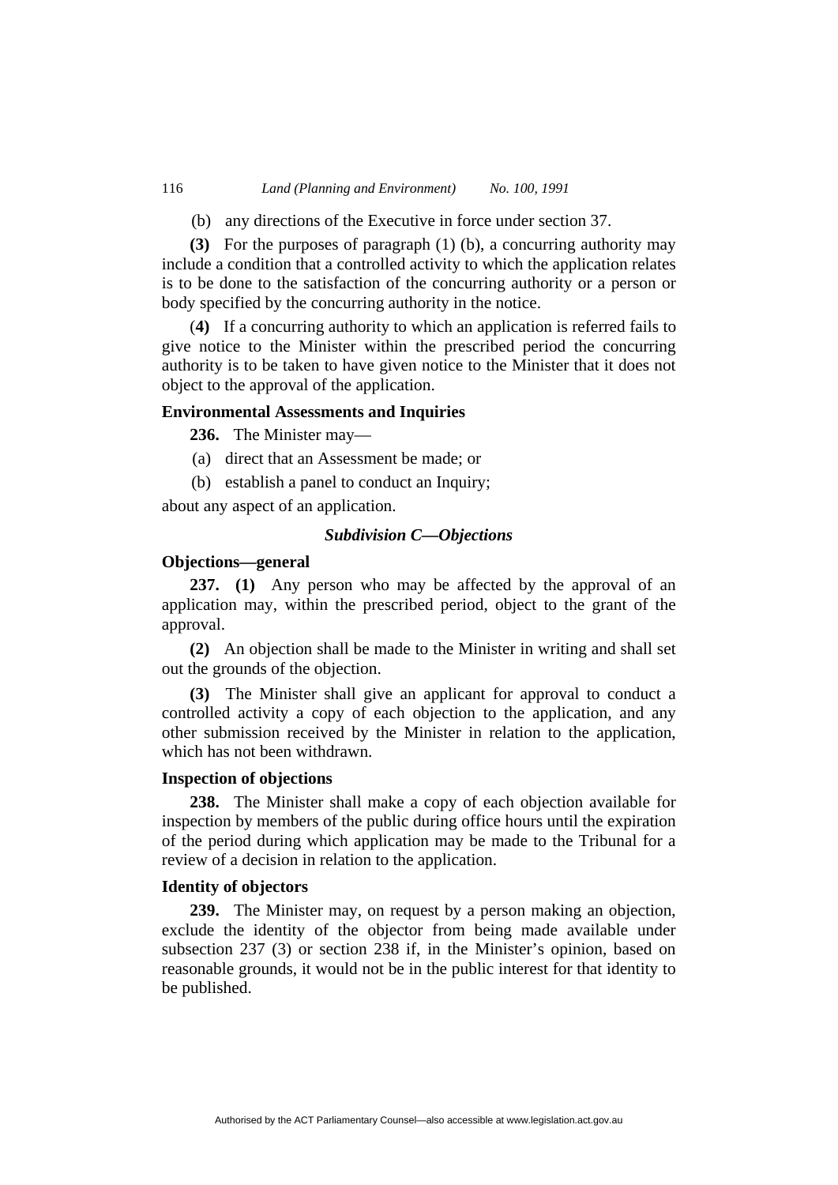(b) any directions of the Executive in force under section 37.

**(3)** For the purposes of paragraph (1) (b), a concurring authority may include a condition that a controlled activity to which the application relates is to be done to the satisfaction of the concurring authority or a person or body specified by the concurring authority in the notice.

(**4)** If a concurring authority to which an application is referred fails to give notice to the Minister within the prescribed period the concurring authority is to be taken to have given notice to the Minister that it does not object to the approval of the application.

**Environmental Assessments and Inquiries**

**236.** The Minister may—

(a) direct that an Assessment be made; or

(b) establish a panel to conduct an Inquiry;

about any aspect of an application.

***Subdivision C—Objections***

**Objections—general**

**237. (1)** Any person who may be affected by the approval of an application may, within the prescribed period, object to the grant of the approval.

**(2)** An objection shall be made to the Minister in writing and shall set out the grounds of the objection.

**(3)** The Minister shall give an applicant for approval to conduct a controlled activity a copy of each objection to the application, and any other submission received by the Minister in relation to the application, which has not been withdrawn.

**Inspection of objections**

**238.** The Minister shall make a copy of each objection available for inspection by members of the public during office hours until the expiration of the period during which application may be made to the Tribunal for a review of a decision in relation to the application.

**Identity of objectors**

**239.** The Minister may, on request by a person making an objection, exclude the identity of the objector from being made available under subsection 237 (3) or section 238 if, in the Minister's opinion, based on reasonable grounds, it would not be in the public interest for that identity to be published.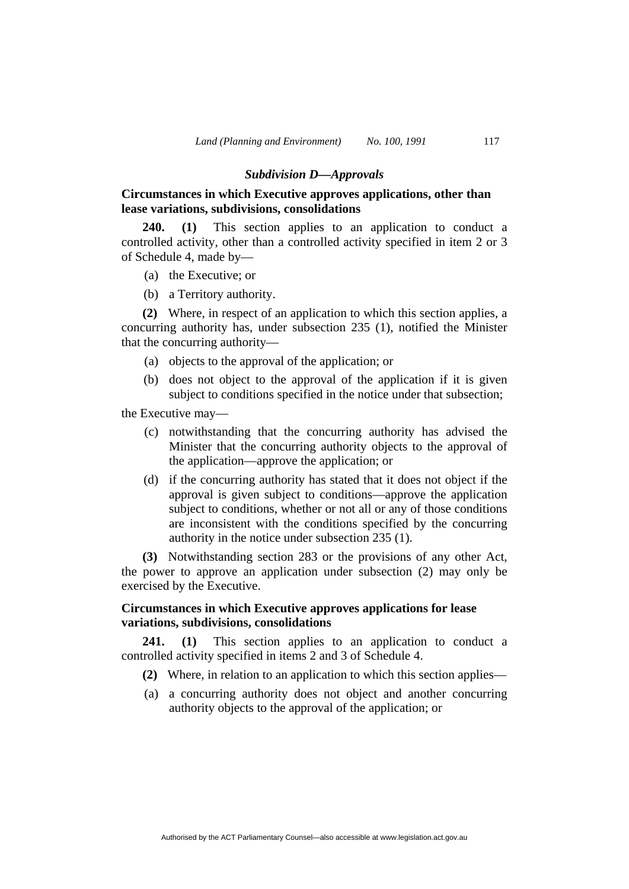### *Subdivision D—Approvals*

**Circumstances in which Executive approves applications, other than lease variations, subdivisions, consolidations**

**240.** **(1)** This section applies to an application to conduct a controlled activity, other than a controlled activity specified in item 2 or 3 of Schedule 4, made by—

(a) the Executive; or

(b) a Territory authority.

**(2)** Where, in respect of an application to which this section applies, a concurring authority has, under subsection 235 (1), notified the Minister that the concurring authority—

(a) objects to the approval of the application; or

(b) does not object to the approval of the application if it is given subject to conditions specified in the notice under that subsection;

the Executive may—

(c) notwithstanding that the concurring authority has advised the Minister that the concurring authority objects to the approval of the application—approve the application; or

(d) if the concurring authority has stated that it does not object if the approval is given subject to conditions—approve the application subject to conditions, whether or not all or any of those conditions are inconsistent with the conditions specified by the concurring authority in the notice under subsection 235 (1).

**(3)** Notwithstanding section 283 or the provisions of any other Act, the power to approve an application under subsection (2) may only be exercised by the Executive.

**Circumstances in which Executive approves applications for lease variations, subdivisions, consolidations**

**241.** **(1)** This section applies to an application to conduct a controlled activity specified in items 2 and 3 of Schedule 4.

**(2)** Where, in relation to an application to which this section applies—

(a) a concurring authority does not object and another concurring authority objects to the approval of the application; or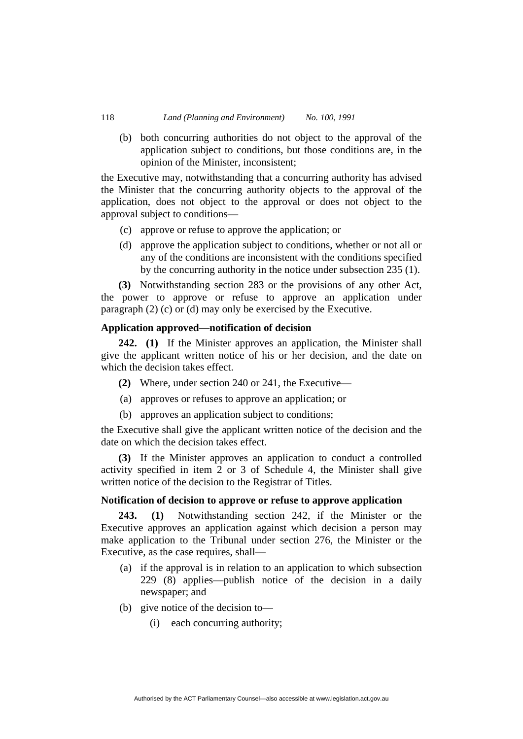(b) both concurring authorities do not object to the approval of the application subject to conditions, but those conditions are, in the opinion of the Minister, inconsistent;

the Executive may, notwithstanding that a concurring authority has advised the Minister that the concurring authority objects to the approval of the application, does not object to the approval or does not object to the approval subject to conditions—

(c) approve or refuse to approve the application; or

(d) approve the application subject to conditions, whether or not all or any of the conditions are inconsistent with the conditions specified by the concurring authority in the notice under subsection 235 (1).

**(3)** Notwithstanding section 283 or the provisions of any other Act, the power to approve or refuse to approve an application under paragraph (2) (c) or (d) may only be exercised by the Executive.

**Application approved—notification of decision**

**242. (1)** If the Minister approves an application, the Minister shall give the applicant written notice of his or her decision, and the date on which the decision takes effect.

**(2)** Where, under section 240 or 241, the Executive—

(a) approves or refuses to approve an application; or

(b) approves an application subject to conditions;

the Executive shall give the applicant written notice of the decision and the date on which the decision takes effect.

**(3)** If the Minister approves an application to conduct a controlled activity specified in item 2 or 3 of Schedule 4, the Minister shall give written notice of the decision to the Registrar of Titles.

**Notification of decision to approve or refuse to approve application**

**243. (1)** Notwithstanding section 242, if the Minister or the Executive approves an application against which decision a person may make application to the Tribunal under section 276, the Minister or the Executive, as the case requires, shall—

(a) if the approval is in relation to an application to which subsection 229 (8) applies—publish notice of the decision in a daily newspaper; and

(b) give notice of the decision to—

(i) each concurring authority;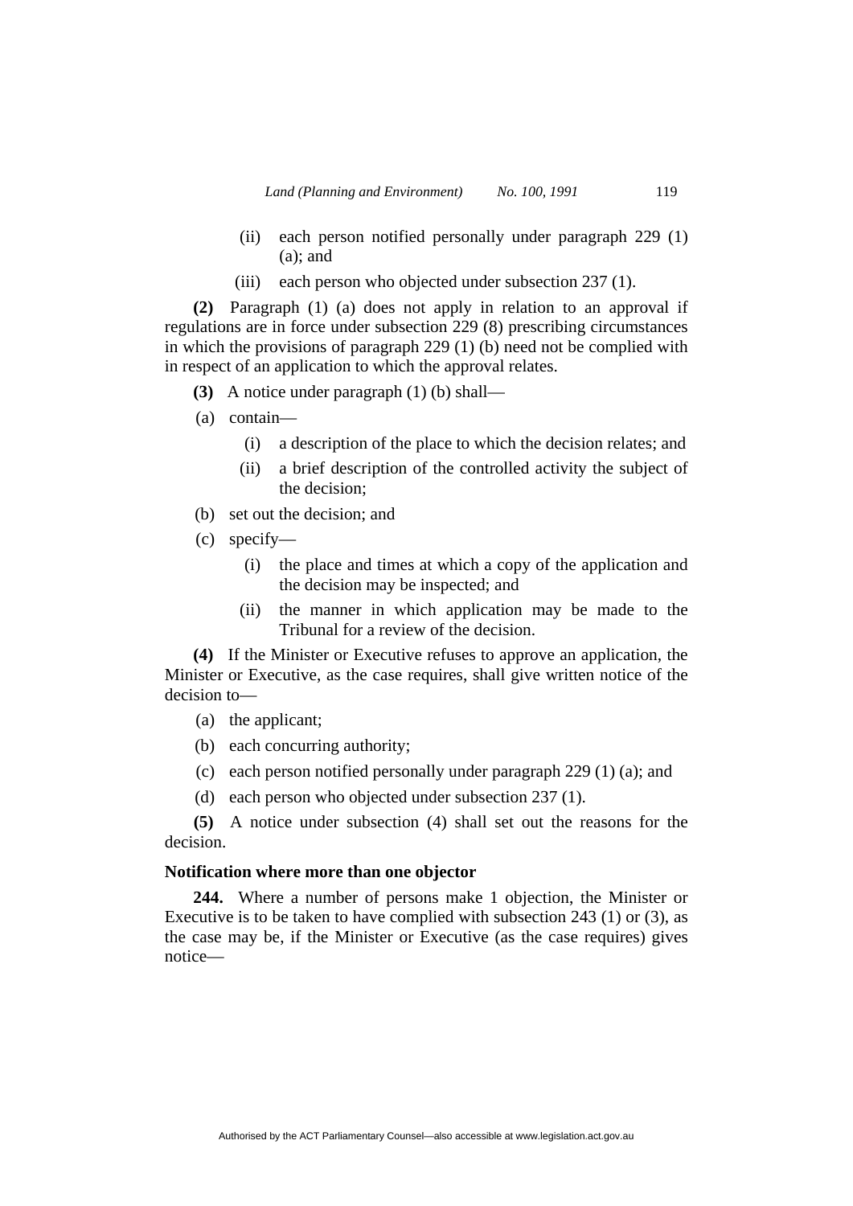(ii) each person notified personally under paragraph 229 (1) (a); and

(iii) each person who objected under subsection 237 (1).

**(2)** Paragraph (1) (a) does not apply in relation to an approval if regulations are in force under subsection 229 (8) prescribing circumstances in which the provisions of paragraph 229 (1) (b) need not be complied with in respect of an application to which the approval relates.

**(3)** A notice under paragraph (1) (b) shall—

(a) contain—

(i) a description of the place to which the decision relates; and

(ii) a brief description of the controlled activity the subject of the decision;

(b) set out the decision; and

(c) specify—

(i) the place and times at which a copy of the application and the decision may be inspected; and

(ii) the manner in which application may be made to the Tribunal for a review of the decision.

**(4)** If the Minister or Executive refuses to approve an application, the Minister or Executive, as the case requires, shall give written notice of the decision to—

(a) the applicant;

(b) each concurring authority;

(c) each person notified personally under paragraph 229 (1) (a); and

(d) each person who objected under subsection 237 (1).

**(5)** A notice under subsection (4) shall set out the reasons for the decision.

**Notification where more than one objector**

**244.** Where a number of persons make 1 objection, the Minister or Executive is to be taken to have complied with subsection 243 (1) or (3), as the case may be, if the Minister or Executive (as the case requires) gives notice—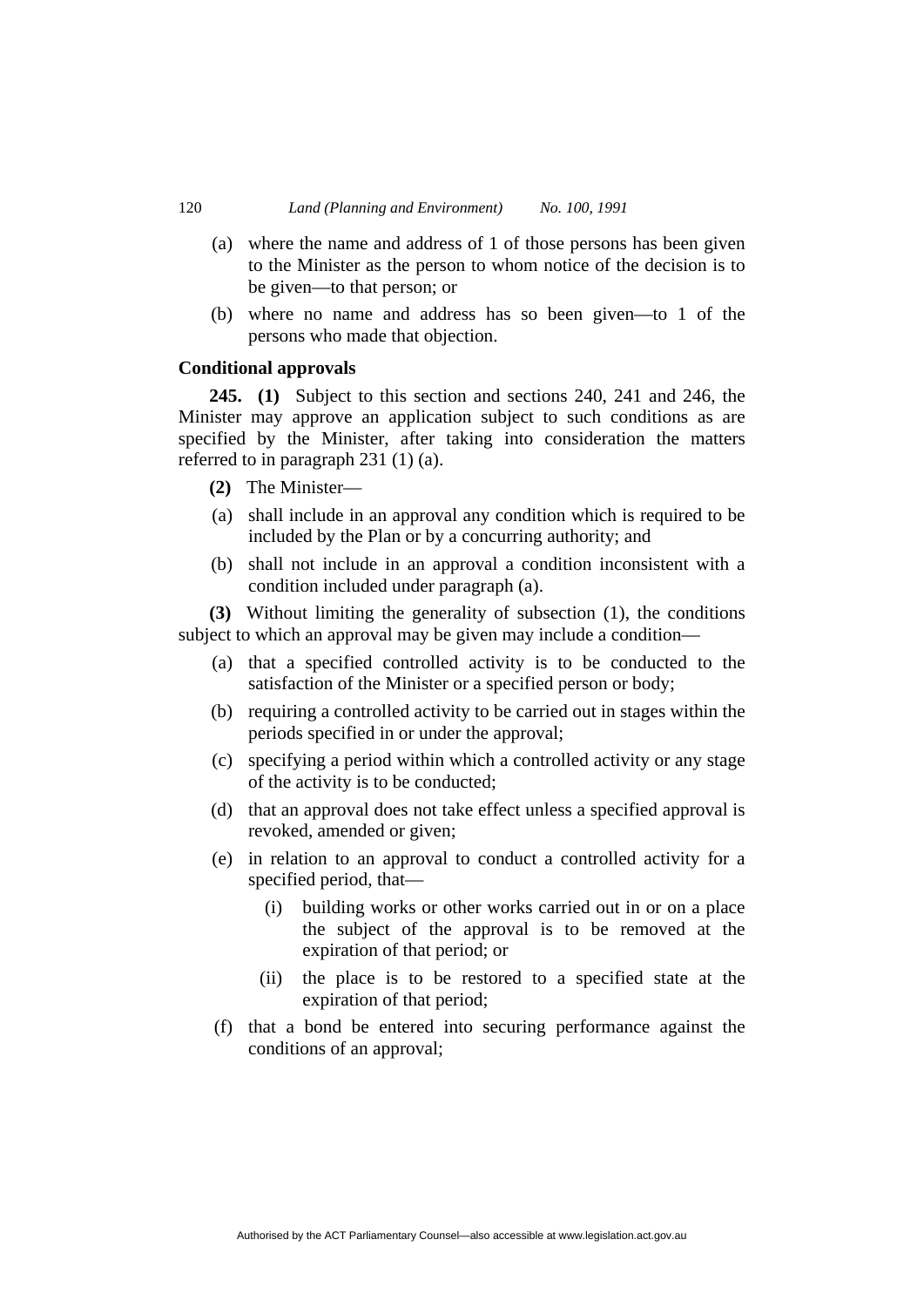(a) where the name and address of 1 of those persons has been given to the Minister as the person to whom notice of the decision is to be given—to that person; or

(b) where no name and address has so been given—to 1 of the persons who made that objection.

**Conditional approvals**

**245. (1)** Subject to this section and sections 240, 241 and 246, the Minister may approve an application subject to such conditions as are specified by the Minister, after taking into consideration the matters referred to in paragraph 231 (1) (a).

**(2)** The Minister—

(a) shall include in an approval any condition which is required to be included by the Plan or by a concurring authority; and

(b) shall not include in an approval a condition inconsistent with a condition included under paragraph (a).

**(3)** Without limiting the generality of subsection (1), the conditions subject to which an approval may be given may include a condition—

(a) that a specified controlled activity is to be conducted to the satisfaction of the Minister or a specified person or body;

(b) requiring a controlled activity to be carried out in stages within the periods specified in or under the approval;

(c) specifying a period within which a controlled activity or any stage of the activity is to be conducted;

(d) that an approval does not take effect unless a specified approval is revoked, amended or given;

(e) in relation to an approval to conduct a controlled activity for a specified period, that—

  (i) building works or other works carried out in or on a place the subject of the approval is to be removed at the expiration of that period; or

  (ii) the place is to be restored to a specified state at the expiration of that period;

(f) that a bond be entered into securing performance against the conditions of an approval;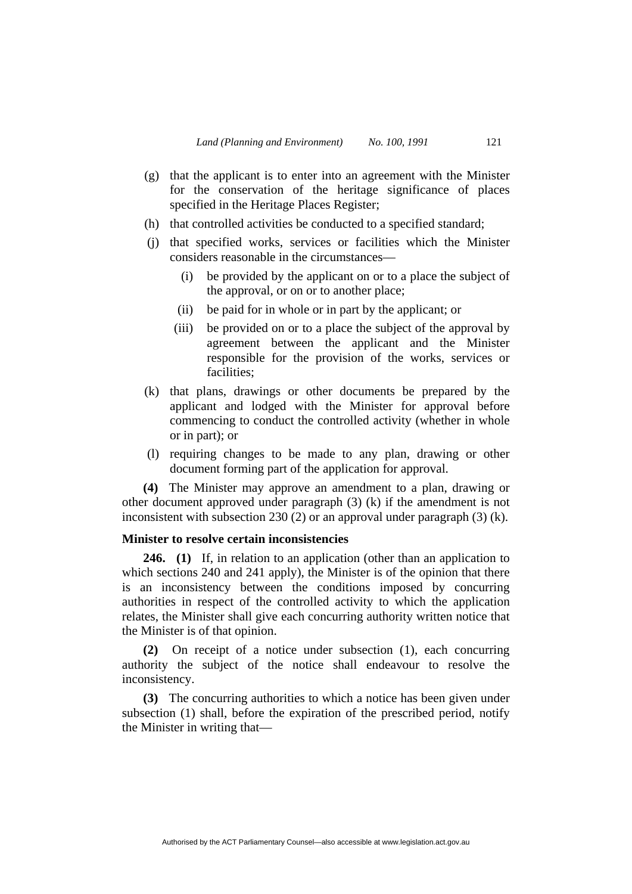(g) that the applicant is to enter into an agreement with the Minister for the conservation of the heritage significance of places specified in the Heritage Places Register;

(h) that controlled activities be conducted to a specified standard;

(j) that specified works, services or facilities which the Minister considers reasonable in the circumstances—

   (i) be provided by the applicant on or to a place the subject of the approval, or on or to another place;

   (ii) be paid for in whole or in part by the applicant; or

   (iii) be provided on or to a place the subject of the approval by agreement between the applicant and the Minister responsible for the provision of the works, services or facilities;

(k) that plans, drawings or other documents be prepared by the applicant and lodged with the Minister for approval before commencing to conduct the controlled activity (whether in whole or in part); or

(l) requiring changes to be made to any plan, drawing or other document forming part of the application for approval.

**(4)** The Minister may approve an amendment to a plan, drawing or other document approved under paragraph (3) (k) if the amendment is not inconsistent with subsection 230 (2) or an approval under paragraph (3) (k).

**Minister to resolve certain inconsistencies**

**246. (1)** If, in relation to an application (other than an application to which sections 240 and 241 apply), the Minister is of the opinion that there is an inconsistency between the conditions imposed by concurring authorities in respect of the controlled activity to which the application relates, the Minister shall give each concurring authority written notice that the Minister is of that opinion.

**(2)** On receipt of a notice under subsection (1), each concurring authority the subject of the notice shall endeavour to resolve the inconsistency.

**(3)** The concurring authorities to which a notice has been given under subsection (1) shall, before the expiration of the prescribed period, notify the Minister in writing that—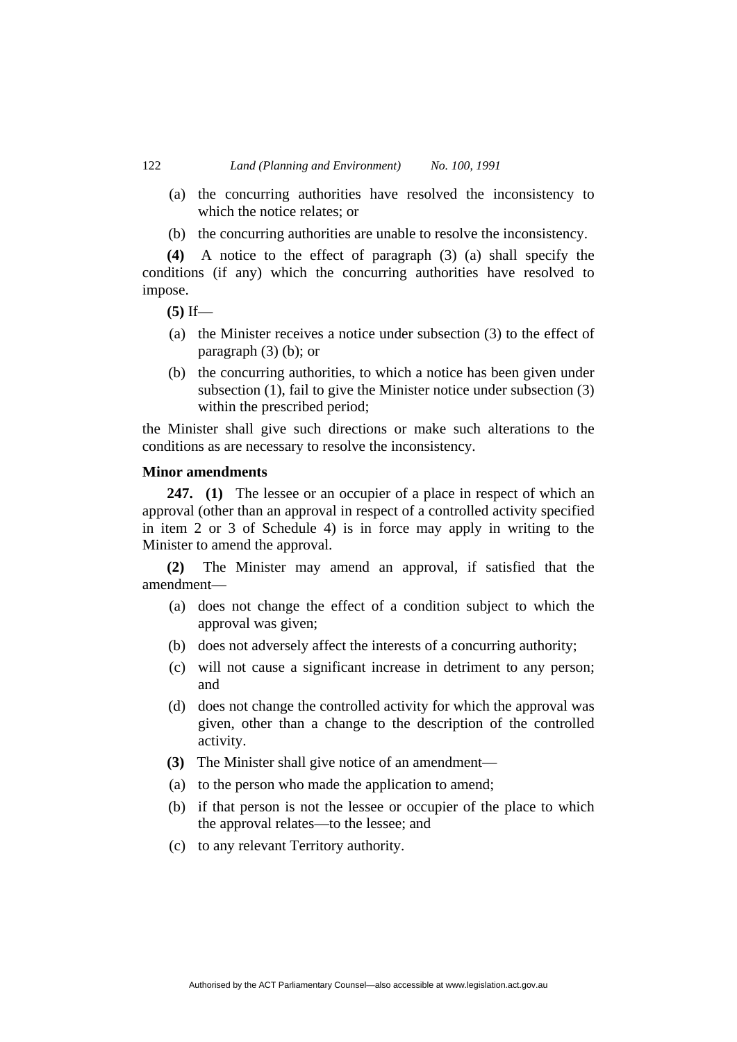(a) the concurring authorities have resolved the inconsistency to which the notice relates; or

(b) the concurring authorities are unable to resolve the inconsistency.

**(4)** A notice to the effect of paragraph (3) (a) shall specify the conditions (if any) which the concurring authorities have resolved to impose.

**(5)** If—

(a) the Minister receives a notice under subsection (3) to the effect of paragraph (3) (b); or

(b) the concurring authorities, to which a notice has been given under subsection (1), fail to give the Minister notice under subsection (3) within the prescribed period;

the Minister shall give such directions or make such alterations to the conditions as are necessary to resolve the inconsistency.

**Minor amendments**

**247. (1)** The lessee or an occupier of a place in respect of which an approval (other than an approval in respect of a controlled activity specified in item 2 or 3 of Schedule 4) is in force may apply in writing to the Minister to amend the approval.

**(2)** The Minister may amend an approval, if satisfied that the amendment—

(a) does not change the effect of a condition subject to which the approval was given;

(b) does not adversely affect the interests of a concurring authority;

(c) will not cause a significant increase in detriment to any person; and

(d) does not change the controlled activity for which the approval was given, other than a change to the description of the controlled activity.

**(3)** The Minister shall give notice of an amendment—

(a) to the person who made the application to amend;

(b) if that person is not the lessee or occupier of the place to which the approval relates—to the lessee; and

(c) to any relevant Territory authority.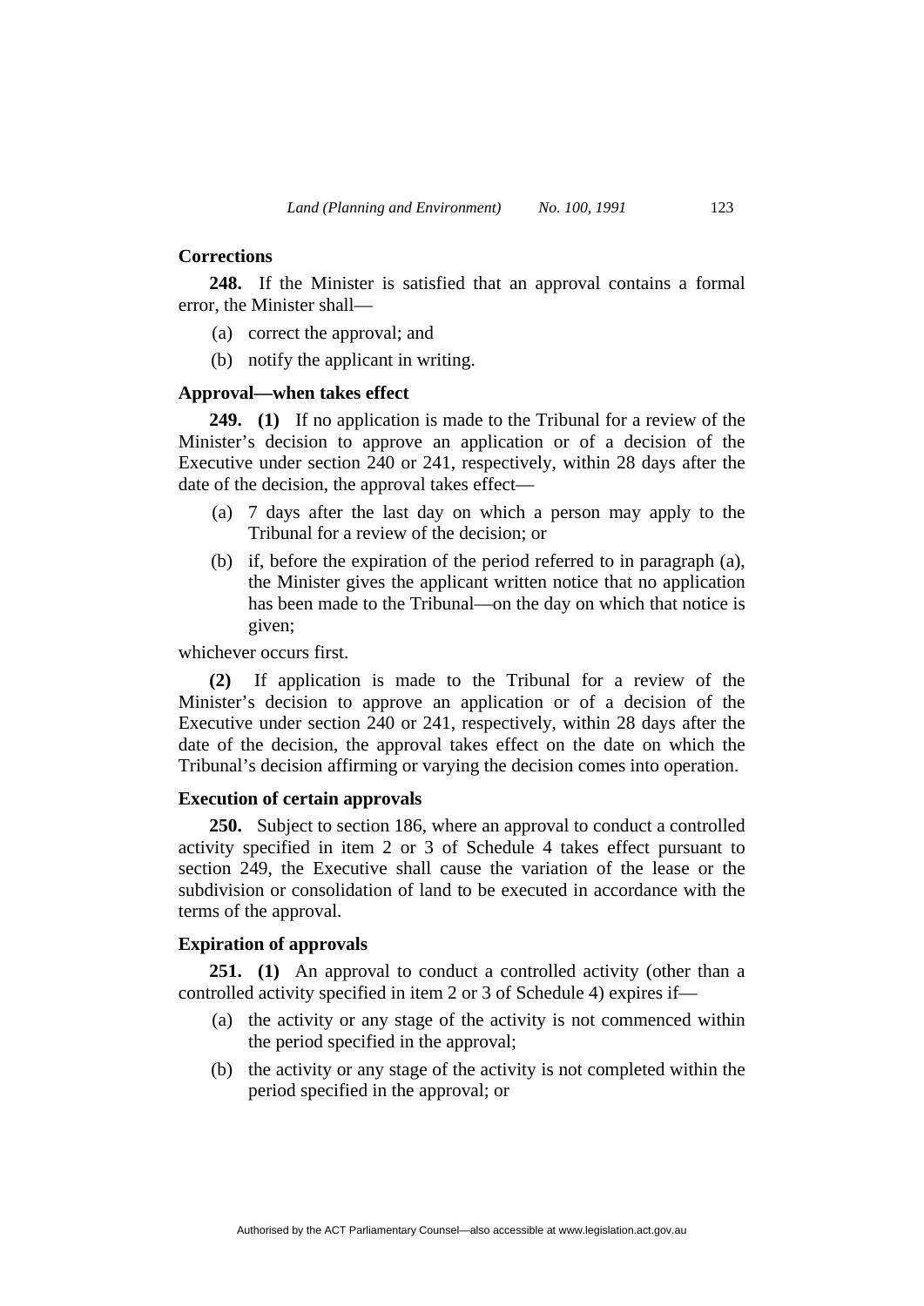### Corrections

**248.** If the Minister is satisfied that an approval contains a formal error, the Minister shall—

(a) correct the approval; and

(b) notify the applicant in writing.

### Approval—when takes effect

**249. (1)** If no application is made to the Tribunal for a review of the Minister's decision to approve an application or of a decision of the Executive under section 240 or 241, respectively, within 28 days after the date of the decision, the approval takes effect—

(a) 7 days after the last day on which a person may apply to the Tribunal for a review of the decision; or

(b) if, before the expiration of the period referred to in paragraph (a), the Minister gives the applicant written notice that no application has been made to the Tribunal—on the day on which that notice is given;

whichever occurs first.

**(2)** If application is made to the Tribunal for a review of the Minister's decision to approve an application or of a decision of the Executive under section 240 or 241, respectively, within 28 days after the date of the decision, the approval takes effect on the date on which the Tribunal's decision affirming or varying the decision comes into operation.

### Execution of certain approvals

**250.** Subject to section 186, where an approval to conduct a controlled activity specified in item 2 or 3 of Schedule 4 takes effect pursuant to section 249, the Executive shall cause the variation of the lease or the subdivision or consolidation of land to be executed in accordance with the terms of the approval.

### Expiration of approvals

**251. (1)** An approval to conduct a controlled activity (other than a controlled activity specified in item 2 or 3 of Schedule 4) expires if—

(a) the activity or any stage of the activity is not commenced within the period specified in the approval;

(b) the activity or any stage of the activity is not completed within the period specified in the approval; or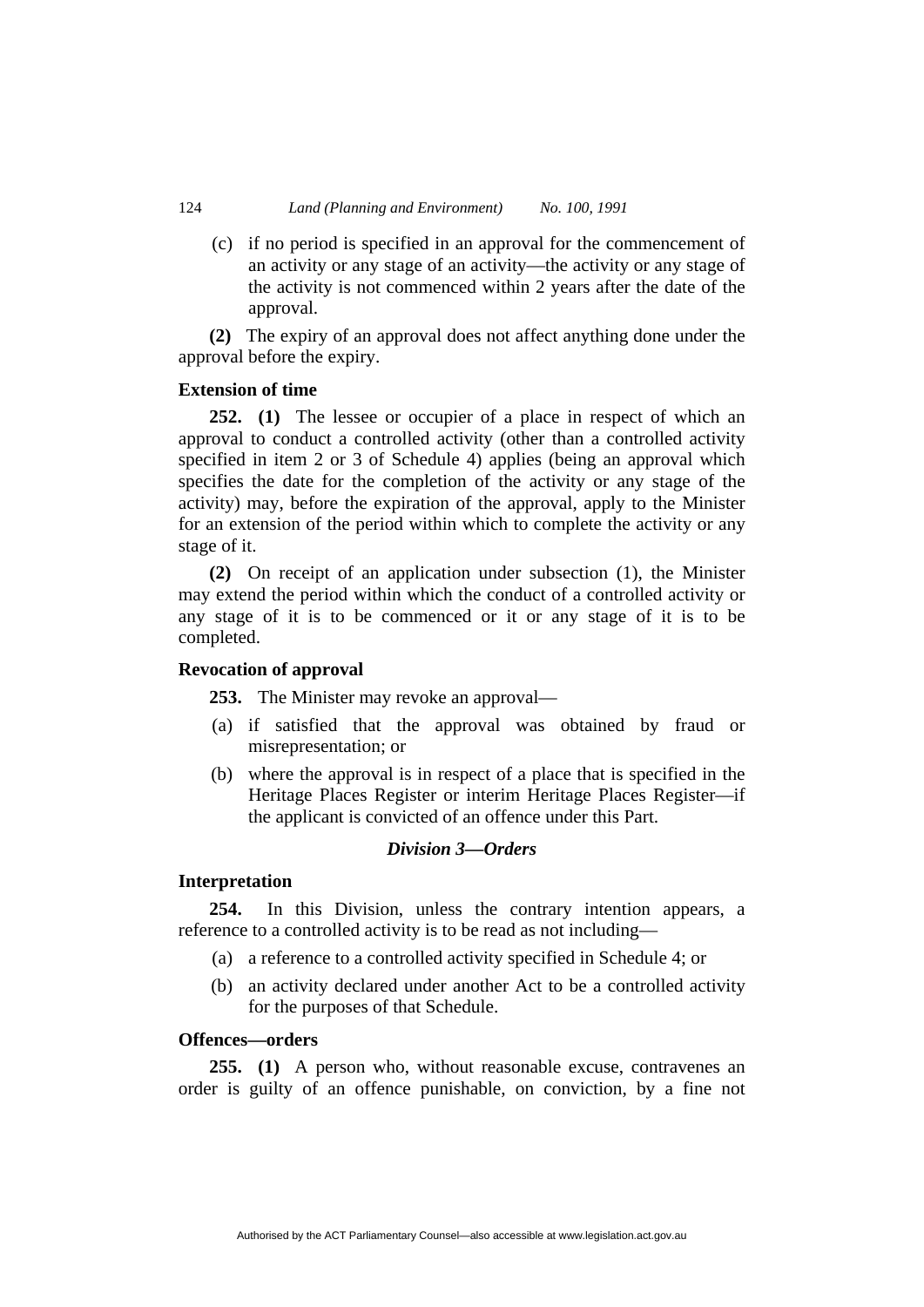(c) if no period is specified in an approval for the commencement of an activity or any stage of an activity—the activity or any stage of the activity is not commenced within 2 years after the date of the approval.

**(2)** The expiry of an approval does not affect anything done under the approval before the expiry.

**Extension of time**

**252. (1)** The lessee or occupier of a place in respect of which an approval to conduct a controlled activity (other than a controlled activity specified in item 2 or 3 of Schedule 4) applies (being an approval which specifies the date for the completion of the activity or any stage of the activity) may, before the expiration of the approval, apply to the Minister for an extension of the period within which to complete the activity or any stage of it.

**(2)** On receipt of an application under subsection (1), the Minister may extend the period within which the conduct of a controlled activity or any stage of it is to be commenced or it or any stage of it is to be completed.

**Revocation of approval**

**253.** The Minister may revoke an approval—

(a) if satisfied that the approval was obtained by fraud or misrepresentation; or

(b) where the approval is in respect of a place that is specified in the Heritage Places Register or interim Heritage Places Register—if the applicant is convicted of an offence under this Part.

### *Division 3—Orders*

**Interpretation**

**254.** In this Division, unless the contrary intention appears, a reference to a controlled activity is to be read as not including—

(a) a reference to a controlled activity specified in Schedule 4; or

(b) an activity declared under another Act to be a controlled activity for the purposes of that Schedule.

**Offences—orders**

**255. (1)** A person who, without reasonable excuse, contravenes an order is guilty of an offence punishable, on conviction, by a fine not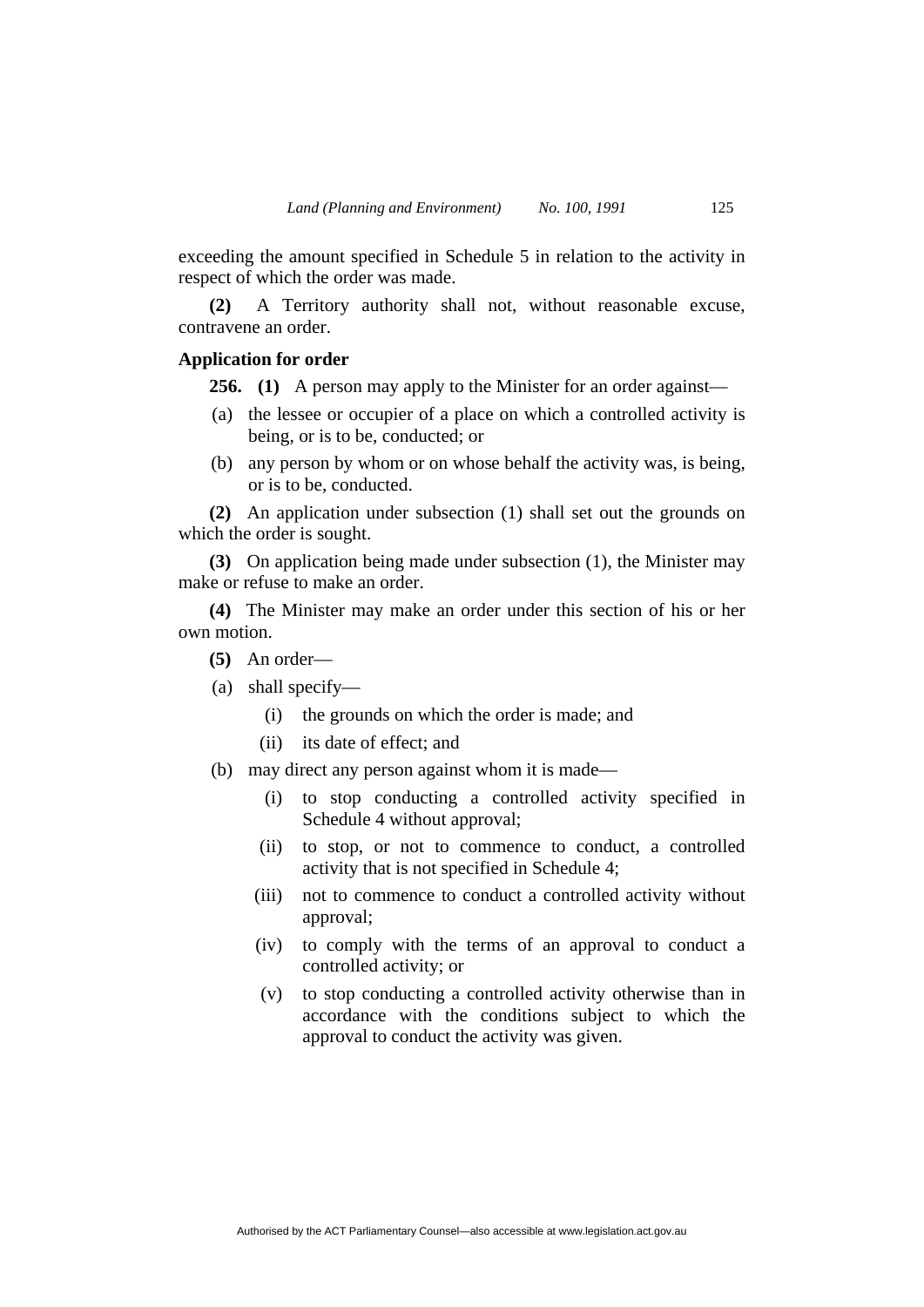exceeding the amount specified in Schedule 5 in relation to the activity in respect of which the order was made.

**(2)** A Territory authority shall not, without reasonable excuse, contravene an order.

**Application for order**

**256. (1)** A person may apply to the Minister for an order against—

(a) the lessee or occupier of a place on which a controlled activity is being, or is to be, conducted; or

(b) any person by whom or on whose behalf the activity was, is being, or is to be, conducted.

**(2)** An application under subsection (1) shall set out the grounds on which the order is sought.

**(3)** On application being made under subsection (1), the Minister may make or refuse to make an order.

**(4)** The Minister may make an order under this section of his or her own motion.

**(5)** An order—

(a) shall specify—

  (i) the grounds on which the order is made; and

  (ii) its date of effect; and

(b) may direct any person against whom it is made—

  (i) to stop conducting a controlled activity specified in Schedule 4 without approval;

  (ii) to stop, or not to commence to conduct, a controlled activity that is not specified in Schedule 4;

  (iii) not to commence to conduct a controlled activity without approval;

  (iv) to comply with the terms of an approval to conduct a controlled activity; or

  (v) to stop conducting a controlled activity otherwise than in accordance with the conditions subject to which the approval to conduct the activity was given.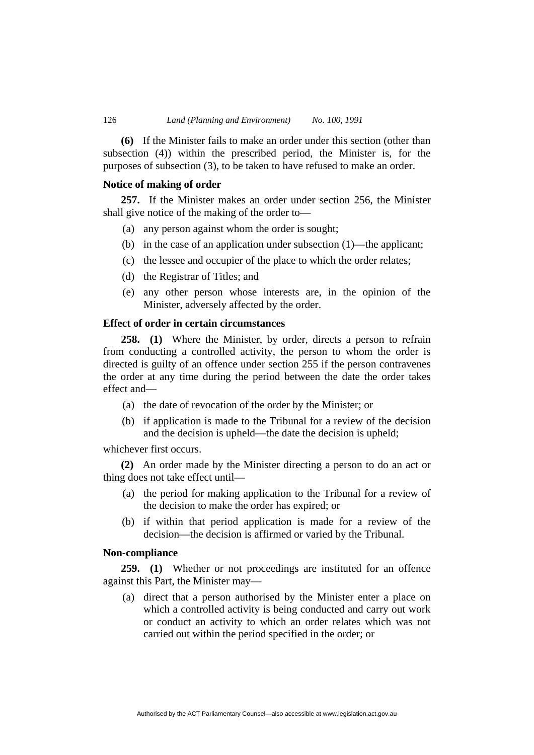**(6)** If the Minister fails to make an order under this section (other than subsection (4)) within the prescribed period, the Minister is, for the purposes of subsection (3), to be taken to have refused to make an order.

### Notice of making of order

**257.** If the Minister makes an order under section 256, the Minister shall give notice of the making of the order to—

- (a) any person against whom the order is sought;
- (b) in the case of an application under subsection (1)—the applicant;
- (c) the lessee and occupier of the place to which the order relates;
- (d) the Registrar of Titles; and
- (e) any other person whose interests are, in the opinion of the Minister, adversely affected by the order.

### Effect of order in certain circumstances

**258. (1)** Where the Minister, by order, directs a person to refrain from conducting a controlled activity, the person to whom the order is directed is guilty of an offence under section 255 if the person contravenes the order at any time during the period between the date the order takes effect and—

- (a) the date of revocation of the order by the Minister; or
- (b) if application is made to the Tribunal for a review of the decision and the decision is upheld—the date the decision is upheld;

whichever first occurs.

**(2)** An order made by the Minister directing a person to do an act or thing does not take effect until—

- (a) the period for making application to the Tribunal for a review of the decision to make the order has expired; or
- (b) if within that period application is made for a review of the decision—the decision is affirmed or varied by the Tribunal.

### Non-compliance

**259. (1)** Whether or not proceedings are instituted for an offence against this Part, the Minister may—

- (a) direct that a person authorised by the Minister enter a place on which a controlled activity is being conducted and carry out work or conduct an activity to which an order relates which was not carried out within the period specified in the order; or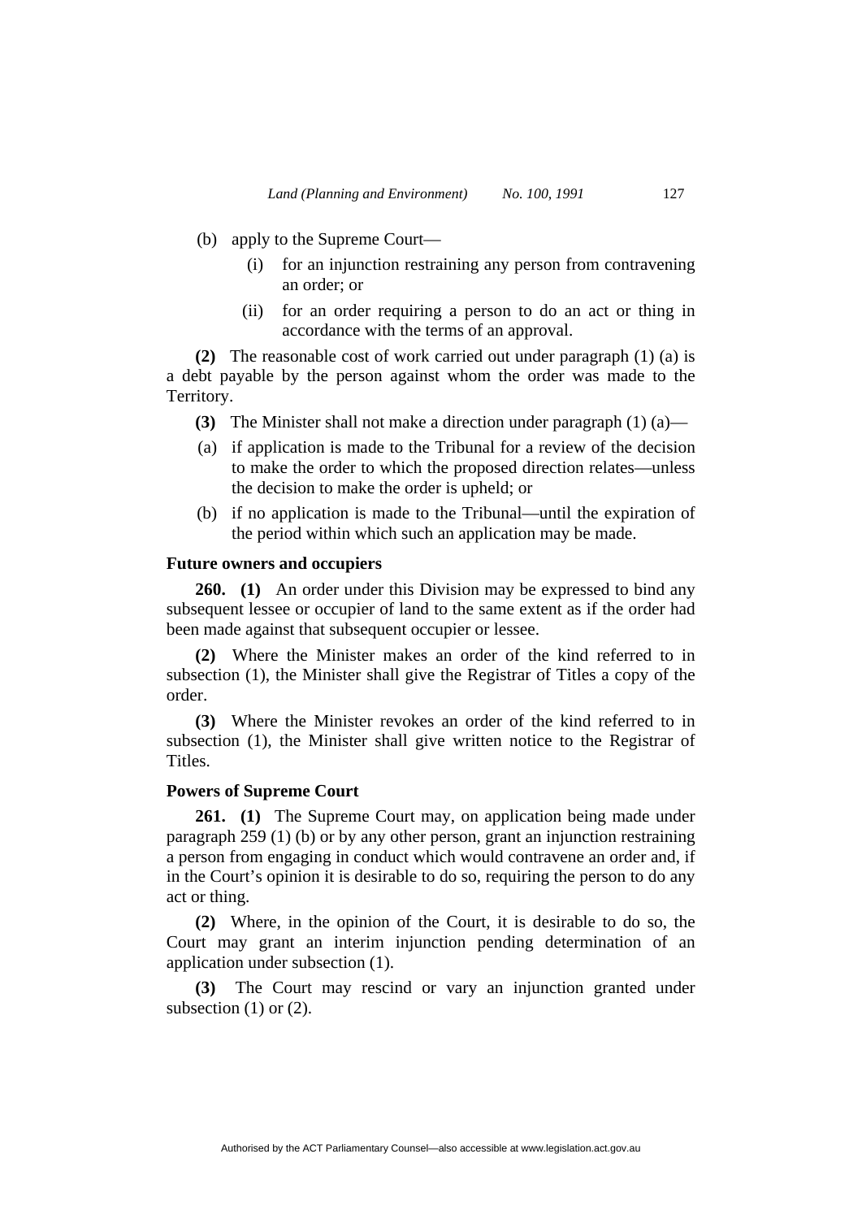(b) apply to the Supreme Court—

(i) for an injunction restraining any person from contravening an order; or

(ii) for an order requiring a person to do an act or thing in accordance with the terms of an approval.

**(2)** The reasonable cost of work carried out under paragraph (1) (a) is a debt payable by the person against whom the order was made to the Territory.

**(3)** The Minister shall not make a direction under paragraph (1) (a)—

(a) if application is made to the Tribunal for a review of the decision to make the order to which the proposed direction relates—unless the decision to make the order is upheld; or

(b) if no application is made to the Tribunal—until the expiration of the period within which such an application may be made.

**Future owners and occupiers**

**260. (1)** An order under this Division may be expressed to bind any subsequent lessee or occupier of land to the same extent as if the order had been made against that subsequent occupier or lessee.

**(2)** Where the Minister makes an order of the kind referred to in subsection (1), the Minister shall give the Registrar of Titles a copy of the order.

**(3)** Where the Minister revokes an order of the kind referred to in subsection (1), the Minister shall give written notice to the Registrar of Titles.

**Powers of Supreme Court**

**261. (1)** The Supreme Court may, on application being made under paragraph 259 (1) (b) or by any other person, grant an injunction restraining a person from engaging in conduct which would contravene an order and, if in the Court's opinion it is desirable to do so, requiring the person to do any act or thing.

**(2)** Where, in the opinion of the Court, it is desirable to do so, the Court may grant an interim injunction pending determination of an application under subsection (1).

**(3)** The Court may rescind or vary an injunction granted under subsection (1) or (2).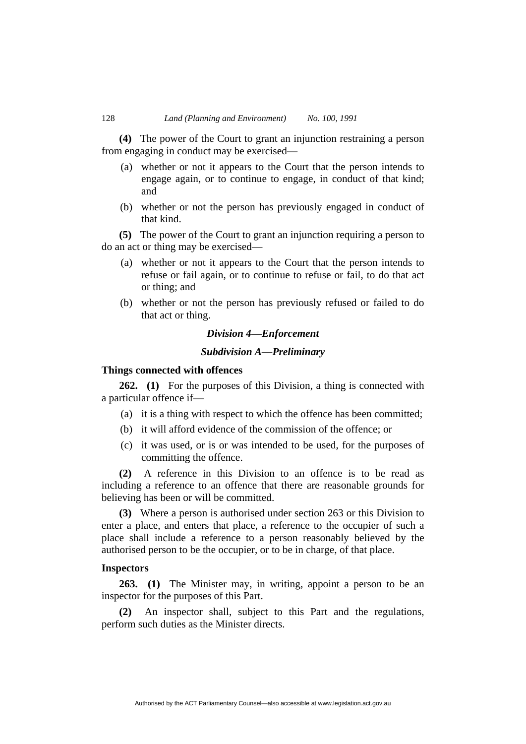**(4)** The power of the Court to grant an injunction restraining a person from engaging in conduct may be exercised—

(a) whether or not it appears to the Court that the person intends to engage again, or to continue to engage, in conduct of that kind; and

(b) whether or not the person has previously engaged in conduct of that kind.

**(5)** The power of the Court to grant an injunction requiring a person to do an act or thing may be exercised—

(a) whether or not it appears to the Court that the person intends to refuse or fail again, or to continue to refuse or fail, to do that act or thing; and

(b) whether or not the person has previously refused or failed to do that act or thing.

## *Division 4—Enforcement*

### *Subdivision A—Preliminary*

**Things connected with offences**

**262. (1)** For the purposes of this Division, a thing is connected with a particular offence if—

(a) it is a thing with respect to which the offence has been committed;

(b) it will afford evidence of the commission of the offence; or

(c) it was used, or is or was intended to be used, for the purposes of committing the offence.

**(2)** A reference in this Division to an offence is to be read as including a reference to an offence that there are reasonable grounds for believing has been or will be committed.

**(3)** Where a person is authorised under section 263 or this Division to enter a place, and enters that place, a reference to the occupier of such a place shall include a reference to a person reasonably believed by the authorised person to be the occupier, or to be in charge, of that place.

**Inspectors**

**263. (1)** The Minister may, in writing, appoint a person to be an inspector for the purposes of this Part.

**(2)** An inspector shall, subject to this Part and the regulations, perform such duties as the Minister directs.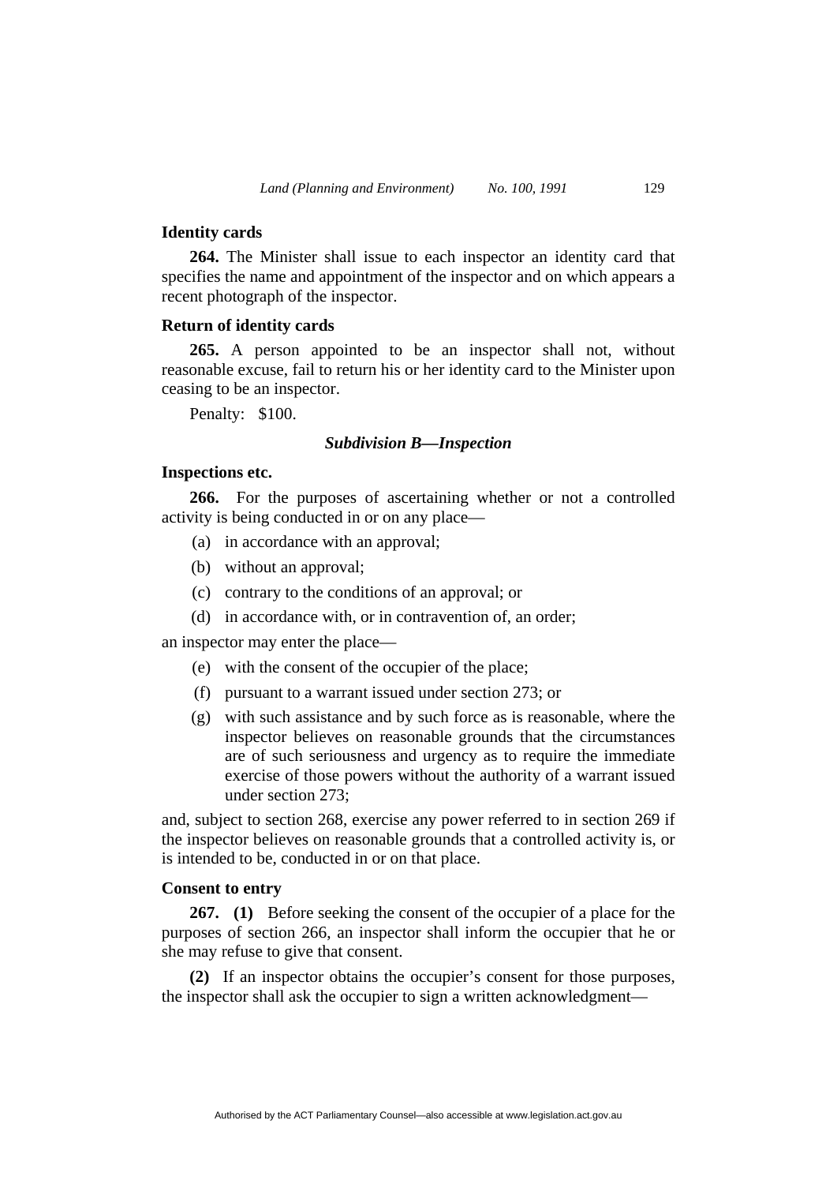**Identity cards**

**264.** The Minister shall issue to each inspector an identity card that specifies the name and appointment of the inspector and on which appears a recent photograph of the inspector.

**Return of identity cards**

**265.** A person appointed to be an inspector shall not, without reasonable excuse, fail to return his or her identity card to the Minister upon ceasing to be an inspector.

Penalty: $100.

### *Subdivision B—Inspection*

**Inspections etc.**

**266.** For the purposes of ascertaining whether or not a controlled activity is being conducted in or on any place—

(a) in accordance with an approval;

(b) without an approval;

(c) contrary to the conditions of an approval; or

(d) in accordance with, or in contravention of, an order;

an inspector may enter the place—

(e) with the consent of the occupier of the place;

(f) pursuant to a warrant issued under section 273; or

(g) with such assistance and by such force as is reasonable, where the inspector believes on reasonable grounds that the circumstances are of such seriousness and urgency as to require the immediate exercise of those powers without the authority of a warrant issued under section 273;

and, subject to section 268, exercise any power referred to in section 269 if the inspector believes on reasonable grounds that a controlled activity is, or is intended to be, conducted in or on that place.

**Consent to entry**

**267. (1)** Before seeking the consent of the occupier of a place for the purposes of section 266, an inspector shall inform the occupier that he or she may refuse to give that consent.

**(2)** If an inspector obtains the occupier's consent for those purposes, the inspector shall ask the occupier to sign a written acknowledgment—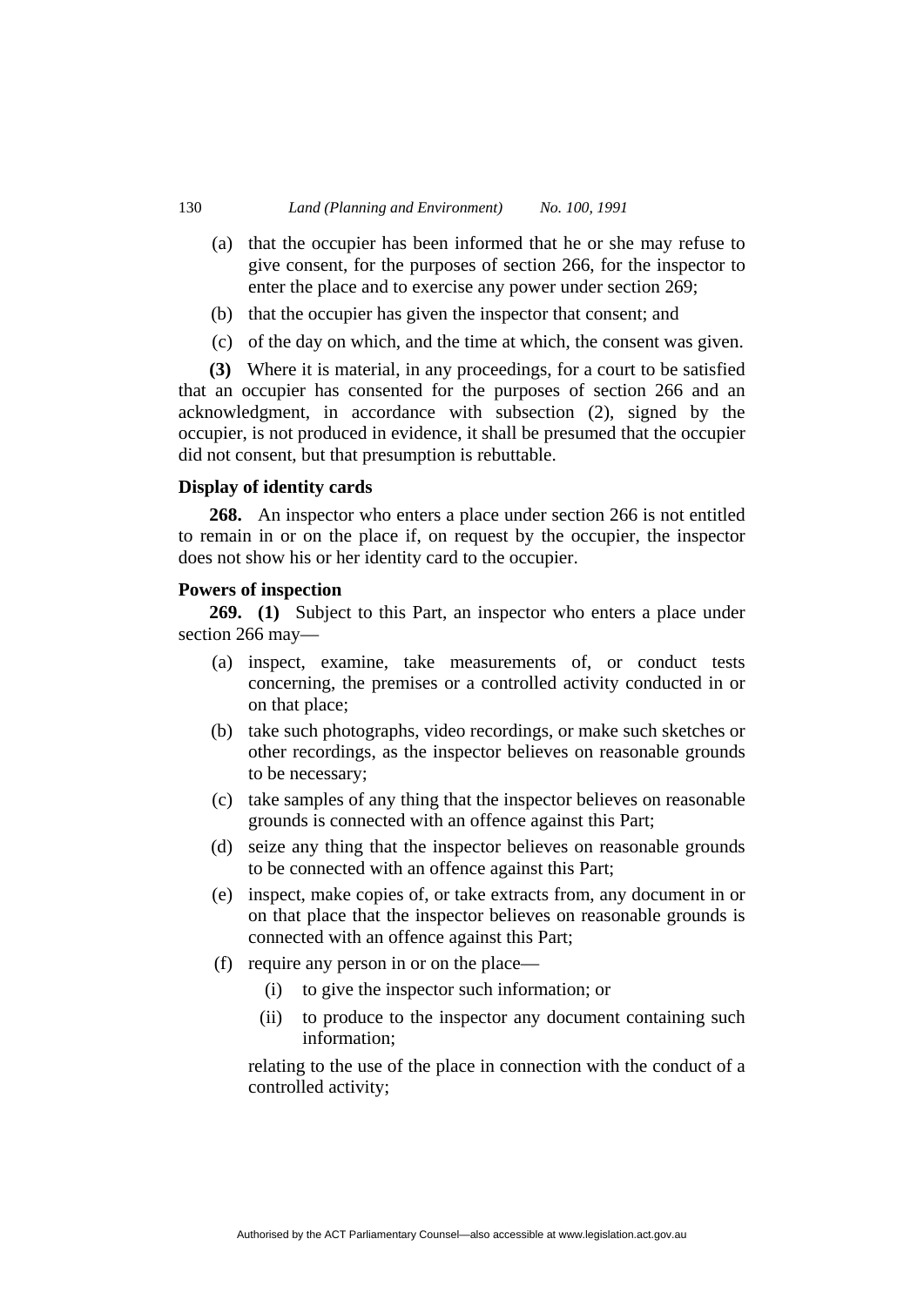(a) that the occupier has been informed that he or she may refuse to give consent, for the purposes of section 266, for the inspector to enter the place and to exercise any power under section 269;

(b) that the occupier has given the inspector that consent; and

(c) of the day on which, and the time at which, the consent was given.

**(3)** Where it is material, in any proceedings, for a court to be satisfied that an occupier has consented for the purposes of section 266 and an acknowledgment, in accordance with subsection (2), signed by the occupier, is not produced in evidence, it shall be presumed that the occupier did not consent, but that presumption is rebuttable.

### Display of identity cards

**268.** An inspector who enters a place under section 266 is not entitled to remain in or on the place if, on request by the occupier, the inspector does not show his or her identity card to the occupier.

### Powers of inspection

**269. (1)** Subject to this Part, an inspector who enters a place under section 266 may—

(a) inspect, examine, take measurements of, or conduct tests concerning, the premises or a controlled activity conducted in or on that place;

(b) take such photographs, video recordings, or make such sketches or other recordings, as the inspector believes on reasonable grounds to be necessary;

(c) take samples of any thing that the inspector believes on reasonable grounds is connected with an offence against this Part;

(d) seize any thing that the inspector believes on reasonable grounds to be connected with an offence against this Part;

(e) inspect, make copies of, or take extracts from, any document in or on that place that the inspector believes on reasonable grounds is connected with an offence against this Part;

(f) require any person in or on the place—

(i) to give the inspector such information; or

(ii) to produce to the inspector any document containing such information;

relating to the use of the place in connection with the conduct of a controlled activity;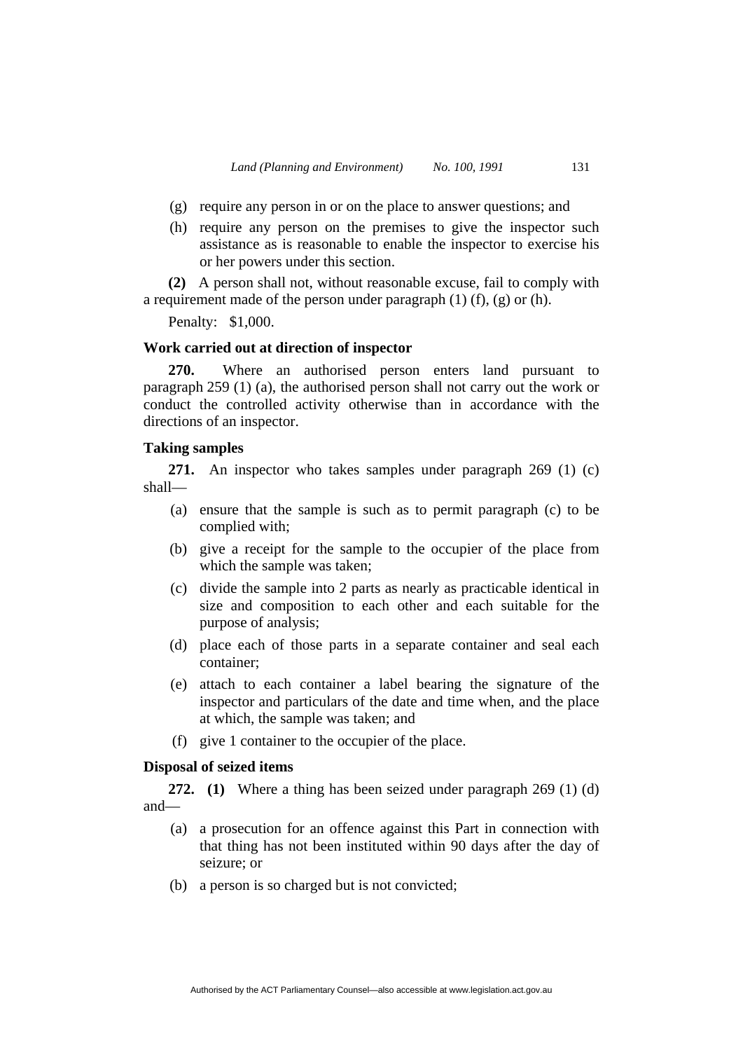(g) require any person in or on the place to answer questions; and

(h) require any person on the premises to give the inspector such assistance as is reasonable to enable the inspector to exercise his or her powers under this section.

**(2)** A person shall not, without reasonable excuse, fail to comply with a requirement made of the person under paragraph (1) (f), (g) or (h).

Penalty: $1,000.

**Work carried out at direction of inspector**

**270.** Where an authorised person enters land pursuant to paragraph 259 (1) (a), the authorised person shall not carry out the work or conduct the controlled activity otherwise than in accordance with the directions of an inspector.

**Taking samples**

**271.** An inspector who takes samples under paragraph 269 (1) (c) shall—

(a) ensure that the sample is such as to permit paragraph (c) to be complied with;

(b) give a receipt for the sample to the occupier of the place from which the sample was taken;

(c) divide the sample into 2 parts as nearly as practicable identical in size and composition to each other and each suitable for the purpose of analysis;

(d) place each of those parts in a separate container and seal each container;

(e) attach to each container a label bearing the signature of the inspector and particulars of the date and time when, and the place at which, the sample was taken; and

(f) give 1 container to the occupier of the place.

**Disposal of seized items**

**272. (1)** Where a thing has been seized under paragraph 269 (1) (d) and—

(a) a prosecution for an offence against this Part in connection with that thing has not been instituted within 90 days after the day of seizure; or

(b) a person is so charged but is not convicted;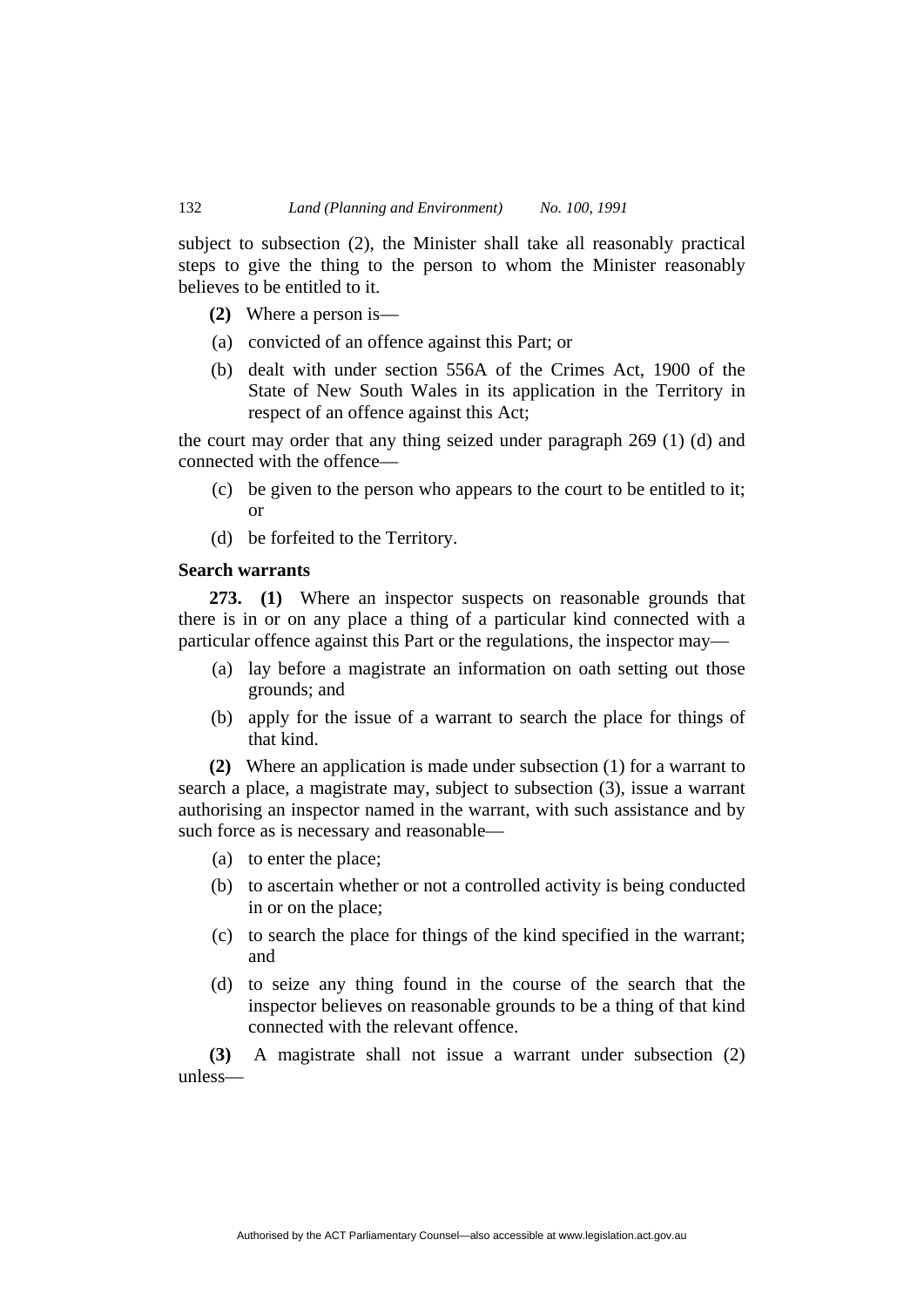subject to subsection (2), the Minister shall take all reasonably practical steps to give the thing to the person to whom the Minister reasonably believes to be entitled to it.

**(2)** Where a person is—

(a) convicted of an offence against this Part; or

(b) dealt with under section 556A of the Crimes Act, 1900 of the State of New South Wales in its application in the Territory in respect of an offence against this Act;

the court may order that any thing seized under paragraph 269 (1) (d) and connected with the offence—

(c) be given to the person who appears to the court to be entitled to it; or

(d) be forfeited to the Territory.

**Search warrants**

**273. (1)** Where an inspector suspects on reasonable grounds that there is in or on any place a thing of a particular kind connected with a particular offence against this Part or the regulations, the inspector may—

(a) lay before a magistrate an information on oath setting out those grounds; and

(b) apply for the issue of a warrant to search the place for things of that kind.

**(2)** Where an application is made under subsection (1) for a warrant to search a place, a magistrate may, subject to subsection (3), issue a warrant authorising an inspector named in the warrant, with such assistance and by such force as is necessary and reasonable—

(a) to enter the place;

(b) to ascertain whether or not a controlled activity is being conducted in or on the place;

(c) to search the place for things of the kind specified in the warrant; and

(d) to seize any thing found in the course of the search that the inspector believes on reasonable grounds to be a thing of that kind connected with the relevant offence.

**(3)** A magistrate shall not issue a warrant under subsection (2) unless—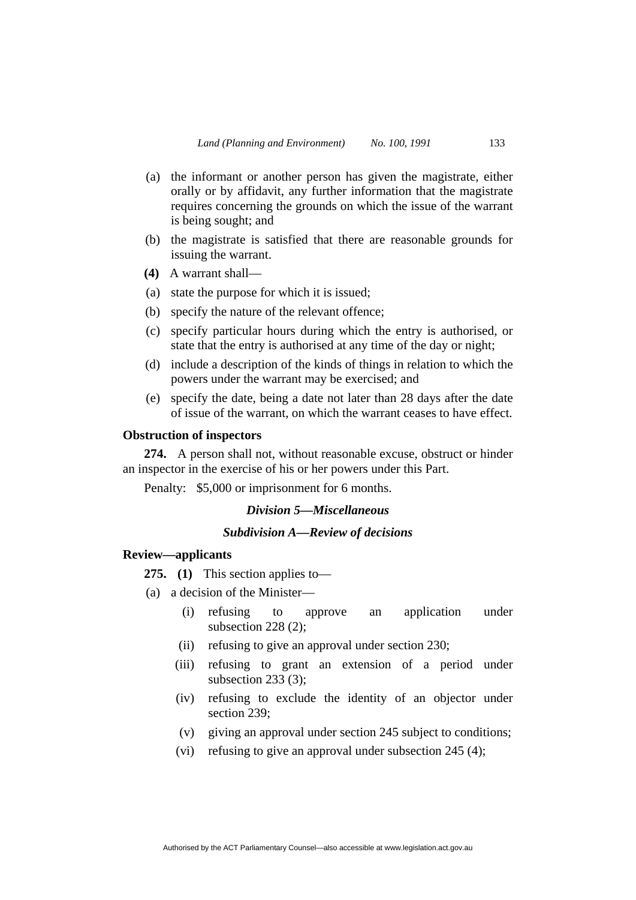(a) the informant or another person has given the magistrate, either orally or by affidavit, any further information that the magistrate requires concerning the grounds on which the issue of the warrant is being sought; and

(b) the magistrate is satisfied that there are reasonable grounds for issuing the warrant.

**(4)** A warrant shall—

(a) state the purpose for which it is issued;

(b) specify the nature of the relevant offence;

(c) specify particular hours during which the entry is authorised, or state that the entry is authorised at any time of the day or night;

(d) include a description of the kinds of things in relation to which the powers under the warrant may be exercised; and

(e) specify the date, being a date not later than 28 days after the date of issue of the warrant, on which the warrant ceases to have effect.

**Obstruction of inspectors**

**274.** A person shall not, without reasonable excuse, obstruct or hinder an inspector in the exercise of his or her powers under this Part.

Penalty: $5,000 or imprisonment for 6 months.

## *Division 5—Miscellaneous*

### *Subdivision A—Review of decisions*

**Review—applicants**

**275. (1)** This section applies to—

(a) a decision of the Minister—

(i) refusing to approve an application under subsection 228 (2);

(ii) refusing to give an approval under section 230;

(iii) refusing to grant an extension of a period under subsection 233 (3);

(iv) refusing to exclude the identity of an objector under section 239;

(v) giving an approval under section 245 subject to conditions;

(vi) refusing to give an approval under subsection 245 (4);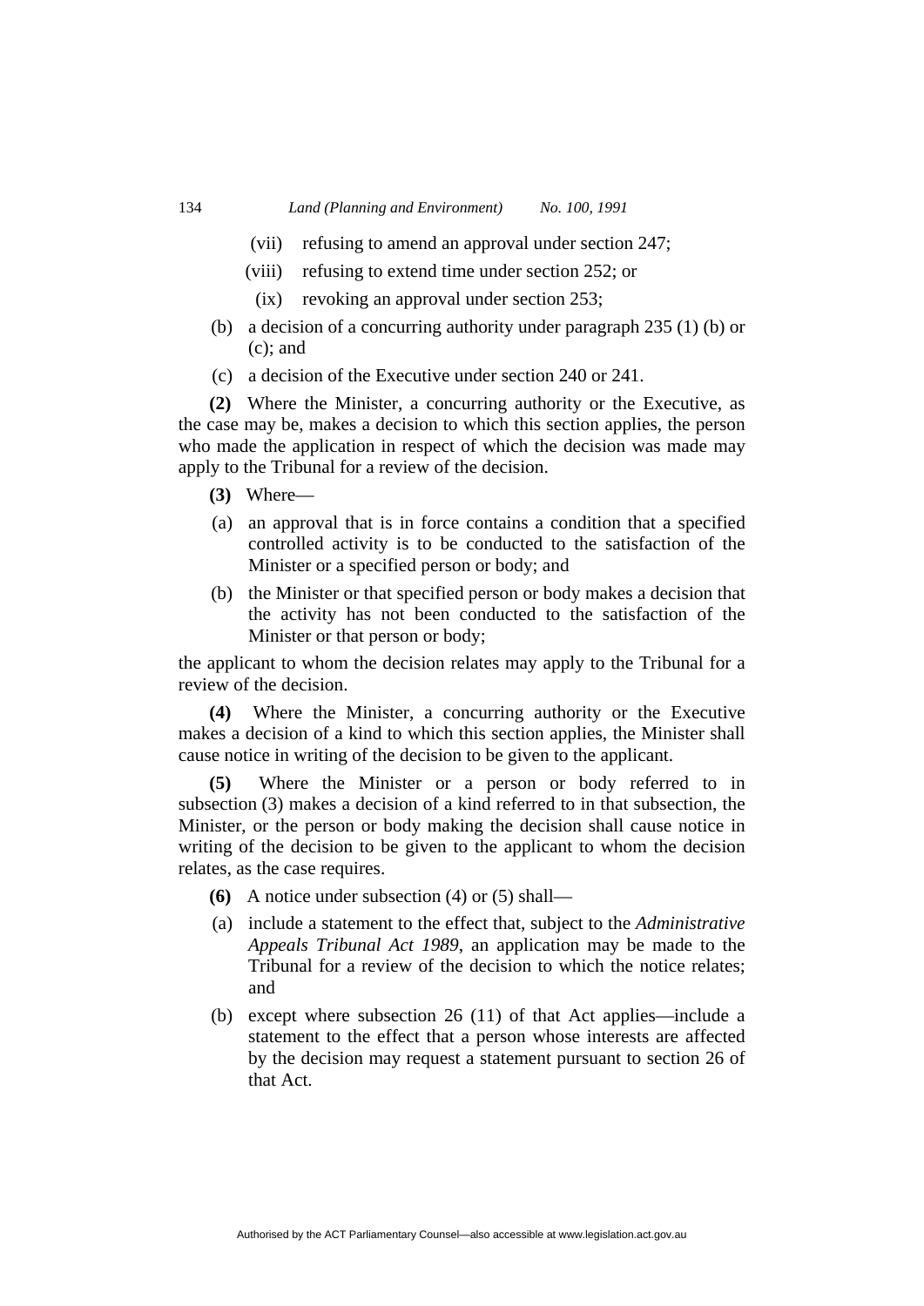(vii) refusing to amend an approval under section 247;

(viii) refusing to extend time under section 252; or

(ix) revoking an approval under section 253;

(b) a decision of a concurring authority under paragraph 235 (1) (b) or (c); and

(c) a decision of the Executive under section 240 or 241.

**(2)** Where the Minister, a concurring authority or the Executive, as the case may be, makes a decision to which this section applies, the person who made the application in respect of which the decision was made may apply to the Tribunal for a review of the decision.

**(3)** Where—

(a) an approval that is in force contains a condition that a specified controlled activity is to be conducted to the satisfaction of the Minister or a specified person or body; and

(b) the Minister or that specified person or body makes a decision that the activity has not been conducted to the satisfaction of the Minister or that person or body;

the applicant to whom the decision relates may apply to the Tribunal for a review of the decision.

**(4)** Where the Minister, a concurring authority or the Executive makes a decision of a kind to which this section applies, the Minister shall cause notice in writing of the decision to be given to the applicant.

**(5)** Where the Minister or a person or body referred to in subsection (3) makes a decision of a kind referred to in that subsection, the Minister, or the person or body making the decision shall cause notice in writing of the decision to be given to the applicant to whom the decision relates, as the case requires.

**(6)** A notice under subsection (4) or (5) shall—

(a) include a statement to the effect that, subject to the *Administrative Appeals Tribunal Act 1989*, an application may be made to the Tribunal for a review of the decision to which the notice relates; and

(b) except where subsection 26 (11) of that Act applies—include a statement to the effect that a person whose interests are affected by the decision may request a statement pursuant to section 26 of that Act.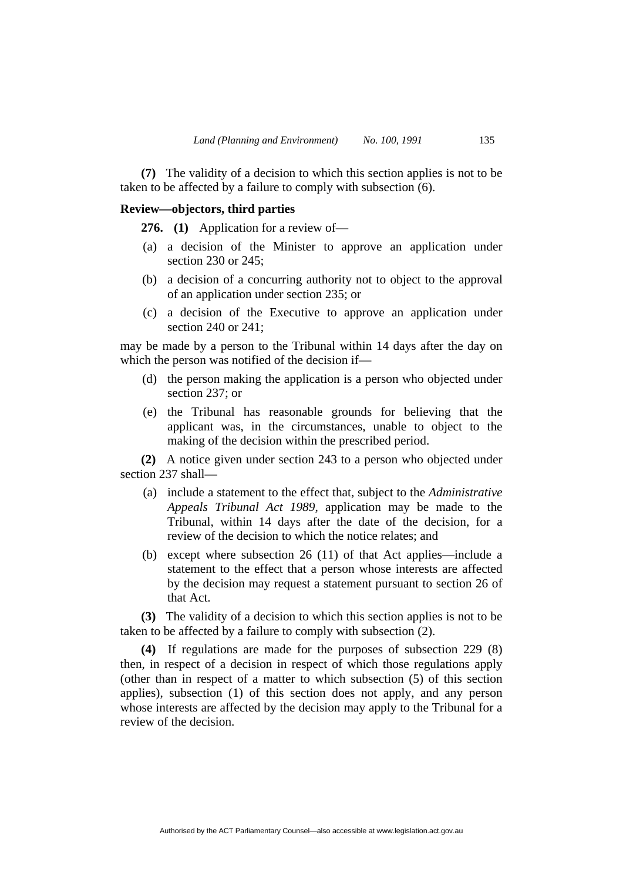**(7)** The validity of a decision to which this section applies is not to be taken to be affected by a failure to comply with subsection (6).

### Review—objectors, third parties

**276. (1)** Application for a review of—

(a) a decision of the Minister to approve an application under section 230 or 245;

(b) a decision of a concurring authority not to object to the approval of an application under section 235; or

(c) a decision of the Executive to approve an application under section 240 or 241;

may be made by a person to the Tribunal within 14 days after the day on which the person was notified of the decision if—

(d) the person making the application is a person who objected under section 237; or

(e) the Tribunal has reasonable grounds for believing that the applicant was, in the circumstances, unable to object to the making of the decision within the prescribed period.

**(2)** A notice given under section 243 to a person who objected under section 237 shall—

(a) include a statement to the effect that, subject to the *Administrative Appeals Tribunal Act 1989*, application may be made to the Tribunal, within 14 days after the date of the decision, for a review of the decision to which the notice relates; and

(b) except where subsection 26 (11) of that Act applies—include a statement to the effect that a person whose interests are affected by the decision may request a statement pursuant to section 26 of that Act.

**(3)** The validity of a decision to which this section applies is not to be taken to be affected by a failure to comply with subsection (2).

**(4)** If regulations are made for the purposes of subsection 229 (8) then, in respect of a decision in respect of which those regulations apply (other than in respect of a matter to which subsection (5) of this section applies), subsection (1) of this section does not apply, and any person whose interests are affected by the decision may apply to the Tribunal for a review of the decision.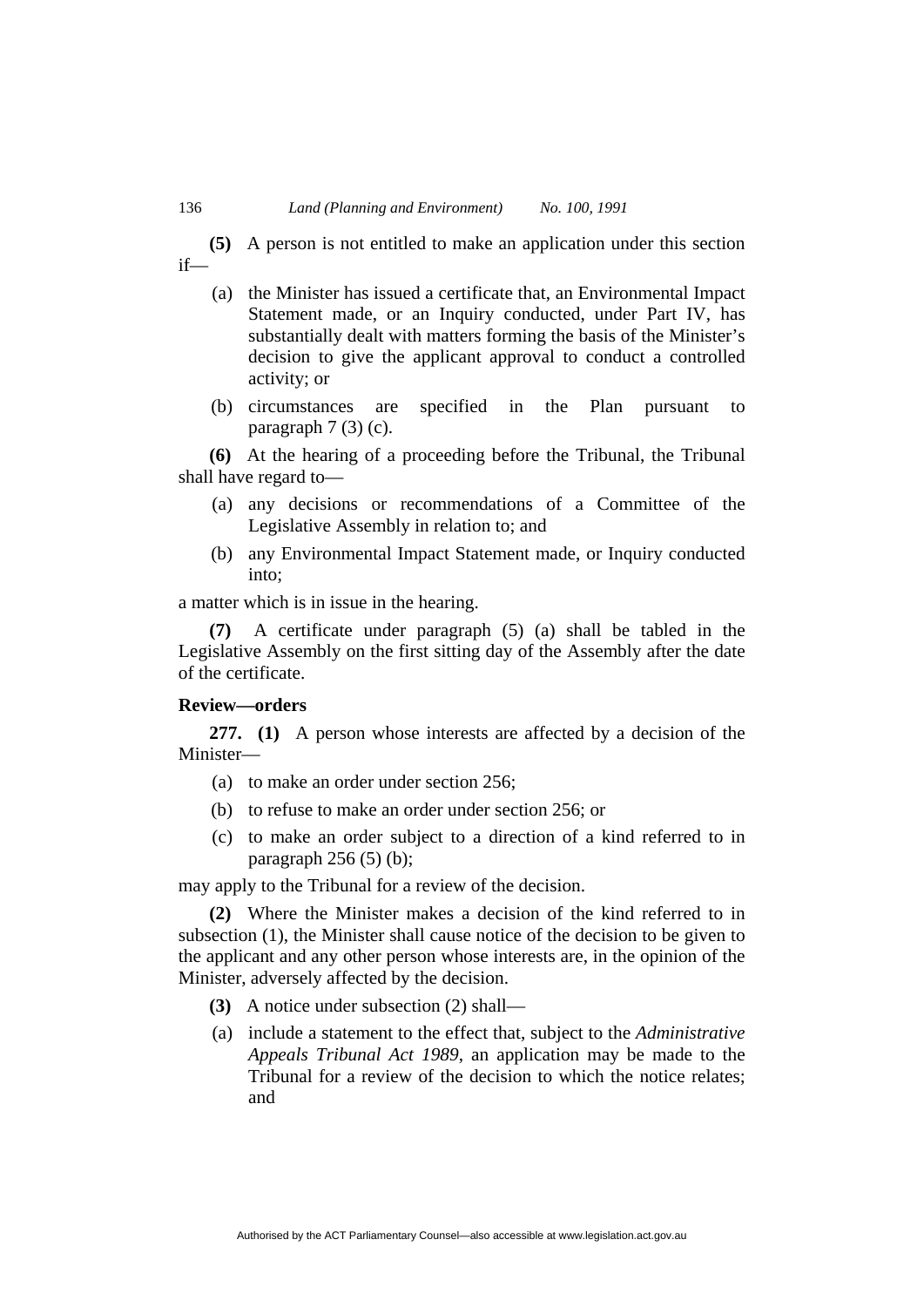**(5)** A person is not entitled to make an application under this section if—

(a) the Minister has issued a certificate that, an Environmental Impact Statement made, or an Inquiry conducted, under Part IV, has substantially dealt with matters forming the basis of the Minister's decision to give the applicant approval to conduct a controlled activity; or

(b) circumstances are specified in the Plan pursuant to paragraph 7 (3) (c).

**(6)** At the hearing of a proceeding before the Tribunal, the Tribunal shall have regard to—

(a) any decisions or recommendations of a Committee of the Legislative Assembly in relation to; and

(b) any Environmental Impact Statement made, or Inquiry conducted into;

a matter which is in issue in the hearing.

**(7)** A certificate under paragraph (5) (a) shall be tabled in the Legislative Assembly on the first sitting day of the Assembly after the date of the certificate.

**Review—orders**

**277. (1)** A person whose interests are affected by a decision of the Minister—

(a) to make an order under section 256;

(b) to refuse to make an order under section 256; or

(c) to make an order subject to a direction of a kind referred to in paragraph 256 (5) (b);

may apply to the Tribunal for a review of the decision.

**(2)** Where the Minister makes a decision of the kind referred to in subsection (1), the Minister shall cause notice of the decision to be given to the applicant and any other person whose interests are, in the opinion of the Minister, adversely affected by the decision.

**(3)** A notice under subsection (2) shall—

(a) include a statement to the effect that, subject to the *Administrative Appeals Tribunal Act 1989*, an application may be made to the Tribunal for a review of the decision to which the notice relates; and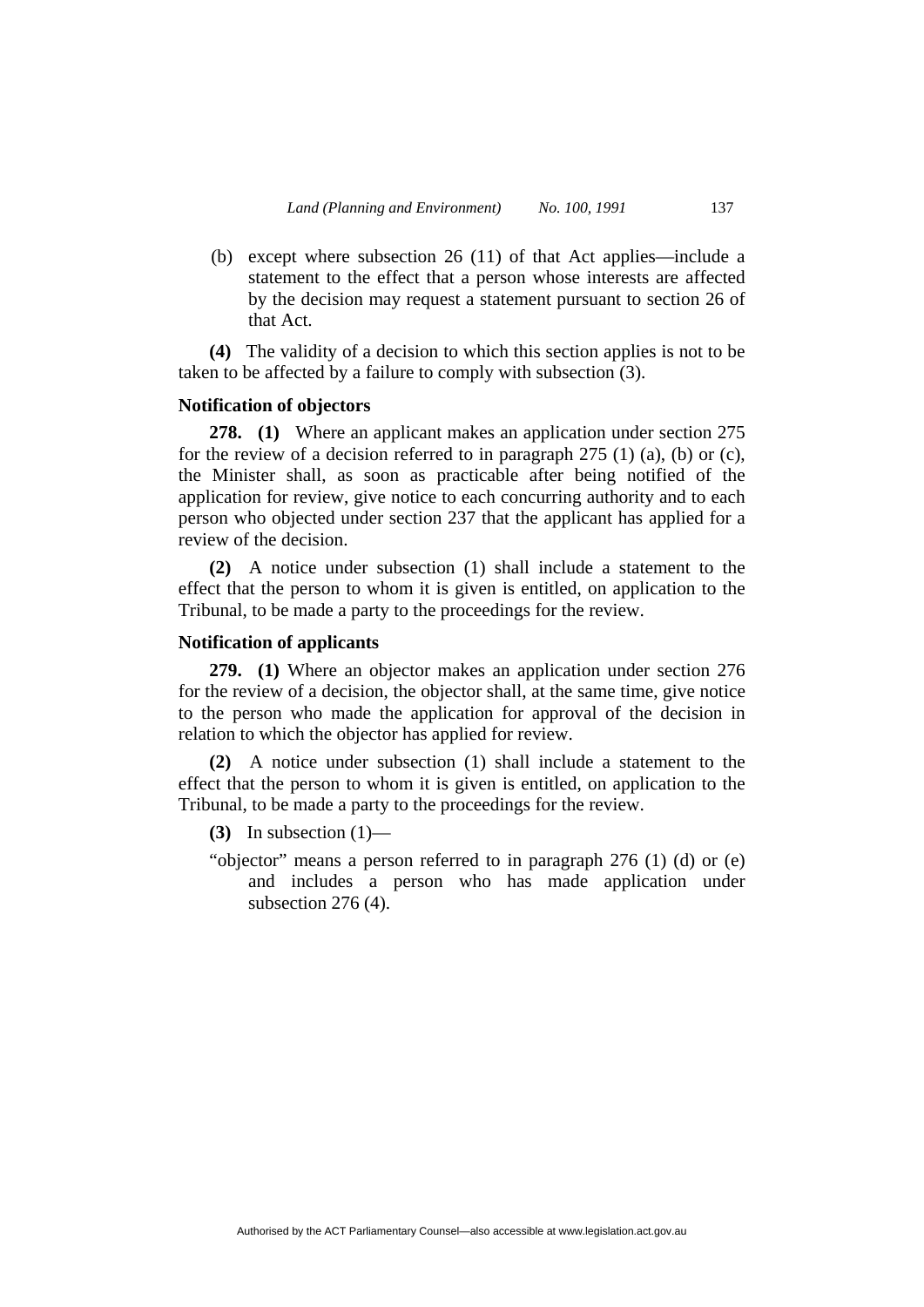(b) except where subsection 26 (11) of that Act applies—include a statement to the effect that a person whose interests are affected by the decision may request a statement pursuant to section 26 of that Act.

**(4)** The validity of a decision to which this section applies is not to be taken to be affected by a failure to comply with subsection (3).

### Notification of objectors

**278. (1)** Where an applicant makes an application under section 275 for the review of a decision referred to in paragraph 275 (1) (a), (b) or (c), the Minister shall, as soon as practicable after being notified of the application for review, give notice to each concurring authority and to each person who objected under section 237 that the applicant has applied for a review of the decision.

**(2)** A notice under subsection (1) shall include a statement to the effect that the person to whom it is given is entitled, on application to the Tribunal, to be made a party to the proceedings for the review.

### Notification of applicants

**279. (1)** Where an objector makes an application under section 276 for the review of a decision, the objector shall, at the same time, give notice to the person who made the application for approval of the decision in relation to which the objector has applied for review.

**(2)** A notice under subsection (1) shall include a statement to the effect that the person to whom it is given is entitled, on application to the Tribunal, to be made a party to the proceedings for the review.

**(3)** In subsection (1)—

"objector" means a person referred to in paragraph 276 (1) (d) or (e) and includes a person who has made application under subsection 276 (4).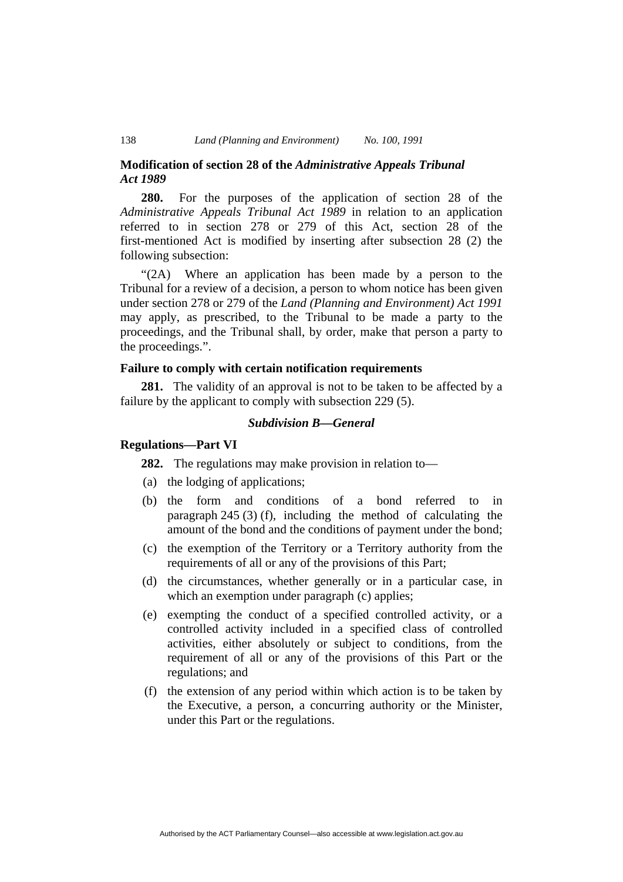**Modification of section 28 of the *Administrative Appeals Tribunal Act 1989***

**280.** For the purposes of the application of section 28 of the *Administrative Appeals Tribunal Act 1989* in relation to an application referred to in section 278 or 279 of this Act, section 28 of the first-mentioned Act is modified by inserting after subsection 28 (2) the following subsection:

"(2A) Where an application has been made by a person to the Tribunal for a review of a decision, a person to whom notice has been given under section 278 or 279 of the *Land (Planning and Environment) Act 1991* may apply, as prescribed, to the Tribunal to be made a party to the proceedings, and the Tribunal shall, by order, make that person a party to the proceedings.".

**Failure to comply with certain notification requirements**

**281.** The validity of an approval is not to be taken to be affected by a failure by the applicant to comply with subsection 229 (5).

### *Subdivision B—General*

**Regulations—Part VI**

**282.** The regulations may make provision in relation to—

(a) the lodging of applications;

(b) the form and conditions of a bond referred to in paragraph 245 (3) (f), including the method of calculating the amount of the bond and the conditions of payment under the bond;

(c) the exemption of the Territory or a Territory authority from the requirements of all or any of the provisions of this Part;

(d) the circumstances, whether generally or in a particular case, in which an exemption under paragraph (c) applies;

(e) exempting the conduct of a specified controlled activity, or a controlled activity included in a specified class of controlled activities, either absolutely or subject to conditions, from the requirement of all or any of the provisions of this Part or the regulations; and

(f) the extension of any period within which action is to be taken by the Executive, a person, a concurring authority or the Minister, under this Part or the regulations.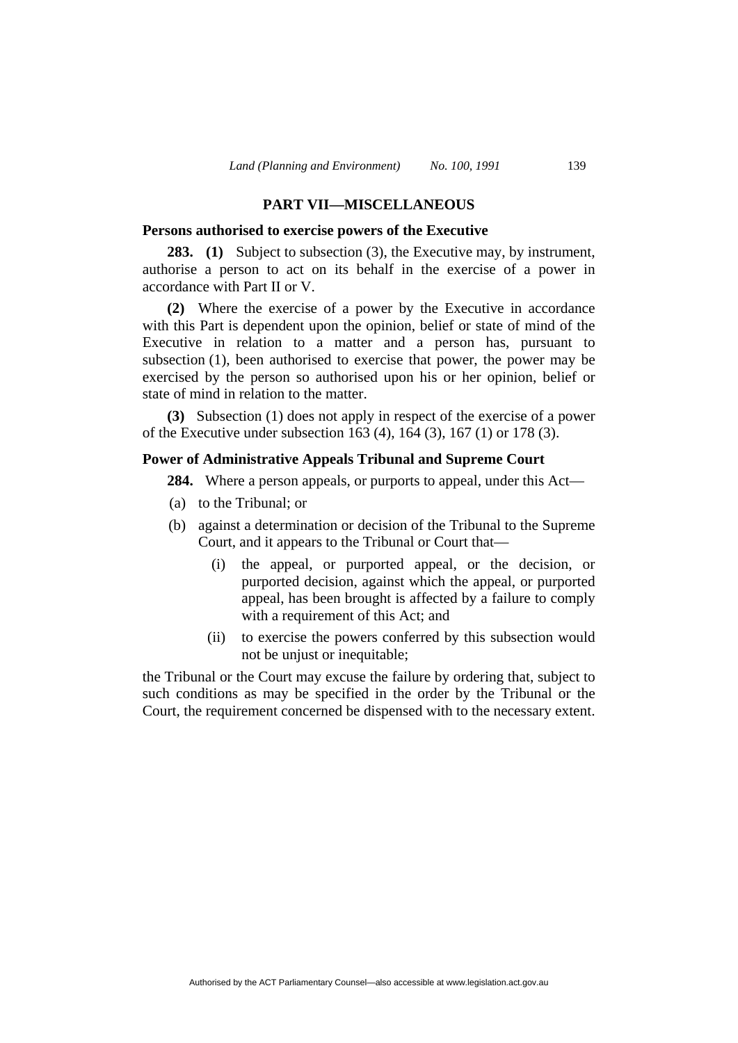## PART VII—MISCELLANEOUS

### Persons authorised to exercise powers of the Executive

**283. (1)** Subject to subsection (3), the Executive may, by instrument, authorise a person to act on its behalf in the exercise of a power in accordance with Part II or V.

**(2)** Where the exercise of a power by the Executive in accordance with this Part is dependent upon the opinion, belief or state of mind of the Executive in relation to a matter and a person has, pursuant to subsection (1), been authorised to exercise that power, the power may be exercised by the person so authorised upon his or her opinion, belief or state of mind in relation to the matter.

**(3)** Subsection (1) does not apply in respect of the exercise of a power of the Executive under subsection 163 (4), 164 (3), 167 (1) or 178 (3).

### Power of Administrative Appeals Tribunal and Supreme Court

**284.** Where a person appeals, or purports to appeal, under this Act—

(a) to the Tribunal; or

(b) against a determination or decision of the Tribunal to the Supreme Court, and it appears to the Tribunal or Court that—

 (i) the appeal, or purported appeal, or the decision, or purported decision, against which the appeal, or purported appeal, has been brought is affected by a failure to comply with a requirement of this Act; and

 (ii) to exercise the powers conferred by this subsection would not be unjust or inequitable;

the Tribunal or the Court may excuse the failure by ordering that, subject to such conditions as may be specified in the order by the Tribunal or the Court, the requirement concerned be dispensed with to the necessary extent.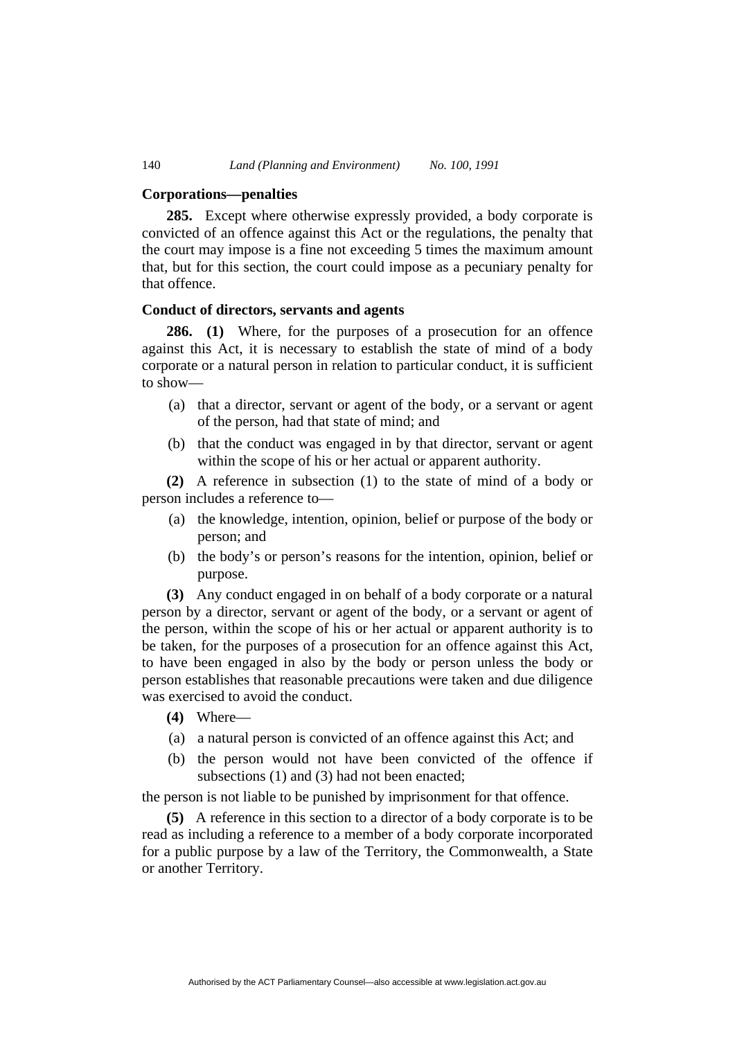**Corporations—penalties**

**285.** Except where otherwise expressly provided, a body corporate is convicted of an offence against this Act or the regulations, the penalty that the court may impose is a fine not exceeding 5 times the maximum amount that, but for this section, the court could impose as a pecuniary penalty for that offence.

**Conduct of directors, servants and agents**

**286. (1)** Where, for the purposes of a prosecution for an offence against this Act, it is necessary to establish the state of mind of a body corporate or a natural person in relation to particular conduct, it is sufficient to show—

(a) that a director, servant or agent of the body, or a servant or agent of the person, had that state of mind; and

(b) that the conduct was engaged in by that director, servant or agent within the scope of his or her actual or apparent authority.

**(2)** A reference in subsection (1) to the state of mind of a body or person includes a reference to—

(a) the knowledge, intention, opinion, belief or purpose of the body or person; and

(b) the body's or person's reasons for the intention, opinion, belief or purpose.

**(3)** Any conduct engaged in on behalf of a body corporate or a natural person by a director, servant or agent of the body, or a servant or agent of the person, within the scope of his or her actual or apparent authority is to be taken, for the purposes of a prosecution for an offence against this Act, to have been engaged in also by the body or person unless the body or person establishes that reasonable precautions were taken and due diligence was exercised to avoid the conduct.

**(4)** Where—

(a) a natural person is convicted of an offence against this Act; and

(b) the person would not have been convicted of the offence if subsections (1) and (3) had not been enacted;

the person is not liable to be punished by imprisonment for that offence.

**(5)** A reference in this section to a director of a body corporate is to be read as including a reference to a member of a body corporate incorporated for a public purpose by a law of the Territory, the Commonwealth, a State or another Territory.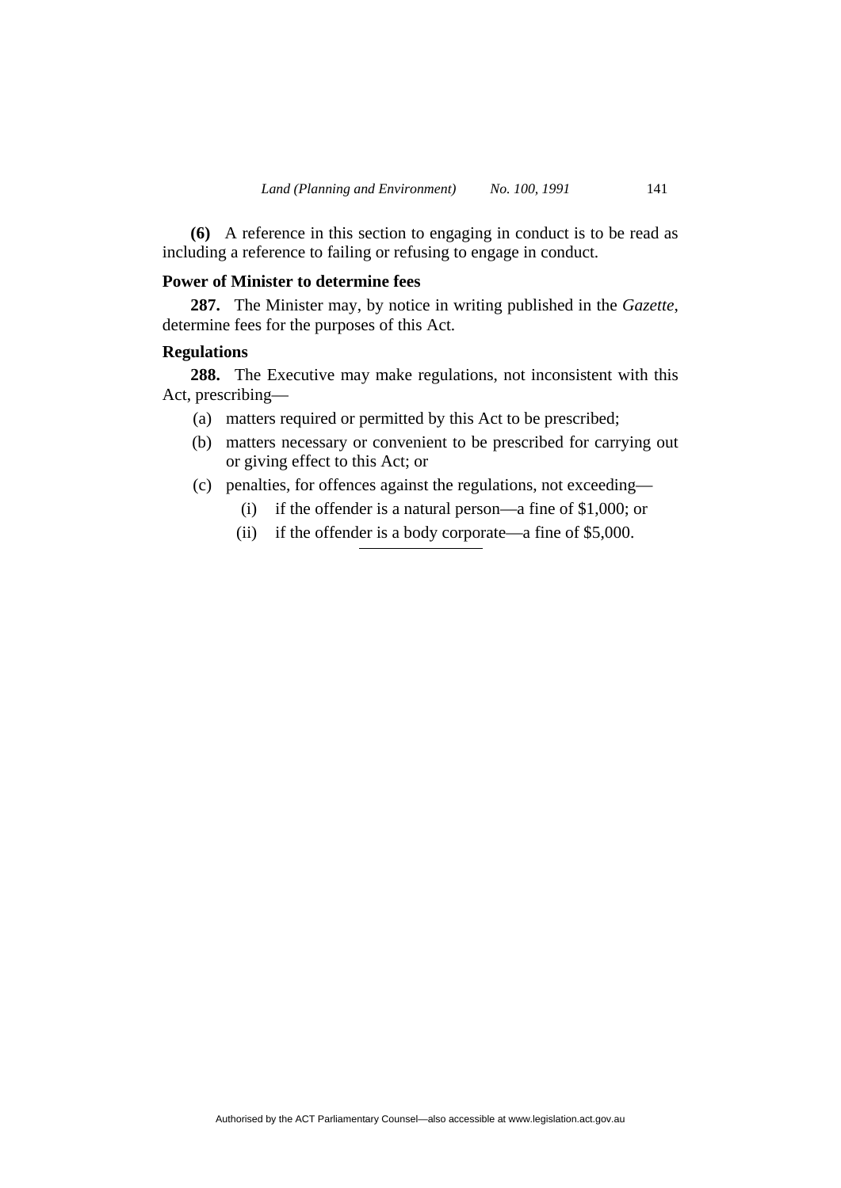**(6)** A reference in this section to engaging in conduct is to be read as including a reference to failing or refusing to engage in conduct.

### Power of Minister to determine fees

**287.** The Minister may, by notice in writing published in the *Gazette*, determine fees for the purposes of this Act.

### Regulations

**288.** The Executive may make regulations, not inconsistent with this Act, prescribing—

(a) matters required or permitted by this Act to be prescribed;

(b) matters necessary or convenient to be prescribed for carrying out or giving effect to this Act; or

(c) penalties, for offences against the regulations, not exceeding—

(i) if the offender is a natural person—a fine of $1,000; or

(ii) if the offender is a body corporate—a fine of $5,000.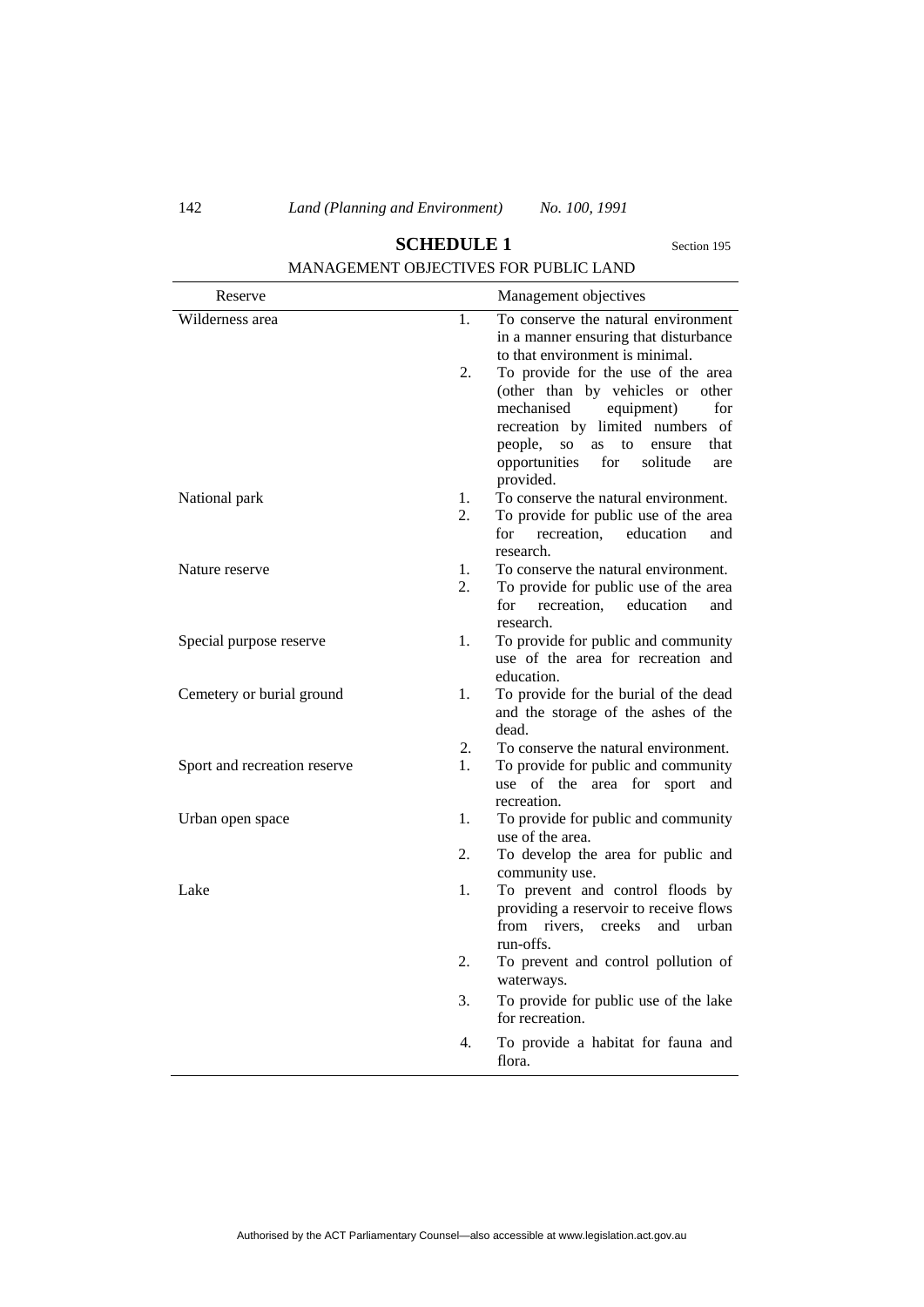## SCHEDULE 1

Section 195

MANAGEMENT OBJECTIVES FOR PUBLIC LAND

| Reserve | Management objectives |
|---|---|
| Wilderness area | 1. To conserve the natural environment in a manner ensuring that disturbance to that environment is minimal.<br>2. To provide for the use of the area (other than by vehicles or other mechanised equipment) for recreation by limited numbers of people, so as to ensure that opportunities for solitude are provided. |
| National park | 1. To conserve the natural environment.<br>2. To provide for public use of the area for recreation, education and research. |
| Nature reserve | 1. To conserve the natural environment.<br>2. To provide for public use of the area for recreation, education and research. |
| Special purpose reserve | 1. To provide for public and community use of the area for recreation and education. |
| Cemetery or burial ground | 1. To provide for the burial of the dead and the storage of the ashes of the dead.<br>2. To conserve the natural environment. |
| Sport and recreation reserve | 1. To provide for public and community use of the area for sport and recreation. |
| Urban open space | 1. To provide for public and community use of the area.<br>2. To develop the area for public and community use. |
| Lake | 1. To prevent and control floods by providing a reservoir to receive flows from rivers, creeks and urban run-offs.<br>2. To prevent and control pollution of waterways.<br>3. To provide for public use of the lake for recreation.<br>4. To provide a habitat for fauna and flora. |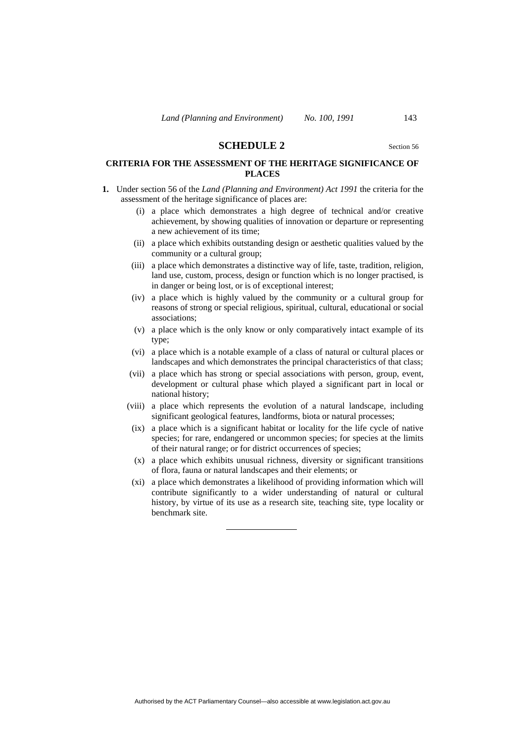## SCHEDULE 2

Section 56

### CRITERIA FOR THE ASSESSMENT OF THE HERITAGE SIGNIFICANCE OF PLACES

**1.** Under section 56 of the *Land (Planning and Environment) Act 1991* the criteria for the assessment of the heritage significance of places are:

(i) a place which demonstrates a high degree of technical and/or creative achievement, by showing qualities of innovation or departure or representing a new achievement of its time;

(ii) a place which exhibits outstanding design or aesthetic qualities valued by the community or a cultural group;

(iii) a place which demonstrates a distinctive way of life, taste, tradition, religion, land use, custom, process, design or function which is no longer practised, is in danger or being lost, or is of exceptional interest;

(iv) a place which is highly valued by the community or a cultural group for reasons of strong or special religious, spiritual, cultural, educational or social associations;

(v) a place which is the only know or only comparatively intact example of its type;

(vi) a place which is a notable example of a class of natural or cultural places or landscapes and which demonstrates the principal characteristics of that class;

(vii) a place which has strong or special associations with person, group, event, development or cultural phase which played a significant part in local or national history;

(viii) a place which represents the evolution of a natural landscape, including significant geological features, landforms, biota or natural processes;

(ix) a place which is a significant habitat or locality for the life cycle of native species; for rare, endangered or uncommon species; for species at the limits of their natural range; or for district occurrences of species;

(x) a place which exhibits unusual richness, diversity or significant transitions of flora, fauna or natural landscapes and their elements; or

(xi) a place which demonstrates a likelihood of providing information which will contribute significantly to a wider understanding of natural or cultural history, by virtue of its use as a research site, teaching site, type locality or benchmark site.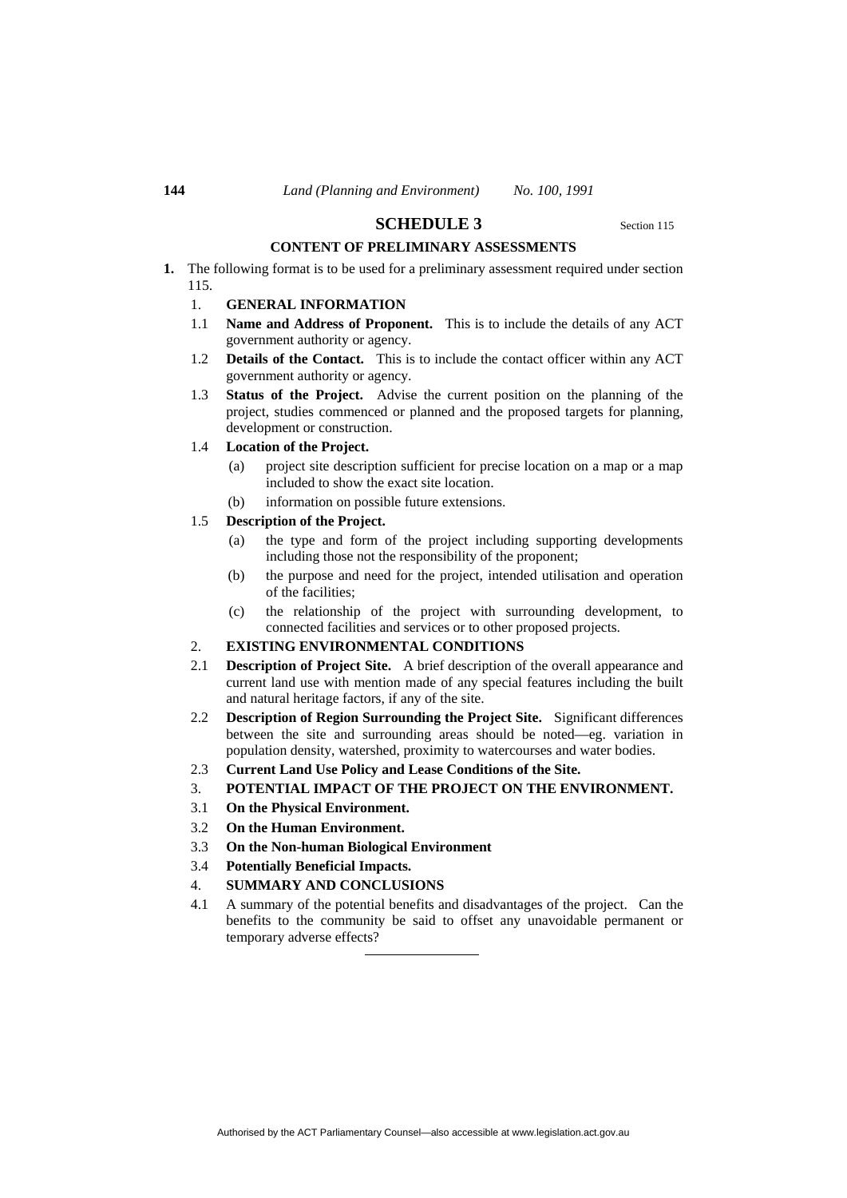## SCHEDULE 3

Section 115

### CONTENT OF PRELIMINARY ASSESSMENTS

**1.** The following format is to be used for a preliminary assessment required under section 115.

1. **GENERAL INFORMATION**

1.1 **Name and Address of Proponent.** This is to include the details of any ACT government authority or agency.

1.2 **Details of the Contact.** This is to include the contact officer within any ACT government authority or agency.

1.3 **Status of the Project.** Advise the current position on the planning of the project, studies commenced or planned and the proposed targets for planning, development or construction.

1.4 **Location of the Project.**

(a) project site description sufficient for precise location on a map or a map included to show the exact site location.

(b) information on possible future extensions.

1.5 **Description of the Project.**

(a) the type and form of the project including supporting developments including those not the responsibility of the proponent;

(b) the purpose and need for the project, intended utilisation and operation of the facilities;

(c) the relationship of the project with surrounding development, to connected facilities and services or to other proposed projects.

2. **EXISTING ENVIRONMENTAL CONDITIONS**

2.1 **Description of Project Site.** A brief description of the overall appearance and current land use with mention made of any special features including the built and natural heritage factors, if any of the site.

2.2 **Description of Region Surrounding the Project Site.** Significant differences between the site and surrounding areas should be noted—eg. variation in population density, watershed, proximity to watercourses and water bodies.

2.3 **Current Land Use Policy and Lease Conditions of the Site.**

3. **POTENTIAL IMPACT OF THE PROJECT ON THE ENVIRONMENT.**

3.1 **On the Physical Environment.**

3.2 **On the Human Environment.**

3.3 **On the Non-human Biological Environment**

3.4 **Potentially Beneficial Impacts.**

4. **SUMMARY AND CONCLUSIONS**

4.1 A summary of the potential benefits and disadvantages of the project. Can the benefits to the community be said to offset any unavoidable permanent or temporary adverse effects?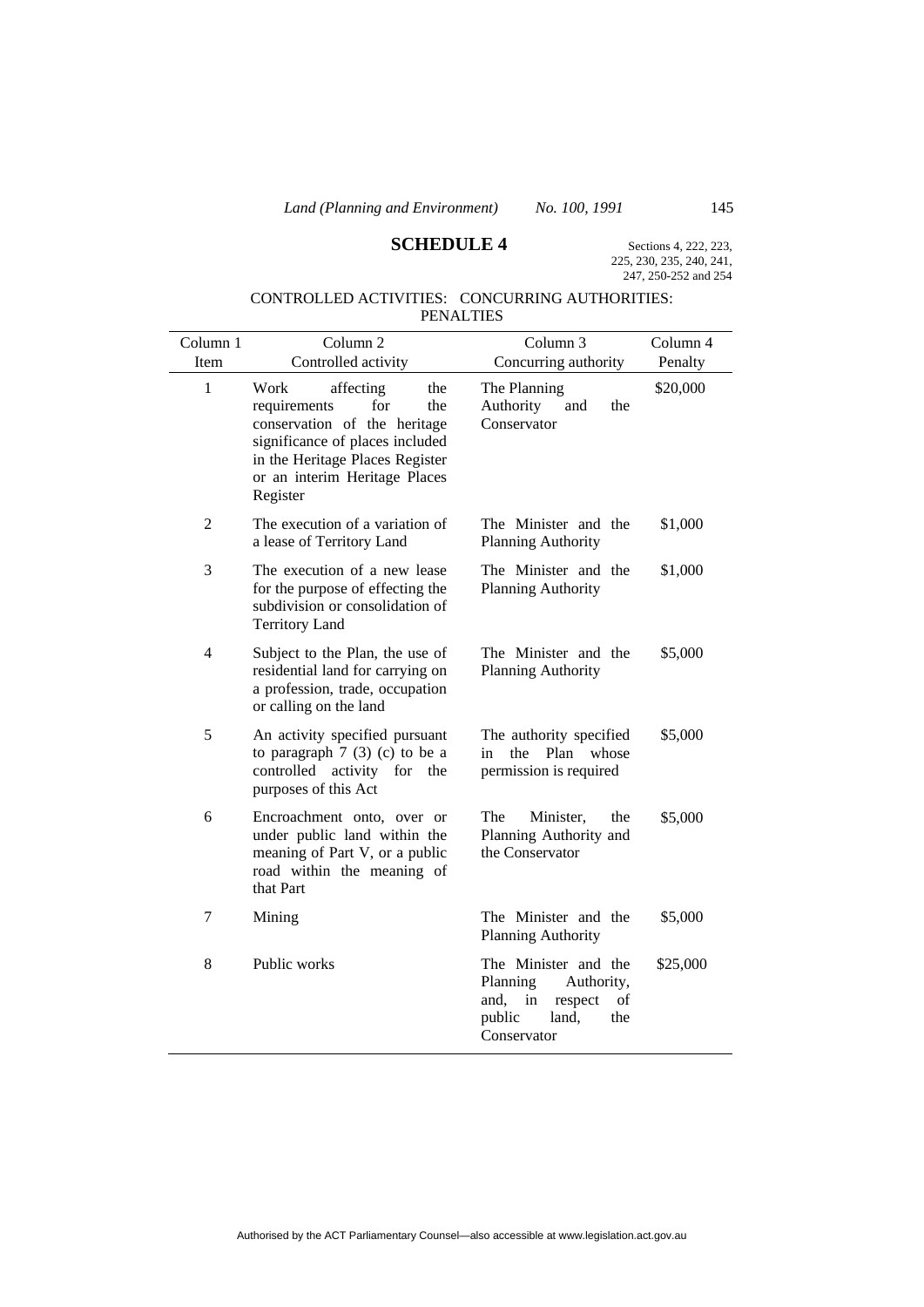## SCHEDULE 4

Sections 4, 222, 223, 225, 230, 235, 240, 241, 247, 250-252 and 254

CONTROLLED ACTIVITIES: CONCURRING AUTHORITIES: PENALTIES

| Column 1<br>Item | Column 2<br>Controlled activity | Column 3<br>Concurring authority | Column 4<br>Penalty |
|---|---|---|---|
| 1 | Work affecting the requirements for the conservation of the heritage significance of places included in the Heritage Places Register or an interim Heritage Places Register | The Planning Authority and the Conservator | $20,000 |
| 2 | The execution of a variation of a lease of Territory Land | The Minister and the Planning Authority | $1,000 |
| 3 | The execution of a new lease for the purpose of effecting the subdivision or consolidation of Territory Land | The Minister and the Planning Authority | $1,000 |
| 4 | Subject to the Plan, the use of residential land for carrying on a profession, trade, occupation or calling on the land | The Minister and the Planning Authority | $5,000 |
| 5 | An activity specified pursuant to paragraph 7 (3) (c) to be a controlled activity for the purposes of this Act | The authority specified in the Plan whose permission is required | $5,000 |
| 6 | Encroachment onto, over or under public land within the meaning of Part V, or a public road within the meaning of that Part | The Minister, the Planning Authority and the Conservator | $5,000 |
| 7 | Mining | The Minister and the Planning Authority | $5,000 |
| 8 | Public works | The Minister and the Planning Authority, and, in respect of public land, the Conservator | $25,000 |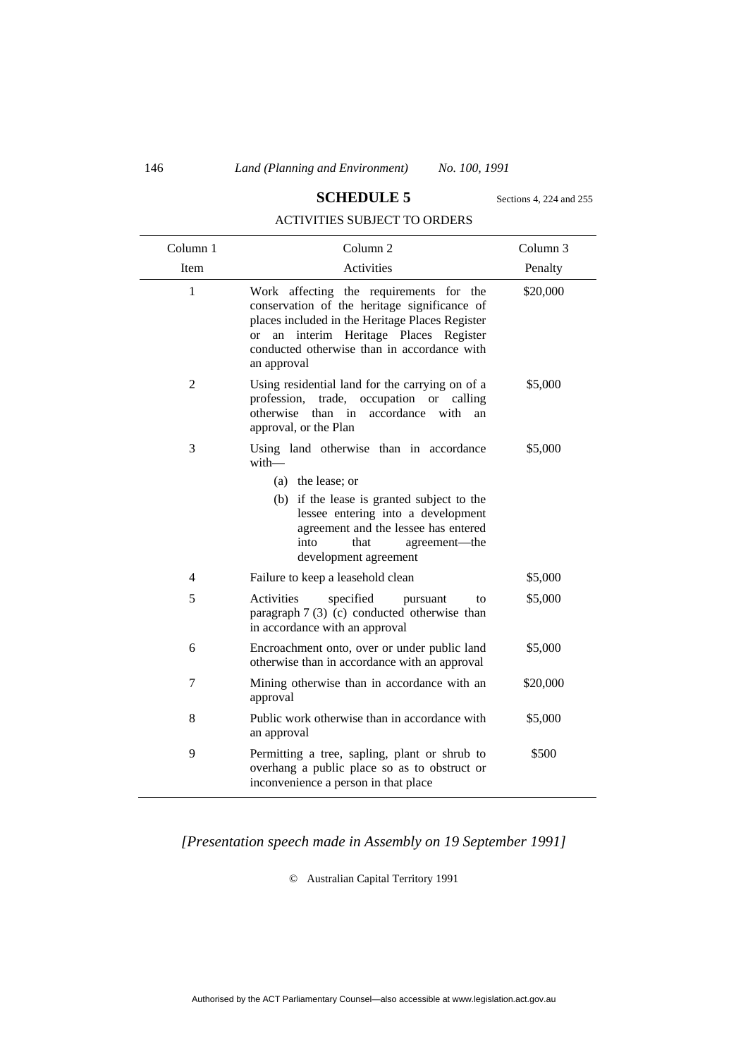## SCHEDULE 5

Sections 4, 224 and 255

ACTIVITIES SUBJECT TO ORDERS

| Column 1<br>Item | Column 2<br>Activities | Column 3<br>Penalty |
|---|---|---|
| 1 | Work affecting the requirements for the conservation of the heritage significance of places included in the Heritage Places Register or an interim Heritage Places Register conducted otherwise than in accordance with an approval | \$20,000 |
| 2 | Using residential land for the carrying on of a profession, trade, occupation or calling otherwise than in accordance with an approval, or the Plan | \$5,000 |
| 3 | Using land otherwise than in accordance with—<br>(a) the lease; or<br>(b) if the lease is granted subject to the lessee entering into a development agreement and the lessee has entered into that agreement—the development agreement | \$5,000 |
| 4 | Failure to keep a leasehold clean | \$5,000 |
| 5 | Activities specified pursuant to paragraph 7 (3) (c) conducted otherwise than in accordance with an approval | \$5,000 |
| 6 | Encroachment onto, over or under public land otherwise than in accordance with an approval | \$5,000 |
| 7 | Mining otherwise than in accordance with an approval | \$20,000 |
| 8 | Public work otherwise than in accordance with an approval | \$5,000 |
| 9 | Permitting a tree, sapling, plant or shrub to overhang a public place so as to obstruct or inconvenience a person in that place | \$500 |

*[Presentation speech made in Assembly on 19 September 1991]*

© Australian Capital Territory 1991